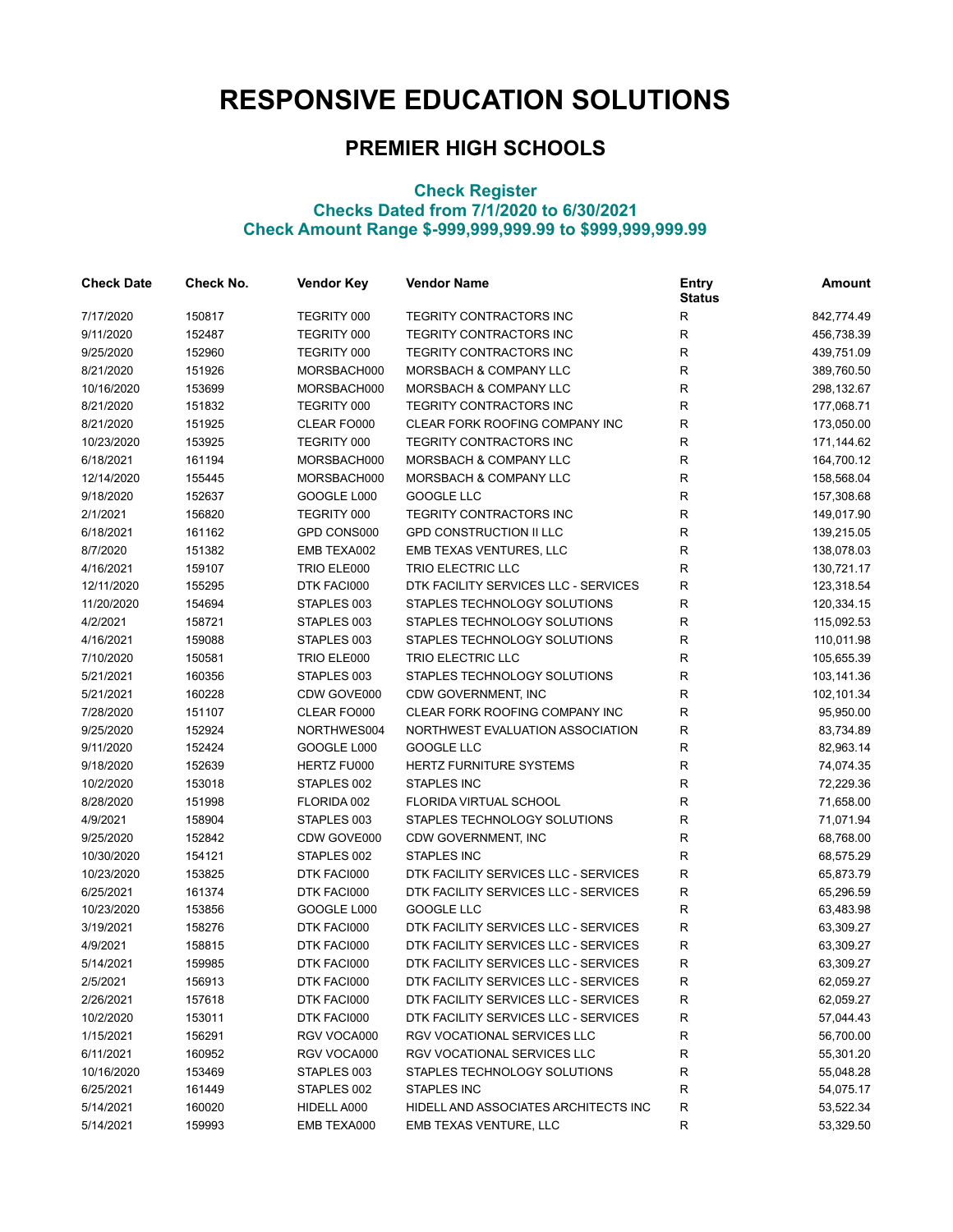# RESPONSIVE EDUCATION SOLUTIONS

## PREMIER HIGH SCHOOLS

### Check Register
### Checks Dated from 7/1/2020 to 6/30/2021
### Check Amount Range $-999,999,999.99 to $999,999,999.99

| Check Date | Check No. | Vendor Key | Vendor Name | Entry Status | Amount |
|---|---|---|---|---|---|
| 7/17/2020 | 150817 | TEGRITY 000 | TEGRITY CONTRACTORS INC | R | 842,774.49 |
| 9/11/2020 | 152487 | TEGRITY 000 | TEGRITY CONTRACTORS INC | R | 456,738.39 |
| 9/25/2020 | 152960 | TEGRITY 000 | TEGRITY CONTRACTORS INC | R | 439,751.09 |
| 8/21/2020 | 151926 | MORSBACH000 | MORSBACH & COMPANY LLC | R | 389,760.50 |
| 10/16/2020 | 153699 | MORSBACH000 | MORSBACH & COMPANY LLC | R | 298,132.67 |
| 8/21/2020 | 151832 | TEGRITY 000 | TEGRITY CONTRACTORS INC | R | 177,068.71 |
| 8/21/2020 | 151925 | CLEAR FO000 | CLEAR FORK ROOFING COMPANY INC | R | 173,050.00 |
| 10/23/2020 | 153925 | TEGRITY 000 | TEGRITY CONTRACTORS INC | R | 171,144.62 |
| 6/18/2021 | 161194 | MORSBACH000 | MORSBACH & COMPANY LLC | R | 164,700.12 |
| 12/14/2020 | 155445 | MORSBACH000 | MORSBACH & COMPANY LLC | R | 158,568.04 |
| 9/18/2020 | 152637 | GOOGLE L000 | GOOGLE LLC | R | 157,308.68 |
| 2/1/2021 | 156820 | TEGRITY 000 | TEGRITY CONTRACTORS INC | R | 149,017.90 |
| 6/18/2021 | 161162 | GPD CONS000 | GPD CONSTRUCTION II LLC | R | 139,215.05 |
| 8/7/2020 | 151382 | EMB TEXA002 | EMB TEXAS VENTURES, LLC | R | 138,078.03 |
| 4/16/2021 | 159107 | TRIO ELE000 | TRIO ELECTRIC LLC | R | 130,721.17 |
| 12/11/2020 | 155295 | DTK FACI000 | DTK FACILITY SERVICES LLC - SERVICES | R | 123,318.54 |
| 11/20/2020 | 154694 | STAPLES 003 | STAPLES TECHNOLOGY SOLUTIONS | R | 120,334.15 |
| 4/2/2021 | 158721 | STAPLES 003 | STAPLES TECHNOLOGY SOLUTIONS | R | 115,092.53 |
| 4/16/2021 | 159088 | STAPLES 003 | STAPLES TECHNOLOGY SOLUTIONS | R | 110,011.98 |
| 7/10/2020 | 150581 | TRIO ELE000 | TRIO ELECTRIC LLC | R | 105,655.39 |
| 5/21/2021 | 160356 | STAPLES 003 | STAPLES TECHNOLOGY SOLUTIONS | R | 103,141.36 |
| 5/21/2021 | 160228 | CDW GOVE000 | CDW GOVERNMENT, INC | R | 102,101.34 |
| 7/28/2020 | 151107 | CLEAR FO000 | CLEAR FORK ROOFING COMPANY INC | R | 95,950.00 |
| 9/25/2020 | 152924 | NORTHWES004 | NORTHWEST EVALUATION ASSOCIATION | R | 83,734.89 |
| 9/11/2020 | 152424 | GOOGLE L000 | GOOGLE LLC | R | 82,963.14 |
| 9/18/2020 | 152639 | HERTZ FU000 | HERTZ FURNITURE SYSTEMS | R | 74,074.35 |
| 10/2/2020 | 153018 | STAPLES 002 | STAPLES INC | R | 72,229.36 |
| 8/28/2020 | 151998 | FLORIDA 002 | FLORIDA VIRTUAL SCHOOL | R | 71,658.00 |
| 4/9/2021 | 158904 | STAPLES 003 | STAPLES TECHNOLOGY SOLUTIONS | R | 71,071.94 |
| 9/25/2020 | 152842 | CDW GOVE000 | CDW GOVERNMENT, INC | R | 68,768.00 |
| 10/30/2020 | 154121 | STAPLES 002 | STAPLES INC | R | 68,575.29 |
| 10/23/2020 | 153825 | DTK FACI000 | DTK FACILITY SERVICES LLC - SERVICES | R | 65,873.79 |
| 6/25/2021 | 161374 | DTK FACI000 | DTK FACILITY SERVICES LLC - SERVICES | R | 65,296.59 |
| 10/23/2020 | 153856 | GOOGLE L000 | GOOGLE LLC | R | 63,483.98 |
| 3/19/2021 | 158276 | DTK FACI000 | DTK FACILITY SERVICES LLC - SERVICES | R | 63,309.27 |
| 4/9/2021 | 158815 | DTK FACI000 | DTK FACILITY SERVICES LLC - SERVICES | R | 63,309.27 |
| 5/14/2021 | 159985 | DTK FACI000 | DTK FACILITY SERVICES LLC - SERVICES | R | 63,309.27 |
| 2/5/2021 | 156913 | DTK FACI000 | DTK FACILITY SERVICES LLC - SERVICES | R | 62,059.27 |
| 2/26/2021 | 157618 | DTK FACI000 | DTK FACILITY SERVICES LLC - SERVICES | R | 62,059.27 |
| 10/2/2020 | 153011 | DTK FACI000 | DTK FACILITY SERVICES LLC - SERVICES | R | 57,044.43 |
| 1/15/2021 | 156291 | RGV VOCA000 | RGV VOCATIONAL SERVICES LLC | R | 56,700.00 |
| 6/11/2021 | 160952 | RGV VOCA000 | RGV VOCATIONAL SERVICES LLC | R | 55,301.20 |
| 10/16/2020 | 153469 | STAPLES 003 | STAPLES TECHNOLOGY SOLUTIONS | R | 55,048.28 |
| 6/25/2021 | 161449 | STAPLES 002 | STAPLES INC | R | 54,075.17 |
| 5/14/2021 | 160020 | HIDELL A000 | HIDELL AND ASSOCIATES ARCHITECTS INC | R | 53,522.34 |
| 5/14/2021 | 159993 | EMB TEXA000 | EMB TEXAS VENTURE, LLC | R | 53,329.50 |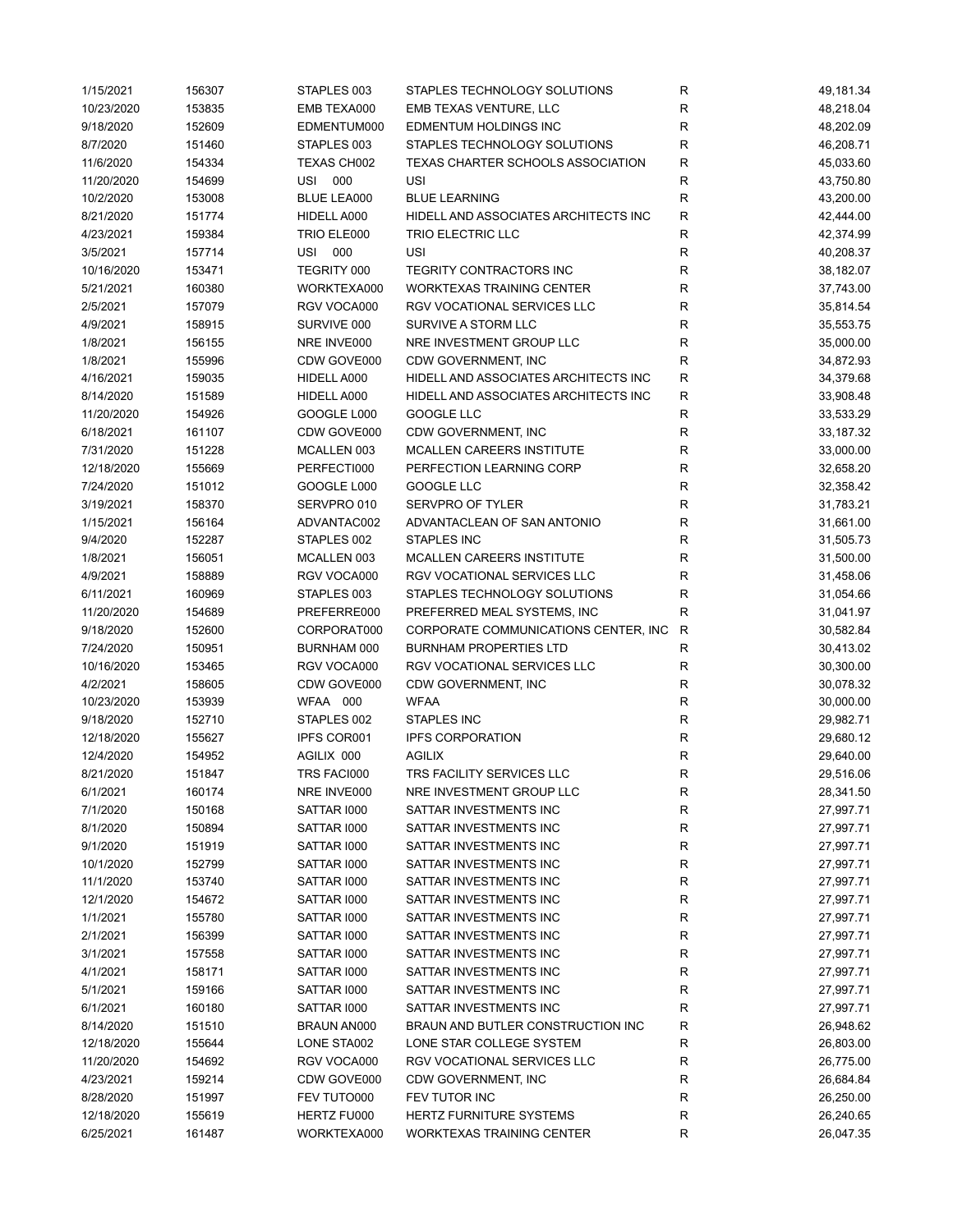| | | | | | |
|---|---|---|---|---|---|
| 1/15/2021 | 156307 | STAPLES 003 | STAPLES TECHNOLOGY SOLUTIONS | R | 49,181.34 |
| 10/23/2020 | 153835 | EMB TEXA000 | EMB TEXAS VENTURE, LLC | R | 48,218.04 |
| 9/18/2020 | 152609 | EDMENTUM000 | EDMENTUM HOLDINGS INC | R | 48,202.09 |
| 8/7/2020 | 151460 | STAPLES 003 | STAPLES TECHNOLOGY SOLUTIONS | R | 46,208.71 |
| 11/6/2020 | 154334 | TEXAS CH002 | TEXAS CHARTER SCHOOLS ASSOCIATION | R | 45,033.60 |
| 11/20/2020 | 154699 | USI 000 | USI | R | 43,750.80 |
| 10/2/2020 | 153008 | BLUE LEA000 | BLUE LEARNING | R | 43,200.00 |
| 8/21/2020 | 151774 | HIDELL A000 | HIDELL AND ASSOCIATES ARCHITECTS INC | R | 42,444.00 |
| 4/23/2021 | 159384 | TRIO ELE000 | TRIO ELECTRIC LLC | R | 42,374.99 |
| 3/5/2021 | 157714 | USI 000 | USI | R | 40,208.37 |
| 10/16/2020 | 153471 | TEGRITY 000 | TEGRITY CONTRACTORS INC | R | 38,182.07 |
| 5/21/2021 | 160380 | WORKTEXA000 | WORKTEXAS TRAINING CENTER | R | 37,743.00 |
| 2/5/2021 | 157079 | RGV VOCA000 | RGV VOCATIONAL SERVICES LLC | R | 35,814.54 |
| 4/9/2021 | 158915 | SURVIVE 000 | SURVIVE A STORM LLC | R | 35,553.75 |
| 1/8/2021 | 156155 | NRE INVE000 | NRE INVESTMENT GROUP LLC | R | 35,000.00 |
| 1/8/2021 | 155996 | CDW GOVE000 | CDW GOVERNMENT, INC | R | 34,872.93 |
| 4/16/2021 | 159035 | HIDELL A000 | HIDELL AND ASSOCIATES ARCHITECTS INC | R | 34,379.68 |
| 8/14/2020 | 151589 | HIDELL A000 | HIDELL AND ASSOCIATES ARCHITECTS INC | R | 33,908.48 |
| 11/20/2020 | 154926 | GOOGLE L000 | GOOGLE LLC | R | 33,533.29 |
| 6/18/2021 | 161107 | CDW GOVE000 | CDW GOVERNMENT, INC | R | 33,187.32 |
| 7/31/2020 | 151228 | MCALLEN 003 | MCALLEN CAREERS INSTITUTE | R | 33,000.00 |
| 12/18/2020 | 155669 | PERFECTI000 | PERFECTION LEARNING CORP | R | 32,658.20 |
| 7/24/2020 | 151012 | GOOGLE L000 | GOOGLE LLC | R | 32,358.42 |
| 3/19/2021 | 158370 | SERVPRO 010 | SERVPRO OF TYLER | R | 31,783.21 |
| 1/15/2021 | 156164 | ADVANTAC002 | ADVANTACLEAN OF SAN ANTONIO | R | 31,661.00 |
| 9/4/2020 | 152287 | STAPLES 002 | STAPLES INC | R | 31,505.73 |
| 1/8/2021 | 156051 | MCALLEN 003 | MCALLEN CAREERS INSTITUTE | R | 31,500.00 |
| 4/9/2021 | 158889 | RGV VOCA000 | RGV VOCATIONAL SERVICES LLC | R | 31,458.06 |
| 6/11/2021 | 160969 | STAPLES 003 | STAPLES TECHNOLOGY SOLUTIONS | R | 31,054.66 |
| 11/20/2020 | 154689 | PREFERRE000 | PREFERRED MEAL SYSTEMS, INC | R | 31,041.97 |
| 9/18/2020 | 152600 | CORPORAT000 | CORPORATE COMMUNICATIONS CENTER, INC | R | 30,582.84 |
| 7/24/2020 | 150951 | BURNHAM 000 | BURNHAM PROPERTIES LTD | R | 30,413.02 |
| 10/16/2020 | 153465 | RGV VOCA000 | RGV VOCATIONAL SERVICES LLC | R | 30,300.00 |
| 4/2/2021 | 158605 | CDW GOVE000 | CDW GOVERNMENT, INC | R | 30,078.32 |
| 10/23/2020 | 153939 | WFAA 000 | WFAA | R | 30,000.00 |
| 9/18/2020 | 152710 | STAPLES 002 | STAPLES INC | R | 29,982.71 |
| 12/18/2020 | 155627 | IPFS COR001 | IPFS CORPORATION | R | 29,680.12 |
| 12/4/2020 | 154952 | AGILIX 000 | AGILIX | R | 29,640.00 |
| 8/21/2020 | 151847 | TRS FACI000 | TRS FACILITY SERVICES LLC | R | 29,516.06 |
| 6/1/2021 | 160174 | NRE INVE000 | NRE INVESTMENT GROUP LLC | R | 28,341.50 |
| 7/1/2020 | 150168 | SATTAR I000 | SATTAR INVESTMENTS INC | R | 27,997.71 |
| 8/1/2020 | 150894 | SATTAR I000 | SATTAR INVESTMENTS INC | R | 27,997.71 |
| 9/1/2020 | 151919 | SATTAR I000 | SATTAR INVESTMENTS INC | R | 27,997.71 |
| 10/1/2020 | 152799 | SATTAR I000 | SATTAR INVESTMENTS INC | R | 27,997.71 |
| 11/1/2020 | 153740 | SATTAR I000 | SATTAR INVESTMENTS INC | R | 27,997.71 |
| 12/1/2020 | 154672 | SATTAR I000 | SATTAR INVESTMENTS INC | R | 27,997.71 |
| 1/1/2021 | 155780 | SATTAR I000 | SATTAR INVESTMENTS INC | R | 27,997.71 |
| 2/1/2021 | 156399 | SATTAR I000 | SATTAR INVESTMENTS INC | R | 27,997.71 |
| 3/1/2021 | 157558 | SATTAR I000 | SATTAR INVESTMENTS INC | R | 27,997.71 |
| 4/1/2021 | 158171 | SATTAR I000 | SATTAR INVESTMENTS INC | R | 27,997.71 |
| 5/1/2021 | 159166 | SATTAR I000 | SATTAR INVESTMENTS INC | R | 27,997.71 |
| 6/1/2021 | 160180 | SATTAR I000 | SATTAR INVESTMENTS INC | R | 27,997.71 |
| 8/14/2020 | 151510 | BRAUN AN000 | BRAUN AND BUTLER CONSTRUCTION INC | R | 26,948.62 |
| 12/18/2020 | 155644 | LONE STA002 | LONE STAR COLLEGE SYSTEM | R | 26,803.00 |
| 11/20/2020 | 154692 | RGV VOCA000 | RGV VOCATIONAL SERVICES LLC | R | 26,775.00 |
| 4/23/2021 | 159214 | CDW GOVE000 | CDW GOVERNMENT, INC | R | 26,684.84 |
| 8/28/2020 | 151997 | FEV TUTO000 | FEV TUTOR INC | R | 26,250.00 |
| 12/18/2020 | 155619 | HERTZ FU000 | HERTZ FURNITURE SYSTEMS | R | 26,240.65 |
| 6/25/2021 | 161487 | WORKTEXA000 | WORKTEXAS TRAINING CENTER | R | 26,047.35 |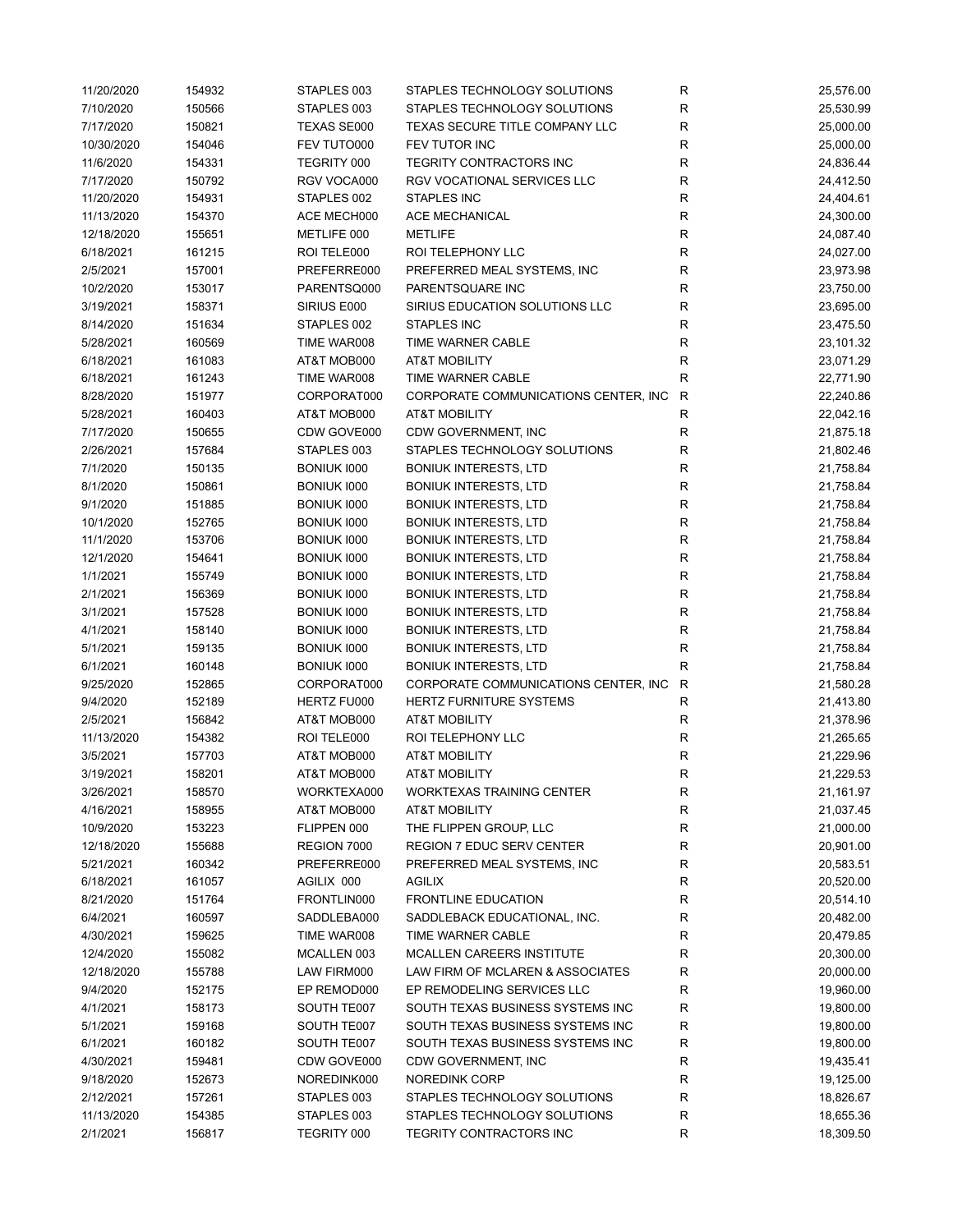| | | | | | |
|---|---|---|---|---|---|
| 11/20/2020 | 154932 | STAPLES 003 | STAPLES TECHNOLOGY SOLUTIONS | R | 25,576.00 |
| 7/10/2020 | 150566 | STAPLES 003 | STAPLES TECHNOLOGY SOLUTIONS | R | 25,530.99 |
| 7/17/2020 | 150821 | TEXAS SE000 | TEXAS SECURE TITLE COMPANY LLC | R | 25,000.00 |
| 10/30/2020 | 154046 | FEV TUTO000 | FEV TUTOR INC | R | 25,000.00 |
| 11/6/2020 | 154331 | TEGRITY 000 | TEGRITY CONTRACTORS INC | R | 24,836.44 |
| 7/17/2020 | 150792 | RGV VOCA000 | RGV VOCATIONAL SERVICES LLC | R | 24,412.50 |
| 11/20/2020 | 154931 | STAPLES 002 | STAPLES INC | R | 24,404.61 |
| 11/13/2020 | 154370 | ACE MECH000 | ACE MECHANICAL | R | 24,300.00 |
| 12/18/2020 | 155651 | METLIFE 000 | METLIFE | R | 24,087.40 |
| 6/18/2021 | 161215 | ROI TELE000 | ROI TELEPHONY LLC | R | 24,027.00 |
| 2/5/2021 | 157001 | PREFERRE000 | PREFERRED MEAL SYSTEMS, INC | R | 23,973.98 |
| 10/2/2020 | 153017 | PARENTSQ000 | PARENTSQUARE INC | R | 23,750.00 |
| 3/19/2021 | 158371 | SIRIUS E000 | SIRIUS EDUCATION SOLUTIONS LLC | R | 23,695.00 |
| 8/14/2020 | 151634 | STAPLES 002 | STAPLES INC | R | 23,475.50 |
| 5/28/2021 | 160569 | TIME WAR008 | TIME WARNER CABLE | R | 23,101.32 |
| 6/18/2021 | 161083 | AT&T MOB000 | AT&T MOBILITY | R | 23,071.29 |
| 6/18/2021 | 161243 | TIME WAR008 | TIME WARNER CABLE | R | 22,771.90 |
| 8/28/2020 | 151977 | CORPORAT000 | CORPORATE COMMUNICATIONS CENTER, INC | R | 22,240.86 |
| 5/28/2021 | 160403 | AT&T MOB000 | AT&T MOBILITY | R | 22,042.16 |
| 7/17/2020 | 150655 | CDW GOVE000 | CDW GOVERNMENT, INC | R | 21,875.18 |
| 2/26/2021 | 157684 | STAPLES 003 | STAPLES TECHNOLOGY SOLUTIONS | R | 21,802.46 |
| 7/1/2020 | 150135 | BONIUK I000 | BONIUK INTERESTS, LTD | R | 21,758.84 |
| 8/1/2020 | 150861 | BONIUK I000 | BONIUK INTERESTS, LTD | R | 21,758.84 |
| 9/1/2020 | 151885 | BONIUK I000 | BONIUK INTERESTS, LTD | R | 21,758.84 |
| 10/1/2020 | 152765 | BONIUK I000 | BONIUK INTERESTS, LTD | R | 21,758.84 |
| 11/1/2020 | 153706 | BONIUK I000 | BONIUK INTERESTS, LTD | R | 21,758.84 |
| 12/1/2020 | 154641 | BONIUK I000 | BONIUK INTERESTS, LTD | R | 21,758.84 |
| 1/1/2021 | 155749 | BONIUK I000 | BONIUK INTERESTS, LTD | R | 21,758.84 |
| 2/1/2021 | 156369 | BONIUK I000 | BONIUK INTERESTS, LTD | R | 21,758.84 |
| 3/1/2021 | 157528 | BONIUK I000 | BONIUK INTERESTS, LTD | R | 21,758.84 |
| 4/1/2021 | 158140 | BONIUK I000 | BONIUK INTERESTS, LTD | R | 21,758.84 |
| 5/1/2021 | 159135 | BONIUK I000 | BONIUK INTERESTS, LTD | R | 21,758.84 |
| 6/1/2021 | 160148 | BONIUK I000 | BONIUK INTERESTS, LTD | R | 21,758.84 |
| 9/25/2020 | 152865 | CORPORAT000 | CORPORATE COMMUNICATIONS CENTER, INC | R | 21,580.28 |
| 9/4/2020 | 152189 | HERTZ FU000 | HERTZ FURNITURE SYSTEMS | R | 21,413.80 |
| 2/5/2021 | 156842 | AT&T MOB000 | AT&T MOBILITY | R | 21,378.96 |
| 11/13/2020 | 154382 | ROI TELE000 | ROI TELEPHONY LLC | R | 21,265.65 |
| 3/5/2021 | 157703 | AT&T MOB000 | AT&T MOBILITY | R | 21,229.96 |
| 3/19/2021 | 158201 | AT&T MOB000 | AT&T MOBILITY | R | 21,229.53 |
| 3/26/2021 | 158570 | WORKTEXA000 | WORKTEXAS TRAINING CENTER | R | 21,161.97 |
| 4/16/2021 | 158955 | AT&T MOB000 | AT&T MOBILITY | R | 21,037.45 |
| 10/9/2020 | 153223 | FLIPPEN 000 | THE FLIPPEN GROUP, LLC | R | 21,000.00 |
| 12/18/2020 | 155688 | REGION 7000 | REGION 7 EDUC SERV CENTER | R | 20,901.00 |
| 5/21/2021 | 160342 | PREFERRE000 | PREFERRED MEAL SYSTEMS, INC | R | 20,583.51 |
| 6/18/2021 | 161057 | AGILIX 000 | AGILIX | R | 20,520.00 |
| 8/21/2020 | 151764 | FRONTLIN000 | FRONTLINE EDUCATION | R | 20,514.10 |
| 6/4/2021 | 160597 | SADDLEBA000 | SADDLEBACK EDUCATIONAL, INC. | R | 20,482.00 |
| 4/30/2021 | 159625 | TIME WAR008 | TIME WARNER CABLE | R | 20,479.85 |
| 12/4/2020 | 155082 | MCALLEN 003 | MCALLEN CAREERS INSTITUTE | R | 20,300.00 |
| 12/18/2020 | 155788 | LAW FIRM000 | LAW FIRM OF MCLAREN & ASSOCIATES | R | 20,000.00 |
| 9/4/2020 | 152175 | EP REMOD000 | EP REMODELING SERVICES LLC | R | 19,960.00 |
| 4/1/2021 | 158173 | SOUTH TE007 | SOUTH TEXAS BUSINESS SYSTEMS INC | R | 19,800.00 |
| 5/1/2021 | 159168 | SOUTH TE007 | SOUTH TEXAS BUSINESS SYSTEMS INC | R | 19,800.00 |
| 6/1/2021 | 160182 | SOUTH TE007 | SOUTH TEXAS BUSINESS SYSTEMS INC | R | 19,800.00 |
| 4/30/2021 | 159481 | CDW GOVE000 | CDW GOVERNMENT, INC | R | 19,435.41 |
| 9/18/2020 | 152673 | NOREDINK000 | NOREDINK CORP | R | 19,125.00 |
| 2/12/2021 | 157261 | STAPLES 003 | STAPLES TECHNOLOGY SOLUTIONS | R | 18,826.67 |
| 11/13/2020 | 154385 | STAPLES 003 | STAPLES TECHNOLOGY SOLUTIONS | R | 18,655.36 |
| 2/1/2021 | 156817 | TEGRITY 000 | TEGRITY CONTRACTORS INC | R | 18,309.50 |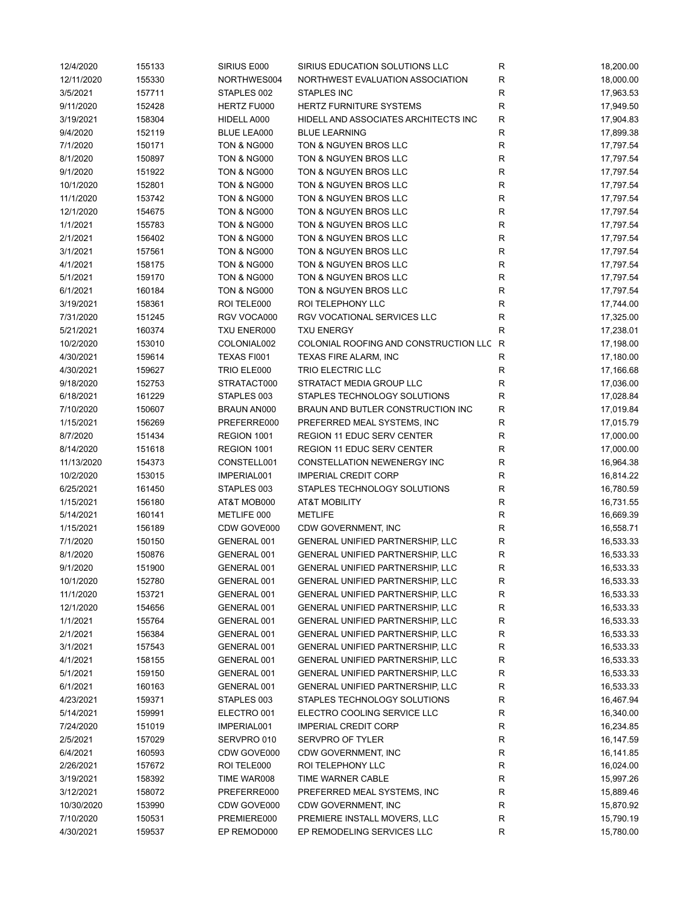| | | | | | |
|---|---|---|---|---|---|
| 12/4/2020 | 155133 | SIRIUS E000 | SIRIUS EDUCATION SOLUTIONS LLC | R | 18,200.00 |
| 12/11/2020 | 155330 | NORTHWES004 | NORTHWEST EVALUATION ASSOCIATION | R | 18,000.00 |
| 3/5/2021 | 157711 | STAPLES 002 | STAPLES INC | R | 17,963.53 |
| 9/11/2020 | 152428 | HERTZ FU000 | HERTZ FURNITURE SYSTEMS | R | 17,949.50 |
| 3/19/2021 | 158304 | HIDELL A000 | HIDELL AND ASSOCIATES ARCHITECTS INC | R | 17,904.83 |
| 9/4/2020 | 152119 | BLUE LEA000 | BLUE LEARNING | R | 17,899.38 |
| 7/1/2020 | 150171 | TON & NG000 | TON & NGUYEN BROS LLC | R | 17,797.54 |
| 8/1/2020 | 150897 | TON & NG000 | TON & NGUYEN BROS LLC | R | 17,797.54 |
| 9/1/2020 | 151922 | TON & NG000 | TON & NGUYEN BROS LLC | R | 17,797.54 |
| 10/1/2020 | 152801 | TON & NG000 | TON & NGUYEN BROS LLC | R | 17,797.54 |
| 11/1/2020 | 153742 | TON & NG000 | TON & NGUYEN BROS LLC | R | 17,797.54 |
| 12/1/2020 | 154675 | TON & NG000 | TON & NGUYEN BROS LLC | R | 17,797.54 |
| 1/1/2021 | 155783 | TON & NG000 | TON & NGUYEN BROS LLC | R | 17,797.54 |
| 2/1/2021 | 156402 | TON & NG000 | TON & NGUYEN BROS LLC | R | 17,797.54 |
| 3/1/2021 | 157561 | TON & NG000 | TON & NGUYEN BROS LLC | R | 17,797.54 |
| 4/1/2021 | 158175 | TON & NG000 | TON & NGUYEN BROS LLC | R | 17,797.54 |
| 5/1/2021 | 159170 | TON & NG000 | TON & NGUYEN BROS LLC | R | 17,797.54 |
| 6/1/2021 | 160184 | TON & NG000 | TON & NGUYEN BROS LLC | R | 17,797.54 |
| 3/19/2021 | 158361 | ROI TELE000 | ROI TELEPHONY LLC | R | 17,744.00 |
| 7/31/2020 | 151245 | RGV VOCA000 | RGV VOCATIONAL SERVICES LLC | R | 17,325.00 |
| 5/21/2021 | 160374 | TXU ENER000 | TXU ENERGY | R | 17,238.01 |
| 10/2/2020 | 153010 | COLONIAL002 | COLONIAL ROOFING AND CONSTRUCTION LLC | R | 17,198.00 |
| 4/30/2021 | 159614 | TEXAS FI001 | TEXAS FIRE ALARM, INC | R | 17,180.00 |
| 4/30/2021 | 159627 | TRIO ELE000 | TRIO ELECTRIC LLC | R | 17,166.68 |
| 9/18/2020 | 152753 | STRATACT000 | STRATACT MEDIA GROUP LLC | R | 17,036.00 |
| 6/18/2021 | 161229 | STAPLES 003 | STAPLES TECHNOLOGY SOLUTIONS | R | 17,028.84 |
| 7/10/2020 | 150607 | BRAUN AN000 | BRAUN AND BUTLER CONSTRUCTION INC | R | 17,019.84 |
| 1/15/2021 | 156269 | PREFERRE000 | PREFERRED MEAL SYSTEMS, INC | R | 17,015.79 |
| 8/7/2020 | 151434 | REGION 1001 | REGION 11 EDUC SERV CENTER | R | 17,000.00 |
| 8/14/2020 | 151618 | REGION 1001 | REGION 11 EDUC SERV CENTER | R | 17,000.00 |
| 11/13/2020 | 154373 | CONSTELL001 | CONSTELLATION NEWENERGY INC | R | 16,964.38 |
| 10/2/2020 | 153015 | IMPERIAL001 | IMPERIAL CREDIT CORP | R | 16,814.22 |
| 6/25/2021 | 161450 | STAPLES 003 | STAPLES TECHNOLOGY SOLUTIONS | R | 16,780.59 |
| 1/15/2021 | 156180 | AT&T MOB000 | AT&T MOBILITY | R | 16,731.55 |
| 5/14/2021 | 160141 | METLIFE 000 | METLIFE | R | 16,669.39 |
| 1/15/2021 | 156189 | CDW GOVE000 | CDW GOVERNMENT, INC | R | 16,558.71 |
| 7/1/2020 | 150150 | GENERAL 001 | GENERAL UNIFIED PARTNERSHIP, LLC | R | 16,533.33 |
| 8/1/2020 | 150876 | GENERAL 001 | GENERAL UNIFIED PARTNERSHIP, LLC | R | 16,533.33 |
| 9/1/2020 | 151900 | GENERAL 001 | GENERAL UNIFIED PARTNERSHIP, LLC | R | 16,533.33 |
| 10/1/2020 | 152780 | GENERAL 001 | GENERAL UNIFIED PARTNERSHIP, LLC | R | 16,533.33 |
| 11/1/2020 | 153721 | GENERAL 001 | GENERAL UNIFIED PARTNERSHIP, LLC | R | 16,533.33 |
| 12/1/2020 | 154656 | GENERAL 001 | GENERAL UNIFIED PARTNERSHIP, LLC | R | 16,533.33 |
| 1/1/2021 | 155764 | GENERAL 001 | GENERAL UNIFIED PARTNERSHIP, LLC | R | 16,533.33 |
| 2/1/2021 | 156384 | GENERAL 001 | GENERAL UNIFIED PARTNERSHIP, LLC | R | 16,533.33 |
| 3/1/2021 | 157543 | GENERAL 001 | GENERAL UNIFIED PARTNERSHIP, LLC | R | 16,533.33 |
| 4/1/2021 | 158155 | GENERAL 001 | GENERAL UNIFIED PARTNERSHIP, LLC | R | 16,533.33 |
| 5/1/2021 | 159150 | GENERAL 001 | GENERAL UNIFIED PARTNERSHIP, LLC | R | 16,533.33 |
| 6/1/2021 | 160163 | GENERAL 001 | GENERAL UNIFIED PARTNERSHIP, LLC | R | 16,533.33 |
| 4/23/2021 | 159371 | STAPLES 003 | STAPLES TECHNOLOGY SOLUTIONS | R | 16,467.94 |
| 5/14/2021 | 159991 | ELECTRO 001 | ELECTRO COOLING SERVICE LLC | R | 16,340.00 |
| 7/24/2020 | 151019 | IMPERIAL001 | IMPERIAL CREDIT CORP | R | 16,234.85 |
| 2/5/2021 | 157029 | SERVPRO 010 | SERVPRO OF TYLER | R | 16,147.59 |
| 6/4/2021 | 160593 | CDW GOVE000 | CDW GOVERNMENT, INC | R | 16,141.85 |
| 2/26/2021 | 157672 | ROI TELE000 | ROI TELEPHONY LLC | R | 16,024.00 |
| 3/19/2021 | 158392 | TIME WAR008 | TIME WARNER CABLE | R | 15,997.26 |
| 3/12/2021 | 158072 | PREFERRE000 | PREFERRED MEAL SYSTEMS, INC | R | 15,889.46 |
| 10/30/2020 | 153990 | CDW GOVE000 | CDW GOVERNMENT, INC | R | 15,870.92 |
| 7/10/2020 | 150531 | PREMIERE000 | PREMIERE INSTALL MOVERS, LLC | R | 15,790.19 |
| 4/30/2021 | 159537 | EP REMOD000 | EP REMODELING SERVICES LLC | R | 15,780.00 |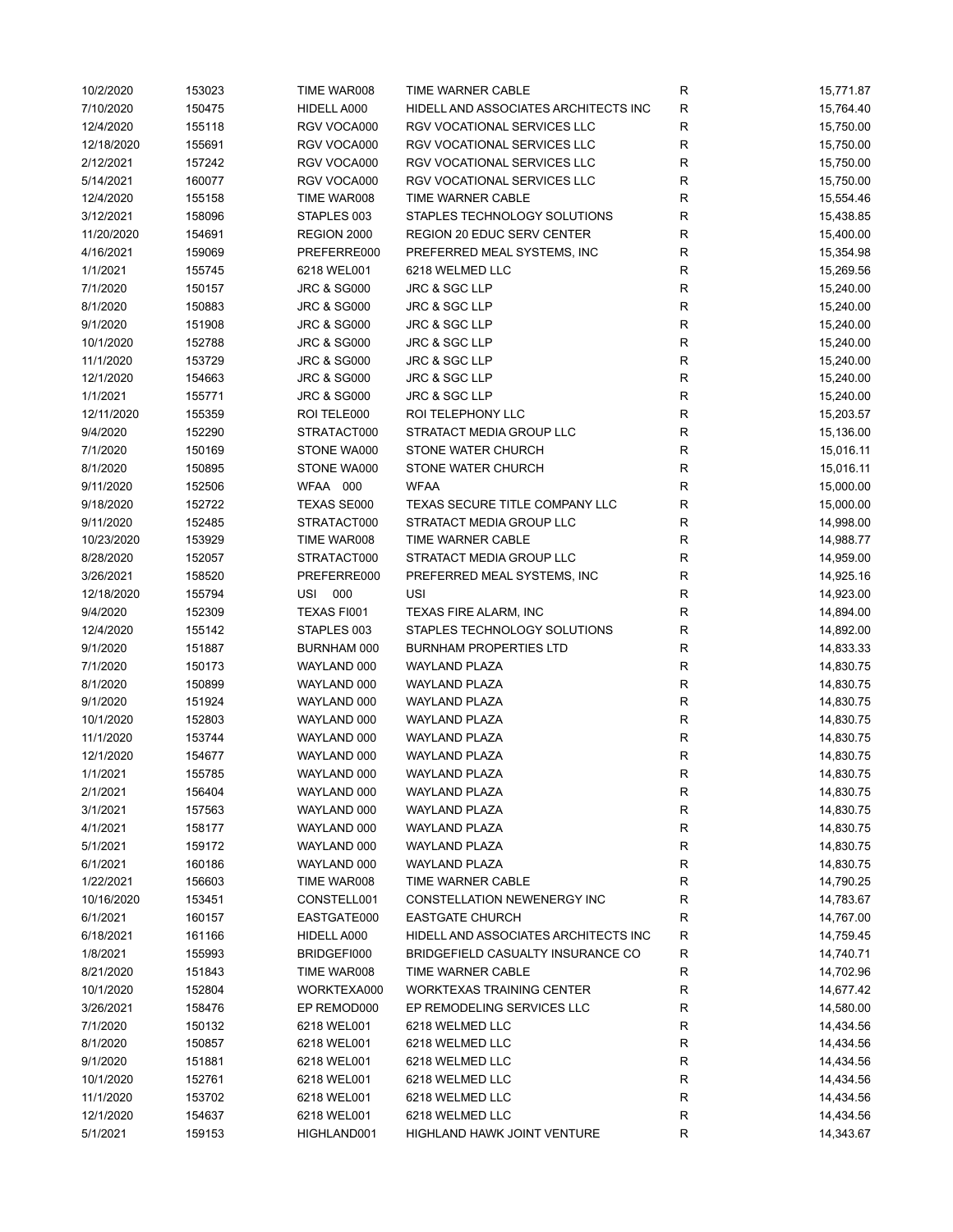| | | | | | |
|---|---|---|---|---|---|
| 10/2/2020 | 153023 | TIME WAR008 | TIME WARNER CABLE | R | 15,771.87 |
| 7/10/2020 | 150475 | HIDELL A000 | HIDELL AND ASSOCIATES ARCHITECTS INC | R | 15,764.40 |
| 12/4/2020 | 155118 | RGV VOCA000 | RGV VOCATIONAL SERVICES LLC | R | 15,750.00 |
| 12/18/2020 | 155691 | RGV VOCA000 | RGV VOCATIONAL SERVICES LLC | R | 15,750.00 |
| 2/12/2021 | 157242 | RGV VOCA000 | RGV VOCATIONAL SERVICES LLC | R | 15,750.00 |
| 5/14/2021 | 160077 | RGV VOCA000 | RGV VOCATIONAL SERVICES LLC | R | 15,750.00 |
| 12/4/2020 | 155158 | TIME WAR008 | TIME WARNER CABLE | R | 15,554.46 |
| 3/12/2021 | 158096 | STAPLES 003 | STAPLES TECHNOLOGY SOLUTIONS | R | 15,438.85 |
| 11/20/2020 | 154691 | REGION 2000 | REGION 20 EDUC SERV CENTER | R | 15,400.00 |
| 4/16/2021 | 159069 | PREFERRE000 | PREFERRED MEAL SYSTEMS, INC | R | 15,354.98 |
| 1/1/2021 | 155745 | 6218 WEL001 | 6218 WELMED LLC | R | 15,269.56 |
| 7/1/2020 | 150157 | JRC & SG000 | JRC & SGC LLP | R | 15,240.00 |
| 8/1/2020 | 150883 | JRC & SG000 | JRC & SGC LLP | R | 15,240.00 |
| 9/1/2020 | 151908 | JRC & SG000 | JRC & SGC LLP | R | 15,240.00 |
| 10/1/2020 | 152788 | JRC & SG000 | JRC & SGC LLP | R | 15,240.00 |
| 11/1/2020 | 153729 | JRC & SG000 | JRC & SGC LLP | R | 15,240.00 |
| 12/1/2020 | 154663 | JRC & SG000 | JRC & SGC LLP | R | 15,240.00 |
| 1/1/2021 | 155771 | JRC & SG000 | JRC & SGC LLP | R | 15,240.00 |
| 12/11/2020 | 155359 | ROI TELE000 | ROI TELEPHONY LLC | R | 15,203.57 |
| 9/4/2020 | 152290 | STRATACT000 | STRATACT MEDIA GROUP LLC | R | 15,136.00 |
| 7/1/2020 | 150169 | STONE WA000 | STONE WATER CHURCH | R | 15,016.11 |
| 8/1/2020 | 150895 | STONE WA000 | STONE WATER CHURCH | R | 15,016.11 |
| 9/11/2020 | 152506 | WFAA 000 | WFAA | R | 15,000.00 |
| 9/18/2020 | 152722 | TEXAS SE000 | TEXAS SECURE TITLE COMPANY LLC | R | 15,000.00 |
| 9/11/2020 | 152485 | STRATACT000 | STRATACT MEDIA GROUP LLC | R | 14,998.00 |
| 10/23/2020 | 153929 | TIME WAR008 | TIME WARNER CABLE | R | 14,988.77 |
| 8/28/2020 | 152057 | STRATACT000 | STRATACT MEDIA GROUP LLC | R | 14,959.00 |
| 3/26/2021 | 158520 | PREFERRE000 | PREFERRED MEAL SYSTEMS, INC | R | 14,925.16 |
| 12/18/2020 | 155794 | USI 000 | USI | R | 14,923.00 |
| 9/4/2020 | 152309 | TEXAS FI001 | TEXAS FIRE ALARM, INC | R | 14,894.00 |
| 12/4/2020 | 155142 | STAPLES 003 | STAPLES TECHNOLOGY SOLUTIONS | R | 14,892.00 |
| 9/1/2020 | 151887 | BURNHAM 000 | BURNHAM PROPERTIES LTD | R | 14,833.33 |
| 7/1/2020 | 150173 | WAYLAND 000 | WAYLAND PLAZA | R | 14,830.75 |
| 8/1/2020 | 150899 | WAYLAND 000 | WAYLAND PLAZA | R | 14,830.75 |
| 9/1/2020 | 151924 | WAYLAND 000 | WAYLAND PLAZA | R | 14,830.75 |
| 10/1/2020 | 152803 | WAYLAND 000 | WAYLAND PLAZA | R | 14,830.75 |
| 11/1/2020 | 153744 | WAYLAND 000 | WAYLAND PLAZA | R | 14,830.75 |
| 12/1/2020 | 154677 | WAYLAND 000 | WAYLAND PLAZA | R | 14,830.75 |
| 1/1/2021 | 155785 | WAYLAND 000 | WAYLAND PLAZA | R | 14,830.75 |
| 2/1/2021 | 156404 | WAYLAND 000 | WAYLAND PLAZA | R | 14,830.75 |
| 3/1/2021 | 157563 | WAYLAND 000 | WAYLAND PLAZA | R | 14,830.75 |
| 4/1/2021 | 158177 | WAYLAND 000 | WAYLAND PLAZA | R | 14,830.75 |
| 5/1/2021 | 159172 | WAYLAND 000 | WAYLAND PLAZA | R | 14,830.75 |
| 6/1/2021 | 160186 | WAYLAND 000 | WAYLAND PLAZA | R | 14,830.75 |
| 1/22/2021 | 156603 | TIME WAR008 | TIME WARNER CABLE | R | 14,790.25 |
| 10/16/2020 | 153451 | CONSTELL001 | CONSTELLATION NEWENERGY INC | R | 14,783.67 |
| 6/1/2021 | 160157 | EASTGATE000 | EASTGATE CHURCH | R | 14,767.00 |
| 6/18/2021 | 161166 | HIDELL A000 | HIDELL AND ASSOCIATES ARCHITECTS INC | R | 14,759.45 |
| 1/8/2021 | 155993 | BRIDGEFI000 | BRIDGEFIELD CASUALTY INSURANCE CO | R | 14,740.71 |
| 8/21/2020 | 151843 | TIME WAR008 | TIME WARNER CABLE | R | 14,702.96 |
| 10/1/2020 | 152804 | WORKTEXA000 | WORKTEXAS TRAINING CENTER | R | 14,677.42 |
| 3/26/2021 | 158476 | EP REMOD000 | EP REMODELING SERVICES LLC | R | 14,580.00 |
| 7/1/2020 | 150132 | 6218 WEL001 | 6218 WELMED LLC | R | 14,434.56 |
| 8/1/2020 | 150857 | 6218 WEL001 | 6218 WELMED LLC | R | 14,434.56 |
| 9/1/2020 | 151881 | 6218 WEL001 | 6218 WELMED LLC | R | 14,434.56 |
| 10/1/2020 | 152761 | 6218 WEL001 | 6218 WELMED LLC | R | 14,434.56 |
| 11/1/2020 | 153702 | 6218 WEL001 | 6218 WELMED LLC | R | 14,434.56 |
| 12/1/2020 | 154637 | 6218 WEL001 | 6218 WELMED LLC | R | 14,434.56 |
| 5/1/2021 | 159153 | HIGHLAND001 | HIGHLAND HAWK JOINT VENTURE | R | 14,343.67 |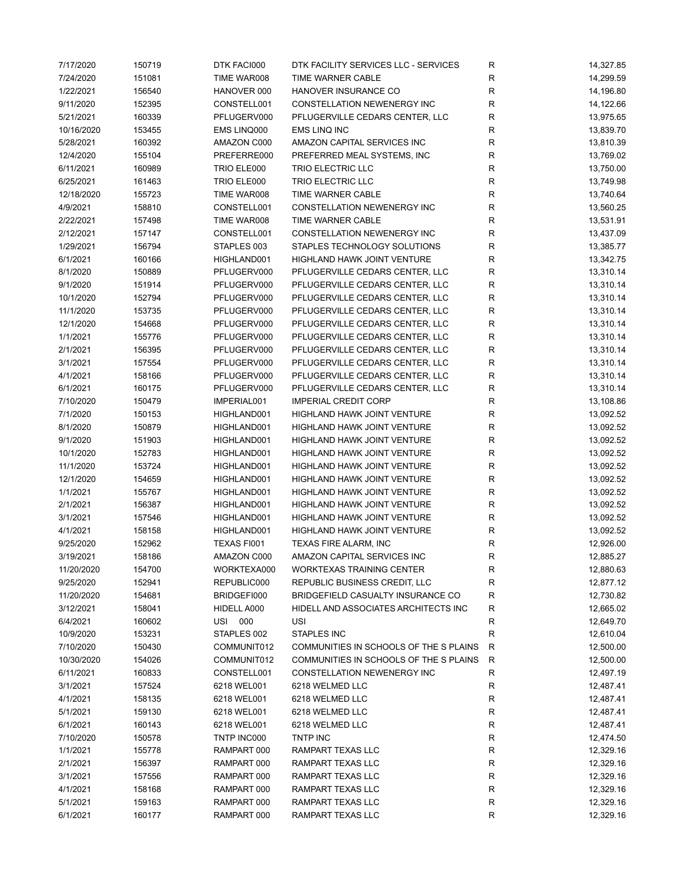| | | | | | |
|---|---|---|---|---|---|
| 7/17/2020 | 150719 | DTK FACI000 | DTK FACILITY SERVICES LLC - SERVICES | R | 14,327.85 |
| 7/24/2020 | 151081 | TIME WAR008 | TIME WARNER CABLE | R | 14,299.59 |
| 1/22/2021 | 156540 | HANOVER 000 | HANOVER INSURANCE CO | R | 14,196.80 |
| 9/11/2020 | 152395 | CONSTELL001 | CONSTELLATION NEWENERGY INC | R | 14,122.66 |
| 5/21/2021 | 160339 | PFLUGERV000 | PFLUGERVILLE CEDARS CENTER, LLC | R | 13,975.65 |
| 10/16/2020 | 153455 | EMS LINQ000 | EMS LINQ INC | R | 13,839.70 |
| 5/28/2021 | 160392 | AMAZON C000 | AMAZON CAPITAL SERVICES INC | R | 13,810.39 |
| 12/4/2020 | 155104 | PREFERRE000 | PREFERRED MEAL SYSTEMS, INC | R | 13,769.02 |
| 6/11/2021 | 160989 | TRIO ELE000 | TRIO ELECTRIC LLC | R | 13,750.00 |
| 6/25/2021 | 161463 | TRIO ELE000 | TRIO ELECTRIC LLC | R | 13,749.98 |
| 12/18/2020 | 155723 | TIME WAR008 | TIME WARNER CABLE | R | 13,740.64 |
| 4/9/2021 | 158810 | CONSTELL001 | CONSTELLATION NEWENERGY INC | R | 13,560.25 |
| 2/22/2021 | 157498 | TIME WAR008 | TIME WARNER CABLE | R | 13,531.91 |
| 2/12/2021 | 157147 | CONSTELL001 | CONSTELLATION NEWENERGY INC | R | 13,437.09 |
| 1/29/2021 | 156794 | STAPLES 003 | STAPLES TECHNOLOGY SOLUTIONS | R | 13,385.77 |
| 6/1/2021 | 160166 | HIGHLAND001 | HIGHLAND HAWK JOINT VENTURE | R | 13,342.75 |
| 8/1/2020 | 150889 | PFLUGERV000 | PFLUGERVILLE CEDARS CENTER, LLC | R | 13,310.14 |
| 9/1/2020 | 151914 | PFLUGERV000 | PFLUGERVILLE CEDARS CENTER, LLC | R | 13,310.14 |
| 10/1/2020 | 152794 | PFLUGERV000 | PFLUGERVILLE CEDARS CENTER, LLC | R | 13,310.14 |
| 11/1/2020 | 153735 | PFLUGERV000 | PFLUGERVILLE CEDARS CENTER, LLC | R | 13,310.14 |
| 12/1/2020 | 154668 | PFLUGERV000 | PFLUGERVILLE CEDARS CENTER, LLC | R | 13,310.14 |
| 1/1/2021 | 155776 | PFLUGERV000 | PFLUGERVILLE CEDARS CENTER, LLC | R | 13,310.14 |
| 2/1/2021 | 156395 | PFLUGERV000 | PFLUGERVILLE CEDARS CENTER, LLC | R | 13,310.14 |
| 3/1/2021 | 157554 | PFLUGERV000 | PFLUGERVILLE CEDARS CENTER, LLC | R | 13,310.14 |
| 4/1/2021 | 158166 | PFLUGERV000 | PFLUGERVILLE CEDARS CENTER, LLC | R | 13,310.14 |
| 6/1/2021 | 160175 | PFLUGERV000 | PFLUGERVILLE CEDARS CENTER, LLC | R | 13,310.14 |
| 7/10/2020 | 150479 | IMPERIAL001 | IMPERIAL CREDIT CORP | R | 13,108.86 |
| 7/1/2020 | 150153 | HIGHLAND001 | HIGHLAND HAWK JOINT VENTURE | R | 13,092.52 |
| 8/1/2020 | 150879 | HIGHLAND001 | HIGHLAND HAWK JOINT VENTURE | R | 13,092.52 |
| 9/1/2020 | 151903 | HIGHLAND001 | HIGHLAND HAWK JOINT VENTURE | R | 13,092.52 |
| 10/1/2020 | 152783 | HIGHLAND001 | HIGHLAND HAWK JOINT VENTURE | R | 13,092.52 |
| 11/1/2020 | 153724 | HIGHLAND001 | HIGHLAND HAWK JOINT VENTURE | R | 13,092.52 |
| 12/1/2020 | 154659 | HIGHLAND001 | HIGHLAND HAWK JOINT VENTURE | R | 13,092.52 |
| 1/1/2021 | 155767 | HIGHLAND001 | HIGHLAND HAWK JOINT VENTURE | R | 13,092.52 |
| 2/1/2021 | 156387 | HIGHLAND001 | HIGHLAND HAWK JOINT VENTURE | R | 13,092.52 |
| 3/1/2021 | 157546 | HIGHLAND001 | HIGHLAND HAWK JOINT VENTURE | R | 13,092.52 |
| 4/1/2021 | 158158 | HIGHLAND001 | HIGHLAND HAWK JOINT VENTURE | R | 13,092.52 |
| 9/25/2020 | 152962 | TEXAS FI001 | TEXAS FIRE ALARM, INC | R | 12,926.00 |
| 3/19/2021 | 158186 | AMAZON C000 | AMAZON CAPITAL SERVICES INC | R | 12,885.27 |
| 11/20/2020 | 154700 | WORKTEXA000 | WORKTEXAS TRAINING CENTER | R | 12,880.63 |
| 9/25/2020 | 152941 | REPUBLIC000 | REPUBLIC BUSINESS CREDIT, LLC | R | 12,877.12 |
| 11/20/2020 | 154681 | BRIDGEFI000 | BRIDGEFIELD CASUALTY INSURANCE CO | R | 12,730.82 |
| 3/12/2021 | 158041 | HIDELL A000 | HIDELL AND ASSOCIATES ARCHITECTS INC | R | 12,665.02 |
| 6/4/2021 | 160602 | USI 000 | USI | R | 12,649.70 |
| 10/9/2020 | 153231 | STAPLES 002 | STAPLES INC | R | 12,610.04 |
| 7/10/2020 | 150430 | COMMUNIT012 | COMMUNITIES IN SCHOOLS OF THE S PLAINS | R | 12,500.00 |
| 10/30/2020 | 154026 | COMMUNIT012 | COMMUNITIES IN SCHOOLS OF THE S PLAINS | R | 12,500.00 |
| 6/11/2021 | 160833 | CONSTELL001 | CONSTELLATION NEWENERGY INC | R | 12,497.19 |
| 3/1/2021 | 157524 | 6218 WEL001 | 6218 WELMED LLC | R | 12,487.41 |
| 4/1/2021 | 158135 | 6218 WEL001 | 6218 WELMED LLC | R | 12,487.41 |
| 5/1/2021 | 159130 | 6218 WEL001 | 6218 WELMED LLC | R | 12,487.41 |
| 6/1/2021 | 160143 | 6218 WEL001 | 6218 WELMED LLC | R | 12,487.41 |
| 7/10/2020 | 150578 | TNTP INC000 | TNTP INC | R | 12,474.50 |
| 1/1/2021 | 155778 | RAMPART 000 | RAMPART TEXAS LLC | R | 12,329.16 |
| 2/1/2021 | 156397 | RAMPART 000 | RAMPART TEXAS LLC | R | 12,329.16 |
| 3/1/2021 | 157556 | RAMPART 000 | RAMPART TEXAS LLC | R | 12,329.16 |
| 4/1/2021 | 158168 | RAMPART 000 | RAMPART TEXAS LLC | R | 12,329.16 |
| 5/1/2021 | 159163 | RAMPART 000 | RAMPART TEXAS LLC | R | 12,329.16 |
| 6/1/2021 | 160177 | RAMPART 000 | RAMPART TEXAS LLC | R | 12,329.16 |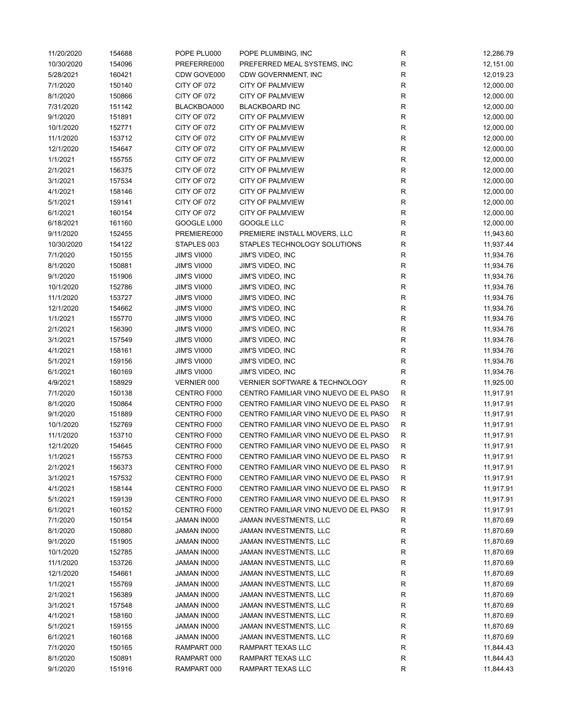| | | | | | |
|---|---|---|---|---|---|
| 11/20/2020 | 154688 | POPE PLU000 | POPE PLUMBING, INC | R | 12,286.79 |
| 10/30/2020 | 154096 | PREFERRE000 | PREFERRED MEAL SYSTEMS, INC | R | 12,151.00 |
| 5/28/2021 | 160421 | CDW GOVE000 | CDW GOVERNMENT, INC | R | 12,019.23 |
| 7/1/2020 | 150140 | CITY OF 072 | CITY OF PALMVIEW | R | 12,000.00 |
| 8/1/2020 | 150866 | CITY OF 072 | CITY OF PALMVIEW | R | 12,000.00 |
| 7/31/2020 | 151142 | BLACKBOA000 | BLACKBOARD INC | R | 12,000.00 |
| 9/1/2020 | 151891 | CITY OF 072 | CITY OF PALMVIEW | R | 12,000.00 |
| 10/1/2020 | 152771 | CITY OF 072 | CITY OF PALMVIEW | R | 12,000.00 |
| 11/1/2020 | 153712 | CITY OF 072 | CITY OF PALMVIEW | R | 12,000.00 |
| 12/1/2020 | 154647 | CITY OF 072 | CITY OF PALMVIEW | R | 12,000.00 |
| 1/1/2021 | 155755 | CITY OF 072 | CITY OF PALMVIEW | R | 12,000.00 |
| 2/1/2021 | 156375 | CITY OF 072 | CITY OF PALMVIEW | R | 12,000.00 |
| 3/1/2021 | 157534 | CITY OF 072 | CITY OF PALMVIEW | R | 12,000.00 |
| 4/1/2021 | 158146 | CITY OF 072 | CITY OF PALMVIEW | R | 12,000.00 |
| 5/1/2021 | 159141 | CITY OF 072 | CITY OF PALMVIEW | R | 12,000.00 |
| 6/1/2021 | 160154 | CITY OF 072 | CITY OF PALMVIEW | R | 12,000.00 |
| 6/18/2021 | 161160 | GOOGLE L000 | GOOGLE LLC | R | 12,000.00 |
| 9/11/2020 | 152455 | PREMIERE000 | PREMIERE INSTALL MOVERS, LLC | R | 11,943.60 |
| 10/30/2020 | 154122 | STAPLES 003 | STAPLES TECHNOLOGY SOLUTIONS | R | 11,937.44 |
| 7/1/2020 | 150155 | JIM'S VI000 | JIM'S VIDEO, INC | R | 11,934.76 |
| 8/1/2020 | 150881 | JIM'S VI000 | JIM'S VIDEO, INC | R | 11,934.76 |
| 9/1/2020 | 151906 | JIM'S VI000 | JIM'S VIDEO, INC | R | 11,934.76 |
| 10/1/2020 | 152786 | JIM'S VI000 | JIM'S VIDEO, INC | R | 11,934.76 |
| 11/1/2020 | 153727 | JIM'S VI000 | JIM'S VIDEO, INC | R | 11,934.76 |
| 12/1/2020 | 154662 | JIM'S VI000 | JIM'S VIDEO, INC | R | 11,934.76 |
| 1/1/2021 | 155770 | JIM'S VI000 | JIM'S VIDEO, INC | R | 11,934.76 |
| 2/1/2021 | 156390 | JIM'S VI000 | JIM'S VIDEO, INC | R | 11,934.76 |
| 3/1/2021 | 157549 | JIM'S VI000 | JIM'S VIDEO, INC | R | 11,934.76 |
| 4/1/2021 | 158161 | JIM'S VI000 | JIM'S VIDEO, INC | R | 11,934.76 |
| 5/1/2021 | 159156 | JIM'S VI000 | JIM'S VIDEO, INC | R | 11,934.76 |
| 6/1/2021 | 160169 | JIM'S VI000 | JIM'S VIDEO, INC | R | 11,934.76 |
| 4/9/2021 | 158929 | VERNIER 000 | VERNIER SOFTWARE & TECHNOLOGY | R | 11,925.00 |
| 7/1/2020 | 150138 | CENTRO F000 | CENTRO FAMILIAR VINO NUEVO DE EL PASO | R | 11,917.91 |
| 8/1/2020 | 150864 | CENTRO F000 | CENTRO FAMILIAR VINO NUEVO DE EL PASO | R | 11,917.91 |
| 9/1/2020 | 151889 | CENTRO F000 | CENTRO FAMILIAR VINO NUEVO DE EL PASO | R | 11,917.91 |
| 10/1/2020 | 152769 | CENTRO F000 | CENTRO FAMILIAR VINO NUEVO DE EL PASO | R | 11,917.91 |
| 11/1/2020 | 153710 | CENTRO F000 | CENTRO FAMILIAR VINO NUEVO DE EL PASO | R | 11,917.91 |
| 12/1/2020 | 154645 | CENTRO F000 | CENTRO FAMILIAR VINO NUEVO DE EL PASO | R | 11,917.91 |
| 1/1/2021 | 155753 | CENTRO F000 | CENTRO FAMILIAR VINO NUEVO DE EL PASO | R | 11,917.91 |
| 2/1/2021 | 156373 | CENTRO F000 | CENTRO FAMILIAR VINO NUEVO DE EL PASO | R | 11,917.91 |
| 3/1/2021 | 157532 | CENTRO F000 | CENTRO FAMILIAR VINO NUEVO DE EL PASO | R | 11,917.91 |
| 4/1/2021 | 158144 | CENTRO F000 | CENTRO FAMILIAR VINO NUEVO DE EL PASO | R | 11,917.91 |
| 5/1/2021 | 159139 | CENTRO F000 | CENTRO FAMILIAR VINO NUEVO DE EL PASO | R | 11,917.91 |
| 6/1/2021 | 160152 | CENTRO F000 | CENTRO FAMILIAR VINO NUEVO DE EL PASO | R | 11,917.91 |
| 7/1/2020 | 150154 | JAMAN IN000 | JAMAN INVESTMENTS, LLC | R | 11,870.69 |
| 8/1/2020 | 150880 | JAMAN IN000 | JAMAN INVESTMENTS, LLC | R | 11,870.69 |
| 9/1/2020 | 151905 | JAMAN IN000 | JAMAN INVESTMENTS, LLC | R | 11,870.69 |
| 10/1/2020 | 152785 | JAMAN IN000 | JAMAN INVESTMENTS, LLC | R | 11,870.69 |
| 11/1/2020 | 153726 | JAMAN IN000 | JAMAN INVESTMENTS, LLC | R | 11,870.69 |
| 12/1/2020 | 154661 | JAMAN IN000 | JAMAN INVESTMENTS, LLC | R | 11,870.69 |
| 1/1/2021 | 155769 | JAMAN IN000 | JAMAN INVESTMENTS, LLC | R | 11,870.69 |
| 2/1/2021 | 156389 | JAMAN IN000 | JAMAN INVESTMENTS, LLC | R | 11,870.69 |
| 3/1/2021 | 157548 | JAMAN IN000 | JAMAN INVESTMENTS, LLC | R | 11,870.69 |
| 4/1/2021 | 158160 | JAMAN IN000 | JAMAN INVESTMENTS, LLC | R | 11,870.69 |
| 5/1/2021 | 159155 | JAMAN IN000 | JAMAN INVESTMENTS, LLC | R | 11,870.69 |
| 6/1/2021 | 160168 | JAMAN IN000 | JAMAN INVESTMENTS, LLC | R | 11,870.69 |
| 7/1/2020 | 150165 | RAMPART 000 | RAMPART TEXAS LLC | R | 11,844.43 |
| 8/1/2020 | 150891 | RAMPART 000 | RAMPART TEXAS LLC | R | 11,844.43 |
| 9/1/2020 | 151916 | RAMPART 000 | RAMPART TEXAS LLC | R | 11,844.43 |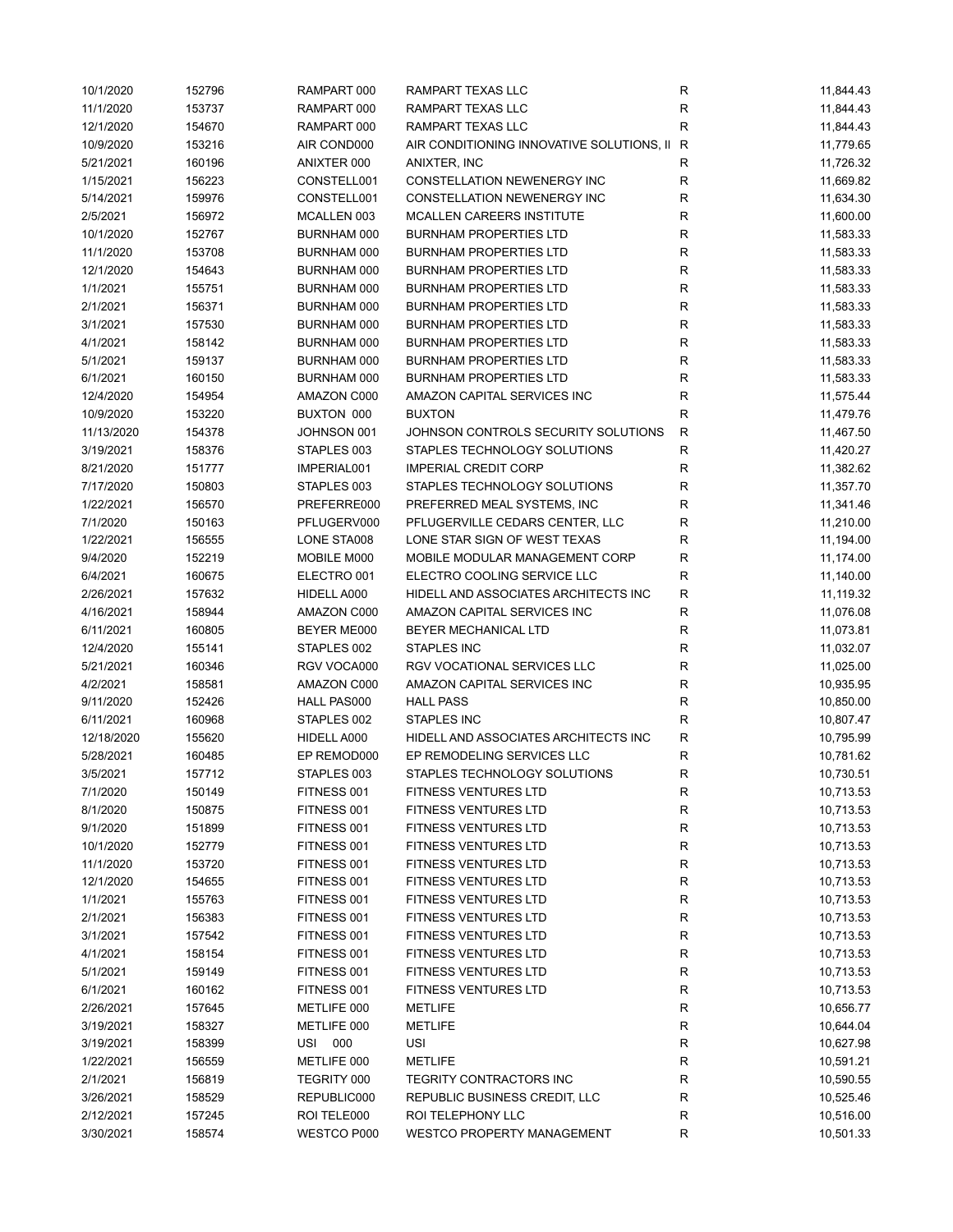| | | | | | |
|---|---|---|---|---|---|
| 10/1/2020 | 152796 | RAMPART 000 | RAMPART TEXAS LLC | R | 11,844.43 |
| 11/1/2020 | 153737 | RAMPART 000 | RAMPART TEXAS LLC | R | 11,844.43 |
| 12/1/2020 | 154670 | RAMPART 000 | RAMPART TEXAS LLC | R | 11,844.43 |
| 10/9/2020 | 153216 | AIR COND000 | AIR CONDITIONING INNOVATIVE SOLUTIONS, II | R | 11,779.65 |
| 5/21/2021 | 160196 | ANIXTER 000 | ANIXTER, INC | R | 11,726.32 |
| 1/15/2021 | 156223 | CONSTELL001 | CONSTELLATION NEWENERGY INC | R | 11,669.82 |
| 5/14/2021 | 159976 | CONSTELL001 | CONSTELLATION NEWENERGY INC | R | 11,634.30 |
| 2/5/2021 | 156972 | MCALLEN 003 | MCALLEN CAREERS INSTITUTE | R | 11,600.00 |
| 10/1/2020 | 152767 | BURNHAM 000 | BURNHAM PROPERTIES LTD | R | 11,583.33 |
| 11/1/2020 | 153708 | BURNHAM 000 | BURNHAM PROPERTIES LTD | R | 11,583.33 |
| 12/1/2020 | 154643 | BURNHAM 000 | BURNHAM PROPERTIES LTD | R | 11,583.33 |
| 1/1/2021 | 155751 | BURNHAM 000 | BURNHAM PROPERTIES LTD | R | 11,583.33 |
| 2/1/2021 | 156371 | BURNHAM 000 | BURNHAM PROPERTIES LTD | R | 11,583.33 |
| 3/1/2021 | 157530 | BURNHAM 000 | BURNHAM PROPERTIES LTD | R | 11,583.33 |
| 4/1/2021 | 158142 | BURNHAM 000 | BURNHAM PROPERTIES LTD | R | 11,583.33 |
| 5/1/2021 | 159137 | BURNHAM 000 | BURNHAM PROPERTIES LTD | R | 11,583.33 |
| 6/1/2021 | 160150 | BURNHAM 000 | BURNHAM PROPERTIES LTD | R | 11,583.33 |
| 12/4/2020 | 154954 | AMAZON C000 | AMAZON CAPITAL SERVICES INC | R | 11,575.44 |
| 10/9/2020 | 153220 | BUXTON 000 | BUXTON | R | 11,479.76 |
| 11/13/2020 | 154378 | JOHNSON 001 | JOHNSON CONTROLS SECURITY SOLUTIONS | R | 11,467.50 |
| 3/19/2021 | 158376 | STAPLES 003 | STAPLES TECHNOLOGY SOLUTIONS | R | 11,420.27 |
| 8/21/2020 | 151777 | IMPERIAL001 | IMPERIAL CREDIT CORP | R | 11,382.62 |
| 7/17/2020 | 150803 | STAPLES 003 | STAPLES TECHNOLOGY SOLUTIONS | R | 11,357.70 |
| 1/22/2021 | 156570 | PREFERRE000 | PREFERRED MEAL SYSTEMS, INC | R | 11,341.46 |
| 7/1/2020 | 150163 | PFLUGERV000 | PFLUGERVILLE CEDARS CENTER, LLC | R | 11,210.00 |
| 1/22/2021 | 156555 | LONE STA008 | LONE STAR SIGN OF WEST TEXAS | R | 11,194.00 |
| 9/4/2020 | 152219 | MOBILE M000 | MOBILE MODULAR MANAGEMENT CORP | R | 11,174.00 |
| 6/4/2021 | 160675 | ELECTRO 001 | ELECTRO COOLING SERVICE LLC | R | 11,140.00 |
| 2/26/2021 | 157632 | HIDELL A000 | HIDELL AND ASSOCIATES ARCHITECTS INC | R | 11,119.32 |
| 4/16/2021 | 158944 | AMAZON C000 | AMAZON CAPITAL SERVICES INC | R | 11,076.08 |
| 6/11/2021 | 160805 | BEYER ME000 | BEYER MECHANICAL LTD | R | 11,073.81 |
| 12/4/2020 | 155141 | STAPLES 002 | STAPLES INC | R | 11,032.07 |
| 5/21/2021 | 160346 | RGV VOCA000 | RGV VOCATIONAL SERVICES LLC | R | 11,025.00 |
| 4/2/2021 | 158581 | AMAZON C000 | AMAZON CAPITAL SERVICES INC | R | 10,935.95 |
| 9/11/2020 | 152426 | HALL PAS000 | HALL PASS | R | 10,850.00 |
| 6/11/2021 | 160968 | STAPLES 002 | STAPLES INC | R | 10,807.47 |
| 12/18/2020 | 155620 | HIDELL A000 | HIDELL AND ASSOCIATES ARCHITECTS INC | R | 10,795.99 |
| 5/28/2021 | 160485 | EP REMOD000 | EP REMODELING SERVICES LLC | R | 10,781.62 |
| 3/5/2021 | 157712 | STAPLES 003 | STAPLES TECHNOLOGY SOLUTIONS | R | 10,730.51 |
| 7/1/2020 | 150149 | FITNESS 001 | FITNESS VENTURES LTD | R | 10,713.53 |
| 8/1/2020 | 150875 | FITNESS 001 | FITNESS VENTURES LTD | R | 10,713.53 |
| 9/1/2020 | 151899 | FITNESS 001 | FITNESS VENTURES LTD | R | 10,713.53 |
| 10/1/2020 | 152779 | FITNESS 001 | FITNESS VENTURES LTD | R | 10,713.53 |
| 11/1/2020 | 153720 | FITNESS 001 | FITNESS VENTURES LTD | R | 10,713.53 |
| 12/1/2020 | 154655 | FITNESS 001 | FITNESS VENTURES LTD | R | 10,713.53 |
| 1/1/2021 | 155763 | FITNESS 001 | FITNESS VENTURES LTD | R | 10,713.53 |
| 2/1/2021 | 156383 | FITNESS 001 | FITNESS VENTURES LTD | R | 10,713.53 |
| 3/1/2021 | 157542 | FITNESS 001 | FITNESS VENTURES LTD | R | 10,713.53 |
| 4/1/2021 | 158154 | FITNESS 001 | FITNESS VENTURES LTD | R | 10,713.53 |
| 5/1/2021 | 159149 | FITNESS 001 | FITNESS VENTURES LTD | R | 10,713.53 |
| 6/1/2021 | 160162 | FITNESS 001 | FITNESS VENTURES LTD | R | 10,713.53 |
| 2/26/2021 | 157645 | METLIFE 000 | METLIFE | R | 10,656.77 |
| 3/19/2021 | 158327 | METLIFE 000 | METLIFE | R | 10,644.04 |
| 3/19/2021 | 158399 | USI 000 | USI | R | 10,627.98 |
| 1/22/2021 | 156559 | METLIFE 000 | METLIFE | R | 10,591.21 |
| 2/1/2021 | 156819 | TEGRITY 000 | TEGRITY CONTRACTORS INC | R | 10,590.55 |
| 3/26/2021 | 158529 | REPUBLIC000 | REPUBLIC BUSINESS CREDIT, LLC | R | 10,525.46 |
| 2/12/2021 | 157245 | ROI TELE000 | ROI TELEPHONY LLC | R | 10,516.00 |
| 3/30/2021 | 158574 | WESTCO P000 | WESTCO PROPERTY MANAGEMENT | R | 10,501.33 |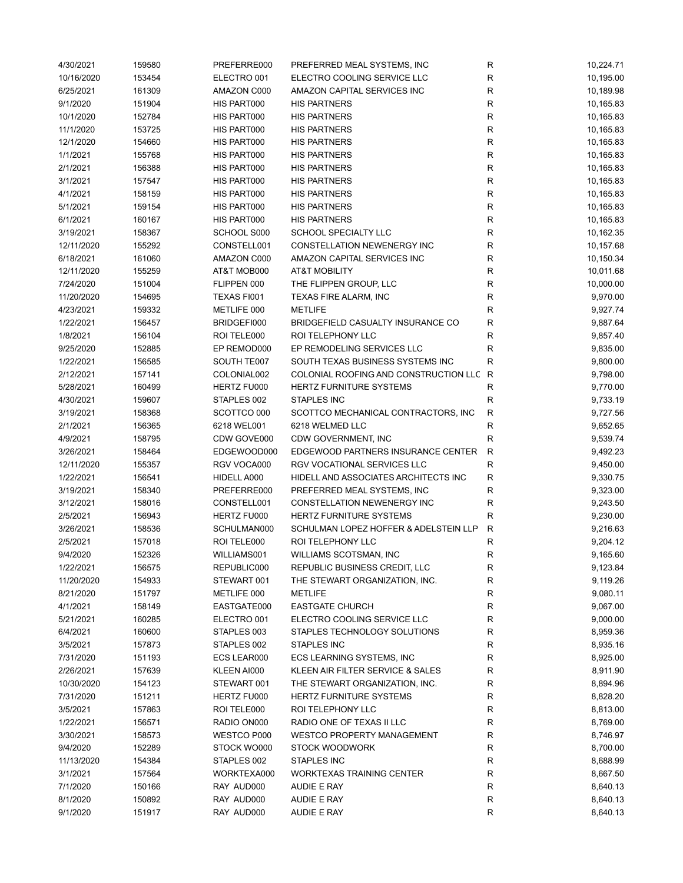| | | | | | |
|---|---|---|---|---|---|
| 4/30/2021 | 159580 | PREFERRE000 | PREFERRED MEAL SYSTEMS, INC | R | 10,224.71 |
| 10/16/2020 | 153454 | ELECTRO 001 | ELECTRO COOLING SERVICE LLC | R | 10,195.00 |
| 6/25/2021 | 161309 | AMAZON C000 | AMAZON CAPITAL SERVICES INC | R | 10,189.98 |
| 9/1/2020 | 151904 | HIS PART000 | HIS PARTNERS | R | 10,165.83 |
| 10/1/2020 | 152784 | HIS PART000 | HIS PARTNERS | R | 10,165.83 |
| 11/1/2020 | 153725 | HIS PART000 | HIS PARTNERS | R | 10,165.83 |
| 12/1/2020 | 154660 | HIS PART000 | HIS PARTNERS | R | 10,165.83 |
| 1/1/2021 | 155768 | HIS PART000 | HIS PARTNERS | R | 10,165.83 |
| 2/1/2021 | 156388 | HIS PART000 | HIS PARTNERS | R | 10,165.83 |
| 3/1/2021 | 157547 | HIS PART000 | HIS PARTNERS | R | 10,165.83 |
| 4/1/2021 | 158159 | HIS PART000 | HIS PARTNERS | R | 10,165.83 |
| 5/1/2021 | 159154 | HIS PART000 | HIS PARTNERS | R | 10,165.83 |
| 6/1/2021 | 160167 | HIS PART000 | HIS PARTNERS | R | 10,165.83 |
| 3/19/2021 | 158367 | SCHOOL S000 | SCHOOL SPECIALTY LLC | R | 10,162.35 |
| 12/11/2020 | 155292 | CONSTELL001 | CONSTELLATION NEWENERGY INC | R | 10,157.68 |
| 6/18/2021 | 161060 | AMAZON C000 | AMAZON CAPITAL SERVICES INC | R | 10,150.34 |
| 12/11/2020 | 155259 | AT&T MOB000 | AT&T MOBILITY | R | 10,011.68 |
| 7/24/2020 | 151004 | FLIPPEN 000 | THE FLIPPEN GROUP, LLC | R | 10,000.00 |
| 11/20/2020 | 154695 | TEXAS FI001 | TEXAS FIRE ALARM, INC | R | 9,970.00 |
| 4/23/2021 | 159332 | METLIFE 000 | METLIFE | R | 9,927.74 |
| 1/22/2021 | 156457 | BRIDGEFI000 | BRIDGEFIELD CASUALTY INSURANCE CO | R | 9,887.64 |
| 1/8/2021 | 156104 | ROI TELE000 | ROI TELEPHONY LLC | R | 9,857.40 |
| 9/25/2020 | 152885 | EP REMOD000 | EP REMODELING SERVICES LLC | R | 9,835.00 |
| 1/22/2021 | 156585 | SOUTH TE007 | SOUTH TEXAS BUSINESS SYSTEMS INC | R | 9,800.00 |
| 2/12/2021 | 157141 | COLONIAL002 | COLONIAL ROOFING AND CONSTRUCTION LLC | R | 9,798.00 |
| 5/28/2021 | 160499 | HERTZ FU000 | HERTZ FURNITURE SYSTEMS | R | 9,770.00 |
| 4/30/2021 | 159607 | STAPLES 002 | STAPLES INC | R | 9,733.19 |
| 3/19/2021 | 158368 | SCOTTCO 000 | SCOTTCO MECHANICAL CONTRACTORS, INC | R | 9,727.56 |
| 2/1/2021 | 156365 | 6218 WEL001 | 6218 WELMED LLC | R | 9,652.65 |
| 4/9/2021 | 158795 | CDW GOVE000 | CDW GOVERNMENT, INC | R | 9,539.74 |
| 3/26/2021 | 158464 | EDGEWOOD000 | EDGEWOOD PARTNERS INSURANCE CENTER | R | 9,492.23 |
| 12/11/2020 | 155357 | RGV VOCA000 | RGV VOCATIONAL SERVICES LLC | R | 9,450.00 |
| 1/22/2021 | 156541 | HIDELL A000 | HIDELL AND ASSOCIATES ARCHITECTS INC | R | 9,330.75 |
| 3/19/2021 | 158340 | PREFERRE000 | PREFERRED MEAL SYSTEMS, INC | R | 9,323.00 |
| 3/12/2021 | 158016 | CONSTELL001 | CONSTELLATION NEWENERGY INC | R | 9,243.50 |
| 2/5/2021 | 156943 | HERTZ FU000 | HERTZ FURNITURE SYSTEMS | R | 9,230.00 |
| 3/26/2021 | 158536 | SCHULMAN000 | SCHULMAN LOPEZ HOFFER & ADELSTEIN LLP | R | 9,216.63 |
| 2/5/2021 | 157018 | ROI TELE000 | ROI TELEPHONY LLC | R | 9,204.12 |
| 9/4/2020 | 152326 | WILLIAMS001 | WILLIAMS SCOTSMAN, INC | R | 9,165.60 |
| 1/22/2021 | 156575 | REPUBLIC000 | REPUBLIC BUSINESS CREDIT, LLC | R | 9,123.84 |
| 11/20/2020 | 154933 | STEWART 001 | THE STEWART ORGANIZATION, INC. | R | 9,119.26 |
| 8/21/2020 | 151797 | METLIFE 000 | METLIFE | R | 9,080.11 |
| 4/1/2021 | 158149 | EASTGATE000 | EASTGATE CHURCH | R | 9,067.00 |
| 5/21/2021 | 160285 | ELECTRO 001 | ELECTRO COOLING SERVICE LLC | R | 9,000.00 |
| 6/4/2021 | 160600 | STAPLES 003 | STAPLES TECHNOLOGY SOLUTIONS | R | 8,959.36 |
| 3/5/2021 | 157873 | STAPLES 002 | STAPLES INC | R | 8,935.16 |
| 7/31/2020 | 151193 | ECS LEAR000 | ECS LEARNING SYSTEMS, INC | R | 8,925.00 |
| 2/26/2021 | 157639 | KLEEN AI000 | KLEEN AIR FILTER SERVICE & SALES | R | 8,911.90 |
| 10/30/2020 | 154123 | STEWART 001 | THE STEWART ORGANIZATION, INC. | R | 8,894.96 |
| 7/31/2020 | 151211 | HERTZ FU000 | HERTZ FURNITURE SYSTEMS | R | 8,828.20 |
| 3/5/2021 | 157863 | ROI TELE000 | ROI TELEPHONY LLC | R | 8,813.00 |
| 1/22/2021 | 156571 | RADIO ON000 | RADIO ONE OF TEXAS II LLC | R | 8,769.00 |
| 3/30/2021 | 158573 | WESTCO P000 | WESTCO PROPERTY MANAGEMENT | R | 8,746.97 |
| 9/4/2020 | 152289 | STOCK WO000 | STOCK WOODWORK | R | 8,700.00 |
| 11/13/2020 | 154384 | STAPLES 002 | STAPLES INC | R | 8,688.99 |
| 3/1/2021 | 157564 | WORKTEXA000 | WORKTEXAS TRAINING CENTER | R | 8,667.50 |
| 7/1/2020 | 150166 | RAY AUD000 | AUDIE E RAY | R | 8,640.13 |
| 8/1/2020 | 150892 | RAY AUD000 | AUDIE E RAY | R | 8,640.13 |
| 9/1/2020 | 151917 | RAY AUD000 | AUDIE E RAY | R | 8,640.13 |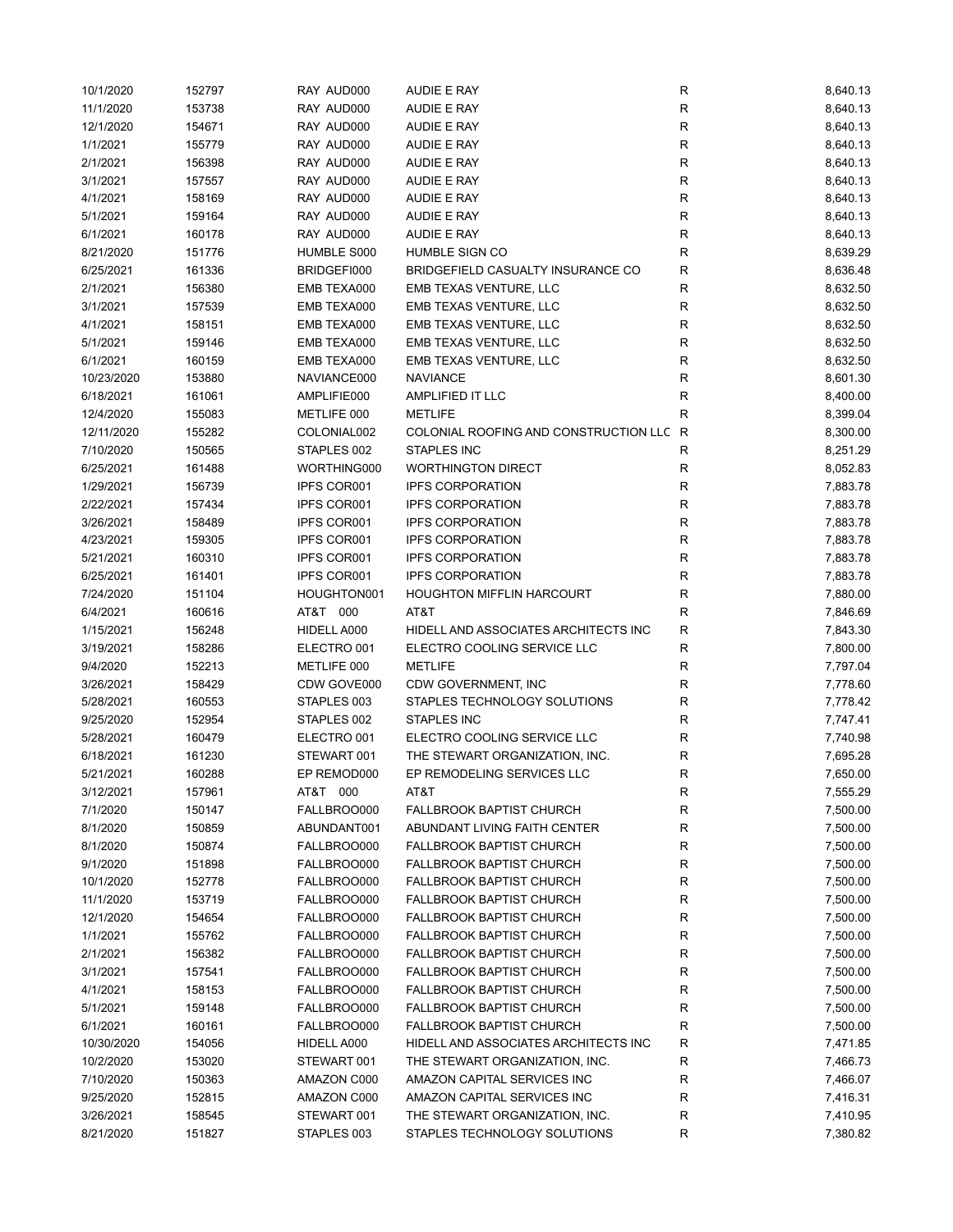| | | | | | |
|---|---|---|---|---|---|
| 10/1/2020 | 152797 | RAY AUD000 | AUDIE E RAY | R | 8,640.13 |
| 11/1/2020 | 153738 | RAY AUD000 | AUDIE E RAY | R | 8,640.13 |
| 12/1/2020 | 154671 | RAY AUD000 | AUDIE E RAY | R | 8,640.13 |
| 1/1/2021 | 155779 | RAY AUD000 | AUDIE E RAY | R | 8,640.13 |
| 2/1/2021 | 156398 | RAY AUD000 | AUDIE E RAY | R | 8,640.13 |
| 3/1/2021 | 157557 | RAY AUD000 | AUDIE E RAY | R | 8,640.13 |
| 4/1/2021 | 158169 | RAY AUD000 | AUDIE E RAY | R | 8,640.13 |
| 5/1/2021 | 159164 | RAY AUD000 | AUDIE E RAY | R | 8,640.13 |
| 6/1/2021 | 160178 | RAY AUD000 | AUDIE E RAY | R | 8,640.13 |
| 8/21/2020 | 151776 | HUMBLE S000 | HUMBLE SIGN CO | R | 8,639.29 |
| 6/25/2021 | 161336 | BRIDGEFI000 | BRIDGEFIELD CASUALTY INSURANCE CO | R | 8,636.48 |
| 2/1/2021 | 156380 | EMB TEXA000 | EMB TEXAS VENTURE, LLC | R | 8,632.50 |
| 3/1/2021 | 157539 | EMB TEXA000 | EMB TEXAS VENTURE, LLC | R | 8,632.50 |
| 4/1/2021 | 158151 | EMB TEXA000 | EMB TEXAS VENTURE, LLC | R | 8,632.50 |
| 5/1/2021 | 159146 | EMB TEXA000 | EMB TEXAS VENTURE, LLC | R | 8,632.50 |
| 6/1/2021 | 160159 | EMB TEXA000 | EMB TEXAS VENTURE, LLC | R | 8,632.50 |
| 10/23/2020 | 153880 | NAVIANCE000 | NAVIANCE | R | 8,601.30 |
| 6/18/2021 | 161061 | AMPLIFIE000 | AMPLIFIED IT LLC | R | 8,400.00 |
| 12/4/2020 | 155083 | METLIFE 000 | METLIFE | R | 8,399.04 |
| 12/11/2020 | 155282 | COLONIAL002 | COLONIAL ROOFING AND CONSTRUCTION LLC | R | 8,300.00 |
| 7/10/2020 | 150565 | STAPLES 002 | STAPLES INC | R | 8,251.29 |
| 6/25/2021 | 161488 | WORTHING000 | WORTHINGTON DIRECT | R | 8,052.83 |
| 1/29/2021 | 156739 | IPFS COR001 | IPFS CORPORATION | R | 7,883.78 |
| 2/22/2021 | 157434 | IPFS COR001 | IPFS CORPORATION | R | 7,883.78 |
| 3/26/2021 | 158489 | IPFS COR001 | IPFS CORPORATION | R | 7,883.78 |
| 4/23/2021 | 159305 | IPFS COR001 | IPFS CORPORATION | R | 7,883.78 |
| 5/21/2021 | 160310 | IPFS COR001 | IPFS CORPORATION | R | 7,883.78 |
| 6/25/2021 | 161401 | IPFS COR001 | IPFS CORPORATION | R | 7,883.78 |
| 7/24/2020 | 151104 | HOUGHTON001 | HOUGHTON MIFFLIN HARCOURT | R | 7,880.00 |
| 6/4/2021 | 160616 | AT&T 000 | AT&T | R | 7,846.69 |
| 1/15/2021 | 156248 | HIDELL A000 | HIDELL AND ASSOCIATES ARCHITECTS INC | R | 7,843.30 |
| 3/19/2021 | 158286 | ELECTRO 001 | ELECTRO COOLING SERVICE LLC | R | 7,800.00 |
| 9/4/2020 | 152213 | METLIFE 000 | METLIFE | R | 7,797.04 |
| 3/26/2021 | 158429 | CDW GOVE000 | CDW GOVERNMENT, INC | R | 7,778.60 |
| 5/28/2021 | 160553 | STAPLES 003 | STAPLES TECHNOLOGY SOLUTIONS | R | 7,778.42 |
| 9/25/2020 | 152954 | STAPLES 002 | STAPLES INC | R | 7,747.41 |
| 5/28/2021 | 160479 | ELECTRO 001 | ELECTRO COOLING SERVICE LLC | R | 7,740.98 |
| 6/18/2021 | 161230 | STEWART 001 | THE STEWART ORGANIZATION, INC. | R | 7,695.28 |
| 5/21/2021 | 160288 | EP REMOD000 | EP REMODELING SERVICES LLC | R | 7,650.00 |
| 3/12/2021 | 157961 | AT&T 000 | AT&T | R | 7,555.29 |
| 7/1/2020 | 150147 | FALLBROO000 | FALLBROOK BAPTIST CHURCH | R | 7,500.00 |
| 8/1/2020 | 150859 | ABUNDANT001 | ABUNDANT LIVING FAITH CENTER | R | 7,500.00 |
| 8/1/2020 | 150874 | FALLBROO000 | FALLBROOK BAPTIST CHURCH | R | 7,500.00 |
| 9/1/2020 | 151898 | FALLBROO000 | FALLBROOK BAPTIST CHURCH | R | 7,500.00 |
| 10/1/2020 | 152778 | FALLBROO000 | FALLBROOK BAPTIST CHURCH | R | 7,500.00 |
| 11/1/2020 | 153719 | FALLBROO000 | FALLBROOK BAPTIST CHURCH | R | 7,500.00 |
| 12/1/2020 | 154654 | FALLBROO000 | FALLBROOK BAPTIST CHURCH | R | 7,500.00 |
| 1/1/2021 | 155762 | FALLBROO000 | FALLBROOK BAPTIST CHURCH | R | 7,500.00 |
| 2/1/2021 | 156382 | FALLBROO000 | FALLBROOK BAPTIST CHURCH | R | 7,500.00 |
| 3/1/2021 | 157541 | FALLBROO000 | FALLBROOK BAPTIST CHURCH | R | 7,500.00 |
| 4/1/2021 | 158153 | FALLBROO000 | FALLBROOK BAPTIST CHURCH | R | 7,500.00 |
| 5/1/2021 | 159148 | FALLBROO000 | FALLBROOK BAPTIST CHURCH | R | 7,500.00 |
| 6/1/2021 | 160161 | FALLBROO000 | FALLBROOK BAPTIST CHURCH | R | 7,500.00 |
| 10/30/2020 | 154056 | HIDELL A000 | HIDELL AND ASSOCIATES ARCHITECTS INC | R | 7,471.85 |
| 10/2/2020 | 153020 | STEWART 001 | THE STEWART ORGANIZATION, INC. | R | 7,466.73 |
| 7/10/2020 | 150363 | AMAZON C000 | AMAZON CAPITAL SERVICES INC | R | 7,466.07 |
| 9/25/2020 | 152815 | AMAZON C000 | AMAZON CAPITAL SERVICES INC | R | 7,416.31 |
| 3/26/2021 | 158545 | STEWART 001 | THE STEWART ORGANIZATION, INC. | R | 7,410.95 |
| 8/21/2020 | 151827 | STAPLES 003 | STAPLES TECHNOLOGY SOLUTIONS | R | 7,380.82 |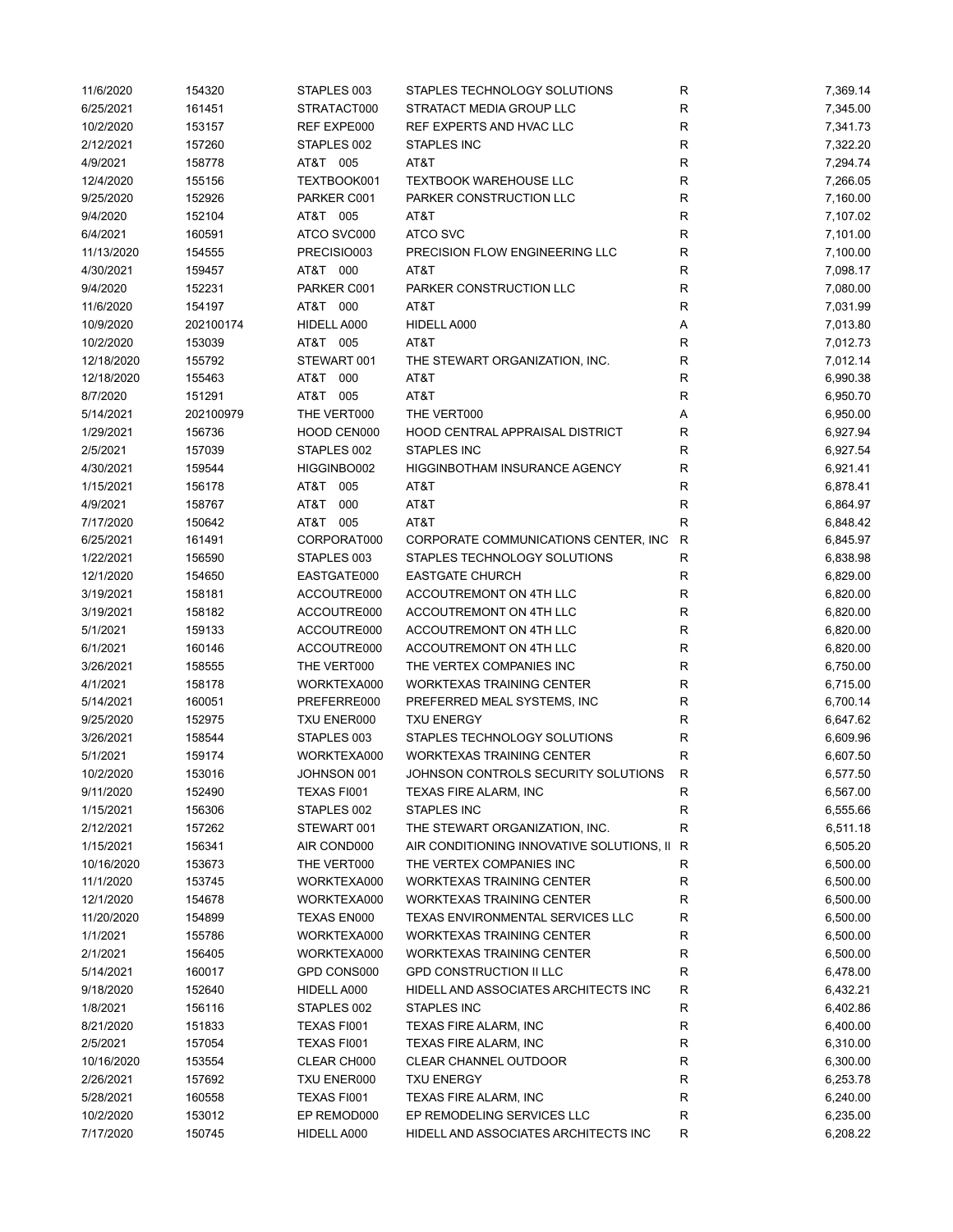| | | | | | |
|---|---|---|---|---|---|
| 11/6/2020 | 154320 | STAPLES 003 | STAPLES TECHNOLOGY SOLUTIONS | R | 7,369.14 |
| 6/25/2021 | 161451 | STRATACT000 | STRATACT MEDIA GROUP LLC | R | 7,345.00 |
| 10/2/2020 | 153157 | REF EXPE000 | REF EXPERTS AND HVAC LLC | R | 7,341.73 |
| 2/12/2021 | 157260 | STAPLES 002 | STAPLES INC | R | 7,322.20 |
| 4/9/2021 | 158778 | AT&T 005 | AT&T | R | 7,294.74 |
| 12/4/2020 | 155156 | TEXTBOOK001 | TEXTBOOK WAREHOUSE LLC | R | 7,266.05 |
| 9/25/2020 | 152926 | PARKER C001 | PARKER CONSTRUCTION LLC | R | 7,160.00 |
| 9/4/2020 | 152104 | AT&T 005 | AT&T | R | 7,107.02 |
| 6/4/2021 | 160591 | ATCO SVC000 | ATCO SVC | R | 7,101.00 |
| 11/13/2020 | 154555 | PRECISIO003 | PRECISION FLOW ENGINEERING LLC | R | 7,100.00 |
| 4/30/2021 | 159457 | AT&T 000 | AT&T | R | 7,098.17 |
| 9/4/2020 | 152231 | PARKER C001 | PARKER CONSTRUCTION LLC | R | 7,080.00 |
| 11/6/2020 | 154197 | AT&T 000 | AT&T | R | 7,031.99 |
| 10/9/2020 | 202100174 | HIDELL A000 | HIDELL A000 | A | 7,013.80 |
| 10/2/2020 | 153039 | AT&T 005 | AT&T | R | 7,012.73 |
| 12/18/2020 | 155792 | STEWART 001 | THE STEWART ORGANIZATION, INC. | R | 7,012.14 |
| 12/18/2020 | 155463 | AT&T 000 | AT&T | R | 6,990.38 |
| 8/7/2020 | 151291 | AT&T 005 | AT&T | R | 6,950.70 |
| 5/14/2021 | 202100979 | THE VERT000 | THE VERT000 | A | 6,950.00 |
| 1/29/2021 | 156736 | HOOD CEN000 | HOOD CENTRAL APPRAISAL DISTRICT | R | 6,927.94 |
| 2/5/2021 | 157039 | STAPLES 002 | STAPLES INC | R | 6,927.54 |
| 4/30/2021 | 159544 | HIGGINBO002 | HIGGINBOTHAM INSURANCE AGENCY | R | 6,921.41 |
| 1/15/2021 | 156178 | AT&T 005 | AT&T | R | 6,878.41 |
| 4/9/2021 | 158767 | AT&T 000 | AT&T | R | 6,864.97 |
| 7/17/2020 | 150642 | AT&T 005 | AT&T | R | 6,848.42 |
| 6/25/2021 | 161491 | CORPORAT000 | CORPORATE COMMUNICATIONS CENTER, INC | R | 6,845.97 |
| 1/22/2021 | 156590 | STAPLES 003 | STAPLES TECHNOLOGY SOLUTIONS | R | 6,838.98 |
| 12/1/2020 | 154650 | EASTGATE000 | EASTGATE CHURCH | R | 6,829.00 |
| 3/19/2021 | 158181 | ACCOUTRE000 | ACCOUTREMONT ON 4TH LLC | R | 6,820.00 |
| 3/19/2021 | 158182 | ACCOUTRE000 | ACCOUTREMONT ON 4TH LLC | R | 6,820.00 |
| 5/1/2021 | 159133 | ACCOUTRE000 | ACCOUTREMONT ON 4TH LLC | R | 6,820.00 |
| 6/1/2021 | 160146 | ACCOUTRE000 | ACCOUTREMONT ON 4TH LLC | R | 6,820.00 |
| 3/26/2021 | 158555 | THE VERT000 | THE VERTEX COMPANIES INC | R | 6,750.00 |
| 4/1/2021 | 158178 | WORKTEXA000 | WORKTEXAS TRAINING CENTER | R | 6,715.00 |
| 5/14/2021 | 160051 | PREFERRE000 | PREFERRED MEAL SYSTEMS, INC | R | 6,700.14 |
| 9/25/2020 | 152975 | TXU ENER000 | TXU ENERGY | R | 6,647.62 |
| 3/26/2021 | 158544 | STAPLES 003 | STAPLES TECHNOLOGY SOLUTIONS | R | 6,609.96 |
| 5/1/2021 | 159174 | WORKTEXA000 | WORKTEXAS TRAINING CENTER | R | 6,607.50 |
| 10/2/2020 | 153016 | JOHNSON 001 | JOHNSON CONTROLS SECURITY SOLUTIONS | R | 6,577.50 |
| 9/11/2020 | 152490 | TEXAS FI001 | TEXAS FIRE ALARM, INC | R | 6,567.00 |
| 1/15/2021 | 156306 | STAPLES 002 | STAPLES INC | R | 6,555.66 |
| 2/12/2021 | 157262 | STEWART 001 | THE STEWART ORGANIZATION, INC. | R | 6,511.18 |
| 1/15/2021 | 156341 | AIR COND000 | AIR CONDITIONING INNOVATIVE SOLUTIONS, II | R | 6,505.20 |
| 10/16/2020 | 153673 | THE VERT000 | THE VERTEX COMPANIES INC | R | 6,500.00 |
| 11/1/2020 | 153745 | WORKTEXA000 | WORKTEXAS TRAINING CENTER | R | 6,500.00 |
| 12/1/2020 | 154678 | WORKTEXA000 | WORKTEXAS TRAINING CENTER | R | 6,500.00 |
| 11/20/2020 | 154899 | TEXAS EN000 | TEXAS ENVIRONMENTAL SERVICES LLC | R | 6,500.00 |
| 1/1/2021 | 155786 | WORKTEXA000 | WORKTEXAS TRAINING CENTER | R | 6,500.00 |
| 2/1/2021 | 156405 | WORKTEXA000 | WORKTEXAS TRAINING CENTER | R | 6,500.00 |
| 5/14/2021 | 160017 | GPD CONS000 | GPD CONSTRUCTION II LLC | R | 6,478.00 |
| 9/18/2020 | 152640 | HIDELL A000 | HIDELL AND ASSOCIATES ARCHITECTS INC | R | 6,432.21 |
| 1/8/2021 | 156116 | STAPLES 002 | STAPLES INC | R | 6,402.86 |
| 8/21/2020 | 151833 | TEXAS FI001 | TEXAS FIRE ALARM, INC | R | 6,400.00 |
| 2/5/2021 | 157054 | TEXAS FI001 | TEXAS FIRE ALARM, INC | R | 6,310.00 |
| 10/16/2020 | 153554 | CLEAR CH000 | CLEAR CHANNEL OUTDOOR | R | 6,300.00 |
| 2/26/2021 | 157692 | TXU ENER000 | TXU ENERGY | R | 6,253.78 |
| 5/28/2021 | 160558 | TEXAS FI001 | TEXAS FIRE ALARM, INC | R | 6,240.00 |
| 10/2/2020 | 153012 | EP REMOD000 | EP REMODELING SERVICES LLC | R | 6,235.00 |
| 7/17/2020 | 150745 | HIDELL A000 | HIDELL AND ASSOCIATES ARCHITECTS INC | R | 6,208.22 |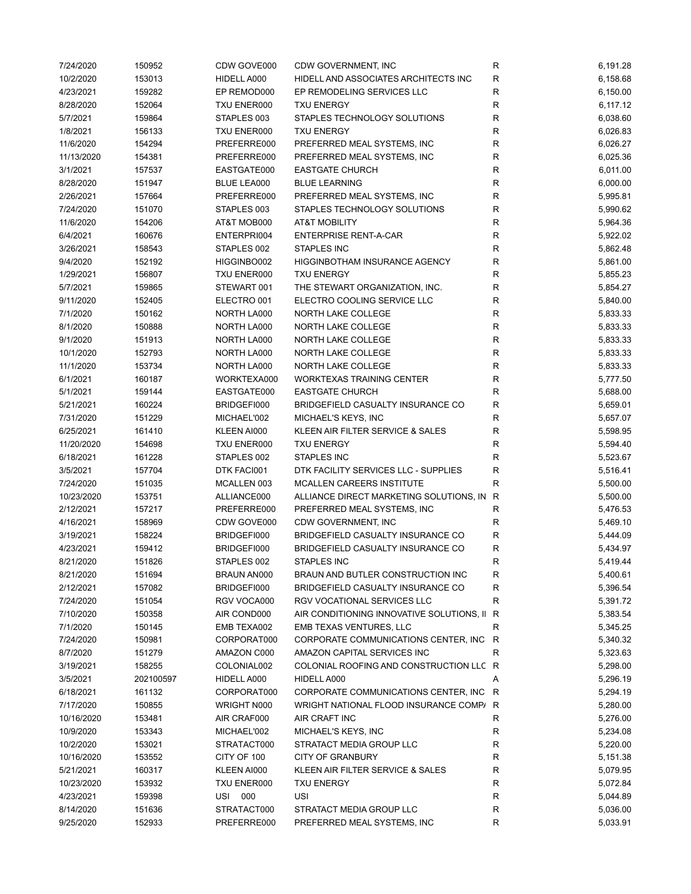| | | | | | |
|---|---|---|---|---|---|
| 7/24/2020 | 150952 | CDW GOVE000 | CDW GOVERNMENT, INC | R | 6,191.28 |
| 10/2/2020 | 153013 | HIDELL A000 | HIDELL AND ASSOCIATES ARCHITECTS INC | R | 6,158.68 |
| 4/23/2021 | 159282 | EP REMOD000 | EP REMODELING SERVICES LLC | R | 6,150.00 |
| 8/28/2020 | 152064 | TXU ENER000 | TXU ENERGY | R | 6,117.12 |
| 5/7/2021 | 159864 | STAPLES 003 | STAPLES TECHNOLOGY SOLUTIONS | R | 6,038.60 |
| 1/8/2021 | 156133 | TXU ENER000 | TXU ENERGY | R | 6,026.83 |
| 11/6/2020 | 154294 | PREFERRE000 | PREFERRED MEAL SYSTEMS, INC | R | 6,026.27 |
| 11/13/2020 | 154381 | PREFERRE000 | PREFERRED MEAL SYSTEMS, INC | R | 6,025.36 |
| 3/1/2021 | 157537 | EASTGATE000 | EASTGATE CHURCH | R | 6,011.00 |
| 8/28/2020 | 151947 | BLUE LEA000 | BLUE LEARNING | R | 6,000.00 |
| 2/26/2021 | 157664 | PREFERRE000 | PREFERRED MEAL SYSTEMS, INC | R | 5,995.81 |
| 7/24/2020 | 151070 | STAPLES 003 | STAPLES TECHNOLOGY SOLUTIONS | R | 5,990.62 |
| 11/6/2020 | 154206 | AT&T MOB000 | AT&T MOBILITY | R | 5,964.36 |
| 6/4/2021 | 160676 | ENTERPRI004 | ENTERPRISE RENT-A-CAR | R | 5,922.02 |
| 3/26/2021 | 158543 | STAPLES 002 | STAPLES INC | R | 5,862.48 |
| 9/4/2020 | 152192 | HIGGINBO002 | HIGGINBOTHAM INSURANCE AGENCY | R | 5,861.00 |
| 1/29/2021 | 156807 | TXU ENER000 | TXU ENERGY | R | 5,855.23 |
| 5/7/2021 | 159865 | STEWART 001 | THE STEWART ORGANIZATION, INC. | R | 5,854.27 |
| 9/11/2020 | 152405 | ELECTRO 001 | ELECTRO COOLING SERVICE LLC | R | 5,840.00 |
| 7/1/2020 | 150162 | NORTH LA000 | NORTH LAKE COLLEGE | R | 5,833.33 |
| 8/1/2020 | 150888 | NORTH LA000 | NORTH LAKE COLLEGE | R | 5,833.33 |
| 9/1/2020 | 151913 | NORTH LA000 | NORTH LAKE COLLEGE | R | 5,833.33 |
| 10/1/2020 | 152793 | NORTH LA000 | NORTH LAKE COLLEGE | R | 5,833.33 |
| 11/1/2020 | 153734 | NORTH LA000 | NORTH LAKE COLLEGE | R | 5,833.33 |
| 6/1/2021 | 160187 | WORKTEXA000 | WORKTEXAS TRAINING CENTER | R | 5,777.50 |
| 5/1/2021 | 159144 | EASTGATE000 | EASTGATE CHURCH | R | 5,688.00 |
| 5/21/2021 | 160224 | BRIDGEFI000 | BRIDGEFIELD CASUALTY INSURANCE CO | R | 5,659.01 |
| 7/31/2020 | 151229 | MICHAEL'002 | MICHAEL'S KEYS, INC | R | 5,657.07 |
| 6/25/2021 | 161410 | KLEEN AI000 | KLEEN AIR FILTER SERVICE & SALES | R | 5,598.95 |
| 11/20/2020 | 154698 | TXU ENER000 | TXU ENERGY | R | 5,594.40 |
| 6/18/2021 | 161228 | STAPLES 002 | STAPLES INC | R | 5,523.67 |
| 3/5/2021 | 157704 | DTK FACI001 | DTK FACILITY SERVICES LLC - SUPPLIES | R | 5,516.41 |
| 7/24/2020 | 151035 | MCALLEN 003 | MCALLEN CAREERS INSTITUTE | R | 5,500.00 |
| 10/23/2020 | 153751 | ALLIANCE000 | ALLIANCE DIRECT MARKETING SOLUTIONS, IN | R | 5,500.00 |
| 2/12/2021 | 157217 | PREFERRE000 | PREFERRED MEAL SYSTEMS, INC | R | 5,476.53 |
| 4/16/2021 | 158969 | CDW GOVE000 | CDW GOVERNMENT, INC | R | 5,469.10 |
| 3/19/2021 | 158224 | BRIDGEFI000 | BRIDGEFIELD CASUALTY INSURANCE CO | R | 5,444.09 |
| 4/23/2021 | 159412 | BRIDGEFI000 | BRIDGEFIELD CASUALTY INSURANCE CO | R | 5,434.97 |
| 8/21/2020 | 151826 | STAPLES 002 | STAPLES INC | R | 5,419.44 |
| 8/21/2020 | 151694 | BRAUN AN000 | BRAUN AND BUTLER CONSTRUCTION INC | R | 5,400.61 |
| 2/12/2021 | 157082 | BRIDGEFI000 | BRIDGEFIELD CASUALTY INSURANCE CO | R | 5,396.54 |
| 7/24/2020 | 151054 | RGV VOCA000 | RGV VOCATIONAL SERVICES LLC | R | 5,391.72 |
| 7/10/2020 | 150358 | AIR COND000 | AIR CONDITIONING INNOVATIVE SOLUTIONS, II | R | 5,383.54 |
| 7/1/2020 | 150145 | EMB TEXA002 | EMB TEXAS VENTURES, LLC | R | 5,345.25 |
| 7/24/2020 | 150981 | CORPORAT000 | CORPORATE COMMUNICATIONS CENTER, INC | R | 5,340.32 |
| 8/7/2020 | 151279 | AMAZON C000 | AMAZON CAPITAL SERVICES INC | R | 5,323.63 |
| 3/19/2021 | 158255 | COLONIAL002 | COLONIAL ROOFING AND CONSTRUCTION LLC | R | 5,298.00 |
| 3/5/2021 | 202100597 | HIDELL A000 | HIDELL A000 | A | 5,296.19 |
| 6/18/2021 | 161132 | CORPORAT000 | CORPORATE COMMUNICATIONS CENTER, INC | R | 5,294.19 |
| 7/17/2020 | 150855 | WRIGHT N000 | WRIGHT NATIONAL FLOOD INSURANCE COMP/ | R | 5,280.00 |
| 10/16/2020 | 153481 | AIR CRAF000 | AIR CRAFT INC | R | 5,276.00 |
| 10/9/2020 | 153343 | MICHAEL'002 | MICHAEL'S KEYS, INC | R | 5,234.08 |
| 10/2/2020 | 153021 | STRATACT000 | STRATACT MEDIA GROUP LLC | R | 5,220.00 |
| 10/16/2020 | 153552 | CITY OF 100 | CITY OF GRANBURY | R | 5,151.38 |
| 5/21/2021 | 160317 | KLEEN AI000 | KLEEN AIR FILTER SERVICE & SALES | R | 5,079.95 |
| 10/23/2020 | 153932 | TXU ENER000 | TXU ENERGY | R | 5,072.84 |
| 4/23/2021 | 159398 | USI 000 | USI | R | 5,044.89 |
| 8/14/2020 | 151636 | STRATACT000 | STRATACT MEDIA GROUP LLC | R | 5,036.00 |
| 9/25/2020 | 152933 | PREFERRE000 | PREFERRED MEAL SYSTEMS, INC | R | 5,033.91 |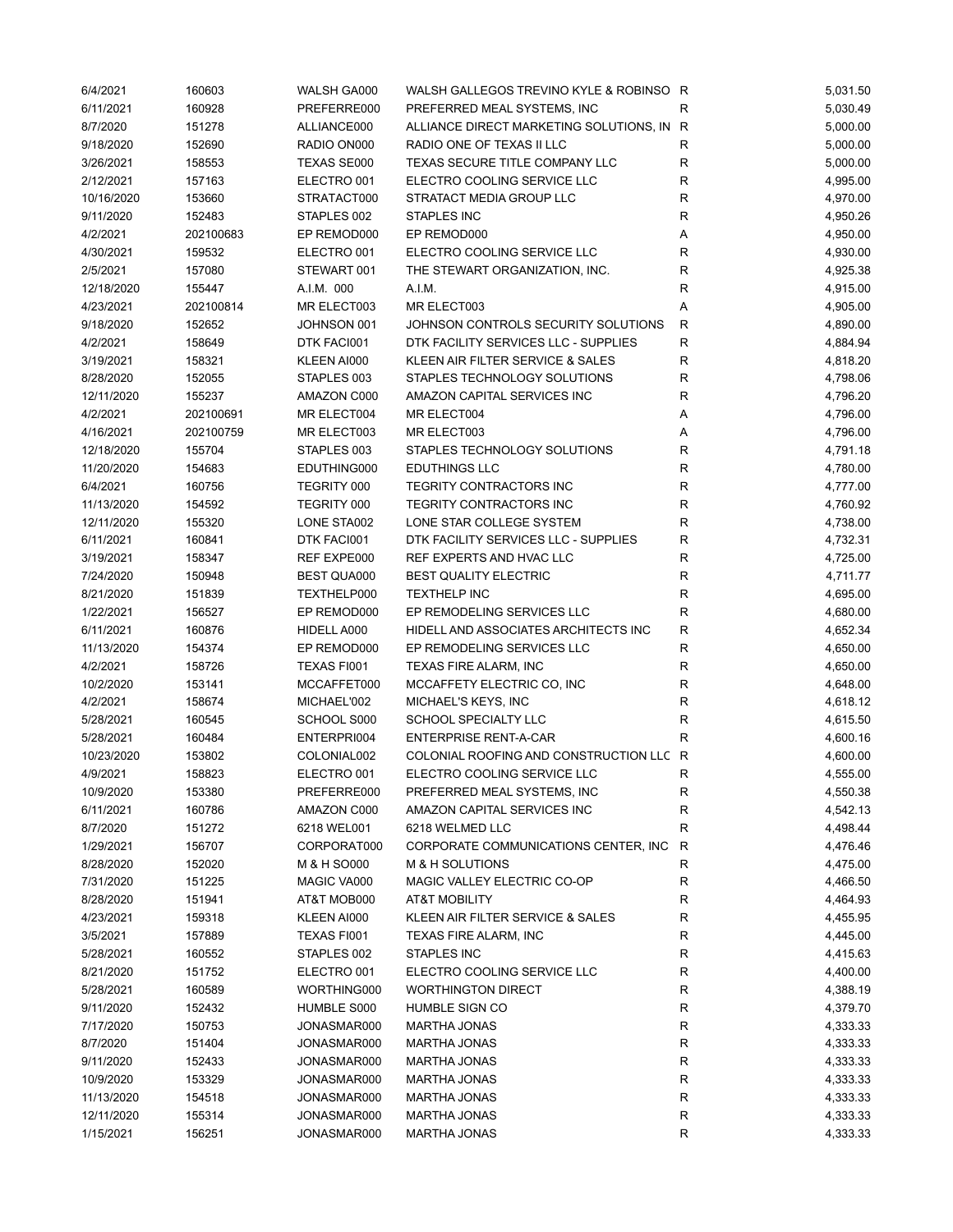| | | | | | |
|---|---|---|---|---|---|
| 6/4/2021 | 160603 | WALSH GA000 | WALSH GALLEGOS TREVINO KYLE & ROBINSO | R | 5,031.50 |
| 6/11/2021 | 160928 | PREFERRE000 | PREFERRED MEAL SYSTEMS, INC | R | 5,030.49 |
| 8/7/2020 | 151278 | ALLIANCE000 | ALLIANCE DIRECT MARKETING SOLUTIONS, IN | R | 5,000.00 |
| 9/18/2020 | 152690 | RADIO ON000 | RADIO ONE OF TEXAS II LLC | R | 5,000.00 |
| 3/26/2021 | 158553 | TEXAS SE000 | TEXAS SECURE TITLE COMPANY LLC | R | 5,000.00 |
| 2/12/2021 | 157163 | ELECTRO 001 | ELECTRO COOLING SERVICE LLC | R | 4,995.00 |
| 10/16/2020 | 153660 | STRATACT000 | STRATACT MEDIA GROUP LLC | R | 4,970.00 |
| 9/11/2020 | 152483 | STAPLES 002 | STAPLES INC | R | 4,950.26 |
| 4/2/2021 | 202100683 | EP REMOD000 | EP REMOD000 | A | 4,950.00 |
| 4/30/2021 | 159532 | ELECTRO 001 | ELECTRO COOLING SERVICE LLC | R | 4,930.00 |
| 2/5/2021 | 157080 | STEWART 001 | THE STEWART ORGANIZATION, INC. | R | 4,925.38 |
| 12/18/2020 | 155447 | A.I.M. 000 | A.I.M. | R | 4,915.00 |
| 4/23/2021 | 202100814 | MR ELECT003 | MR ELECT003 | A | 4,905.00 |
| 9/18/2020 | 152652 | JOHNSON 001 | JOHNSON CONTROLS SECURITY SOLUTIONS | R | 4,890.00 |
| 4/2/2021 | 158649 | DTK FACI001 | DTK FACILITY SERVICES LLC - SUPPLIES | R | 4,884.94 |
| 3/19/2021 | 158321 | KLEEN AI000 | KLEEN AIR FILTER SERVICE & SALES | R | 4,818.20 |
| 8/28/2020 | 152055 | STAPLES 003 | STAPLES TECHNOLOGY SOLUTIONS | R | 4,798.06 |
| 12/11/2020 | 155237 | AMAZON C000 | AMAZON CAPITAL SERVICES INC | R | 4,796.20 |
| 4/2/2021 | 202100691 | MR ELECT004 | MR ELECT004 | A | 4,796.00 |
| 4/16/2021 | 202100759 | MR ELECT003 | MR ELECT003 | A | 4,796.00 |
| 12/18/2020 | 155704 | STAPLES 003 | STAPLES TECHNOLOGY SOLUTIONS | R | 4,791.18 |
| 11/20/2020 | 154683 | EDUTHING000 | EDUTHINGS LLC | R | 4,780.00 |
| 6/4/2021 | 160756 | TEGRITY 000 | TEGRITY CONTRACTORS INC | R | 4,777.00 |
| 11/13/2020 | 154592 | TEGRITY 000 | TEGRITY CONTRACTORS INC | R | 4,760.92 |
| 12/11/2020 | 155320 | LONE STA002 | LONE STAR COLLEGE SYSTEM | R | 4,738.00 |
| 6/11/2021 | 160841 | DTK FACI001 | DTK FACILITY SERVICES LLC - SUPPLIES | R | 4,732.31 |
| 3/19/2021 | 158347 | REF EXPE000 | REF EXPERTS AND HVAC LLC | R | 4,725.00 |
| 7/24/2020 | 150948 | BEST QUA000 | BEST QUALITY ELECTRIC | R | 4,711.77 |
| 8/21/2020 | 151839 | TEXTHELP000 | TEXTHELP INC | R | 4,695.00 |
| 1/22/2021 | 156527 | EP REMOD000 | EP REMODELING SERVICES LLC | R | 4,680.00 |
| 6/11/2021 | 160876 | HIDELL A000 | HIDELL AND ASSOCIATES ARCHITECTS INC | R | 4,652.34 |
| 11/13/2020 | 154374 | EP REMOD000 | EP REMODELING SERVICES LLC | R | 4,650.00 |
| 4/2/2021 | 158726 | TEXAS FI001 | TEXAS FIRE ALARM, INC | R | 4,650.00 |
| 10/2/2020 | 153141 | MCCAFFET000 | MCCAFFETY ELECTRIC CO, INC | R | 4,648.00 |
| 4/2/2021 | 158674 | MICHAEL'002 | MICHAEL'S KEYS, INC | R | 4,618.12 |
| 5/28/2021 | 160545 | SCHOOL S000 | SCHOOL SPECIALTY LLC | R | 4,615.50 |
| 5/28/2021 | 160484 | ENTERPRI004 | ENTERPRISE RENT-A-CAR | R | 4,600.16 |
| 10/23/2020 | 153802 | COLONIAL002 | COLONIAL ROOFING AND CONSTRUCTION LLC | R | 4,600.00 |
| 4/9/2021 | 158823 | ELECTRO 001 | ELECTRO COOLING SERVICE LLC | R | 4,555.00 |
| 10/9/2020 | 153380 | PREFERRE000 | PREFERRED MEAL SYSTEMS, INC | R | 4,550.38 |
| 6/11/2021 | 160786 | AMAZON C000 | AMAZON CAPITAL SERVICES INC | R | 4,542.13 |
| 8/7/2020 | 151272 | 6218 WEL001 | 6218 WELMED LLC | R | 4,498.44 |
| 1/29/2021 | 156707 | CORPORAT000 | CORPORATE COMMUNICATIONS CENTER, INC | R | 4,476.46 |
| 8/28/2020 | 152020 | M & H SO000 | M & H SOLUTIONS | R | 4,475.00 |
| 7/31/2020 | 151225 | MAGIC VA000 | MAGIC VALLEY ELECTRIC CO-OP | R | 4,466.50 |
| 8/28/2020 | 151941 | AT&T MOB000 | AT&T MOBILITY | R | 4,464.93 |
| 4/23/2021 | 159318 | KLEEN AI000 | KLEEN AIR FILTER SERVICE & SALES | R | 4,455.95 |
| 3/5/2021 | 157889 | TEXAS FI001 | TEXAS FIRE ALARM, INC | R | 4,445.00 |
| 5/28/2021 | 160552 | STAPLES 002 | STAPLES INC | R | 4,415.63 |
| 8/21/2020 | 151752 | ELECTRO 001 | ELECTRO COOLING SERVICE LLC | R | 4,400.00 |
| 5/28/2021 | 160589 | WORTHING000 | WORTHINGTON DIRECT | R | 4,388.19 |
| 9/11/2020 | 152432 | HUMBLE S000 | HUMBLE SIGN CO | R | 4,379.70 |
| 7/17/2020 | 150753 | JONASMAR000 | MARTHA JONAS | R | 4,333.33 |
| 8/7/2020 | 151404 | JONASMAR000 | MARTHA JONAS | R | 4,333.33 |
| 9/11/2020 | 152433 | JONASMAR000 | MARTHA JONAS | R | 4,333.33 |
| 10/9/2020 | 153329 | JONASMAR000 | MARTHA JONAS | R | 4,333.33 |
| 11/13/2020 | 154518 | JONASMAR000 | MARTHA JONAS | R | 4,333.33 |
| 12/11/2020 | 155314 | JONASMAR000 | MARTHA JONAS | R | 4,333.33 |
| 1/15/2021 | 156251 | JONASMAR000 | MARTHA JONAS | R | 4,333.33 |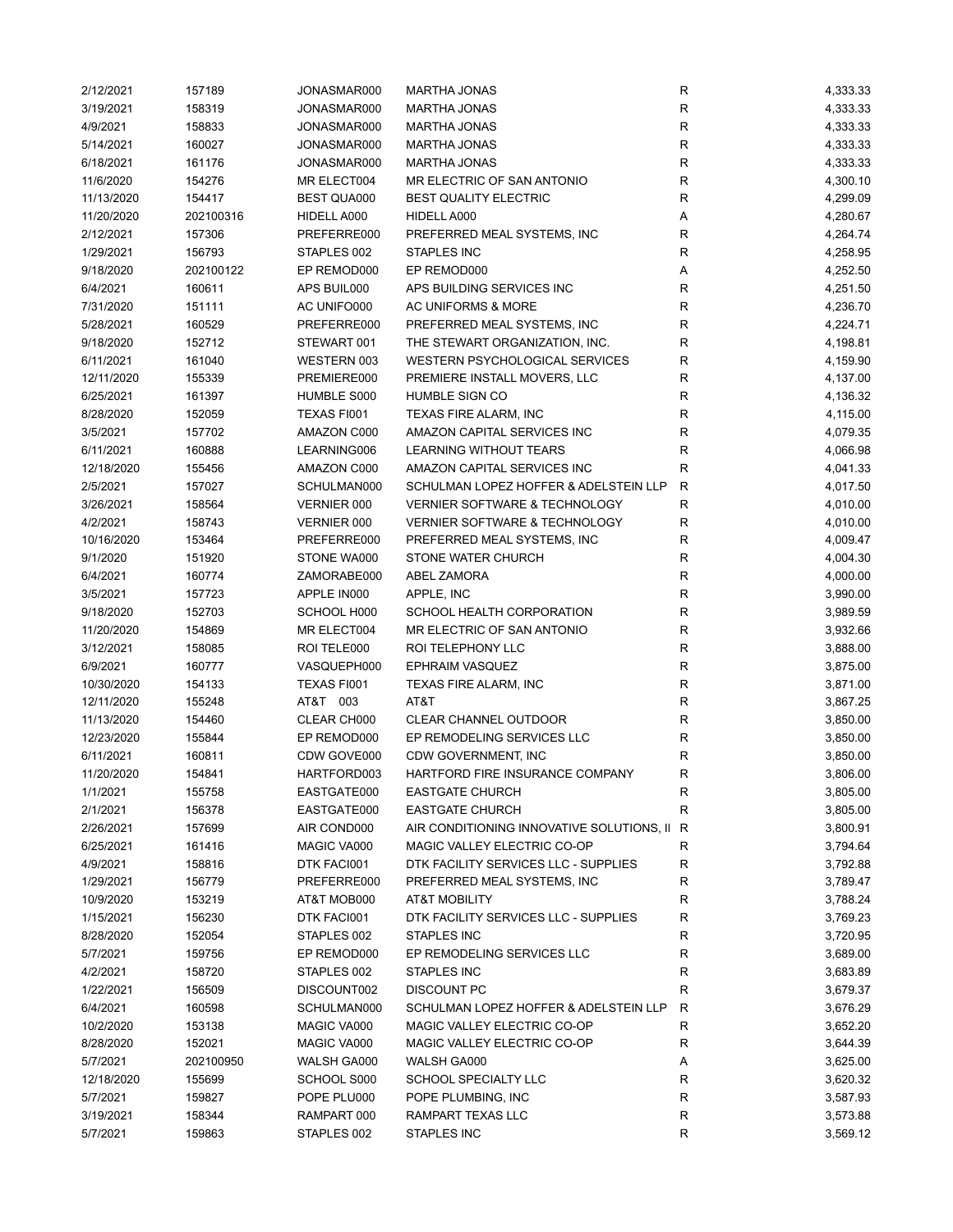| | | | | | |
|---|---|---|---|---|---|
| 2/12/2021 | 157189 | JONASMAR000 | MARTHA JONAS | R | 4,333.33 |
| 3/19/2021 | 158319 | JONASMAR000 | MARTHA JONAS | R | 4,333.33 |
| 4/9/2021 | 158833 | JONASMAR000 | MARTHA JONAS | R | 4,333.33 |
| 5/14/2021 | 160027 | JONASMAR000 | MARTHA JONAS | R | 4,333.33 |
| 6/18/2021 | 161176 | JONASMAR000 | MARTHA JONAS | R | 4,333.33 |
| 11/6/2020 | 154276 | MR ELECT004 | MR ELECTRIC OF SAN ANTONIO | R | 4,300.10 |
| 11/13/2020 | 154417 | BEST QUA000 | BEST QUALITY ELECTRIC | R | 4,299.09 |
| 11/20/2020 | 202100316 | HIDELL A000 | HIDELL A000 | A | 4,280.67 |
| 2/12/2021 | 157306 | PREFERRE000 | PREFERRED MEAL SYSTEMS, INC | R | 4,264.74 |
| 1/29/2021 | 156793 | STAPLES 002 | STAPLES INC | R | 4,258.95 |
| 9/18/2020 | 202100122 | EP REMOD000 | EP REMOD000 | A | 4,252.50 |
| 6/4/2021 | 160611 | APS BUIL000 | APS BUILDING SERVICES INC | R | 4,251.50 |
| 7/31/2020 | 151111 | AC UNIFO000 | AC UNIFORMS & MORE | R | 4,236.70 |
| 5/28/2021 | 160529 | PREFERRE000 | PREFERRED MEAL SYSTEMS, INC | R | 4,224.71 |
| 9/18/2020 | 152712 | STEWART 001 | THE STEWART ORGANIZATION, INC. | R | 4,198.81 |
| 6/11/2021 | 161040 | WESTERN 003 | WESTERN PSYCHOLOGICAL SERVICES | R | 4,159.90 |
| 12/11/2020 | 155339 | PREMIERE000 | PREMIERE INSTALL MOVERS, LLC | R | 4,137.00 |
| 6/25/2021 | 161397 | HUMBLE S000 | HUMBLE SIGN CO | R | 4,136.32 |
| 8/28/2020 | 152059 | TEXAS FI001 | TEXAS FIRE ALARM, INC | R | 4,115.00 |
| 3/5/2021 | 157702 | AMAZON C000 | AMAZON CAPITAL SERVICES INC | R | 4,079.35 |
| 6/11/2021 | 160888 | LEARNING006 | LEARNING WITHOUT TEARS | R | 4,066.98 |
| 12/18/2020 | 155456 | AMAZON C000 | AMAZON CAPITAL SERVICES INC | R | 4,041.33 |
| 2/5/2021 | 157027 | SCHULMAN000 | SCHULMAN LOPEZ HOFFER & ADELSTEIN LLP | R | 4,017.50 |
| 3/26/2021 | 158564 | VERNIER 000 | VERNIER SOFTWARE & TECHNOLOGY | R | 4,010.00 |
| 4/2/2021 | 158743 | VERNIER 000 | VERNIER SOFTWARE & TECHNOLOGY | R | 4,010.00 |
| 10/16/2020 | 153464 | PREFERRE000 | PREFERRED MEAL SYSTEMS, INC | R | 4,009.47 |
| 9/1/2020 | 151920 | STONE WA000 | STONE WATER CHURCH | R | 4,004.30 |
| 6/4/2021 | 160774 | ZAMORABE000 | ABEL ZAMORA | R | 4,000.00 |
| 3/5/2021 | 157723 | APPLE IN000 | APPLE, INC | R | 3,990.00 |
| 9/18/2020 | 152703 | SCHOOL H000 | SCHOOL HEALTH CORPORATION | R | 3,989.59 |
| 11/20/2020 | 154869 | MR ELECT004 | MR ELECTRIC OF SAN ANTONIO | R | 3,932.66 |
| 3/12/2021 | 158085 | ROI TELE000 | ROI TELEPHONY LLC | R | 3,888.00 |
| 6/9/2021 | 160777 | VASQUEPH000 | EPHRAIM VASQUEZ | R | 3,875.00 |
| 10/30/2020 | 154133 | TEXAS FI001 | TEXAS FIRE ALARM, INC | R | 3,871.00 |
| 12/11/2020 | 155248 | AT&T 003 | AT&T | R | 3,867.25 |
| 11/13/2020 | 154460 | CLEAR CH000 | CLEAR CHANNEL OUTDOOR | R | 3,850.00 |
| 12/23/2020 | 155844 | EP REMOD000 | EP REMODELING SERVICES LLC | R | 3,850.00 |
| 6/11/2021 | 160811 | CDW GOVE000 | CDW GOVERNMENT, INC | R | 3,850.00 |
| 11/20/2020 | 154841 | HARTFORD003 | HARTFORD FIRE INSURANCE COMPANY | R | 3,806.00 |
| 1/1/2021 | 155758 | EASTGATE000 | EASTGATE CHURCH | R | 3,805.00 |
| 2/1/2021 | 156378 | EASTGATE000 | EASTGATE CHURCH | R | 3,805.00 |
| 2/26/2021 | 157699 | AIR COND000 | AIR CONDITIONING INNOVATIVE SOLUTIONS, II | R | 3,800.91 |
| 6/25/2021 | 161416 | MAGIC VA000 | MAGIC VALLEY ELECTRIC CO-OP | R | 3,794.64 |
| 4/9/2021 | 158816 | DTK FACI001 | DTK FACILITY SERVICES LLC - SUPPLIES | R | 3,792.88 |
| 1/29/2021 | 156779 | PREFERRE000 | PREFERRED MEAL SYSTEMS, INC | R | 3,789.47 |
| 10/9/2020 | 153219 | AT&T MOB000 | AT&T MOBILITY | R | 3,788.24 |
| 1/15/2021 | 156230 | DTK FACI001 | DTK FACILITY SERVICES LLC - SUPPLIES | R | 3,769.23 |
| 8/28/2020 | 152054 | STAPLES 002 | STAPLES INC | R | 3,720.95 |
| 5/7/2021 | 159756 | EP REMOD000 | EP REMODELING SERVICES LLC | R | 3,689.00 |
| 4/2/2021 | 158720 | STAPLES 002 | STAPLES INC | R | 3,683.89 |
| 1/22/2021 | 156509 | DISCOUNT002 | DISCOUNT PC | R | 3,679.37 |
| 6/4/2021 | 160598 | SCHULMAN000 | SCHULMAN LOPEZ HOFFER & ADELSTEIN LLP | R | 3,676.29 |
| 10/2/2020 | 153138 | MAGIC VA000 | MAGIC VALLEY ELECTRIC CO-OP | R | 3,652.20 |
| 8/28/2020 | 152021 | MAGIC VA000 | MAGIC VALLEY ELECTRIC CO-OP | R | 3,644.39 |
| 5/7/2021 | 202100950 | WALSH GA000 | WALSH GA000 | A | 3,625.00 |
| 12/18/2020 | 155699 | SCHOOL S000 | SCHOOL SPECIALTY LLC | R | 3,620.32 |
| 5/7/2021 | 159827 | POPE PLU000 | POPE PLUMBING, INC | R | 3,587.93 |
| 3/19/2021 | 158344 | RAMPART 000 | RAMPART TEXAS LLC | R | 3,573.88 |
| 5/7/2021 | 159863 | STAPLES 002 | STAPLES INC | R | 3,569.12 |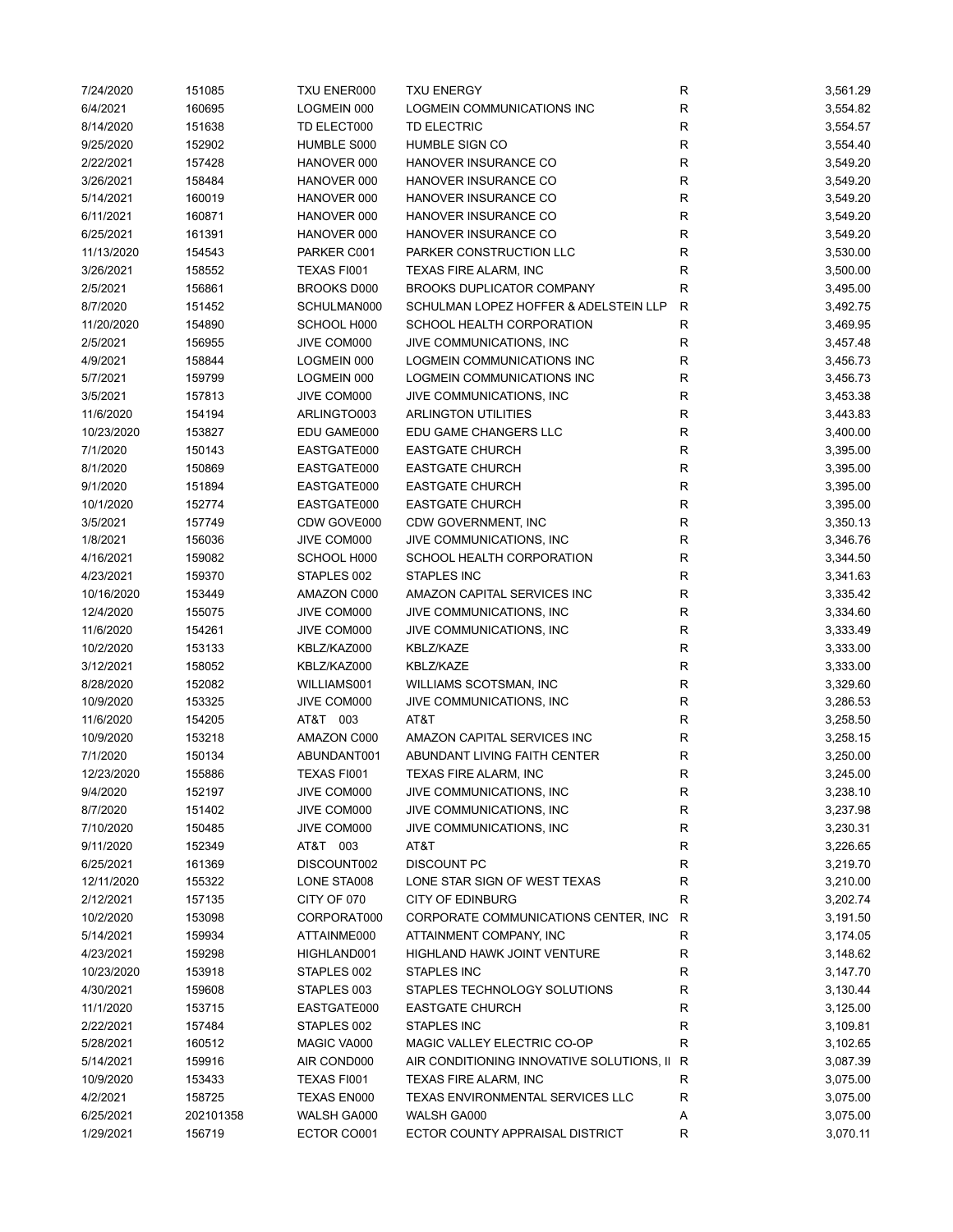| | | | | | |
|---|---|---|---|---|---|
| 7/24/2020 | 151085 | TXU ENER000 | TXU ENERGY | R | 3,561.29 |
| 6/4/2021 | 160695 | LOGMEIN 000 | LOGMEIN COMMUNICATIONS INC | R | 3,554.82 |
| 8/14/2020 | 151638 | TD ELECT000 | TD ELECTRIC | R | 3,554.57 |
| 9/25/2020 | 152902 | HUMBLE S000 | HUMBLE SIGN CO | R | 3,554.40 |
| 2/22/2021 | 157428 | HANOVER 000 | HANOVER INSURANCE CO | R | 3,549.20 |
| 3/26/2021 | 158484 | HANOVER 000 | HANOVER INSURANCE CO | R | 3,549.20 |
| 5/14/2021 | 160019 | HANOVER 000 | HANOVER INSURANCE CO | R | 3,549.20 |
| 6/11/2021 | 160871 | HANOVER 000 | HANOVER INSURANCE CO | R | 3,549.20 |
| 6/25/2021 | 161391 | HANOVER 000 | HANOVER INSURANCE CO | R | 3,549.20 |
| 11/13/2020 | 154543 | PARKER C001 | PARKER CONSTRUCTION LLC | R | 3,530.00 |
| 3/26/2021 | 158552 | TEXAS FI001 | TEXAS FIRE ALARM, INC | R | 3,500.00 |
| 2/5/2021 | 156861 | BROOKS D000 | BROOKS DUPLICATOR COMPANY | R | 3,495.00 |
| 8/7/2020 | 151452 | SCHULMAN000 | SCHULMAN LOPEZ HOFFER & ADELSTEIN LLP | R | 3,492.75 |
| 11/20/2020 | 154890 | SCHOOL H000 | SCHOOL HEALTH CORPORATION | R | 3,469.95 |
| 2/5/2021 | 156955 | JIVE COM000 | JIVE COMMUNICATIONS, INC | R | 3,457.48 |
| 4/9/2021 | 158844 | LOGMEIN 000 | LOGMEIN COMMUNICATIONS INC | R | 3,456.73 |
| 5/7/2021 | 159799 | LOGMEIN 000 | LOGMEIN COMMUNICATIONS INC | R | 3,456.73 |
| 3/5/2021 | 157813 | JIVE COM000 | JIVE COMMUNICATIONS, INC | R | 3,453.38 |
| 11/6/2020 | 154194 | ARLINGTO003 | ARLINGTON UTILITIES | R | 3,443.83 |
| 10/23/2020 | 153827 | EDU GAME000 | EDU GAME CHANGERS LLC | R | 3,400.00 |
| 7/1/2020 | 150143 | EASTGATE000 | EASTGATE CHURCH | R | 3,395.00 |
| 8/1/2020 | 150869 | EASTGATE000 | EASTGATE CHURCH | R | 3,395.00 |
| 9/1/2020 | 151894 | EASTGATE000 | EASTGATE CHURCH | R | 3,395.00 |
| 10/1/2020 | 152774 | EASTGATE000 | EASTGATE CHURCH | R | 3,395.00 |
| 3/5/2021 | 157749 | CDW GOVE000 | CDW GOVERNMENT, INC | R | 3,350.13 |
| 1/8/2021 | 156036 | JIVE COM000 | JIVE COMMUNICATIONS, INC | R | 3,346.76 |
| 4/16/2021 | 159082 | SCHOOL H000 | SCHOOL HEALTH CORPORATION | R | 3,344.50 |
| 4/23/2021 | 159370 | STAPLES 002 | STAPLES INC | R | 3,341.63 |
| 10/16/2020 | 153449 | AMAZON C000 | AMAZON CAPITAL SERVICES INC | R | 3,335.42 |
| 12/4/2020 | 155075 | JIVE COM000 | JIVE COMMUNICATIONS, INC | R | 3,334.60 |
| 11/6/2020 | 154261 | JIVE COM000 | JIVE COMMUNICATIONS, INC | R | 3,333.49 |
| 10/2/2020 | 153133 | KBLZ/KAZ000 | KBLZ/KAZE | R | 3,333.00 |
| 3/12/2021 | 158052 | KBLZ/KAZ000 | KBLZ/KAZE | R | 3,333.00 |
| 8/28/2020 | 152082 | WILLIAMS001 | WILLIAMS SCOTSMAN, INC | R | 3,329.60 |
| 10/9/2020 | 153325 | JIVE COM000 | JIVE COMMUNICATIONS, INC | R | 3,286.53 |
| 11/6/2020 | 154205 | AT&T 003 | AT&T | R | 3,258.50 |
| 10/9/2020 | 153218 | AMAZON C000 | AMAZON CAPITAL SERVICES INC | R | 3,258.15 |
| 7/1/2020 | 150134 | ABUNDANT001 | ABUNDANT LIVING FAITH CENTER | R | 3,250.00 |
| 12/23/2020 | 155886 | TEXAS FI001 | TEXAS FIRE ALARM, INC | R | 3,245.00 |
| 9/4/2020 | 152197 | JIVE COM000 | JIVE COMMUNICATIONS, INC | R | 3,238.10 |
| 8/7/2020 | 151402 | JIVE COM000 | JIVE COMMUNICATIONS, INC | R | 3,237.98 |
| 7/10/2020 | 150485 | JIVE COM000 | JIVE COMMUNICATIONS, INC | R | 3,230.31 |
| 9/11/2020 | 152349 | AT&T 003 | AT&T | R | 3,226.65 |
| 6/25/2021 | 161369 | DISCOUNT002 | DISCOUNT PC | R | 3,219.70 |
| 12/11/2020 | 155322 | LONE STA008 | LONE STAR SIGN OF WEST TEXAS | R | 3,210.00 |
| 2/12/2021 | 157135 | CITY OF 070 | CITY OF EDINBURG | R | 3,202.74 |
| 10/2/2020 | 153098 | CORPORAT000 | CORPORATE COMMUNICATIONS CENTER, INC | R | 3,191.50 |
| 5/14/2021 | 159934 | ATTAINME000 | ATTAINMENT COMPANY, INC | R | 3,174.05 |
| 4/23/2021 | 159298 | HIGHLAND001 | HIGHLAND HAWK JOINT VENTURE | R | 3,148.62 |
| 10/23/2020 | 153918 | STAPLES 002 | STAPLES INC | R | 3,147.70 |
| 4/30/2021 | 159608 | STAPLES 003 | STAPLES TECHNOLOGY SOLUTIONS | R | 3,130.44 |
| 11/1/2020 | 153715 | EASTGATE000 | EASTGATE CHURCH | R | 3,125.00 |
| 2/22/2021 | 157484 | STAPLES 002 | STAPLES INC | R | 3,109.81 |
| 5/28/2021 | 160512 | MAGIC VA000 | MAGIC VALLEY ELECTRIC CO-OP | R | 3,102.65 |
| 5/14/2021 | 159916 | AIR COND000 | AIR CONDITIONING INNOVATIVE SOLUTIONS, II | R | 3,087.39 |
| 10/9/2020 | 153433 | TEXAS FI001 | TEXAS FIRE ALARM, INC | R | 3,075.00 |
| 4/2/2021 | 158725 | TEXAS EN000 | TEXAS ENVIRONMENTAL SERVICES LLC | R | 3,075.00 |
| 6/25/2021 | 202101358 | WALSH GA000 | WALSH GA000 | A | 3,075.00 |
| 1/29/2021 | 156719 | ECTOR CO001 | ECTOR COUNTY APPRAISAL DISTRICT | R | 3,070.11 |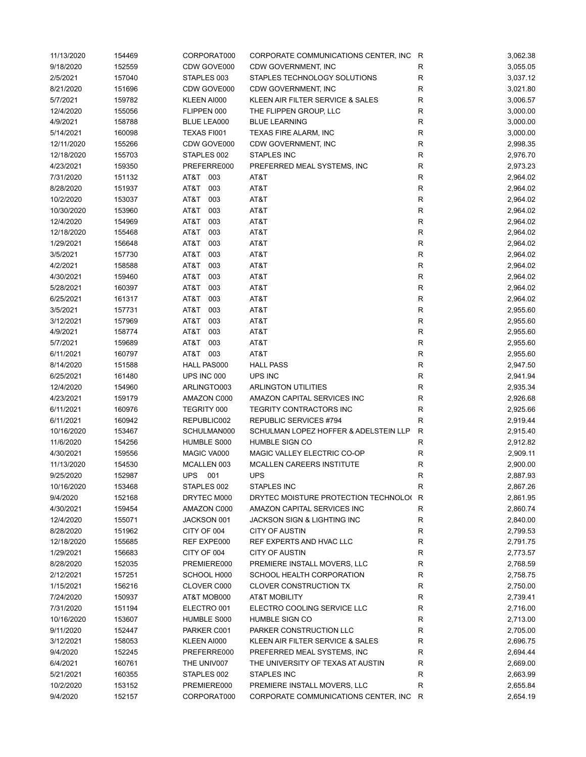| | | | | | |
|---|---|---|---|---|---|
| 11/13/2020 | 154469 | CORPORAT000 | CORPORATE COMMUNICATIONS CENTER, INC | R | 3,062.38 |
| 9/18/2020 | 152559 | CDW GOVE000 | CDW GOVERNMENT, INC | R | 3,055.05 |
| 2/5/2021 | 157040 | STAPLES 003 | STAPLES TECHNOLOGY SOLUTIONS | R | 3,037.12 |
| 8/21/2020 | 151696 | CDW GOVE000 | CDW GOVERNMENT, INC | R | 3,021.80 |
| 5/7/2021 | 159782 | KLEEN AI000 | KLEEN AIR FILTER SERVICE & SALES | R | 3,006.57 |
| 12/4/2020 | 155056 | FLIPPEN 000 | THE FLIPPEN GROUP, LLC | R | 3,000.00 |
| 4/9/2021 | 158788 | BLUE LEA000 | BLUE LEARNING | R | 3,000.00 |
| 5/14/2021 | 160098 | TEXAS FI001 | TEXAS FIRE ALARM, INC | R | 3,000.00 |
| 12/11/2020 | 155266 | CDW GOVE000 | CDW GOVERNMENT, INC | R | 2,998.35 |
| 12/18/2020 | 155703 | STAPLES 002 | STAPLES INC | R | 2,976.70 |
| 4/23/2021 | 159350 | PREFERRE000 | PREFERRED MEAL SYSTEMS, INC | R | 2,973.23 |
| 7/31/2020 | 151132 | AT&T 003 | AT&T | R | 2,964.02 |
| 8/28/2020 | 151937 | AT&T 003 | AT&T | R | 2,964.02 |
| 10/2/2020 | 153037 | AT&T 003 | AT&T | R | 2,964.02 |
| 10/30/2020 | 153960 | AT&T 003 | AT&T | R | 2,964.02 |
| 12/4/2020 | 154969 | AT&T 003 | AT&T | R | 2,964.02 |
| 12/18/2020 | 155468 | AT&T 003 | AT&T | R | 2,964.02 |
| 1/29/2021 | 156648 | AT&T 003 | AT&T | R | 2,964.02 |
| 3/5/2021 | 157730 | AT&T 003 | AT&T | R | 2,964.02 |
| 4/2/2021 | 158588 | AT&T 003 | AT&T | R | 2,964.02 |
| 4/30/2021 | 159460 | AT&T 003 | AT&T | R | 2,964.02 |
| 5/28/2021 | 160397 | AT&T 003 | AT&T | R | 2,964.02 |
| 6/25/2021 | 161317 | AT&T 003 | AT&T | R | 2,964.02 |
| 3/5/2021 | 157731 | AT&T 003 | AT&T | R | 2,955.60 |
| 3/12/2021 | 157969 | AT&T 003 | AT&T | R | 2,955.60 |
| 4/9/2021 | 158774 | AT&T 003 | AT&T | R | 2,955.60 |
| 5/7/2021 | 159689 | AT&T 003 | AT&T | R | 2,955.60 |
| 6/11/2021 | 160797 | AT&T 003 | AT&T | R | 2,955.60 |
| 8/14/2020 | 151588 | HALL PAS000 | HALL PASS | R | 2,947.50 |
| 6/25/2021 | 161480 | UPS INC 000 | UPS INC | R | 2,941.94 |
| 12/4/2020 | 154960 | ARLINGTO003 | ARLINGTON UTILITIES | R | 2,935.34 |
| 4/23/2021 | 159179 | AMAZON C000 | AMAZON CAPITAL SERVICES INC | R | 2,926.68 |
| 6/11/2021 | 160976 | TEGRITY 000 | TEGRITY CONTRACTORS INC | R | 2,925.66 |
| 6/11/2021 | 160942 | REPUBLIC002 | REPUBLIC SERVICES #794 | R | 2,919.44 |
| 10/16/2020 | 153467 | SCHULMAN000 | SCHULMAN LOPEZ HOFFER & ADELSTEIN LLP | R | 2,915.40 |
| 11/6/2020 | 154256 | HUMBLE S000 | HUMBLE SIGN CO | R | 2,912.82 |
| 4/30/2021 | 159556 | MAGIC VA000 | MAGIC VALLEY ELECTRIC CO-OP | R | 2,909.11 |
| 11/13/2020 | 154530 | MCALLEN 003 | MCALLEN CAREERS INSTITUTE | R | 2,900.00 |
| 9/25/2020 | 152987 | UPS 001 | UPS | R | 2,887.93 |
| 10/16/2020 | 153468 | STAPLES 002 | STAPLES INC | R | 2,867.26 |
| 9/4/2020 | 152168 | DRYTEC M000 | DRYTEC MOISTURE PROTECTION TECHNOLO( | R | 2,861.95 |
| 4/30/2021 | 159454 | AMAZON C000 | AMAZON CAPITAL SERVICES INC | R | 2,860.74 |
| 12/4/2020 | 155071 | JACKSON 001 | JACKSON SIGN & LIGHTING INC | R | 2,840.00 |
| 8/28/2020 | 151962 | CITY OF 004 | CITY OF AUSTIN | R | 2,799.53 |
| 12/18/2020 | 155685 | REF EXPE000 | REF EXPERTS AND HVAC LLC | R | 2,791.75 |
| 1/29/2021 | 156683 | CITY OF 004 | CITY OF AUSTIN | R | 2,773.57 |
| 8/28/2020 | 152035 | PREMIERE000 | PREMIERE INSTALL MOVERS, LLC | R | 2,768.59 |
| 2/12/2021 | 157251 | SCHOOL H000 | SCHOOL HEALTH CORPORATION | R | 2,758.75 |
| 1/15/2021 | 156216 | CLOVER C000 | CLOVER CONSTRUCTION TX | R | 2,750.00 |
| 7/24/2020 | 150937 | AT&T MOB000 | AT&T MOBILITY | R | 2,739.41 |
| 7/31/2020 | 151194 | ELECTRO 001 | ELECTRO COOLING SERVICE LLC | R | 2,716.00 |
| 10/16/2020 | 153607 | HUMBLE S000 | HUMBLE SIGN CO | R | 2,713.00 |
| 9/11/2020 | 152447 | PARKER C001 | PARKER CONSTRUCTION LLC | R | 2,705.00 |
| 3/12/2021 | 158053 | KLEEN AI000 | KLEEN AIR FILTER SERVICE & SALES | R | 2,696.75 |
| 9/4/2020 | 152245 | PREFERRE000 | PREFERRED MEAL SYSTEMS, INC | R | 2,694.44 |
| 6/4/2021 | 160761 | THE UNIV007 | THE UNIVERSITY OF TEXAS AT AUSTIN | R | 2,669.00 |
| 5/21/2021 | 160355 | STAPLES 002 | STAPLES INC | R | 2,663.99 |
| 10/2/2020 | 153152 | PREMIERE000 | PREMIERE INSTALL MOVERS, LLC | R | 2,655.84 |
| 9/4/2020 | 152157 | CORPORAT000 | CORPORATE COMMUNICATIONS CENTER, INC | R | 2,654.19 |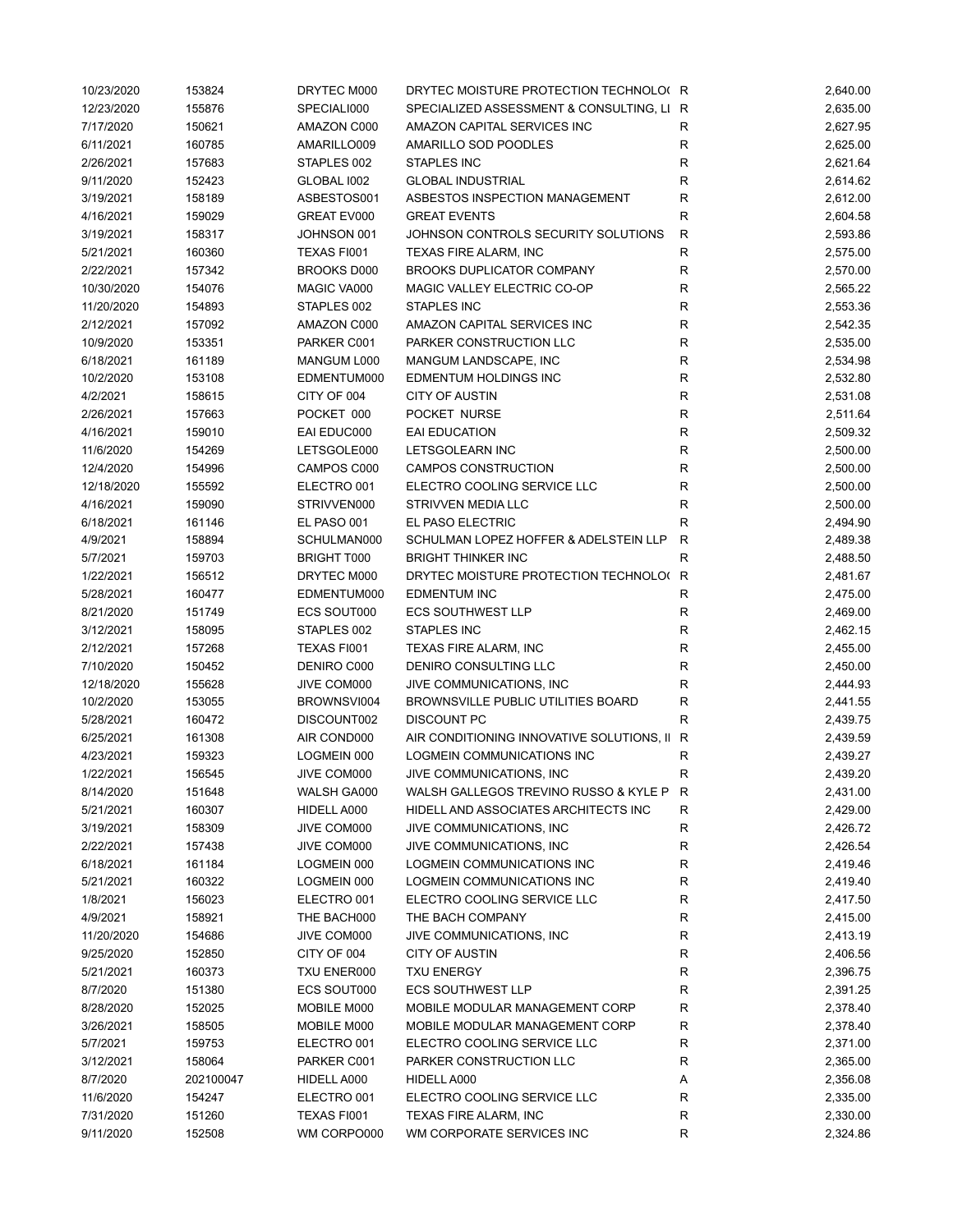| | | | | | |
|---|---|---|---|---|---|
| 10/23/2020 | 153824 | DRYTEC M000 | DRYTEC MOISTURE PROTECTION TECHNOLO( | R | 2,640.00 |
| 12/23/2020 | 155876 | SPECIALI000 | SPECIALIZED ASSESSMENT & CONSULTING, LI | R | 2,635.00 |
| 7/17/2020 | 150621 | AMAZON C000 | AMAZON CAPITAL SERVICES INC | R | 2,627.95 |
| 6/11/2021 | 160785 | AMARILLO009 | AMARILLO SOD POODLES | R | 2,625.00 |
| 2/26/2021 | 157683 | STAPLES 002 | STAPLES INC | R | 2,621.64 |
| 9/11/2020 | 152423 | GLOBAL I002 | GLOBAL INDUSTRIAL | R | 2,614.62 |
| 3/19/2021 | 158189 | ASBESTOS001 | ASBESTOS INSPECTION MANAGEMENT | R | 2,612.00 |
| 4/16/2021 | 159029 | GREAT EV000 | GREAT EVENTS | R | 2,604.58 |
| 3/19/2021 | 158317 | JOHNSON 001 | JOHNSON CONTROLS SECURITY SOLUTIONS | R | 2,593.86 |
| 5/21/2021 | 160360 | TEXAS FI001 | TEXAS FIRE ALARM, INC | R | 2,575.00 |
| 2/22/2021 | 157342 | BROOKS D000 | BROOKS DUPLICATOR COMPANY | R | 2,570.00 |
| 10/30/2020 | 154076 | MAGIC VA000 | MAGIC VALLEY ELECTRIC CO-OP | R | 2,565.22 |
| 11/20/2020 | 154893 | STAPLES 002 | STAPLES INC | R | 2,553.36 |
| 2/12/2021 | 157092 | AMAZON C000 | AMAZON CAPITAL SERVICES INC | R | 2,542.35 |
| 10/9/2020 | 153351 | PARKER C001 | PARKER CONSTRUCTION LLC | R | 2,535.00 |
| 6/18/2021 | 161189 | MANGUM L000 | MANGUM LANDSCAPE, INC | R | 2,534.98 |
| 10/2/2020 | 153108 | EDMENTUM000 | EDMENTUM HOLDINGS INC | R | 2,532.80 |
| 4/2/2021 | 158615 | CITY OF 004 | CITY OF AUSTIN | R | 2,531.08 |
| 2/26/2021 | 157663 | POCKET 000 | POCKET NURSE | R | 2,511.64 |
| 4/16/2021 | 159010 | EAI EDUC000 | EAI EDUCATION | R | 2,509.32 |
| 11/6/2020 | 154269 | LETSGOLE000 | LETSGOLEARN INC | R | 2,500.00 |
| 12/4/2020 | 154996 | CAMPOS C000 | CAMPOS CONSTRUCTION | R | 2,500.00 |
| 12/18/2020 | 155592 | ELECTRO 001 | ELECTRO COOLING SERVICE LLC | R | 2,500.00 |
| 4/16/2021 | 159090 | STRIVVEN000 | STRIVVEN MEDIA LLC | R | 2,500.00 |
| 6/18/2021 | 161146 | EL PASO 001 | EL PASO ELECTRIC | R | 2,494.90 |
| 4/9/2021 | 158894 | SCHULMAN000 | SCHULMAN LOPEZ HOFFER & ADELSTEIN LLP | R | 2,489.38 |
| 5/7/2021 | 159703 | BRIGHT T000 | BRIGHT THINKER INC | R | 2,488.50 |
| 1/22/2021 | 156512 | DRYTEC M000 | DRYTEC MOISTURE PROTECTION TECHNOLO( | R | 2,481.67 |
| 5/28/2021 | 160477 | EDMENTUM000 | EDMENTUM INC | R | 2,475.00 |
| 8/21/2020 | 151749 | ECS SOUT000 | ECS SOUTHWEST LLP | R | 2,469.00 |
| 3/12/2021 | 158095 | STAPLES 002 | STAPLES INC | R | 2,462.15 |
| 2/12/2021 | 157268 | TEXAS FI001 | TEXAS FIRE ALARM, INC | R | 2,455.00 |
| 7/10/2020 | 150452 | DENIRO C000 | DENIRO CONSULTING LLC | R | 2,450.00 |
| 12/18/2020 | 155628 | JIVE COM000 | JIVE COMMUNICATIONS, INC | R | 2,444.93 |
| 10/2/2020 | 153055 | BROWNSVI004 | BROWNSVILLE PUBLIC UTILITIES BOARD | R | 2,441.55 |
| 5/28/2021 | 160472 | DISCOUNT002 | DISCOUNT PC | R | 2,439.75 |
| 6/25/2021 | 161308 | AIR COND000 | AIR CONDITIONING INNOVATIVE SOLUTIONS, II | R | 2,439.59 |
| 4/23/2021 | 159323 | LOGMEIN 000 | LOGMEIN COMMUNICATIONS INC | R | 2,439.27 |
| 1/22/2021 | 156545 | JIVE COM000 | JIVE COMMUNICATIONS, INC | R | 2,439.20 |
| 8/14/2020 | 151648 | WALSH GA000 | WALSH GALLEGOS TREVINO RUSSO & KYLE P | R | 2,431.00 |
| 5/21/2021 | 160307 | HIDELL A000 | HIDELL AND ASSOCIATES ARCHITECTS INC | R | 2,429.00 |
| 3/19/2021 | 158309 | JIVE COM000 | JIVE COMMUNICATIONS, INC | R | 2,426.72 |
| 2/22/2021 | 157438 | JIVE COM000 | JIVE COMMUNICATIONS, INC | R | 2,426.54 |
| 6/18/2021 | 161184 | LOGMEIN 000 | LOGMEIN COMMUNICATIONS INC | R | 2,419.46 |
| 5/21/2021 | 160322 | LOGMEIN 000 | LOGMEIN COMMUNICATIONS INC | R | 2,419.40 |
| 1/8/2021 | 156023 | ELECTRO 001 | ELECTRO COOLING SERVICE LLC | R | 2,417.50 |
| 4/9/2021 | 158921 | THE BACH000 | THE BACH COMPANY | R | 2,415.00 |
| 11/20/2020 | 154686 | JIVE COM000 | JIVE COMMUNICATIONS, INC | R | 2,413.19 |
| 9/25/2020 | 152850 | CITY OF 004 | CITY OF AUSTIN | R | 2,406.56 |
| 5/21/2021 | 160373 | TXU ENER000 | TXU ENERGY | R | 2,396.75 |
| 8/7/2020 | 151380 | ECS SOUT000 | ECS SOUTHWEST LLP | R | 2,391.25 |
| 8/28/2020 | 152025 | MOBILE M000 | MOBILE MODULAR MANAGEMENT CORP | R | 2,378.40 |
| 3/26/2021 | 158505 | MOBILE M000 | MOBILE MODULAR MANAGEMENT CORP | R | 2,378.40 |
| 5/7/2021 | 159753 | ELECTRO 001 | ELECTRO COOLING SERVICE LLC | R | 2,371.00 |
| 3/12/2021 | 158064 | PARKER C001 | PARKER CONSTRUCTION LLC | R | 2,365.00 |
| 8/7/2020 | 202100047 | HIDELL A000 | HIDELL A000 | A | 2,356.08 |
| 11/6/2020 | 154247 | ELECTRO 001 | ELECTRO COOLING SERVICE LLC | R | 2,335.00 |
| 7/31/2020 | 151260 | TEXAS FI001 | TEXAS FIRE ALARM, INC | R | 2,330.00 |
| 9/11/2020 | 152508 | WM CORPO000 | WM CORPORATE SERVICES INC | R | 2,324.86 |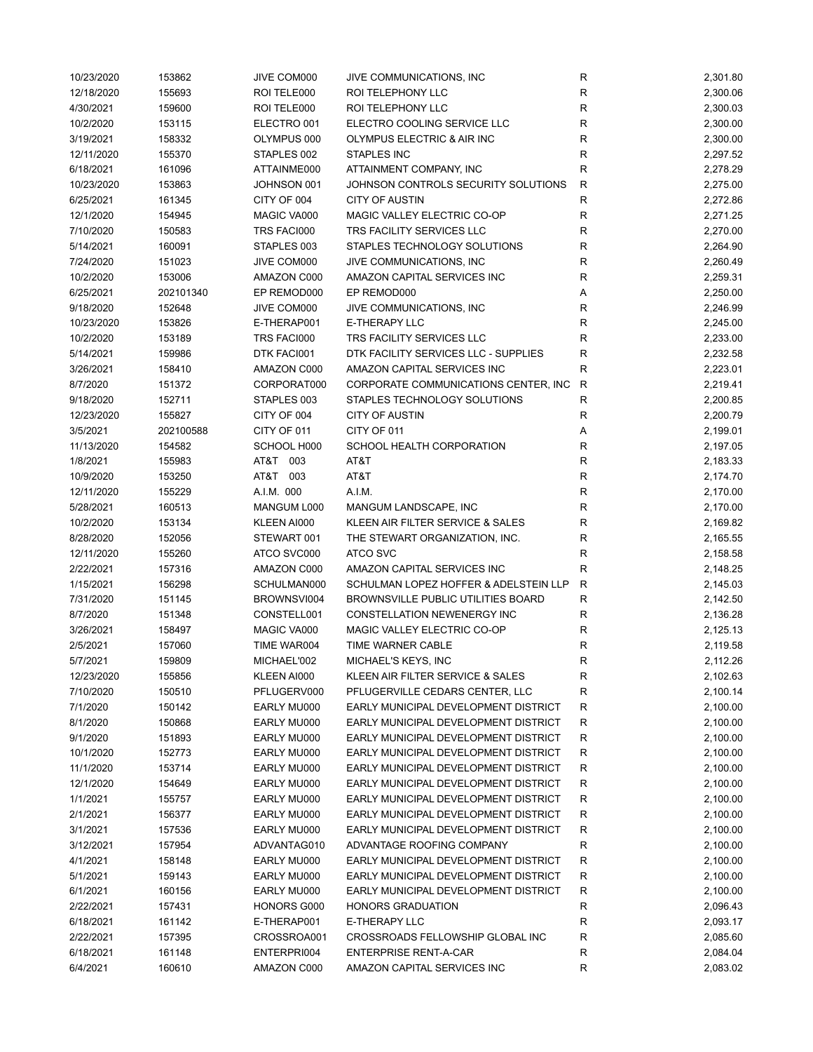| | | | | | |
|---|---|---|---|---|---|
| 10/23/2020 | 153862 | JIVE COM000 | JIVE COMMUNICATIONS, INC | R | 2,301.80 |
| 12/18/2020 | 155693 | ROI TELE000 | ROI TELEPHONY LLC | R | 2,300.06 |
| 4/30/2021 | 159600 | ROI TELE000 | ROI TELEPHONY LLC | R | 2,300.03 |
| 10/2/2020 | 153115 | ELECTRO 001 | ELECTRO COOLING SERVICE LLC | R | 2,300.00 |
| 3/19/2021 | 158332 | OLYMPUS 000 | OLYMPUS ELECTRIC & AIR INC | R | 2,300.00 |
| 12/11/2020 | 155370 | STAPLES 002 | STAPLES INC | R | 2,297.52 |
| 6/18/2021 | 161096 | ATTAINME000 | ATTAINMENT COMPANY, INC | R | 2,278.29 |
| 10/23/2020 | 153863 | JOHNSON 001 | JOHNSON CONTROLS SECURITY SOLUTIONS | R | 2,275.00 |
| 6/25/2021 | 161345 | CITY OF 004 | CITY OF AUSTIN | R | 2,272.86 |
| 12/1/2020 | 154945 | MAGIC VA000 | MAGIC VALLEY ELECTRIC CO-OP | R | 2,271.25 |
| 7/10/2020 | 150583 | TRS FACI000 | TRS FACILITY SERVICES LLC | R | 2,270.00 |
| 5/14/2021 | 160091 | STAPLES 003 | STAPLES TECHNOLOGY SOLUTIONS | R | 2,264.90 |
| 7/24/2020 | 151023 | JIVE COM000 | JIVE COMMUNICATIONS, INC | R | 2,260.49 |
| 10/2/2020 | 153006 | AMAZON C000 | AMAZON CAPITAL SERVICES INC | R | 2,259.31 |
| 6/25/2021 | 202101340 | EP REMOD000 | EP REMOD000 | A | 2,250.00 |
| 9/18/2020 | 152648 | JIVE COM000 | JIVE COMMUNICATIONS, INC | R | 2,246.99 |
| 10/23/2020 | 153826 | E-THERAP001 | E-THERAPY LLC | R | 2,245.00 |
| 10/2/2020 | 153189 | TRS FACI000 | TRS FACILITY SERVICES LLC | R | 2,233.00 |
| 5/14/2021 | 159986 | DTK FACI001 | DTK FACILITY SERVICES LLC - SUPPLIES | R | 2,232.58 |
| 3/26/2021 | 158410 | AMAZON C000 | AMAZON CAPITAL SERVICES INC | R | 2,223.01 |
| 8/7/2020 | 151372 | CORPORAT000 | CORPORATE COMMUNICATIONS CENTER, INC | R | 2,219.41 |
| 9/18/2020 | 152711 | STAPLES 003 | STAPLES TECHNOLOGY SOLUTIONS | R | 2,200.85 |
| 12/23/2020 | 155827 | CITY OF 004 | CITY OF AUSTIN | R | 2,200.79 |
| 3/5/2021 | 202100588 | CITY OF 011 | CITY OF 011 | A | 2,199.01 |
| 11/13/2020 | 154582 | SCHOOL H000 | SCHOOL HEALTH CORPORATION | R | 2,197.05 |
| 1/8/2021 | 155983 | AT&T 003 | AT&T | R | 2,183.33 |
| 10/9/2020 | 153250 | AT&T 003 | AT&T | R | 2,174.70 |
| 12/11/2020 | 155229 | A.I.M. 000 | A.I.M. | R | 2,170.00 |
| 5/28/2021 | 160513 | MANGUM L000 | MANGUM LANDSCAPE, INC | R | 2,170.00 |
| 10/2/2020 | 153134 | KLEEN AI000 | KLEEN AIR FILTER SERVICE & SALES | R | 2,169.82 |
| 8/28/2020 | 152056 | STEWART 001 | THE STEWART ORGANIZATION, INC. | R | 2,165.55 |
| 12/11/2020 | 155260 | ATCO SVC000 | ATCO SVC | R | 2,158.58 |
| 2/22/2021 | 157316 | AMAZON C000 | AMAZON CAPITAL SERVICES INC | R | 2,148.25 |
| 1/15/2021 | 156298 | SCHULMAN000 | SCHULMAN LOPEZ HOFFER & ADELSTEIN LLP | R | 2,145.03 |
| 7/31/2020 | 151145 | BROWNSVI004 | BROWNSVILLE PUBLIC UTILITIES BOARD | R | 2,142.50 |
| 8/7/2020 | 151348 | CONSTELL001 | CONSTELLATION NEWENERGY INC | R | 2,136.28 |
| 3/26/2021 | 158497 | MAGIC VA000 | MAGIC VALLEY ELECTRIC CO-OP | R | 2,125.13 |
| 2/5/2021 | 157060 | TIME WAR004 | TIME WARNER CABLE | R | 2,119.58 |
| 5/7/2021 | 159809 | MICHAEL'002 | MICHAEL'S KEYS, INC | R | 2,112.26 |
| 12/23/2020 | 155856 | KLEEN AI000 | KLEEN AIR FILTER SERVICE & SALES | R | 2,102.63 |
| 7/10/2020 | 150510 | PFLUGERV000 | PFLUGERVILLE CEDARS CENTER, LLC | R | 2,100.14 |
| 7/1/2020 | 150142 | EARLY MU000 | EARLY MUNICIPAL DEVELOPMENT DISTRICT | R | 2,100.00 |
| 8/1/2020 | 150868 | EARLY MU000 | EARLY MUNICIPAL DEVELOPMENT DISTRICT | R | 2,100.00 |
| 9/1/2020 | 151893 | EARLY MU000 | EARLY MUNICIPAL DEVELOPMENT DISTRICT | R | 2,100.00 |
| 10/1/2020 | 152773 | EARLY MU000 | EARLY MUNICIPAL DEVELOPMENT DISTRICT | R | 2,100.00 |
| 11/1/2020 | 153714 | EARLY MU000 | EARLY MUNICIPAL DEVELOPMENT DISTRICT | R | 2,100.00 |
| 12/1/2020 | 154649 | EARLY MU000 | EARLY MUNICIPAL DEVELOPMENT DISTRICT | R | 2,100.00 |
| 1/1/2021 | 155757 | EARLY MU000 | EARLY MUNICIPAL DEVELOPMENT DISTRICT | R | 2,100.00 |
| 2/1/2021 | 156377 | EARLY MU000 | EARLY MUNICIPAL DEVELOPMENT DISTRICT | R | 2,100.00 |
| 3/1/2021 | 157536 | EARLY MU000 | EARLY MUNICIPAL DEVELOPMENT DISTRICT | R | 2,100.00 |
| 3/12/2021 | 157954 | ADVANTAG010 | ADVANTAGE ROOFING COMPANY | R | 2,100.00 |
| 4/1/2021 | 158148 | EARLY MU000 | EARLY MUNICIPAL DEVELOPMENT DISTRICT | R | 2,100.00 |
| 5/1/2021 | 159143 | EARLY MU000 | EARLY MUNICIPAL DEVELOPMENT DISTRICT | R | 2,100.00 |
| 6/1/2021 | 160156 | EARLY MU000 | EARLY MUNICIPAL DEVELOPMENT DISTRICT | R | 2,100.00 |
| 2/22/2021 | 157431 | HONORS G000 | HONORS GRADUATION | R | 2,096.43 |
| 6/18/2021 | 161142 | E-THERAP001 | E-THERAPY LLC | R | 2,093.17 |
| 2/22/2021 | 157395 | CROSSROA001 | CROSSROADS FELLOWSHIP GLOBAL INC | R | 2,085.60 |
| 6/18/2021 | 161148 | ENTERPRI004 | ENTERPRISE RENT-A-CAR | R | 2,084.04 |
| 6/4/2021 | 160610 | AMAZON C000 | AMAZON CAPITAL SERVICES INC | R | 2,083.02 |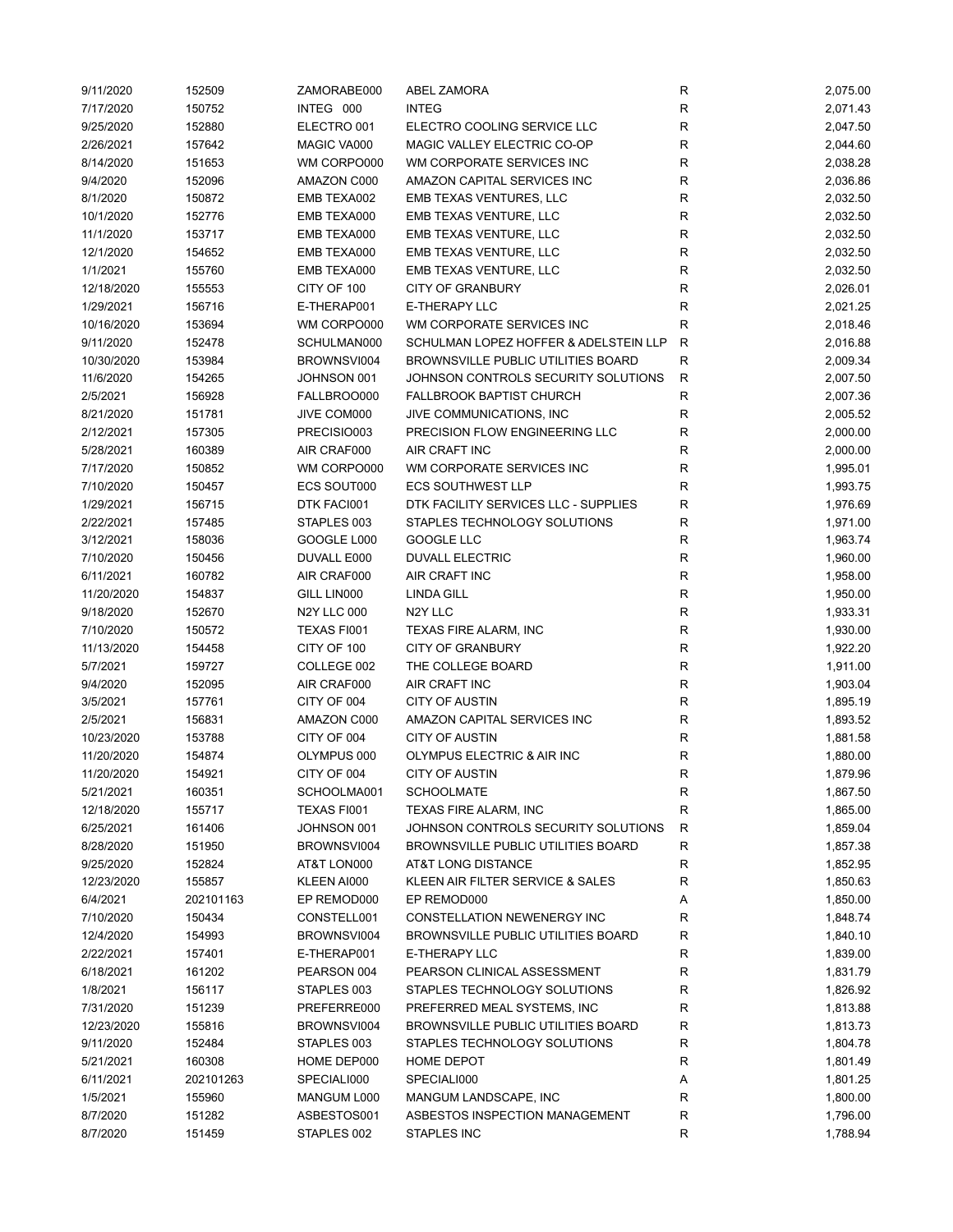| | | | | | |
|---|---|---|---|---|---|
| 9/11/2020 | 152509 | ZAMORABE000 | ABEL ZAMORA | R | 2,075.00 |
| 7/17/2020 | 150752 | INTEG 000 | INTEG | R | 2,071.43 |
| 9/25/2020 | 152880 | ELECTRO 001 | ELECTRO COOLING SERVICE LLC | R | 2,047.50 |
| 2/26/2021 | 157642 | MAGIC VA000 | MAGIC VALLEY ELECTRIC CO-OP | R | 2,044.60 |
| 8/14/2020 | 151653 | WM CORPO000 | WM CORPORATE SERVICES INC | R | 2,038.28 |
| 9/4/2020 | 152096 | AMAZON C000 | AMAZON CAPITAL SERVICES INC | R | 2,036.86 |
| 8/1/2020 | 150872 | EMB TEXA002 | EMB TEXAS VENTURES, LLC | R | 2,032.50 |
| 10/1/2020 | 152776 | EMB TEXA000 | EMB TEXAS VENTURE, LLC | R | 2,032.50 |
| 11/1/2020 | 153717 | EMB TEXA000 | EMB TEXAS VENTURE, LLC | R | 2,032.50 |
| 12/1/2020 | 154652 | EMB TEXA000 | EMB TEXAS VENTURE, LLC | R | 2,032.50 |
| 1/1/2021 | 155760 | EMB TEXA000 | EMB TEXAS VENTURE, LLC | R | 2,032.50 |
| 12/18/2020 | 155553 | CITY OF 100 | CITY OF GRANBURY | R | 2,026.01 |
| 1/29/2021 | 156716 | E-THERAP001 | E-THERAPY LLC | R | 2,021.25 |
| 10/16/2020 | 153694 | WM CORPO000 | WM CORPORATE SERVICES INC | R | 2,018.46 |
| 9/11/2020 | 152478 | SCHULMAN000 | SCHULMAN LOPEZ HOFFER & ADELSTEIN LLP | R | 2,016.88 |
| 10/30/2020 | 153984 | BROWNSVI004 | BROWNSVILLE PUBLIC UTILITIES BOARD | R | 2,009.34 |
| 11/6/2020 | 154265 | JOHNSON 001 | JOHNSON CONTROLS SECURITY SOLUTIONS | R | 2,007.50 |
| 2/5/2021 | 156928 | FALLBROO000 | FALLBROOK BAPTIST CHURCH | R | 2,007.36 |
| 8/21/2020 | 151781 | JIVE COM000 | JIVE COMMUNICATIONS, INC | R | 2,005.52 |
| 2/12/2021 | 157305 | PRECISIO003 | PRECISION FLOW ENGINEERING LLC | R | 2,000.00 |
| 5/28/2021 | 160389 | AIR CRAF000 | AIR CRAFT INC | R | 2,000.00 |
| 7/17/2020 | 150852 | WM CORPO000 | WM CORPORATE SERVICES INC | R | 1,995.01 |
| 7/10/2020 | 150457 | ECS SOUT000 | ECS SOUTHWEST LLP | R | 1,993.75 |
| 1/29/2021 | 156715 | DTK FACI001 | DTK FACILITY SERVICES LLC - SUPPLIES | R | 1,976.69 |
| 2/22/2021 | 157485 | STAPLES 003 | STAPLES TECHNOLOGY SOLUTIONS | R | 1,971.00 |
| 3/12/2021 | 158036 | GOOGLE L000 | GOOGLE LLC | R | 1,963.74 |
| 7/10/2020 | 150456 | DUVALL E000 | DUVALL ELECTRIC | R | 1,960.00 |
| 6/11/2021 | 160782 | AIR CRAF000 | AIR CRAFT INC | R | 1,958.00 |
| 11/20/2020 | 154837 | GILL LIN000 | LINDA GILL | R | 1,950.00 |
| 9/18/2020 | 152670 | N2Y LLC 000 | N2Y LLC | R | 1,933.31 |
| 7/10/2020 | 150572 | TEXAS FI001 | TEXAS FIRE ALARM, INC | R | 1,930.00 |
| 11/13/2020 | 154458 | CITY OF 100 | CITY OF GRANBURY | R | 1,922.20 |
| 5/7/2021 | 159727 | COLLEGE 002 | THE COLLEGE BOARD | R | 1,911.00 |
| 9/4/2020 | 152095 | AIR CRAF000 | AIR CRAFT INC | R | 1,903.04 |
| 3/5/2021 | 157761 | CITY OF 004 | CITY OF AUSTIN | R | 1,895.19 |
| 2/5/2021 | 156831 | AMAZON C000 | AMAZON CAPITAL SERVICES INC | R | 1,893.52 |
| 10/23/2020 | 153788 | CITY OF 004 | CITY OF AUSTIN | R | 1,881.58 |
| 11/20/2020 | 154874 | OLYMPUS 000 | OLYMPUS ELECTRIC & AIR INC | R | 1,880.00 |
| 11/20/2020 | 154921 | CITY OF 004 | CITY OF AUSTIN | R | 1,879.96 |
| 5/21/2021 | 160351 | SCHOOLMA001 | SCHOOLMATE | R | 1,867.50 |
| 12/18/2020 | 155717 | TEXAS FI001 | TEXAS FIRE ALARM, INC | R | 1,865.00 |
| 6/25/2021 | 161406 | JOHNSON 001 | JOHNSON CONTROLS SECURITY SOLUTIONS | R | 1,859.04 |
| 8/28/2020 | 151950 | BROWNSVI004 | BROWNSVILLE PUBLIC UTILITIES BOARD | R | 1,857.38 |
| 9/25/2020 | 152824 | AT&T LON000 | AT&T LONG DISTANCE | R | 1,852.95 |
| 12/23/2020 | 155857 | KLEEN AI000 | KLEEN AIR FILTER SERVICE & SALES | R | 1,850.63 |
| 6/4/2021 | 202101163 | EP REMOD000 | EP REMOD000 | A | 1,850.00 |
| 7/10/2020 | 150434 | CONSTELL001 | CONSTELLATION NEWENERGY INC | R | 1,848.74 |
| 12/4/2020 | 154993 | BROWNSVI004 | BROWNSVILLE PUBLIC UTILITIES BOARD | R | 1,840.10 |
| 2/22/2021 | 157401 | E-THERAP001 | E-THERAPY LLC | R | 1,839.00 |
| 6/18/2021 | 161202 | PEARSON 004 | PEARSON CLINICAL ASSESSMENT | R | 1,831.79 |
| 1/8/2021 | 156117 | STAPLES 003 | STAPLES TECHNOLOGY SOLUTIONS | R | 1,826.92 |
| 7/31/2020 | 151239 | PREFERRE000 | PREFERRED MEAL SYSTEMS, INC | R | 1,813.88 |
| 12/23/2020 | 155816 | BROWNSVI004 | BROWNSVILLE PUBLIC UTILITIES BOARD | R | 1,813.73 |
| 9/11/2020 | 152484 | STAPLES 003 | STAPLES TECHNOLOGY SOLUTIONS | R | 1,804.78 |
| 5/21/2021 | 160308 | HOME DEP000 | HOME DEPOT | R | 1,801.49 |
| 6/11/2021 | 202101263 | SPECIALI000 | SPECIALI000 | A | 1,801.25 |
| 1/5/2021 | 155960 | MANGUM L000 | MANGUM LANDSCAPE, INC | R | 1,800.00 |
| 8/7/2020 | 151282 | ASBESTOS001 | ASBESTOS INSPECTION MANAGEMENT | R | 1,796.00 |
| 8/7/2020 | 151459 | STAPLES 002 | STAPLES INC | R | 1,788.94 |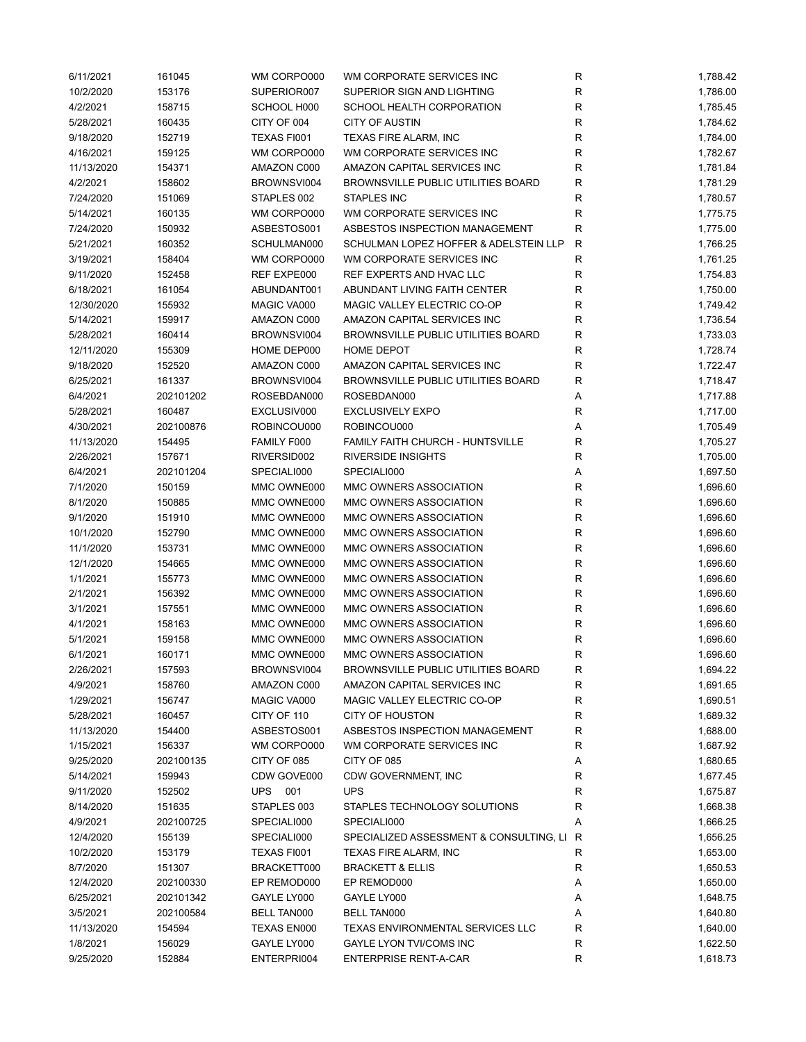| | | | | | |
|---|---|---|---|---|---|
| 6/11/2021 | 161045 | WM CORPO000 | WM CORPORATE SERVICES INC | R | 1,788.42 |
| 10/2/2020 | 153176 | SUPERIOR007 | SUPERIOR SIGN AND LIGHTING | R | 1,786.00 |
| 4/2/2021 | 158715 | SCHOOL H000 | SCHOOL HEALTH CORPORATION | R | 1,785.45 |
| 5/28/2021 | 160435 | CITY OF 004 | CITY OF AUSTIN | R | 1,784.62 |
| 9/18/2020 | 152719 | TEXAS FI001 | TEXAS FIRE ALARM, INC | R | 1,784.00 |
| 4/16/2021 | 159125 | WM CORPO000 | WM CORPORATE SERVICES INC | R | 1,782.67 |
| 11/13/2020 | 154371 | AMAZON C000 | AMAZON CAPITAL SERVICES INC | R | 1,781.84 |
| 4/2/2021 | 158602 | BROWNSVI004 | BROWNSVILLE PUBLIC UTILITIES BOARD | R | 1,781.29 |
| 7/24/2020 | 151069 | STAPLES 002 | STAPLES INC | R | 1,780.57 |
| 5/14/2021 | 160135 | WM CORPO000 | WM CORPORATE SERVICES INC | R | 1,775.75 |
| 7/24/2020 | 150932 | ASBESTOS001 | ASBESTOS INSPECTION MANAGEMENT | R | 1,775.00 |
| 5/21/2021 | 160352 | SCHULMAN000 | SCHULMAN LOPEZ HOFFER & ADELSTEIN LLP | R | 1,766.25 |
| 3/19/2021 | 158404 | WM CORPO000 | WM CORPORATE SERVICES INC | R | 1,761.25 |
| 9/11/2020 | 152458 | REF EXPE000 | REF EXPERTS AND HVAC LLC | R | 1,754.83 |
| 6/18/2021 | 161054 | ABUNDANT001 | ABUNDANT LIVING FAITH CENTER | R | 1,750.00 |
| 12/30/2020 | 155932 | MAGIC VA000 | MAGIC VALLEY ELECTRIC CO-OP | R | 1,749.42 |
| 5/14/2021 | 159917 | AMAZON C000 | AMAZON CAPITAL SERVICES INC | R | 1,736.54 |
| 5/28/2021 | 160414 | BROWNSVI004 | BROWNSVILLE PUBLIC UTILITIES BOARD | R | 1,733.03 |
| 12/11/2020 | 155309 | HOME DEP000 | HOME DEPOT | R | 1,728.74 |
| 9/18/2020 | 152520 | AMAZON C000 | AMAZON CAPITAL SERVICES INC | R | 1,722.47 |
| 6/25/2021 | 161337 | BROWNSVI004 | BROWNSVILLE PUBLIC UTILITIES BOARD | R | 1,718.47 |
| 6/4/2021 | 202101202 | ROSEBDAN000 | ROSEBDAN000 | A | 1,717.88 |
| 5/28/2021 | 160487 | EXCLUSIV000 | EXCLUSIVELY EXPO | R | 1,717.00 |
| 4/30/2021 | 202100876 | ROBINCOU000 | ROBINCOU000 | A | 1,705.49 |
| 11/13/2020 | 154495 | FAMILY F000 | FAMILY FAITH CHURCH - HUNTSVILLE | R | 1,705.27 |
| 2/26/2021 | 157671 | RIVERSID002 | RIVERSIDE INSIGHTS | R | 1,705.00 |
| 6/4/2021 | 202101204 | SPECIALI000 | SPECIALI000 | A | 1,697.50 |
| 7/1/2020 | 150159 | MMC OWNE000 | MMC OWNERS ASSOCIATION | R | 1,696.60 |
| 8/1/2020 | 150885 | MMC OWNE000 | MMC OWNERS ASSOCIATION | R | 1,696.60 |
| 9/1/2020 | 151910 | MMC OWNE000 | MMC OWNERS ASSOCIATION | R | 1,696.60 |
| 10/1/2020 | 152790 | MMC OWNE000 | MMC OWNERS ASSOCIATION | R | 1,696.60 |
| 11/1/2020 | 153731 | MMC OWNE000 | MMC OWNERS ASSOCIATION | R | 1,696.60 |
| 12/1/2020 | 154665 | MMC OWNE000 | MMC OWNERS ASSOCIATION | R | 1,696.60 |
| 1/1/2021 | 155773 | MMC OWNE000 | MMC OWNERS ASSOCIATION | R | 1,696.60 |
| 2/1/2021 | 156392 | MMC OWNE000 | MMC OWNERS ASSOCIATION | R | 1,696.60 |
| 3/1/2021 | 157551 | MMC OWNE000 | MMC OWNERS ASSOCIATION | R | 1,696.60 |
| 4/1/2021 | 158163 | MMC OWNE000 | MMC OWNERS ASSOCIATION | R | 1,696.60 |
| 5/1/2021 | 159158 | MMC OWNE000 | MMC OWNERS ASSOCIATION | R | 1,696.60 |
| 6/1/2021 | 160171 | MMC OWNE000 | MMC OWNERS ASSOCIATION | R | 1,696.60 |
| 2/26/2021 | 157593 | BROWNSVI004 | BROWNSVILLE PUBLIC UTILITIES BOARD | R | 1,694.22 |
| 4/9/2021 | 158760 | AMAZON C000 | AMAZON CAPITAL SERVICES INC | R | 1,691.65 |
| 1/29/2021 | 156747 | MAGIC VA000 | MAGIC VALLEY ELECTRIC CO-OP | R | 1,690.51 |
| 5/28/2021 | 160457 | CITY OF 110 | CITY OF HOUSTON | R | 1,689.32 |
| 11/13/2020 | 154400 | ASBESTOS001 | ASBESTOS INSPECTION MANAGEMENT | R | 1,688.00 |
| 1/15/2021 | 156337 | WM CORPO000 | WM CORPORATE SERVICES INC | R | 1,687.92 |
| 9/25/2020 | 202100135 | CITY OF 085 | CITY OF 085 | A | 1,680.65 |
| 5/14/2021 | 159943 | CDW GOVE000 | CDW GOVERNMENT, INC | R | 1,677.45 |
| 9/11/2020 | 152502 | UPS 001 | UPS | R | 1,675.87 |
| 8/14/2020 | 151635 | STAPLES 003 | STAPLES TECHNOLOGY SOLUTIONS | R | 1,668.38 |
| 4/9/2021 | 202100725 | SPECIALI000 | SPECIALI000 | A | 1,666.25 |
| 12/4/2020 | 155139 | SPECIALI000 | SPECIALIZED ASSESSMENT & CONSULTING, LI | R | 1,656.25 |
| 10/2/2020 | 153179 | TEXAS FI001 | TEXAS FIRE ALARM, INC | R | 1,653.00 |
| 8/7/2020 | 151307 | BRACKETT000 | BRACKETT & ELLIS | R | 1,650.53 |
| 12/4/2020 | 202100330 | EP REMOD000 | EP REMOD000 | A | 1,650.00 |
| 6/25/2021 | 202101342 | GAYLE LY000 | GAYLE LY000 | A | 1,648.75 |
| 3/5/2021 | 202100584 | BELL TAN000 | BELL TAN000 | A | 1,640.80 |
| 11/13/2020 | 154594 | TEXAS EN000 | TEXAS ENVIRONMENTAL SERVICES LLC | R | 1,640.00 |
| 1/8/2021 | 156029 | GAYLE LY000 | GAYLE LYON TVI/COMS INC | R | 1,622.50 |
| 9/25/2020 | 152884 | ENTERPRI004 | ENTERPRISE RENT-A-CAR | R | 1,618.73 |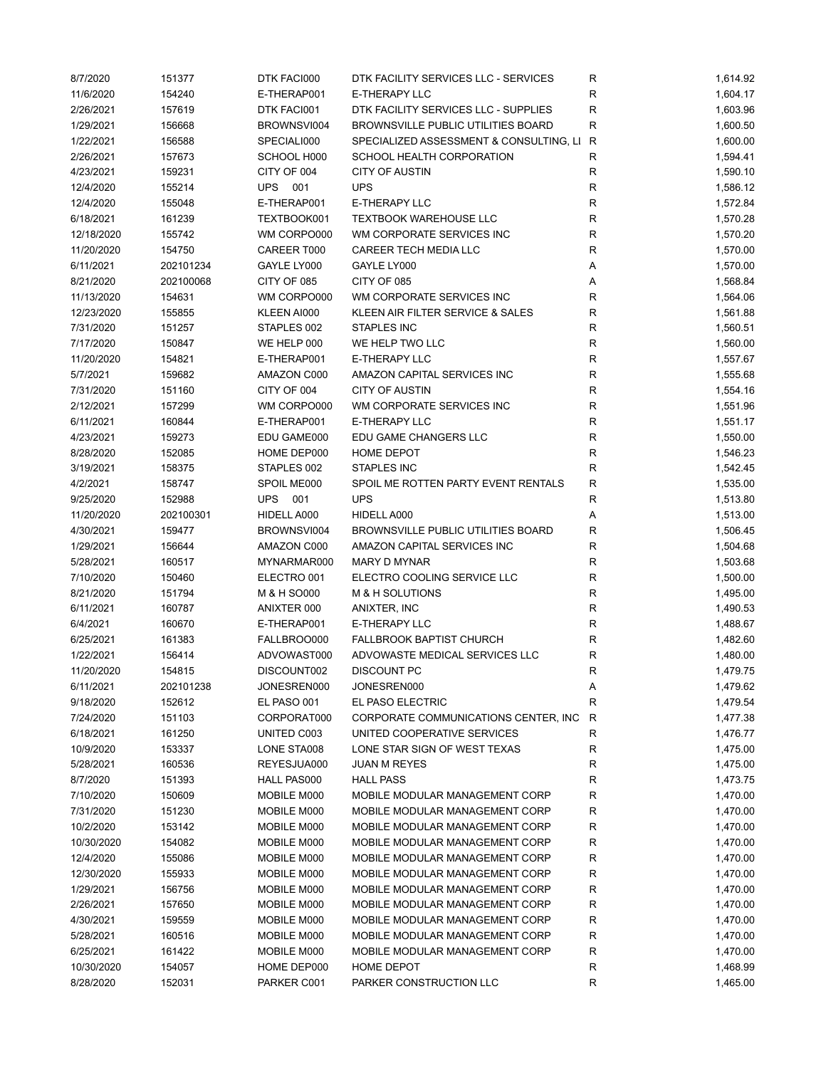| | | | | | |
|---|---|---|---|---|---|
| 8/7/2020 | 151377 | DTK FACI000 | DTK FACILITY SERVICES LLC - SERVICES | R | 1,614.92 |
| 11/6/2020 | 154240 | E-THERAP001 | E-THERAPY LLC | R | 1,604.17 |
| 2/26/2021 | 157619 | DTK FACI001 | DTK FACILITY SERVICES LLC - SUPPLIES | R | 1,603.96 |
| 1/29/2021 | 156668 | BROWNSVI004 | BROWNSVILLE PUBLIC UTILITIES BOARD | R | 1,600.50 |
| 1/22/2021 | 156588 | SPECIALI000 | SPECIALIZED ASSESSMENT & CONSULTING, LI | R | 1,600.00 |
| 2/26/2021 | 157673 | SCHOOL H000 | SCHOOL HEALTH CORPORATION | R | 1,594.41 |
| 4/23/2021 | 159231 | CITY OF 004 | CITY OF AUSTIN | R | 1,590.10 |
| 12/4/2020 | 155214 | UPS 001 | UPS | R | 1,586.12 |
| 12/4/2020 | 155048 | E-THERAP001 | E-THERAPY LLC | R | 1,572.84 |
| 6/18/2021 | 161239 | TEXTBOOK001 | TEXTBOOK WAREHOUSE LLC | R | 1,570.28 |
| 12/18/2020 | 155742 | WM CORPO000 | WM CORPORATE SERVICES INC | R | 1,570.20 |
| 11/20/2020 | 154750 | CAREER T000 | CAREER TECH MEDIA LLC | R | 1,570.00 |
| 6/11/2021 | 202101234 | GAYLE LY000 | GAYLE LY000 | A | 1,570.00 |
| 8/21/2020 | 202100068 | CITY OF 085 | CITY OF 085 | A | 1,568.84 |
| 11/13/2020 | 154631 | WM CORPO000 | WM CORPORATE SERVICES INC | R | 1,564.06 |
| 12/23/2020 | 155855 | KLEEN AI000 | KLEEN AIR FILTER SERVICE & SALES | R | 1,561.88 |
| 7/31/2020 | 151257 | STAPLES 002 | STAPLES INC | R | 1,560.51 |
| 7/17/2020 | 150847 | WE HELP 000 | WE HELP TWO LLC | R | 1,560.00 |
| 11/20/2020 | 154821 | E-THERAP001 | E-THERAPY LLC | R | 1,557.67 |
| 5/7/2021 | 159682 | AMAZON C000 | AMAZON CAPITAL SERVICES INC | R | 1,555.68 |
| 7/31/2020 | 151160 | CITY OF 004 | CITY OF AUSTIN | R | 1,554.16 |
| 2/12/2021 | 157299 | WM CORPO000 | WM CORPORATE SERVICES INC | R | 1,551.96 |
| 6/11/2021 | 160844 | E-THERAP001 | E-THERAPY LLC | R | 1,551.17 |
| 4/23/2021 | 159273 | EDU GAME000 | EDU GAME CHANGERS LLC | R | 1,550.00 |
| 8/28/2020 | 152085 | HOME DEP000 | HOME DEPOT | R | 1,546.23 |
| 3/19/2021 | 158375 | STAPLES 002 | STAPLES INC | R | 1,542.45 |
| 4/2/2021 | 158747 | SPOIL ME000 | SPOIL ME ROTTEN PARTY EVENT RENTALS | R | 1,535.00 |
| 9/25/2020 | 152988 | UPS 001 | UPS | R | 1,513.80 |
| 11/20/2020 | 202100301 | HIDELL A000 | HIDELL A000 | A | 1,513.00 |
| 4/30/2021 | 159477 | BROWNSVI004 | BROWNSVILLE PUBLIC UTILITIES BOARD | R | 1,506.45 |
| 1/29/2021 | 156644 | AMAZON C000 | AMAZON CAPITAL SERVICES INC | R | 1,504.68 |
| 5/28/2021 | 160517 | MYNARMAR000 | MARY D MYNAR | R | 1,503.68 |
| 7/10/2020 | 150460 | ELECTRO 001 | ELECTRO COOLING SERVICE LLC | R | 1,500.00 |
| 8/21/2020 | 151794 | M & H SO000 | M & H SOLUTIONS | R | 1,495.00 |
| 6/11/2021 | 160787 | ANIXTER 000 | ANIXTER, INC | R | 1,490.53 |
| 6/4/2021 | 160670 | E-THERAP001 | E-THERAPY LLC | R | 1,488.67 |
| 6/25/2021 | 161383 | FALLBROO000 | FALLBROOK BAPTIST CHURCH | R | 1,482.60 |
| 1/22/2021 | 156414 | ADVOWAST000 | ADVOWASTE MEDICAL SERVICES LLC | R | 1,480.00 |
| 11/20/2020 | 154815 | DISCOUNT002 | DISCOUNT PC | R | 1,479.75 |
| 6/11/2021 | 202101238 | JONESREN000 | JONESREN000 | A | 1,479.62 |
| 9/18/2020 | 152612 | EL PASO 001 | EL PASO ELECTRIC | R | 1,479.54 |
| 7/24/2020 | 151103 | CORPORAT000 | CORPORATE COMMUNICATIONS CENTER, INC | R | 1,477.38 |
| 6/18/2021 | 161250 | UNITED C003 | UNITED COOPERATIVE SERVICES | R | 1,476.77 |
| 10/9/2020 | 153337 | LONE STA008 | LONE STAR SIGN OF WEST TEXAS | R | 1,475.00 |
| 5/28/2021 | 160536 | REYESJUA000 | JUAN M REYES | R | 1,475.00 |
| 8/7/2020 | 151393 | HALL PAS000 | HALL PASS | R | 1,473.75 |
| 7/10/2020 | 150609 | MOBILE M000 | MOBILE MODULAR MANAGEMENT CORP | R | 1,470.00 |
| 7/31/2020 | 151230 | MOBILE M000 | MOBILE MODULAR MANAGEMENT CORP | R | 1,470.00 |
| 10/2/2020 | 153142 | MOBILE M000 | MOBILE MODULAR MANAGEMENT CORP | R | 1,470.00 |
| 10/30/2020 | 154082 | MOBILE M000 | MOBILE MODULAR MANAGEMENT CORP | R | 1,470.00 |
| 12/4/2020 | 155086 | MOBILE M000 | MOBILE MODULAR MANAGEMENT CORP | R | 1,470.00 |
| 12/30/2020 | 155933 | MOBILE M000 | MOBILE MODULAR MANAGEMENT CORP | R | 1,470.00 |
| 1/29/2021 | 156756 | MOBILE M000 | MOBILE MODULAR MANAGEMENT CORP | R | 1,470.00 |
| 2/26/2021 | 157650 | MOBILE M000 | MOBILE MODULAR MANAGEMENT CORP | R | 1,470.00 |
| 4/30/2021 | 159559 | MOBILE M000 | MOBILE MODULAR MANAGEMENT CORP | R | 1,470.00 |
| 5/28/2021 | 160516 | MOBILE M000 | MOBILE MODULAR MANAGEMENT CORP | R | 1,470.00 |
| 6/25/2021 | 161422 | MOBILE M000 | MOBILE MODULAR MANAGEMENT CORP | R | 1,470.00 |
| 10/30/2020 | 154057 | HOME DEP000 | HOME DEPOT | R | 1,468.99 |
| 8/28/2020 | 152031 | PARKER C001 | PARKER CONSTRUCTION LLC | R | 1,465.00 |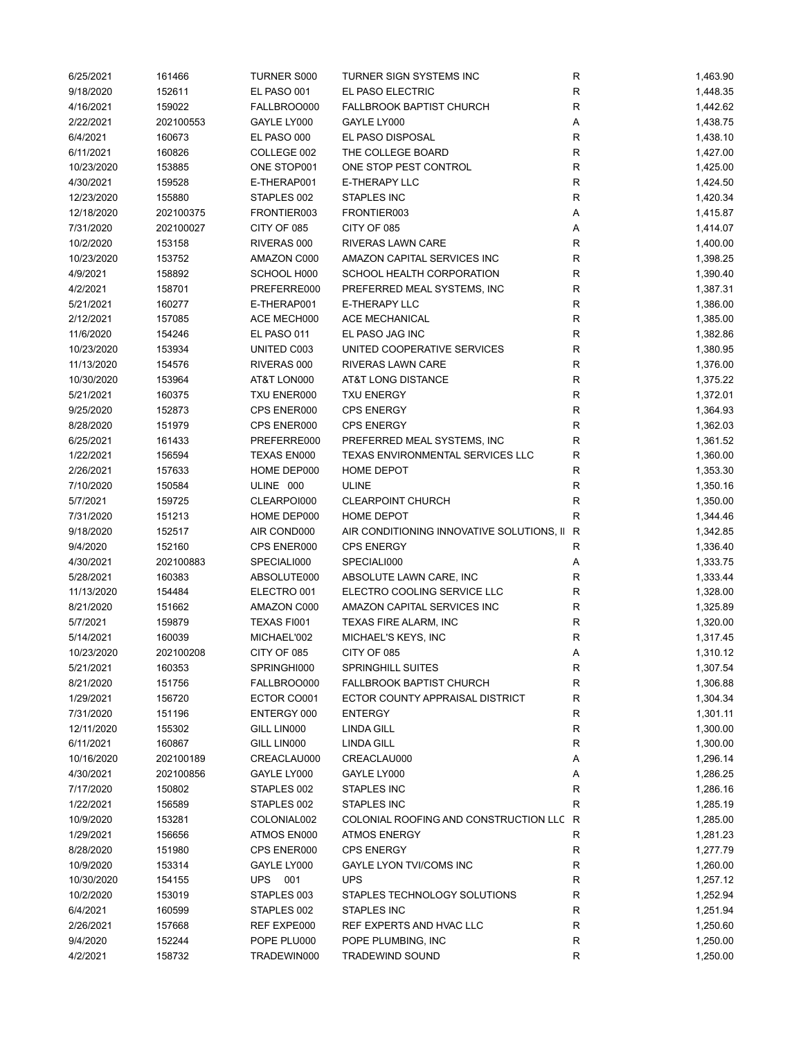| | | | | | |
|---|---|---|---|---|---|
| 6/25/2021 | 161466 | TURNER S000 | TURNER SIGN SYSTEMS INC | R | 1,463.90 |
| 9/18/2020 | 152611 | EL PASO 001 | EL PASO ELECTRIC | R | 1,448.35 |
| 4/16/2021 | 159022 | FALLBROO000 | FALLBROOK BAPTIST CHURCH | R | 1,442.62 |
| 2/22/2021 | 202100553 | GAYLE LY000 | GAYLE LY000 | A | 1,438.75 |
| 6/4/2021 | 160673 | EL PASO 000 | EL PASO DISPOSAL | R | 1,438.10 |
| 6/11/2021 | 160826 | COLLEGE 002 | THE COLLEGE BOARD | R | 1,427.00 |
| 10/23/2020 | 153885 | ONE STOP001 | ONE STOP PEST CONTROL | R | 1,425.00 |
| 4/30/2021 | 159528 | E-THERAP001 | E-THERAPY LLC | R | 1,424.50 |
| 12/23/2020 | 155880 | STAPLES 002 | STAPLES INC | R | 1,420.34 |
| 12/18/2020 | 202100375 | FRONTIER003 | FRONTIER003 | A | 1,415.87 |
| 7/31/2020 | 202100027 | CITY OF 085 | CITY OF 085 | A | 1,414.07 |
| 10/2/2020 | 153158 | RIVERAS 000 | RIVERAS LAWN CARE | R | 1,400.00 |
| 10/23/2020 | 153752 | AMAZON C000 | AMAZON CAPITAL SERVICES INC | R | 1,398.25 |
| 4/9/2021 | 158892 | SCHOOL H000 | SCHOOL HEALTH CORPORATION | R | 1,390.40 |
| 4/2/2021 | 158701 | PREFERRE000 | PREFERRED MEAL SYSTEMS, INC | R | 1,387.31 |
| 5/21/2021 | 160277 | E-THERAP001 | E-THERAPY LLC | R | 1,386.00 |
| 2/12/2021 | 157085 | ACE MECH000 | ACE MECHANICAL | R | 1,385.00 |
| 11/6/2020 | 154246 | EL PASO 011 | EL PASO JAG INC | R | 1,382.86 |
| 10/23/2020 | 153934 | UNITED C003 | UNITED COOPERATIVE SERVICES | R | 1,380.95 |
| 11/13/2020 | 154576 | RIVERAS 000 | RIVERAS LAWN CARE | R | 1,376.00 |
| 10/30/2020 | 153964 | AT&T LON000 | AT&T LONG DISTANCE | R | 1,375.22 |
| 5/21/2021 | 160375 | TXU ENER000 | TXU ENERGY | R | 1,372.01 |
| 9/25/2020 | 152873 | CPS ENER000 | CPS ENERGY | R | 1,364.93 |
| 8/28/2020 | 151979 | CPS ENER000 | CPS ENERGY | R | 1,362.03 |
| 6/25/2021 | 161433 | PREFERRE000 | PREFERRED MEAL SYSTEMS, INC | R | 1,361.52 |
| 1/22/2021 | 156594 | TEXAS EN000 | TEXAS ENVIRONMENTAL SERVICES LLC | R | 1,360.00 |
| 2/26/2021 | 157633 | HOME DEP000 | HOME DEPOT | R | 1,353.30 |
| 7/10/2020 | 150584 | ULINE 000 | ULINE | R | 1,350.16 |
| 5/7/2021 | 159725 | CLEARPOI000 | CLEARPOINT CHURCH | R | 1,350.00 |
| 7/31/2020 | 151213 | HOME DEP000 | HOME DEPOT | R | 1,344.46 |
| 9/18/2020 | 152517 | AIR COND000 | AIR CONDITIONING INNOVATIVE SOLUTIONS, II | R | 1,342.85 |
| 9/4/2020 | 152160 | CPS ENER000 | CPS ENERGY | R | 1,336.40 |
| 4/30/2021 | 202100883 | SPECIALI000 | SPECIALI000 | A | 1,333.75 |
| 5/28/2021 | 160383 | ABSOLUTE000 | ABSOLUTE LAWN CARE, INC | R | 1,333.44 |
| 11/13/2020 | 154484 | ELECTRO 001 | ELECTRO COOLING SERVICE LLC | R | 1,328.00 |
| 8/21/2020 | 151662 | AMAZON C000 | AMAZON CAPITAL SERVICES INC | R | 1,325.89 |
| 5/7/2021 | 159879 | TEXAS FI001 | TEXAS FIRE ALARM, INC | R | 1,320.00 |
| 5/14/2021 | 160039 | MICHAEL'002 | MICHAEL'S KEYS, INC | R | 1,317.45 |
| 10/23/2020 | 202100208 | CITY OF 085 | CITY OF 085 | A | 1,310.12 |
| 5/21/2021 | 160353 | SPRINGHI000 | SPRINGHILL SUITES | R | 1,307.54 |
| 8/21/2020 | 151756 | FALLBROO000 | FALLBROOK BAPTIST CHURCH | R | 1,306.88 |
| 1/29/2021 | 156720 | ECTOR CO001 | ECTOR COUNTY APPRAISAL DISTRICT | R | 1,304.34 |
| 7/31/2020 | 151196 | ENTERGY 000 | ENTERGY | R | 1,301.11 |
| 12/11/2020 | 155302 | GILL LIN000 | LINDA GILL | R | 1,300.00 |
| 6/11/2021 | 160867 | GILL LIN000 | LINDA GILL | R | 1,300.00 |
| 10/16/2020 | 202100189 | CREACLAU000 | CREACLAU000 | A | 1,296.14 |
| 4/30/2021 | 202100856 | GAYLE LY000 | GAYLE LY000 | A | 1,286.25 |
| 7/17/2020 | 150802 | STAPLES 002 | STAPLES INC | R | 1,286.16 |
| 1/22/2021 | 156589 | STAPLES 002 | STAPLES INC | R | 1,285.19 |
| 10/9/2020 | 153281 | COLONIAL002 | COLONIAL ROOFING AND CONSTRUCTION LLC | R | 1,285.00 |
| 1/29/2021 | 156656 | ATMOS EN000 | ATMOS ENERGY | R | 1,281.23 |
| 8/28/2020 | 151980 | CPS ENER000 | CPS ENERGY | R | 1,277.79 |
| 10/9/2020 | 153314 | GAYLE LY000 | GAYLE LYON TVI/COMS INC | R | 1,260.00 |
| 10/30/2020 | 154155 | UPS 001 | UPS | R | 1,257.12 |
| 10/2/2020 | 153019 | STAPLES 003 | STAPLES TECHNOLOGY SOLUTIONS | R | 1,252.94 |
| 6/4/2021 | 160599 | STAPLES 002 | STAPLES INC | R | 1,251.94 |
| 2/26/2021 | 157668 | REF EXPE000 | REF EXPERTS AND HVAC LLC | R | 1,250.60 |
| 9/4/2020 | 152244 | POPE PLU000 | POPE PLUMBING, INC | R | 1,250.00 |
| 4/2/2021 | 158732 | TRADEWIN000 | TRADEWIND SOUND | R | 1,250.00 |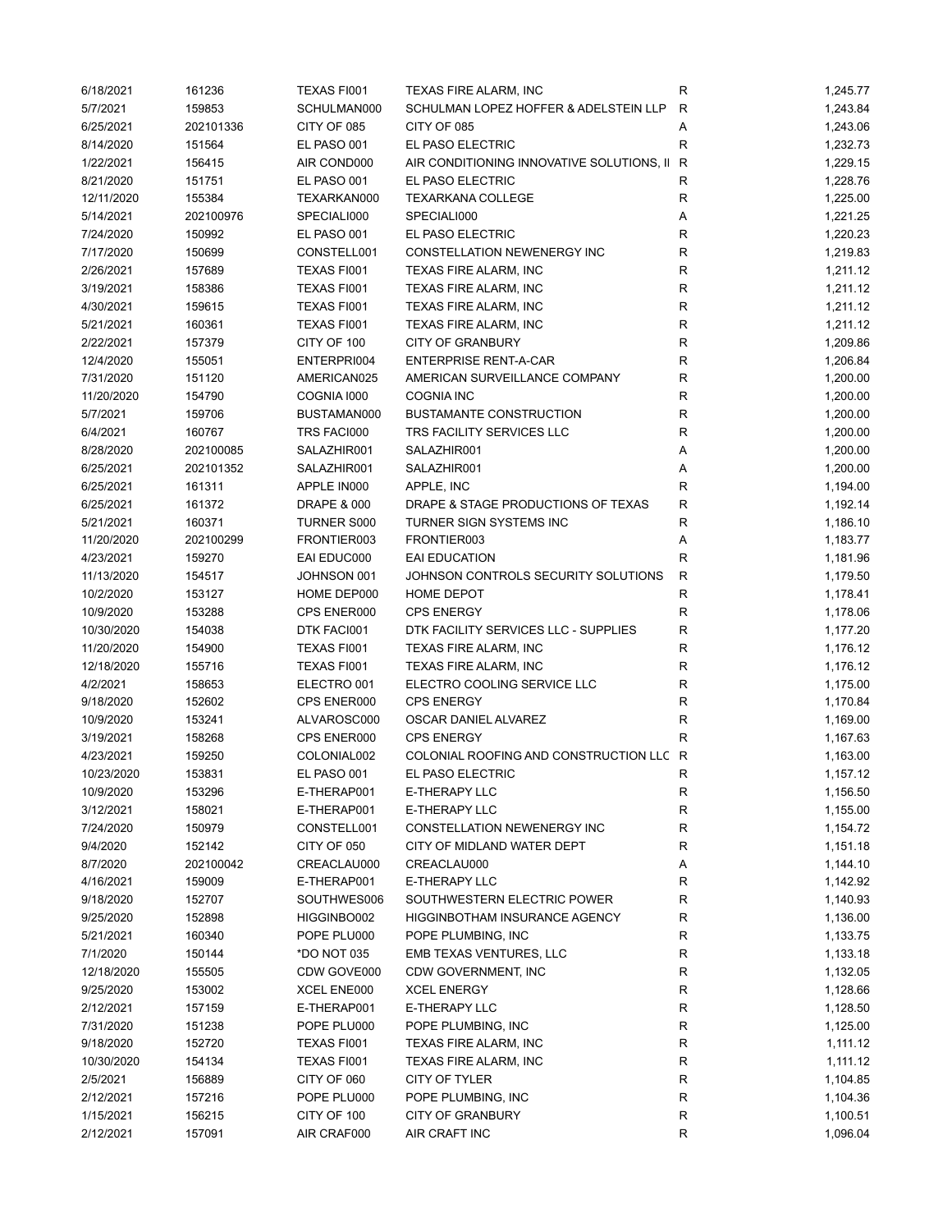| | | | | | |
|---|---|---|---|---|---|
| 6/18/2021 | 161236 | TEXAS FI001 | TEXAS FIRE ALARM, INC | R | 1,245.77 |
| 5/7/2021 | 159853 | SCHULMAN000 | SCHULMAN LOPEZ HOFFER & ADELSTEIN LLP | R | 1,243.84 |
| 6/25/2021 | 202101336 | CITY OF 085 | CITY OF 085 | A | 1,243.06 |
| 8/14/2020 | 151564 | EL PASO 001 | EL PASO ELECTRIC | R | 1,232.73 |
| 1/22/2021 | 156415 | AIR COND000 | AIR CONDITIONING INNOVATIVE SOLUTIONS, II | R | 1,229.15 |
| 8/21/2020 | 151751 | EL PASO 001 | EL PASO ELECTRIC | R | 1,228.76 |
| 12/11/2020 | 155384 | TEXARKAN000 | TEXARKANA COLLEGE | R | 1,225.00 |
| 5/14/2021 | 202100976 | SPECIALI000 | SPECIALI000 | A | 1,221.25 |
| 7/24/2020 | 150992 | EL PASO 001 | EL PASO ELECTRIC | R | 1,220.23 |
| 7/17/2020 | 150699 | CONSTELL001 | CONSTELLATION NEWENERGY INC | R | 1,219.83 |
| 2/26/2021 | 157689 | TEXAS FI001 | TEXAS FIRE ALARM, INC | R | 1,211.12 |
| 3/19/2021 | 158386 | TEXAS FI001 | TEXAS FIRE ALARM, INC | R | 1,211.12 |
| 4/30/2021 | 159615 | TEXAS FI001 | TEXAS FIRE ALARM, INC | R | 1,211.12 |
| 5/21/2021 | 160361 | TEXAS FI001 | TEXAS FIRE ALARM, INC | R | 1,211.12 |
| 2/22/2021 | 157379 | CITY OF 100 | CITY OF GRANBURY | R | 1,209.86 |
| 12/4/2020 | 155051 | ENTERPRI004 | ENTERPRISE RENT-A-CAR | R | 1,206.84 |
| 7/31/2020 | 151120 | AMERICAN025 | AMERICAN SURVEILLANCE COMPANY | R | 1,200.00 |
| 11/20/2020 | 154790 | COGNIA I000 | COGNIA INC | R | 1,200.00 |
| 5/7/2021 | 159706 | BUSTAMAN000 | BUSTAMANTE CONSTRUCTION | R | 1,200.00 |
| 6/4/2021 | 160767 | TRS FACI000 | TRS FACILITY SERVICES LLC | R | 1,200.00 |
| 8/28/2020 | 202100085 | SALAZHIR001 | SALAZHIR001 | A | 1,200.00 |
| 6/25/2021 | 202101352 | SALAZHIR001 | SALAZHIR001 | A | 1,200.00 |
| 6/25/2021 | 161311 | APPLE IN000 | APPLE, INC | R | 1,194.00 |
| 6/25/2021 | 161372 | DRAPE & 000 | DRAPE & STAGE PRODUCTIONS OF TEXAS | R | 1,192.14 |
| 5/21/2021 | 160371 | TURNER S000 | TURNER SIGN SYSTEMS INC | R | 1,186.10 |
| 11/20/2020 | 202100299 | FRONTIER003 | FRONTIER003 | A | 1,183.77 |
| 4/23/2021 | 159270 | EAI EDUC000 | EAI EDUCATION | R | 1,181.96 |
| 11/13/2020 | 154517 | JOHNSON 001 | JOHNSON CONTROLS SECURITY SOLUTIONS | R | 1,179.50 |
| 10/2/2020 | 153127 | HOME DEP000 | HOME DEPOT | R | 1,178.41 |
| 10/9/2020 | 153288 | CPS ENER000 | CPS ENERGY | R | 1,178.06 |
| 10/30/2020 | 154038 | DTK FACI001 | DTK FACILITY SERVICES LLC - SUPPLIES | R | 1,177.20 |
| 11/20/2020 | 154900 | TEXAS FI001 | TEXAS FIRE ALARM, INC | R | 1,176.12 |
| 12/18/2020 | 155716 | TEXAS FI001 | TEXAS FIRE ALARM, INC | R | 1,176.12 |
| 4/2/2021 | 158653 | ELECTRO 001 | ELECTRO COOLING SERVICE LLC | R | 1,175.00 |
| 9/18/2020 | 152602 | CPS ENER000 | CPS ENERGY | R | 1,170.84 |
| 10/9/2020 | 153241 | ALVAROSC000 | OSCAR DANIEL ALVAREZ | R | 1,169.00 |
| 3/19/2021 | 158268 | CPS ENER000 | CPS ENERGY | R | 1,167.63 |
| 4/23/2021 | 159250 | COLONIAL002 | COLONIAL ROOFING AND CONSTRUCTION LLC | R | 1,163.00 |
| 10/23/2020 | 153831 | EL PASO 001 | EL PASO ELECTRIC | R | 1,157.12 |
| 10/9/2020 | 153296 | E-THERAP001 | E-THERAPY LLC | R | 1,156.50 |
| 3/12/2021 | 158021 | E-THERAP001 | E-THERAPY LLC | R | 1,155.00 |
| 7/24/2020 | 150979 | CONSTELL001 | CONSTELLATION NEWENERGY INC | R | 1,154.72 |
| 9/4/2020 | 152142 | CITY OF 050 | CITY OF MIDLAND WATER DEPT | R | 1,151.18 |
| 8/7/2020 | 202100042 | CREACLAU000 | CREACLAU000 | A | 1,144.10 |
| 4/16/2021 | 159009 | E-THERAP001 | E-THERAPY LLC | R | 1,142.92 |
| 9/18/2020 | 152707 | SOUTHWES006 | SOUTHWESTERN ELECTRIC POWER | R | 1,140.93 |
| 9/25/2020 | 152898 | HIGGINBO002 | HIGGINBOTHAM INSURANCE AGENCY | R | 1,136.00 |
| 5/21/2021 | 160340 | POPE PLU000 | POPE PLUMBING, INC | R | 1,133.75 |
| 7/1/2020 | 150144 | *DO NOT 035 | EMB TEXAS VENTURES, LLC | R | 1,133.18 |
| 12/18/2020 | 155505 | CDW GOVE000 | CDW GOVERNMENT, INC | R | 1,132.05 |
| 9/25/2020 | 153002 | XCEL ENE000 | XCEL ENERGY | R | 1,128.66 |
| 2/12/2021 | 157159 | E-THERAP001 | E-THERAPY LLC | R | 1,128.50 |
| 7/31/2020 | 151238 | POPE PLU000 | POPE PLUMBING, INC | R | 1,125.00 |
| 9/18/2020 | 152720 | TEXAS FI001 | TEXAS FIRE ALARM, INC | R | 1,111.12 |
| 10/30/2020 | 154134 | TEXAS FI001 | TEXAS FIRE ALARM, INC | R | 1,111.12 |
| 2/5/2021 | 156889 | CITY OF 060 | CITY OF TYLER | R | 1,104.85 |
| 2/12/2021 | 157216 | POPE PLU000 | POPE PLUMBING, INC | R | 1,104.36 |
| 1/15/2021 | 156215 | CITY OF 100 | CITY OF GRANBURY | R | 1,100.51 |
| 2/12/2021 | 157091 | AIR CRAF000 | AIR CRAFT INC | R | 1,096.04 |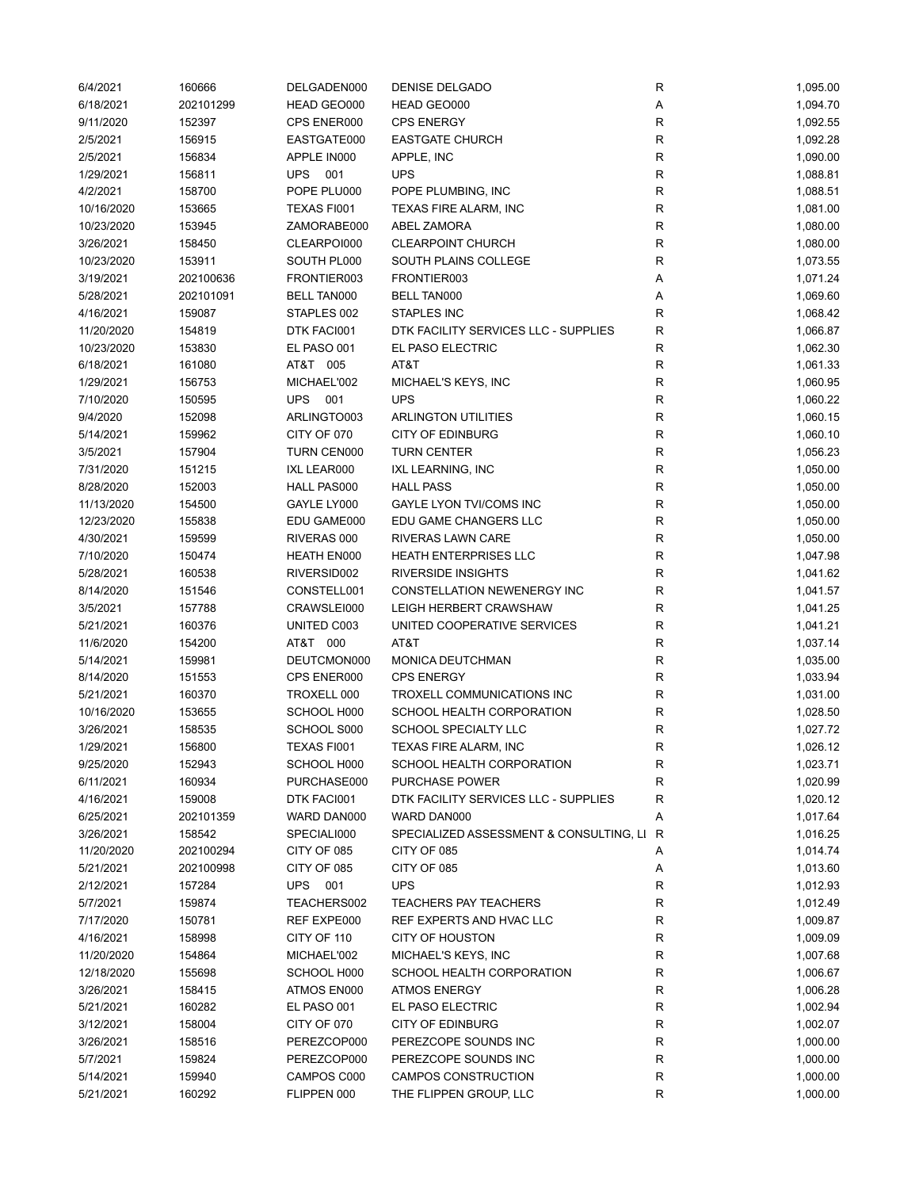| | | | | | |
|---|---|---|---|---|---|
| 6/4/2021 | 160666 | DELGADEN000 | DENISE DELGADO | R | 1,095.00 |
| 6/18/2021 | 202101299 | HEAD GEO000 | HEAD GEO000 | A | 1,094.70 |
| 9/11/2020 | 152397 | CPS ENER000 | CPS ENERGY | R | 1,092.55 |
| 2/5/2021 | 156915 | EASTGATE000 | EASTGATE CHURCH | R | 1,092.28 |
| 2/5/2021 | 156834 | APPLE IN000 | APPLE, INC | R | 1,090.00 |
| 1/29/2021 | 156811 | UPS 001 | UPS | R | 1,088.81 |
| 4/2/2021 | 158700 | POPE PLU000 | POPE PLUMBING, INC | R | 1,088.51 |
| 10/16/2020 | 153665 | TEXAS FI001 | TEXAS FIRE ALARM, INC | R | 1,081.00 |
| 10/23/2020 | 153945 | ZAMORABE000 | ABEL ZAMORA | R | 1,080.00 |
| 3/26/2021 | 158450 | CLEARPOI000 | CLEARPOINT CHURCH | R | 1,080.00 |
| 10/23/2020 | 153911 | SOUTH PL000 | SOUTH PLAINS COLLEGE | R | 1,073.55 |
| 3/19/2021 | 202100636 | FRONTIER003 | FRONTIER003 | A | 1,071.24 |
| 5/28/2021 | 202101091 | BELL TAN000 | BELL TAN000 | A | 1,069.60 |
| 4/16/2021 | 159087 | STAPLES 002 | STAPLES INC | R | 1,068.42 |
| 11/20/2020 | 154819 | DTK FACI001 | DTK FACILITY SERVICES LLC - SUPPLIES | R | 1,066.87 |
| 10/23/2020 | 153830 | EL PASO 001 | EL PASO ELECTRIC | R | 1,062.30 |
| 6/18/2021 | 161080 | AT&T 005 | AT&T | R | 1,061.33 |
| 1/29/2021 | 156753 | MICHAEL'002 | MICHAEL'S KEYS, INC | R | 1,060.95 |
| 7/10/2020 | 150595 | UPS 001 | UPS | R | 1,060.22 |
| 9/4/2020 | 152098 | ARLINGTO003 | ARLINGTON UTILITIES | R | 1,060.15 |
| 5/14/2021 | 159962 | CITY OF 070 | CITY OF EDINBURG | R | 1,060.10 |
| 3/5/2021 | 157904 | TURN CEN000 | TURN CENTER | R | 1,056.23 |
| 7/31/2020 | 151215 | IXL LEAR000 | IXL LEARNING, INC | R | 1,050.00 |
| 8/28/2020 | 152003 | HALL PAS000 | HALL PASS | R | 1,050.00 |
| 11/13/2020 | 154500 | GAYLE LY000 | GAYLE LYON TVI/COMS INC | R | 1,050.00 |
| 12/23/2020 | 155838 | EDU GAME000 | EDU GAME CHANGERS LLC | R | 1,050.00 |
| 4/30/2021 | 159599 | RIVERAS 000 | RIVERAS LAWN CARE | R | 1,050.00 |
| 7/10/2020 | 150474 | HEATH EN000 | HEATH ENTERPRISES LLC | R | 1,047.98 |
| 5/28/2021 | 160538 | RIVERSID002 | RIVERSIDE INSIGHTS | R | 1,041.62 |
| 8/14/2020 | 151546 | CONSTELL001 | CONSTELLATION NEWENERGY INC | R | 1,041.57 |
| 3/5/2021 | 157788 | CRAWSLEI000 | LEIGH HERBERT CRAWSHAW | R | 1,041.25 |
| 5/21/2021 | 160376 | UNITED C003 | UNITED COOPERATIVE SERVICES | R | 1,041.21 |
| 11/6/2020 | 154200 | AT&T 000 | AT&T | R | 1,037.14 |
| 5/14/2021 | 159981 | DEUTCMON000 | MONICA DEUTCHMAN | R | 1,035.00 |
| 8/14/2020 | 151553 | CPS ENER000 | CPS ENERGY | R | 1,033.94 |
| 5/21/2021 | 160370 | TROXELL 000 | TROXELL COMMUNICATIONS INC | R | 1,031.00 |
| 10/16/2020 | 153655 | SCHOOL H000 | SCHOOL HEALTH CORPORATION | R | 1,028.50 |
| 3/26/2021 | 158535 | SCHOOL S000 | SCHOOL SPECIALTY LLC | R | 1,027.72 |
| 1/29/2021 | 156800 | TEXAS FI001 | TEXAS FIRE ALARM, INC | R | 1,026.12 |
| 9/25/2020 | 152943 | SCHOOL H000 | SCHOOL HEALTH CORPORATION | R | 1,023.71 |
| 6/11/2021 | 160934 | PURCHASE000 | PURCHASE POWER | R | 1,020.99 |
| 4/16/2021 | 159008 | DTK FACI001 | DTK FACILITY SERVICES LLC - SUPPLIES | R | 1,020.12 |
| 6/25/2021 | 202101359 | WARD DAN000 | WARD DAN000 | A | 1,017.64 |
| 3/26/2021 | 158542 | SPECIALI000 | SPECIALIZED ASSESSMENT & CONSULTING, LI | R | 1,016.25 |
| 11/20/2020 | 202100294 | CITY OF 085 | CITY OF 085 | A | 1,014.74 |
| 5/21/2021 | 202100998 | CITY OF 085 | CITY OF 085 | A | 1,013.60 |
| 2/12/2021 | 157284 | UPS 001 | UPS | R | 1,012.93 |
| 5/7/2021 | 159874 | TEACHERS002 | TEACHERS PAY TEACHERS | R | 1,012.49 |
| 7/17/2020 | 150781 | REF EXPE000 | REF EXPERTS AND HVAC LLC | R | 1,009.87 |
| 4/16/2021 | 158998 | CITY OF 110 | CITY OF HOUSTON | R | 1,009.09 |
| 11/20/2020 | 154864 | MICHAEL'002 | MICHAEL'S KEYS, INC | R | 1,007.68 |
| 12/18/2020 | 155698 | SCHOOL H000 | SCHOOL HEALTH CORPORATION | R | 1,006.67 |
| 3/26/2021 | 158415 | ATMOS EN000 | ATMOS ENERGY | R | 1,006.28 |
| 5/21/2021 | 160282 | EL PASO 001 | EL PASO ELECTRIC | R | 1,002.94 |
| 3/12/2021 | 158004 | CITY OF 070 | CITY OF EDINBURG | R | 1,002.07 |
| 3/26/2021 | 158516 | PEREZCOP000 | PEREZCOPE SOUNDS INC | R | 1,000.00 |
| 5/7/2021 | 159824 | PEREZCOP000 | PEREZCOPE SOUNDS INC | R | 1,000.00 |
| 5/14/2021 | 159940 | CAMPOS C000 | CAMPOS CONSTRUCTION | R | 1,000.00 |
| 5/21/2021 | 160292 | FLIPPEN 000 | THE FLIPPEN GROUP, LLC | R | 1,000.00 |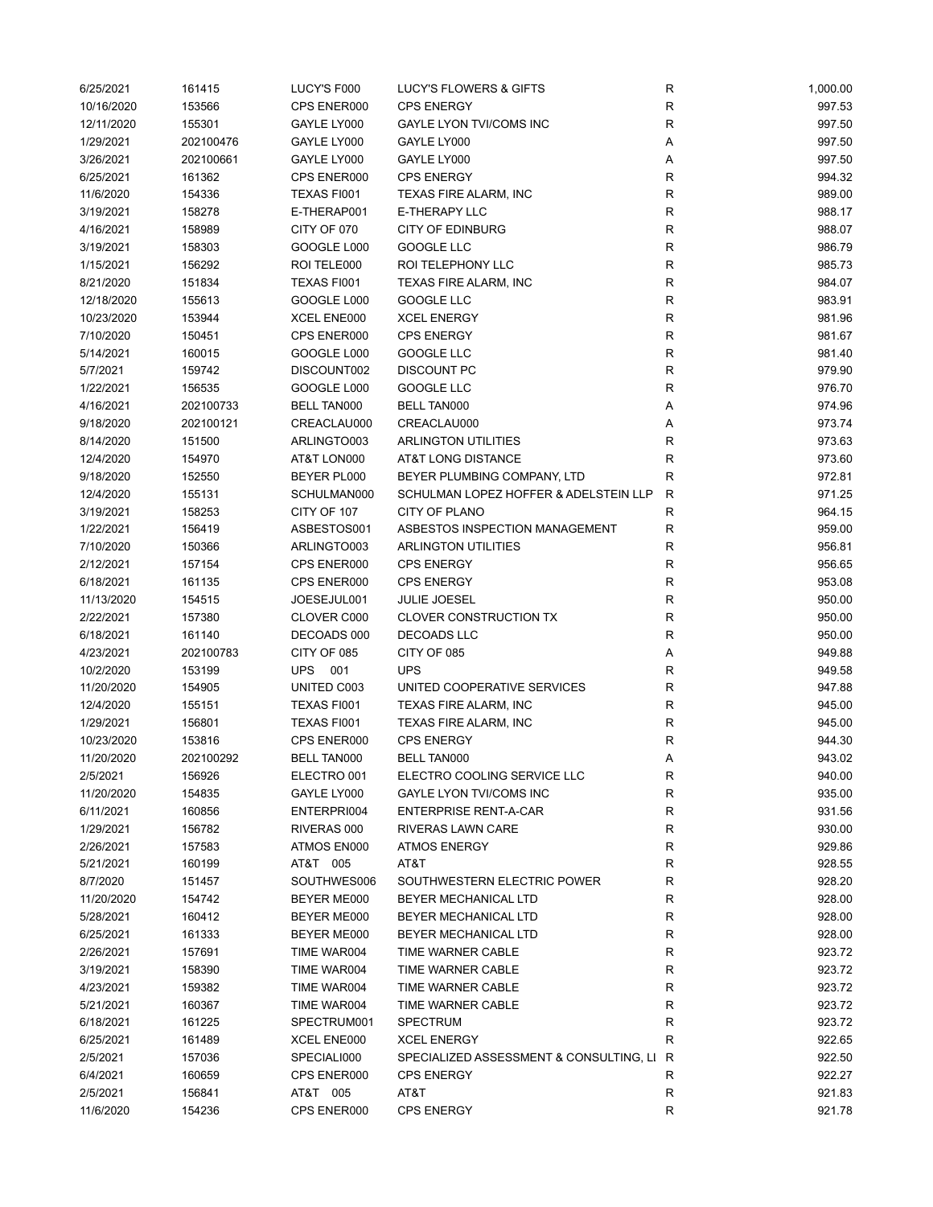| | | | | | |
|---|---|---|---|---|---|
| 6/25/2021 | 161415 | LUCY'S F000 | LUCY'S FLOWERS & GIFTS | R | 1,000.00 |
| 10/16/2020 | 153566 | CPS ENER000 | CPS ENERGY | R | 997.53 |
| 12/11/2020 | 155301 | GAYLE LY000 | GAYLE LYON TVI/COMS INC | R | 997.50 |
| 1/29/2021 | 202100476 | GAYLE LY000 | GAYLE LY000 | A | 997.50 |
| 3/26/2021 | 202100661 | GAYLE LY000 | GAYLE LY000 | A | 997.50 |
| 6/25/2021 | 161362 | CPS ENER000 | CPS ENERGY | R | 994.32 |
| 11/6/2020 | 154336 | TEXAS FI001 | TEXAS FIRE ALARM, INC | R | 989.00 |
| 3/19/2021 | 158278 | E-THERAP001 | E-THERAPY LLC | R | 988.17 |
| 4/16/2021 | 158989 | CITY OF 070 | CITY OF EDINBURG | R | 988.07 |
| 3/19/2021 | 158303 | GOOGLE L000 | GOOGLE LLC | R | 986.79 |
| 1/15/2021 | 156292 | ROI TELE000 | ROI TELEPHONY LLC | R | 985.73 |
| 8/21/2020 | 151834 | TEXAS FI001 | TEXAS FIRE ALARM, INC | R | 984.07 |
| 12/18/2020 | 155613 | GOOGLE L000 | GOOGLE LLC | R | 983.91 |
| 10/23/2020 | 153944 | XCEL ENE000 | XCEL ENERGY | R | 981.96 |
| 7/10/2020 | 150451 | CPS ENER000 | CPS ENERGY | R | 981.67 |
| 5/14/2021 | 160015 | GOOGLE L000 | GOOGLE LLC | R | 981.40 |
| 5/7/2021 | 159742 | DISCOUNT002 | DISCOUNT PC | R | 979.90 |
| 1/22/2021 | 156535 | GOOGLE L000 | GOOGLE LLC | R | 976.70 |
| 4/16/2021 | 202100733 | BELL TAN000 | BELL TAN000 | A | 974.96 |
| 9/18/2020 | 202100121 | CREACLAU000 | CREACLAU000 | A | 973.74 |
| 8/14/2020 | 151500 | ARLINGTO003 | ARLINGTON UTILITIES | R | 973.63 |
| 12/4/2020 | 154970 | AT&T LON000 | AT&T LONG DISTANCE | R | 973.60 |
| 9/18/2020 | 152550 | BEYER PL000 | BEYER PLUMBING COMPANY, LTD | R | 972.81 |
| 12/4/2020 | 155131 | SCHULMAN000 | SCHULMAN LOPEZ HOFFER & ADELSTEIN LLP | R | 971.25 |
| 3/19/2021 | 158253 | CITY OF 107 | CITY OF PLANO | R | 964.15 |
| 1/22/2021 | 156419 | ASBESTOS001 | ASBESTOS INSPECTION MANAGEMENT | R | 959.00 |
| 7/10/2020 | 150366 | ARLINGTO003 | ARLINGTON UTILITIES | R | 956.81 |
| 2/12/2021 | 157154 | CPS ENER000 | CPS ENERGY | R | 956.65 |
| 6/18/2021 | 161135 | CPS ENER000 | CPS ENERGY | R | 953.08 |
| 11/13/2020 | 154515 | JOESEJUL001 | JULIE JOESEL | R | 950.00 |
| 2/22/2021 | 157380 | CLOVER C000 | CLOVER CONSTRUCTION TX | R | 950.00 |
| 6/18/2021 | 161140 | DECOADS 000 | DECOADS LLC | R | 950.00 |
| 4/23/2021 | 202100783 | CITY OF 085 | CITY OF 085 | A | 949.88 |
| 10/2/2020 | 153199 | UPS 001 | UPS | R | 949.58 |
| 11/20/2020 | 154905 | UNITED C003 | UNITED COOPERATIVE SERVICES | R | 947.88 |
| 12/4/2020 | 155151 | TEXAS FI001 | TEXAS FIRE ALARM, INC | R | 945.00 |
| 1/29/2021 | 156801 | TEXAS FI001 | TEXAS FIRE ALARM, INC | R | 945.00 |
| 10/23/2020 | 153816 | CPS ENER000 | CPS ENERGY | R | 944.30 |
| 11/20/2020 | 202100292 | BELL TAN000 | BELL TAN000 | A | 943.02 |
| 2/5/2021 | 156926 | ELECTRO 001 | ELECTRO COOLING SERVICE LLC | R | 940.00 |
| 11/20/2020 | 154835 | GAYLE LY000 | GAYLE LYON TVI/COMS INC | R | 935.00 |
| 6/11/2021 | 160856 | ENTERPRI004 | ENTERPRISE RENT-A-CAR | R | 931.56 |
| 1/29/2021 | 156782 | RIVERAS 000 | RIVERAS LAWN CARE | R | 930.00 |
| 2/26/2021 | 157583 | ATMOS EN000 | ATMOS ENERGY | R | 929.86 |
| 5/21/2021 | 160199 | AT&T 005 | AT&T | R | 928.55 |
| 8/7/2020 | 151457 | SOUTHWES006 | SOUTHWESTERN ELECTRIC POWER | R | 928.20 |
| 11/20/2020 | 154742 | BEYER ME000 | BEYER MECHANICAL LTD | R | 928.00 |
| 5/28/2021 | 160412 | BEYER ME000 | BEYER MECHANICAL LTD | R | 928.00 |
| 6/25/2021 | 161333 | BEYER ME000 | BEYER MECHANICAL LTD | R | 928.00 |
| 2/26/2021 | 157691 | TIME WAR004 | TIME WARNER CABLE | R | 923.72 |
| 3/19/2021 | 158390 | TIME WAR004 | TIME WARNER CABLE | R | 923.72 |
| 4/23/2021 | 159382 | TIME WAR004 | TIME WARNER CABLE | R | 923.72 |
| 5/21/2021 | 160367 | TIME WAR004 | TIME WARNER CABLE | R | 923.72 |
| 6/18/2021 | 161225 | SPECTRUM001 | SPECTRUM | R | 923.72 |
| 6/25/2021 | 161489 | XCEL ENE000 | XCEL ENERGY | R | 922.65 |
| 2/5/2021 | 157036 | SPECIALI000 | SPECIALIZED ASSESSMENT & CONSULTING, LI | R | 922.50 |
| 6/4/2021 | 160659 | CPS ENER000 | CPS ENERGY | R | 922.27 |
| 2/5/2021 | 156841 | AT&T 005 | AT&T | R | 921.83 |
| 11/6/2020 | 154236 | CPS ENER000 | CPS ENERGY | R | 921.78 |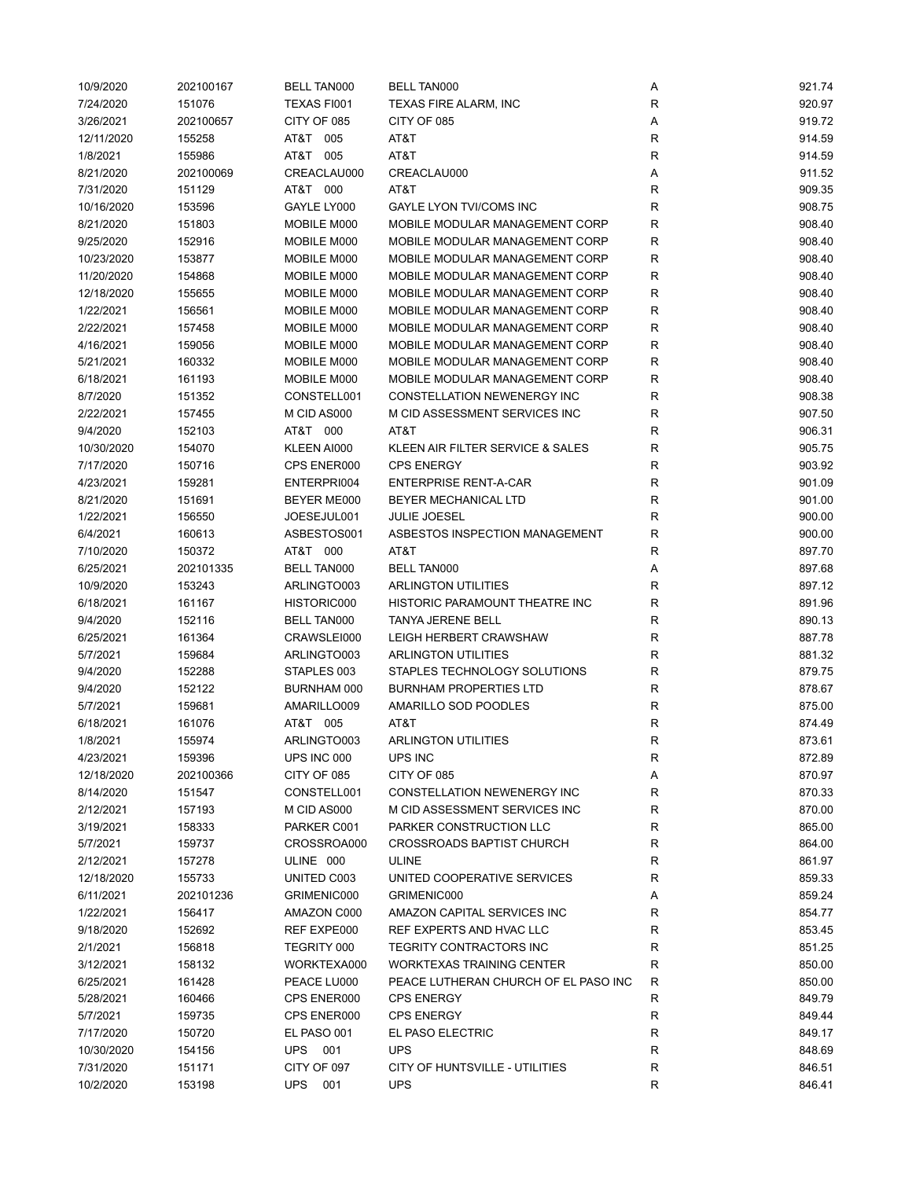| | | | | | |
|---|---|---|---|---|---|
| 10/9/2020 | 202100167 | BELL TAN000 | BELL TAN000 | A | 921.74 |
| 7/24/2020 | 151076 | TEXAS FI001 | TEXAS FIRE ALARM, INC | R | 920.97 |
| 3/26/2021 | 202100657 | CITY OF 085 | CITY OF 085 | A | 919.72 |
| 12/11/2020 | 155258 | AT&T 005 | AT&T | R | 914.59 |
| 1/8/2021 | 155986 | AT&T 005 | AT&T | R | 914.59 |
| 8/21/2020 | 202100069 | CREACLAU000 | CREACLAU000 | A | 911.52 |
| 7/31/2020 | 151129 | AT&T 000 | AT&T | R | 909.35 |
| 10/16/2020 | 153596 | GAYLE LY000 | GAYLE LYON TVI/COMS INC | R | 908.75 |
| 8/21/2020 | 151803 | MOBILE M000 | MOBILE MODULAR MANAGEMENT CORP | R | 908.40 |
| 9/25/2020 | 152916 | MOBILE M000 | MOBILE MODULAR MANAGEMENT CORP | R | 908.40 |
| 10/23/2020 | 153877 | MOBILE M000 | MOBILE MODULAR MANAGEMENT CORP | R | 908.40 |
| 11/20/2020 | 154868 | MOBILE M000 | MOBILE MODULAR MANAGEMENT CORP | R | 908.40 |
| 12/18/2020 | 155655 | MOBILE M000 | MOBILE MODULAR MANAGEMENT CORP | R | 908.40 |
| 1/22/2021 | 156561 | MOBILE M000 | MOBILE MODULAR MANAGEMENT CORP | R | 908.40 |
| 2/22/2021 | 157458 | MOBILE M000 | MOBILE MODULAR MANAGEMENT CORP | R | 908.40 |
| 4/16/2021 | 159056 | MOBILE M000 | MOBILE MODULAR MANAGEMENT CORP | R | 908.40 |
| 5/21/2021 | 160332 | MOBILE M000 | MOBILE MODULAR MANAGEMENT CORP | R | 908.40 |
| 6/18/2021 | 161193 | MOBILE M000 | MOBILE MODULAR MANAGEMENT CORP | R | 908.40 |
| 8/7/2020 | 151352 | CONSTELL001 | CONSTELLATION NEWENERGY INC | R | 908.38 |
| 2/22/2021 | 157455 | M CID AS000 | M CID ASSESSMENT SERVICES INC | R | 907.50 |
| 9/4/2020 | 152103 | AT&T 000 | AT&T | R | 906.31 |
| 10/30/2020 | 154070 | KLEEN AI000 | KLEEN AIR FILTER SERVICE & SALES | R | 905.75 |
| 7/17/2020 | 150716 | CPS ENER000 | CPS ENERGY | R | 903.92 |
| 4/23/2021 | 159281 | ENTERPRI004 | ENTERPRISE RENT-A-CAR | R | 901.09 |
| 8/21/2020 | 151691 | BEYER ME000 | BEYER MECHANICAL LTD | R | 901.00 |
| 1/22/2021 | 156550 | JOESEJUL001 | JULIE JOESEL | R | 900.00 |
| 6/4/2021 | 160613 | ASBESTOS001 | ASBESTOS INSPECTION MANAGEMENT | R | 900.00 |
| 7/10/2020 | 150372 | AT&T 000 | AT&T | R | 897.70 |
| 6/25/2021 | 202101335 | BELL TAN000 | BELL TAN000 | A | 897.68 |
| 10/9/2020 | 153243 | ARLINGTO003 | ARLINGTON UTILITIES | R | 897.12 |
| 6/18/2021 | 161167 | HISTORIC000 | HISTORIC PARAMOUNT THEATRE INC | R | 891.96 |
| 9/4/2020 | 152116 | BELL TAN000 | TANYA JERENE BELL | R | 890.13 |
| 6/25/2021 | 161364 | CRAWSLEI000 | LEIGH HERBERT CRAWSHAW | R | 887.78 |
| 5/7/2021 | 159684 | ARLINGTO003 | ARLINGTON UTILITIES | R | 881.32 |
| 9/4/2020 | 152288 | STAPLES 003 | STAPLES TECHNOLOGY SOLUTIONS | R | 879.75 |
| 9/4/2020 | 152122 | BURNHAM 000 | BURNHAM PROPERTIES LTD | R | 878.67 |
| 5/7/2021 | 159681 | AMARILLO009 | AMARILLO SOD POODLES | R | 875.00 |
| 6/18/2021 | 161076 | AT&T 005 | AT&T | R | 874.49 |
| 1/8/2021 | 155974 | ARLINGTO003 | ARLINGTON UTILITIES | R | 873.61 |
| 4/23/2021 | 159396 | UPS INC 000 | UPS INC | R | 872.89 |
| 12/18/2020 | 202100366 | CITY OF 085 | CITY OF 085 | A | 870.97 |
| 8/14/2020 | 151547 | CONSTELL001 | CONSTELLATION NEWENERGY INC | R | 870.33 |
| 2/12/2021 | 157193 | M CID AS000 | M CID ASSESSMENT SERVICES INC | R | 870.00 |
| 3/19/2021 | 158333 | PARKER C001 | PARKER CONSTRUCTION LLC | R | 865.00 |
| 5/7/2021 | 159737 | CROSSROA000 | CROSSROADS BAPTIST CHURCH | R | 864.00 |
| 2/12/2021 | 157278 | ULINE 000 | ULINE | R | 861.97 |
| 12/18/2020 | 155733 | UNITED C003 | UNITED COOPERATIVE SERVICES | R | 859.33 |
| 6/11/2021 | 202101236 | GRIMENIC000 | GRIMENIC000 | A | 859.24 |
| 1/22/2021 | 156417 | AMAZON C000 | AMAZON CAPITAL SERVICES INC | R | 854.77 |
| 9/18/2020 | 152692 | REF EXPE000 | REF EXPERTS AND HVAC LLC | R | 853.45 |
| 2/1/2021 | 156818 | TEGRITY 000 | TEGRITY CONTRACTORS INC | R | 851.25 |
| 3/12/2021 | 158132 | WORKTEXA000 | WORKTEXAS TRAINING CENTER | R | 850.00 |
| 6/25/2021 | 161428 | PEACE LU000 | PEACE LUTHERAN CHURCH OF EL PASO INC | R | 850.00 |
| 5/28/2021 | 160466 | CPS ENER000 | CPS ENERGY | R | 849.79 |
| 5/7/2021 | 159735 | CPS ENER000 | CPS ENERGY | R | 849.44 |
| 7/17/2020 | 150720 | EL PASO 001 | EL PASO ELECTRIC | R | 849.17 |
| 10/30/2020 | 154156 | UPS 001 | UPS | R | 848.69 |
| 7/31/2020 | 151171 | CITY OF 097 | CITY OF HUNTSVILLE - UTILITIES | R | 846.51 |
| 10/2/2020 | 153198 | UPS 001 | UPS | R | 846.41 |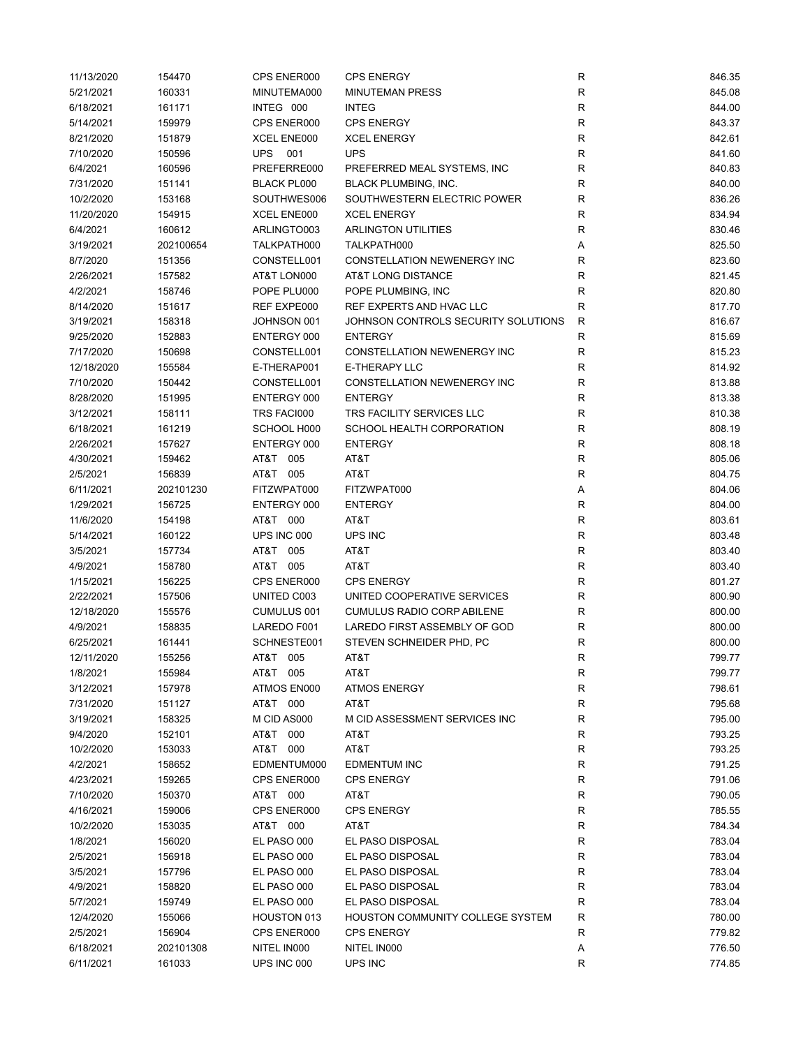| | | | | | |
|---|---|---|---|---|---|
| 11/13/2020 | 154470 | CPS ENER000 | CPS ENERGY | R | 846.35 |
| 5/21/2021 | 160331 | MINUTEMA000 | MINUTEMAN PRESS | R | 845.08 |
| 6/18/2021 | 161171 | INTEG 000 | INTEG | R | 844.00 |
| 5/14/2021 | 159979 | CPS ENER000 | CPS ENERGY | R | 843.37 |
| 8/21/2020 | 151879 | XCEL ENE000 | XCEL ENERGY | R | 842.61 |
| 7/10/2020 | 150596 | UPS 001 | UPS | R | 841.60 |
| 6/4/2021 | 160596 | PREFERRE000 | PREFERRED MEAL SYSTEMS, INC | R | 840.83 |
| 7/31/2020 | 151141 | BLACK PL000 | BLACK PLUMBING, INC. | R | 840.00 |
| 10/2/2020 | 153168 | SOUTHWES006 | SOUTHWESTERN ELECTRIC POWER | R | 836.26 |
| 11/20/2020 | 154915 | XCEL ENE000 | XCEL ENERGY | R | 834.94 |
| 6/4/2021 | 160612 | ARLINGTO003 | ARLINGTON UTILITIES | R | 830.46 |
| 3/19/2021 | 202100654 | TALKPATH000 | TALKPATH000 | A | 825.50 |
| 8/7/2020 | 151356 | CONSTELL001 | CONSTELLATION NEWENERGY INC | R | 823.60 |
| 2/26/2021 | 157582 | AT&T LON000 | AT&T LONG DISTANCE | R | 821.45 |
| 4/2/2021 | 158746 | POPE PLU000 | POPE PLUMBING, INC | R | 820.80 |
| 8/14/2020 | 151617 | REF EXPE000 | REF EXPERTS AND HVAC LLC | R | 817.70 |
| 3/19/2021 | 158318 | JOHNSON 001 | JOHNSON CONTROLS SECURITY SOLUTIONS | R | 816.67 |
| 9/25/2020 | 152883 | ENTERGY 000 | ENTERGY | R | 815.69 |
| 7/17/2020 | 150698 | CONSTELL001 | CONSTELLATION NEWENERGY INC | R | 815.23 |
| 12/18/2020 | 155584 | E-THERAP001 | E-THERAPY LLC | R | 814.92 |
| 7/10/2020 | 150442 | CONSTELL001 | CONSTELLATION NEWENERGY INC | R | 813.88 |
| 8/28/2020 | 151995 | ENTERGY 000 | ENTERGY | R | 813.38 |
| 3/12/2021 | 158111 | TRS FACI000 | TRS FACILITY SERVICES LLC | R | 810.38 |
| 6/18/2021 | 161219 | SCHOOL H000 | SCHOOL HEALTH CORPORATION | R | 808.19 |
| 2/26/2021 | 157627 | ENTERGY 000 | ENTERGY | R | 808.18 |
| 4/30/2021 | 159462 | AT&T 005 | AT&T | R | 805.06 |
| 2/5/2021 | 156839 | AT&T 005 | AT&T | R | 804.75 |
| 6/11/2021 | 202101230 | FITZWPAT000 | FITZWPAT000 | A | 804.06 |
| 1/29/2021 | 156725 | ENTERGY 000 | ENTERGY | R | 804.00 |
| 11/6/2020 | 154198 | AT&T 000 | AT&T | R | 803.61 |
| 5/14/2021 | 160122 | UPS INC 000 | UPS INC | R | 803.48 |
| 3/5/2021 | 157734 | AT&T 005 | AT&T | R | 803.40 |
| 4/9/2021 | 158780 | AT&T 005 | AT&T | R | 803.40 |
| 1/15/2021 | 156225 | CPS ENER000 | CPS ENERGY | R | 801.27 |
| 2/22/2021 | 157506 | UNITED C003 | UNITED COOPERATIVE SERVICES | R | 800.90 |
| 12/18/2020 | 155576 | CUMULUS 001 | CUMULUS RADIO CORP ABILENE | R | 800.00 |
| 4/9/2021 | 158835 | LAREDO F001 | LAREDO FIRST ASSEMBLY OF GOD | R | 800.00 |
| 6/25/2021 | 161441 | SCHNESTE001 | STEVEN SCHNEIDER PHD, PC | R | 800.00 |
| 12/11/2020 | 155256 | AT&T 005 | AT&T | R | 799.77 |
| 1/8/2021 | 155984 | AT&T 005 | AT&T | R | 799.77 |
| 3/12/2021 | 157978 | ATMOS EN000 | ATMOS ENERGY | R | 798.61 |
| 7/31/2020 | 151127 | AT&T 000 | AT&T | R | 795.68 |
| 3/19/2021 | 158325 | M CID AS000 | M CID ASSESSMENT SERVICES INC | R | 795.00 |
| 9/4/2020 | 152101 | AT&T 000 | AT&T | R | 793.25 |
| 10/2/2020 | 153033 | AT&T 000 | AT&T | R | 793.25 |
| 4/2/2021 | 158652 | EDMENTUM000 | EDMENTUM INC | R | 791.25 |
| 4/23/2021 | 159265 | CPS ENER000 | CPS ENERGY | R | 791.06 |
| 7/10/2020 | 150370 | AT&T 000 | AT&T | R | 790.05 |
| 4/16/2021 | 159006 | CPS ENER000 | CPS ENERGY | R | 785.55 |
| 10/2/2020 | 153035 | AT&T 000 | AT&T | R | 784.34 |
| 1/8/2021 | 156020 | EL PASO 000 | EL PASO DISPOSAL | R | 783.04 |
| 2/5/2021 | 156918 | EL PASO 000 | EL PASO DISPOSAL | R | 783.04 |
| 3/5/2021 | 157796 | EL PASO 000 | EL PASO DISPOSAL | R | 783.04 |
| 4/9/2021 | 158820 | EL PASO 000 | EL PASO DISPOSAL | R | 783.04 |
| 5/7/2021 | 159749 | EL PASO 000 | EL PASO DISPOSAL | R | 783.04 |
| 12/4/2020 | 155066 | HOUSTON 013 | HOUSTON COMMUNITY COLLEGE SYSTEM | R | 780.00 |
| 2/5/2021 | 156904 | CPS ENER000 | CPS ENERGY | R | 779.82 |
| 6/18/2021 | 202101308 | NITEL IN000 | NITEL IN000 | A | 776.50 |
| 6/11/2021 | 161033 | UPS INC 000 | UPS INC | R | 774.85 |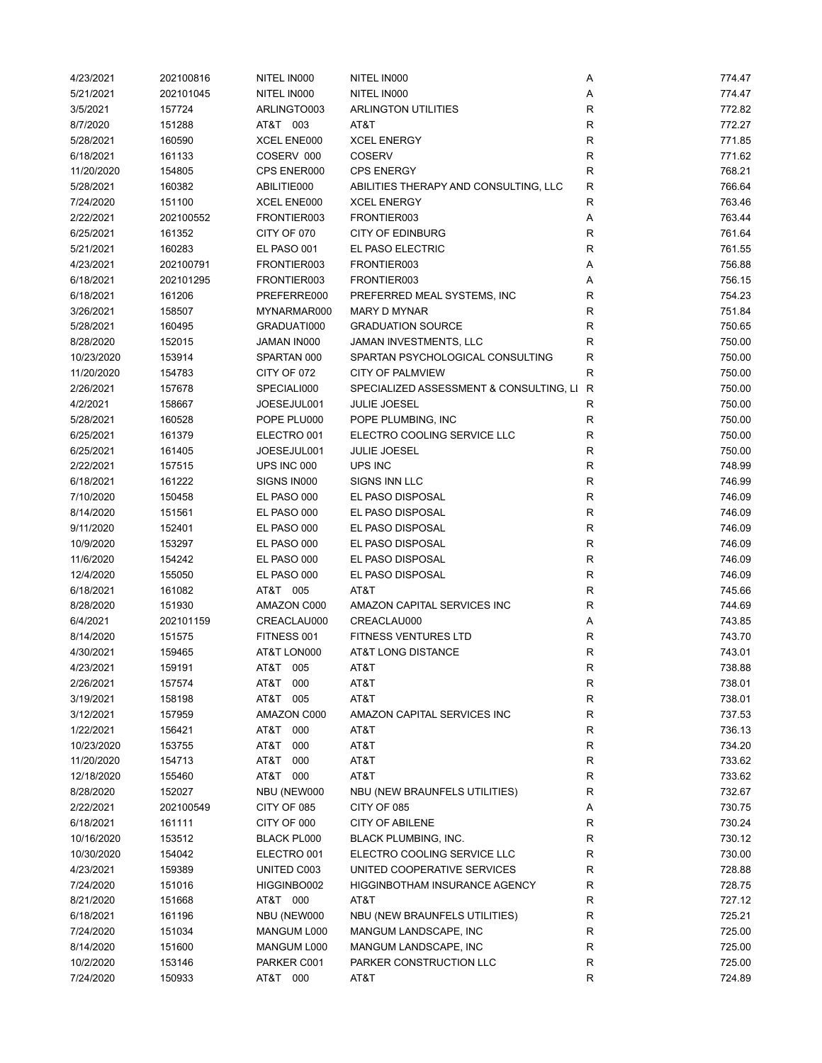| | | | | | |
|---|---|---|---|---|---|
| 4/23/2021 | 202100816 | NITEL IN000 | NITEL IN000 | A | 774.47 |
| 5/21/2021 | 202101045 | NITEL IN000 | NITEL IN000 | A | 774.47 |
| 3/5/2021 | 157724 | ARLINGTO003 | ARLINGTON UTILITIES | R | 772.82 |
| 8/7/2020 | 151288 | AT&T 003 | AT&T | R | 772.27 |
| 5/28/2021 | 160590 | XCEL ENE000 | XCEL ENERGY | R | 771.85 |
| 6/18/2021 | 161133 | COSERV 000 | COSERV | R | 771.62 |
| 11/20/2020 | 154805 | CPS ENER000 | CPS ENERGY | R | 768.21 |
| 5/28/2021 | 160382 | ABILITIE000 | ABILITIES THERAPY AND CONSULTING, LLC | R | 766.64 |
| 7/24/2020 | 151100 | XCEL ENE000 | XCEL ENERGY | R | 763.46 |
| 2/22/2021 | 202100552 | FRONTIER003 | FRONTIER003 | A | 763.44 |
| 6/25/2021 | 161352 | CITY OF 070 | CITY OF EDINBURG | R | 761.64 |
| 5/21/2021 | 160283 | EL PASO 001 | EL PASO ELECTRIC | R | 761.55 |
| 4/23/2021 | 202100791 | FRONTIER003 | FRONTIER003 | A | 756.88 |
| 6/18/2021 | 202101295 | FRONTIER003 | FRONTIER003 | A | 756.15 |
| 6/18/2021 | 161206 | PREFERRE000 | PREFERRED MEAL SYSTEMS, INC | R | 754.23 |
| 3/26/2021 | 158507 | MYNARMAR000 | MARY D MYNAR | R | 751.84 |
| 5/28/2021 | 160495 | GRADUATI000 | GRADUATION SOURCE | R | 750.65 |
| 8/28/2020 | 152015 | JAMAN IN000 | JAMAN INVESTMENTS, LLC | R | 750.00 |
| 10/23/2020 | 153914 | SPARTAN 000 | SPARTAN PSYCHOLOGICAL CONSULTING | R | 750.00 |
| 11/20/2020 | 154783 | CITY OF 072 | CITY OF PALMVIEW | R | 750.00 |
| 2/26/2021 | 157678 | SPECIALI000 | SPECIALIZED ASSESSMENT & CONSULTING, LI | R | 750.00 |
| 4/2/2021 | 158667 | JOESEJUL001 | JULIE JOESEL | R | 750.00 |
| 5/28/2021 | 160528 | POPE PLU000 | POPE PLUMBING, INC | R | 750.00 |
| 6/25/2021 | 161379 | ELECTRO 001 | ELECTRO COOLING SERVICE LLC | R | 750.00 |
| 6/25/2021 | 161405 | JOESEJUL001 | JULIE JOESEL | R | 750.00 |
| 2/22/2021 | 157515 | UPS INC 000 | UPS INC | R | 748.99 |
| 6/18/2021 | 161222 | SIGNS IN000 | SIGNS INN LLC | R | 746.99 |
| 7/10/2020 | 150458 | EL PASO 000 | EL PASO DISPOSAL | R | 746.09 |
| 8/14/2020 | 151561 | EL PASO 000 | EL PASO DISPOSAL | R | 746.09 |
| 9/11/2020 | 152401 | EL PASO 000 | EL PASO DISPOSAL | R | 746.09 |
| 10/9/2020 | 153297 | EL PASO 000 | EL PASO DISPOSAL | R | 746.09 |
| 11/6/2020 | 154242 | EL PASO 000 | EL PASO DISPOSAL | R | 746.09 |
| 12/4/2020 | 155050 | EL PASO 000 | EL PASO DISPOSAL | R | 746.09 |
| 6/18/2021 | 161082 | AT&T 005 | AT&T | R | 745.66 |
| 8/28/2020 | 151930 | AMAZON C000 | AMAZON CAPITAL SERVICES INC | R | 744.69 |
| 6/4/2021 | 202101159 | CREACLAU000 | CREACLAU000 | A | 743.85 |
| 8/14/2020 | 151575 | FITNESS 001 | FITNESS VENTURES LTD | R | 743.70 |
| 4/30/2021 | 159465 | AT&T LON000 | AT&T LONG DISTANCE | R | 743.01 |
| 4/23/2021 | 159191 | AT&T 005 | AT&T | R | 738.88 |
| 2/26/2021 | 157574 | AT&T 000 | AT&T | R | 738.01 |
| 3/19/2021 | 158198 | AT&T 005 | AT&T | R | 738.01 |
| 3/12/2021 | 157959 | AMAZON C000 | AMAZON CAPITAL SERVICES INC | R | 737.53 |
| 1/22/2021 | 156421 | AT&T 000 | AT&T | R | 736.13 |
| 10/23/2020 | 153755 | AT&T 000 | AT&T | R | 734.20 |
| 11/20/2020 | 154713 | AT&T 000 | AT&T | R | 733.62 |
| 12/18/2020 | 155460 | AT&T 000 | AT&T | R | 733.62 |
| 8/28/2020 | 152027 | NBU (NEW000 | NBU (NEW BRAUNFELS UTILITIES) | R | 732.67 |
| 2/22/2021 | 202100549 | CITY OF 085 | CITY OF 085 | A | 730.75 |
| 6/18/2021 | 161111 | CITY OF 000 | CITY OF ABILENE | R | 730.24 |
| 10/16/2020 | 153512 | BLACK PL000 | BLACK PLUMBING, INC. | R | 730.12 |
| 10/30/2020 | 154042 | ELECTRO 001 | ELECTRO COOLING SERVICE LLC | R | 730.00 |
| 4/23/2021 | 159389 | UNITED C003 | UNITED COOPERATIVE SERVICES | R | 728.88 |
| 7/24/2020 | 151016 | HIGGINBO002 | HIGGINBOTHAM INSURANCE AGENCY | R | 728.75 |
| 8/21/2020 | 151668 | AT&T 000 | AT&T | R | 727.12 |
| 6/18/2021 | 161196 | NBU (NEW000 | NBU (NEW BRAUNFELS UTILITIES) | R | 725.21 |
| 7/24/2020 | 151034 | MANGUM L000 | MANGUM LANDSCAPE, INC | R | 725.00 |
| 8/14/2020 | 151600 | MANGUM L000 | MANGUM LANDSCAPE, INC | R | 725.00 |
| 10/2/2020 | 153146 | PARKER C001 | PARKER CONSTRUCTION LLC | R | 725.00 |
| 7/24/2020 | 150933 | AT&T 000 | AT&T | R | 724.89 |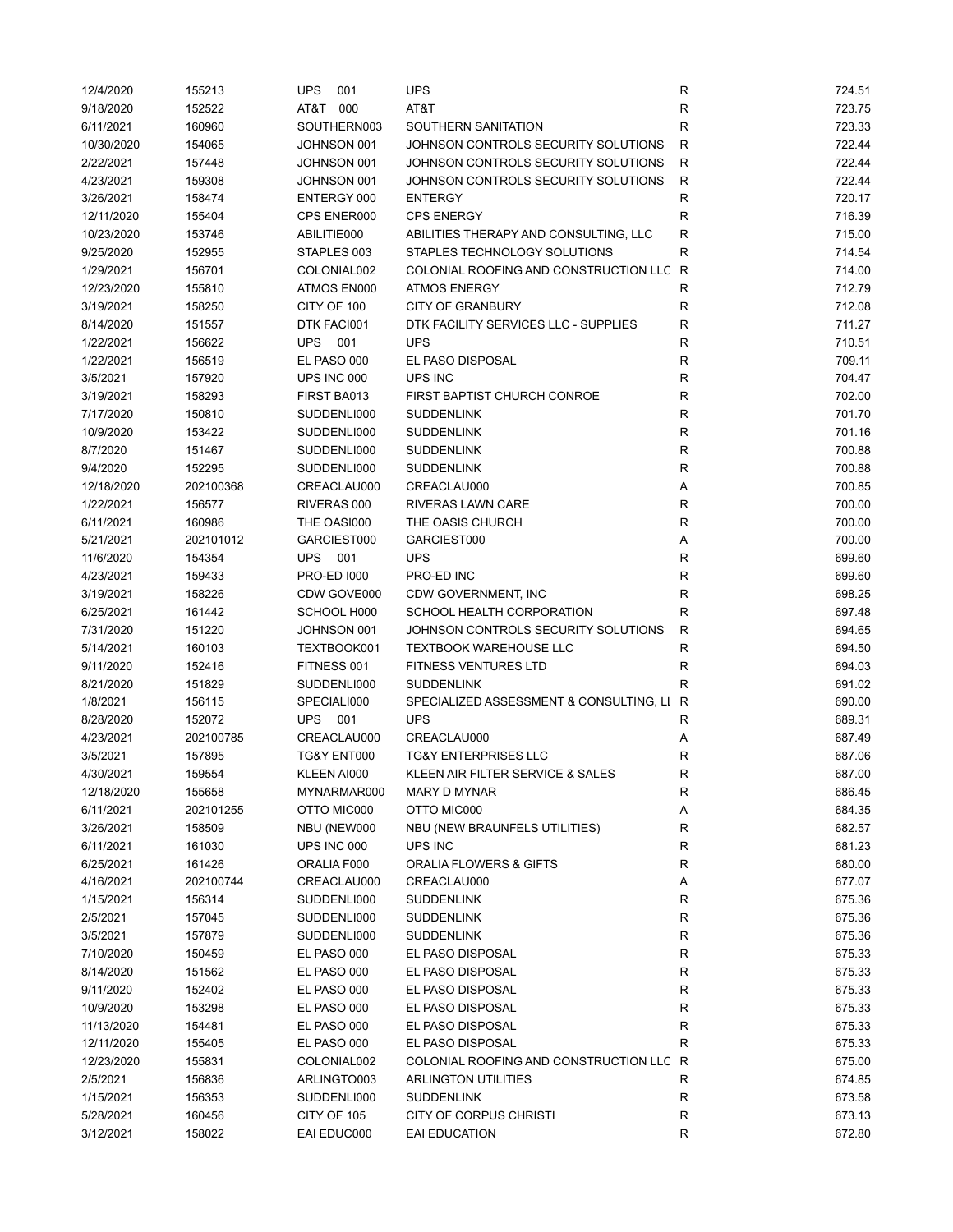| | | | | | |
|---|---|---|---|---|---|
| 12/4/2020 | 155213 | UPS 001 | UPS | R | 724.51 |
| 9/18/2020 | 152522 | AT&T 000 | AT&T | R | 723.75 |
| 6/11/2021 | 160960 | SOUTHERN003 | SOUTHERN SANITATION | R | 723.33 |
| 10/30/2020 | 154065 | JOHNSON 001 | JOHNSON CONTROLS SECURITY SOLUTIONS | R | 722.44 |
| 2/22/2021 | 157448 | JOHNSON 001 | JOHNSON CONTROLS SECURITY SOLUTIONS | R | 722.44 |
| 4/23/2021 | 159308 | JOHNSON 001 | JOHNSON CONTROLS SECURITY SOLUTIONS | R | 722.44 |
| 3/26/2021 | 158474 | ENTERGY 000 | ENTERGY | R | 720.17 |
| 12/11/2020 | 155404 | CPS ENER000 | CPS ENERGY | R | 716.39 |
| 10/23/2020 | 153746 | ABILITIE000 | ABILITIES THERAPY AND CONSULTING, LLC | R | 715.00 |
| 9/25/2020 | 152955 | STAPLES 003 | STAPLES TECHNOLOGY SOLUTIONS | R | 714.54 |
| 1/29/2021 | 156701 | COLONIAL002 | COLONIAL ROOFING AND CONSTRUCTION LLC | R | 714.00 |
| 12/23/2020 | 155810 | ATMOS EN000 | ATMOS ENERGY | R | 712.79 |
| 3/19/2021 | 158250 | CITY OF 100 | CITY OF GRANBURY | R | 712.08 |
| 8/14/2020 | 151557 | DTK FACI001 | DTK FACILITY SERVICES LLC - SUPPLIES | R | 711.27 |
| 1/22/2021 | 156622 | UPS 001 | UPS | R | 710.51 |
| 1/22/2021 | 156519 | EL PASO 000 | EL PASO DISPOSAL | R | 709.11 |
| 3/5/2021 | 157920 | UPS INC 000 | UPS INC | R | 704.47 |
| 3/19/2021 | 158293 | FIRST BA013 | FIRST BAPTIST CHURCH CONROE | R | 702.00 |
| 7/17/2020 | 150810 | SUDDENLI000 | SUDDENLINK | R | 701.70 |
| 10/9/2020 | 153422 | SUDDENLI000 | SUDDENLINK | R | 701.16 |
| 8/7/2020 | 151467 | SUDDENLI000 | SUDDENLINK | R | 700.88 |
| 9/4/2020 | 152295 | SUDDENLI000 | SUDDENLINK | R | 700.88 |
| 12/18/2020 | 202100368 | CREACLAU000 | CREACLAU000 | A | 700.85 |
| 1/22/2021 | 156577 | RIVERAS 000 | RIVERAS LAWN CARE | R | 700.00 |
| 6/11/2021 | 160986 | THE OASI000 | THE OASIS CHURCH | R | 700.00 |
| 5/21/2021 | 202101012 | GARCIEST000 | GARCIEST000 | A | 700.00 |
| 11/6/2020 | 154354 | UPS 001 | UPS | R | 699.60 |
| 4/23/2021 | 159433 | PRO-ED I000 | PRO-ED INC | R | 699.60 |
| 3/19/2021 | 158226 | CDW GOVE000 | CDW GOVERNMENT, INC | R | 698.25 |
| 6/25/2021 | 161442 | SCHOOL H000 | SCHOOL HEALTH CORPORATION | R | 697.48 |
| 7/31/2020 | 151220 | JOHNSON 001 | JOHNSON CONTROLS SECURITY SOLUTIONS | R | 694.65 |
| 5/14/2021 | 160103 | TEXTBOOK001 | TEXTBOOK WAREHOUSE LLC | R | 694.50 |
| 9/11/2020 | 152416 | FITNESS 001 | FITNESS VENTURES LTD | R | 694.03 |
| 8/21/2020 | 151829 | SUDDENLI000 | SUDDENLINK | R | 691.02 |
| 1/8/2021 | 156115 | SPECIALI000 | SPECIALIZED ASSESSMENT & CONSULTING, LI | R | 690.00 |
| 8/28/2020 | 152072 | UPS 001 | UPS | R | 689.31 |
| 4/23/2021 | 202100785 | CREACLAU000 | CREACLAU000 | A | 687.49 |
| 3/5/2021 | 157895 | TG&Y ENT000 | TG&Y ENTERPRISES LLC | R | 687.06 |
| 4/30/2021 | 159554 | KLEEN AI000 | KLEEN AIR FILTER SERVICE & SALES | R | 687.00 |
| 12/18/2020 | 155658 | MYNARMAR000 | MARY D MYNAR | R | 686.45 |
| 6/11/2021 | 202101255 | OTTO MIC000 | OTTO MIC000 | A | 684.35 |
| 3/26/2021 | 158509 | NBU (NEW000 | NBU (NEW BRAUNFELS UTILITIES) | R | 682.57 |
| 6/11/2021 | 161030 | UPS INC 000 | UPS INC | R | 681.23 |
| 6/25/2021 | 161426 | ORALIA F000 | ORALIA FLOWERS & GIFTS | R | 680.00 |
| 4/16/2021 | 202100744 | CREACLAU000 | CREACLAU000 | A | 677.07 |
| 1/15/2021 | 156314 | SUDDENLI000 | SUDDENLINK | R | 675.36 |
| 2/5/2021 | 157045 | SUDDENLI000 | SUDDENLINK | R | 675.36 |
| 3/5/2021 | 157879 | SUDDENLI000 | SUDDENLINK | R | 675.36 |
| 7/10/2020 | 150459 | EL PASO 000 | EL PASO DISPOSAL | R | 675.33 |
| 8/14/2020 | 151562 | EL PASO 000 | EL PASO DISPOSAL | R | 675.33 |
| 9/11/2020 | 152402 | EL PASO 000 | EL PASO DISPOSAL | R | 675.33 |
| 10/9/2020 | 153298 | EL PASO 000 | EL PASO DISPOSAL | R | 675.33 |
| 11/13/2020 | 154481 | EL PASO 000 | EL PASO DISPOSAL | R | 675.33 |
| 12/11/2020 | 155405 | EL PASO 000 | EL PASO DISPOSAL | R | 675.33 |
| 12/23/2020 | 155831 | COLONIAL002 | COLONIAL ROOFING AND CONSTRUCTION LLC | R | 675.00 |
| 2/5/2021 | 156836 | ARLINGTO003 | ARLINGTON UTILITIES | R | 674.85 |
| 1/15/2021 | 156353 | SUDDENLI000 | SUDDENLINK | R | 673.58 |
| 5/28/2021 | 160456 | CITY OF 105 | CITY OF CORPUS CHRISTI | R | 673.13 |
| 3/12/2021 | 158022 | EAI EDUC000 | EAI EDUCATION | R | 672.80 |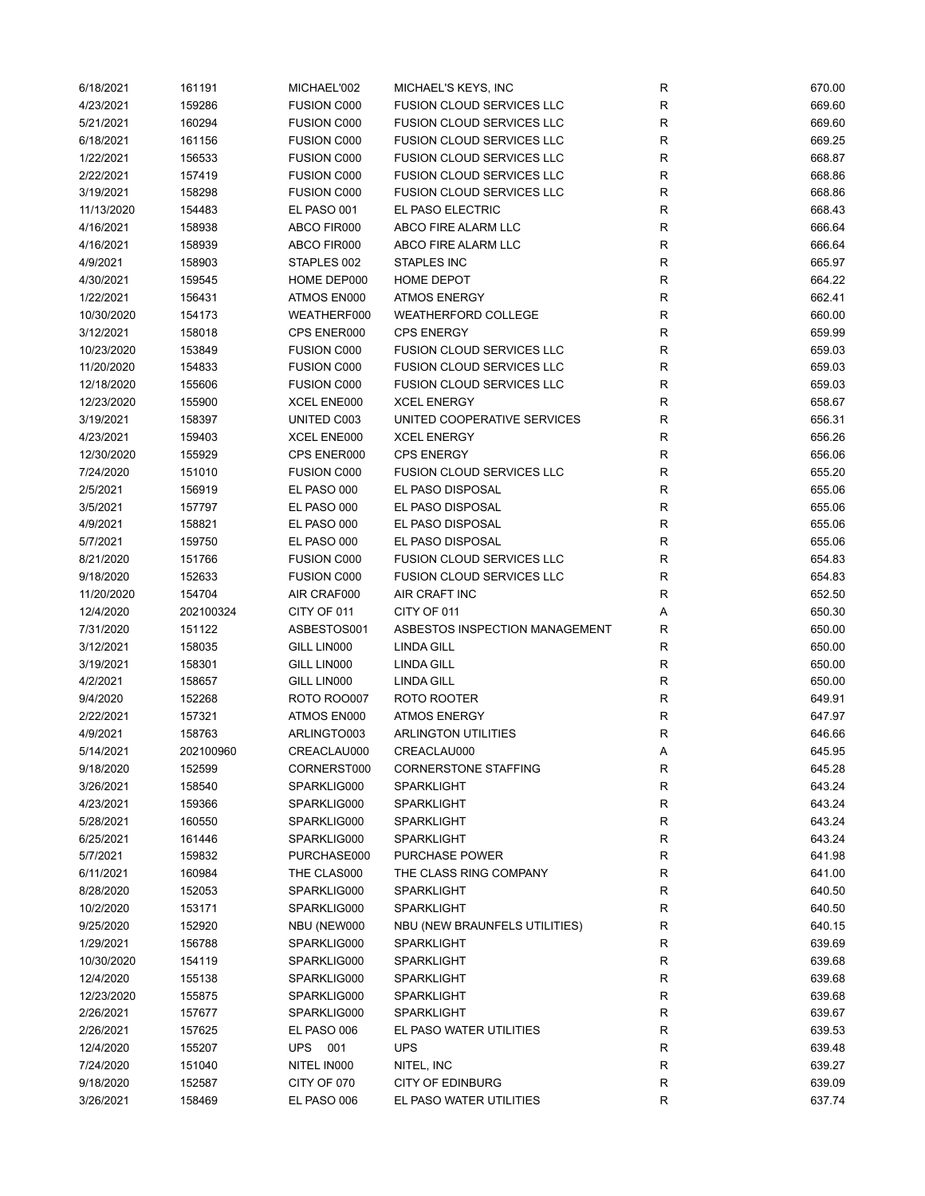| | | | | | |
|---|---|---|---|---|---|
| 6/18/2021 | 161191 | MICHAEL'002 | MICHAEL'S KEYS, INC | R | 670.00 |
| 4/23/2021 | 159286 | FUSION C000 | FUSION CLOUD SERVICES LLC | R | 669.60 |
| 5/21/2021 | 160294 | FUSION C000 | FUSION CLOUD SERVICES LLC | R | 669.60 |
| 6/18/2021 | 161156 | FUSION C000 | FUSION CLOUD SERVICES LLC | R | 669.25 |
| 1/22/2021 | 156533 | FUSION C000 | FUSION CLOUD SERVICES LLC | R | 668.87 |
| 2/22/2021 | 157419 | FUSION C000 | FUSION CLOUD SERVICES LLC | R | 668.86 |
| 3/19/2021 | 158298 | FUSION C000 | FUSION CLOUD SERVICES LLC | R | 668.86 |
| 11/13/2020 | 154483 | EL PASO 001 | EL PASO ELECTRIC | R | 668.43 |
| 4/16/2021 | 158938 | ABCO FIR000 | ABCO FIRE ALARM LLC | R | 666.64 |
| 4/16/2021 | 158939 | ABCO FIR000 | ABCO FIRE ALARM LLC | R | 666.64 |
| 4/9/2021 | 158903 | STAPLES 002 | STAPLES INC | R | 665.97 |
| 4/30/2021 | 159545 | HOME DEP000 | HOME DEPOT | R | 664.22 |
| 1/22/2021 | 156431 | ATMOS EN000 | ATMOS ENERGY | R | 662.41 |
| 10/30/2020 | 154173 | WEATHERF000 | WEATHERFORD COLLEGE | R | 660.00 |
| 3/12/2021 | 158018 | CPS ENER000 | CPS ENERGY | R | 659.99 |
| 10/23/2020 | 153849 | FUSION C000 | FUSION CLOUD SERVICES LLC | R | 659.03 |
| 11/20/2020 | 154833 | FUSION C000 | FUSION CLOUD SERVICES LLC | R | 659.03 |
| 12/18/2020 | 155606 | FUSION C000 | FUSION CLOUD SERVICES LLC | R | 659.03 |
| 12/23/2020 | 155900 | XCEL ENE000 | XCEL ENERGY | R | 658.67 |
| 3/19/2021 | 158397 | UNITED C003 | UNITED COOPERATIVE SERVICES | R | 656.31 |
| 4/23/2021 | 159403 | XCEL ENE000 | XCEL ENERGY | R | 656.26 |
| 12/30/2020 | 155929 | CPS ENER000 | CPS ENERGY | R | 656.06 |
| 7/24/2020 | 151010 | FUSION C000 | FUSION CLOUD SERVICES LLC | R | 655.20 |
| 2/5/2021 | 156919 | EL PASO 000 | EL PASO DISPOSAL | R | 655.06 |
| 3/5/2021 | 157797 | EL PASO 000 | EL PASO DISPOSAL | R | 655.06 |
| 4/9/2021 | 158821 | EL PASO 000 | EL PASO DISPOSAL | R | 655.06 |
| 5/7/2021 | 159750 | EL PASO 000 | EL PASO DISPOSAL | R | 655.06 |
| 8/21/2020 | 151766 | FUSION C000 | FUSION CLOUD SERVICES LLC | R | 654.83 |
| 9/18/2020 | 152633 | FUSION C000 | FUSION CLOUD SERVICES LLC | R | 654.83 |
| 11/20/2020 | 154704 | AIR CRAF000 | AIR CRAFT INC | R | 652.50 |
| 12/4/2020 | 202100324 | CITY OF 011 | CITY OF 011 | A | 650.30 |
| 7/31/2020 | 151122 | ASBESTOS001 | ASBESTOS INSPECTION MANAGEMENT | R | 650.00 |
| 3/12/2021 | 158035 | GILL LIN000 | LINDA GILL | R | 650.00 |
| 3/19/2021 | 158301 | GILL LIN000 | LINDA GILL | R | 650.00 |
| 4/2/2021 | 158657 | GILL LIN000 | LINDA GILL | R | 650.00 |
| 9/4/2020 | 152268 | ROTO ROO007 | ROTO ROOTER | R | 649.91 |
| 2/22/2021 | 157321 | ATMOS EN000 | ATMOS ENERGY | R | 647.97 |
| 4/9/2021 | 158763 | ARLINGTO003 | ARLINGTON UTILITIES | R | 646.66 |
| 5/14/2021 | 202100960 | CREACLAU000 | CREACLAU000 | A | 645.95 |
| 9/18/2020 | 152599 | CORNERST000 | CORNERSTONE STAFFING | R | 645.28 |
| 3/26/2021 | 158540 | SPARKLIG000 | SPARKLIGHT | R | 643.24 |
| 4/23/2021 | 159366 | SPARKLIG000 | SPARKLIGHT | R | 643.24 |
| 5/28/2021 | 160550 | SPARKLIG000 | SPARKLIGHT | R | 643.24 |
| 6/25/2021 | 161446 | SPARKLIG000 | SPARKLIGHT | R | 643.24 |
| 5/7/2021 | 159832 | PURCHASE000 | PURCHASE POWER | R | 641.98 |
| 6/11/2021 | 160984 | THE CLAS000 | THE CLASS RING COMPANY | R | 641.00 |
| 8/28/2020 | 152053 | SPARKLIG000 | SPARKLIGHT | R | 640.50 |
| 10/2/2020 | 153171 | SPARKLIG000 | SPARKLIGHT | R | 640.50 |
| 9/25/2020 | 152920 | NBU (NEW000 | NBU (NEW BRAUNFELS UTILITIES) | R | 640.15 |
| 1/29/2021 | 156788 | SPARKLIG000 | SPARKLIGHT | R | 639.69 |
| 10/30/2020 | 154119 | SPARKLIG000 | SPARKLIGHT | R | 639.68 |
| 12/4/2020 | 155138 | SPARKLIG000 | SPARKLIGHT | R | 639.68 |
| 12/23/2020 | 155875 | SPARKLIG000 | SPARKLIGHT | R | 639.68 |
| 2/26/2021 | 157677 | SPARKLIG000 | SPARKLIGHT | R | 639.67 |
| 2/26/2021 | 157625 | EL PASO 006 | EL PASO WATER UTILITIES | R | 639.53 |
| 12/4/2020 | 155207 | UPS 001 | UPS | R | 639.48 |
| 7/24/2020 | 151040 | NITEL IN000 | NITEL, INC | R | 639.27 |
| 9/18/2020 | 152587 | CITY OF 070 | CITY OF EDINBURG | R | 639.09 |
| 3/26/2021 | 158469 | EL PASO 006 | EL PASO WATER UTILITIES | R | 637.74 |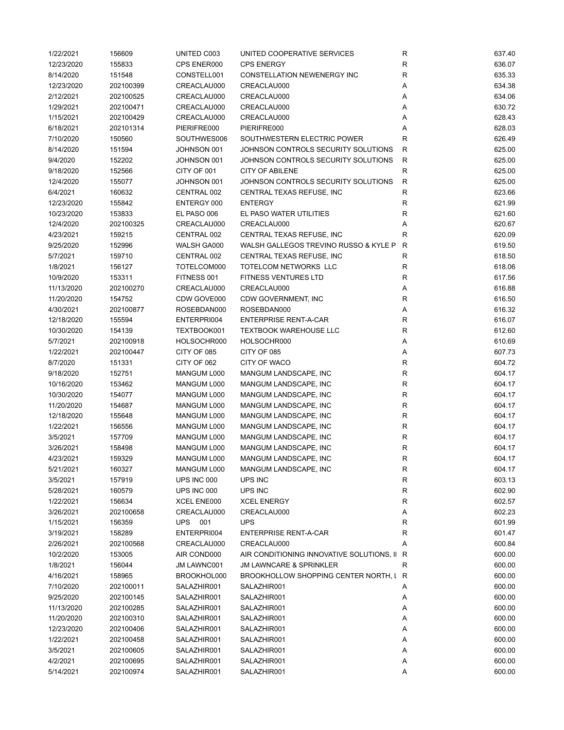| | | | | | |
|---|---|---|---|---|---|
| 1/22/2021 | 156609 | UNITED C003 | UNITED COOPERATIVE SERVICES | R | 637.40 |
| 12/23/2020 | 155833 | CPS ENER000 | CPS ENERGY | R | 636.07 |
| 8/14/2020 | 151548 | CONSTELL001 | CONSTELLATION NEWENERGY INC | R | 635.33 |
| 12/23/2020 | 202100399 | CREACLAU000 | CREACLAU000 | A | 634.38 |
| 2/12/2021 | 202100525 | CREACLAU000 | CREACLAU000 | A | 634.06 |
| 1/29/2021 | 202100471 | CREACLAU000 | CREACLAU000 | A | 630.72 |
| 1/15/2021 | 202100429 | CREACLAU000 | CREACLAU000 | A | 628.43 |
| 6/18/2021 | 202101314 | PIERIFRE000 | PIERIFRE000 | A | 628.03 |
| 7/10/2020 | 150560 | SOUTHWES006 | SOUTHWESTERN ELECTRIC POWER | R | 626.49 |
| 8/14/2020 | 151594 | JOHNSON 001 | JOHNSON CONTROLS SECURITY SOLUTIONS | R | 625.00 |
| 9/4/2020 | 152202 | JOHNSON 001 | JOHNSON CONTROLS SECURITY SOLUTIONS | R | 625.00 |
| 9/18/2020 | 152566 | CITY OF 001 | CITY OF ABILENE | R | 625.00 |
| 12/4/2020 | 155077 | JOHNSON 001 | JOHNSON CONTROLS SECURITY SOLUTIONS | R | 625.00 |
| 6/4/2021 | 160632 | CENTRAL 002 | CENTRAL TEXAS REFUSE, INC | R | 623.66 |
| 12/23/2020 | 155842 | ENTERGY 000 | ENTERGY | R | 621.99 |
| 10/23/2020 | 153833 | EL PASO 006 | EL PASO WATER UTILITIES | R | 621.60 |
| 12/4/2020 | 202100325 | CREACLAU000 | CREACLAU000 | A | 620.67 |
| 4/23/2021 | 159215 | CENTRAL 002 | CENTRAL TEXAS REFUSE, INC | R | 620.09 |
| 9/25/2020 | 152996 | WALSH GA000 | WALSH GALLEGOS TREVINO RUSSO & KYLE P | R | 619.50 |
| 5/7/2021 | 159710 | CENTRAL 002 | CENTRAL TEXAS REFUSE, INC | R | 618.50 |
| 1/8/2021 | 156127 | TOTELCOM000 | TOTELCOM NETWORKS LLC | R | 618.06 |
| 10/9/2020 | 153311 | FITNESS 001 | FITNESS VENTURES LTD | R | 617.56 |
| 11/13/2020 | 202100270 | CREACLAU000 | CREACLAU000 | A | 616.88 |
| 11/20/2020 | 154752 | CDW GOVE000 | CDW GOVERNMENT, INC | R | 616.50 |
| 4/30/2021 | 202100877 | ROSEBDAN000 | ROSEBDAN000 | A | 616.32 |
| 12/18/2020 | 155594 | ENTERPRI004 | ENTERPRISE RENT-A-CAR | R | 616.07 |
| 10/30/2020 | 154139 | TEXTBOOK001 | TEXTBOOK WAREHOUSE LLC | R | 612.60 |
| 5/7/2021 | 202100918 | HOLSOCHR000 | HOLSOCHR000 | A | 610.69 |
| 1/22/2021 | 202100447 | CITY OF 085 | CITY OF 085 | A | 607.73 |
| 8/7/2020 | 151331 | CITY OF 062 | CITY OF WACO | R | 604.72 |
| 9/18/2020 | 152751 | MANGUM L000 | MANGUM LANDSCAPE, INC | R | 604.17 |
| 10/16/2020 | 153462 | MANGUM L000 | MANGUM LANDSCAPE, INC | R | 604.17 |
| 10/30/2020 | 154077 | MANGUM L000 | MANGUM LANDSCAPE, INC | R | 604.17 |
| 11/20/2020 | 154687 | MANGUM L000 | MANGUM LANDSCAPE, INC | R | 604.17 |
| 12/18/2020 | 155648 | MANGUM L000 | MANGUM LANDSCAPE, INC | R | 604.17 |
| 1/22/2021 | 156556 | MANGUM L000 | MANGUM LANDSCAPE, INC | R | 604.17 |
| 3/5/2021 | 157709 | MANGUM L000 | MANGUM LANDSCAPE, INC | R | 604.17 |
| 3/26/2021 | 158498 | MANGUM L000 | MANGUM LANDSCAPE, INC | R | 604.17 |
| 4/23/2021 | 159329 | MANGUM L000 | MANGUM LANDSCAPE, INC | R | 604.17 |
| 5/21/2021 | 160327 | MANGUM L000 | MANGUM LANDSCAPE, INC | R | 604.17 |
| 3/5/2021 | 157919 | UPS INC 000 | UPS INC | R | 603.13 |
| 5/28/2021 | 160579 | UPS INC 000 | UPS INC | R | 602.90 |
| 1/22/2021 | 156634 | XCEL ENE000 | XCEL ENERGY | R | 602.57 |
| 3/26/2021 | 202100658 | CREACLAU000 | CREACLAU000 | A | 602.23 |
| 1/15/2021 | 156359 | UPS 001 | UPS | R | 601.99 |
| 3/19/2021 | 158289 | ENTERPRI004 | ENTERPRISE RENT-A-CAR | R | 601.47 |
| 2/26/2021 | 202100568 | CREACLAU000 | CREACLAU000 | A | 600.84 |
| 10/2/2020 | 153005 | AIR COND000 | AIR CONDITIONING INNOVATIVE SOLUTIONS, II | R | 600.00 |
| 1/8/2021 | 156044 | JM LAWNC001 | JM LAWNCARE & SPRINKLER | R | 600.00 |
| 4/16/2021 | 158965 | BROOKHOL000 | BROOKHOLLOW SHOPPING CENTER NORTH, L | R | 600.00 |
| 7/10/2020 | 202100011 | SALAZHIR001 | SALAZHIR001 | A | 600.00 |
| 9/25/2020 | 202100145 | SALAZHIR001 | SALAZHIR001 | A | 600.00 |
| 11/13/2020 | 202100285 | SALAZHIR001 | SALAZHIR001 | A | 600.00 |
| 11/20/2020 | 202100310 | SALAZHIR001 | SALAZHIR001 | A | 600.00 |
| 12/23/2020 | 202100406 | SALAZHIR001 | SALAZHIR001 | A | 600.00 |
| 1/22/2021 | 202100458 | SALAZHIR001 | SALAZHIR001 | A | 600.00 |
| 3/5/2021 | 202100605 | SALAZHIR001 | SALAZHIR001 | A | 600.00 |
| 4/2/2021 | 202100695 | SALAZHIR001 | SALAZHIR001 | A | 600.00 |
| 5/14/2021 | 202100974 | SALAZHIR001 | SALAZHIR001 | A | 600.00 |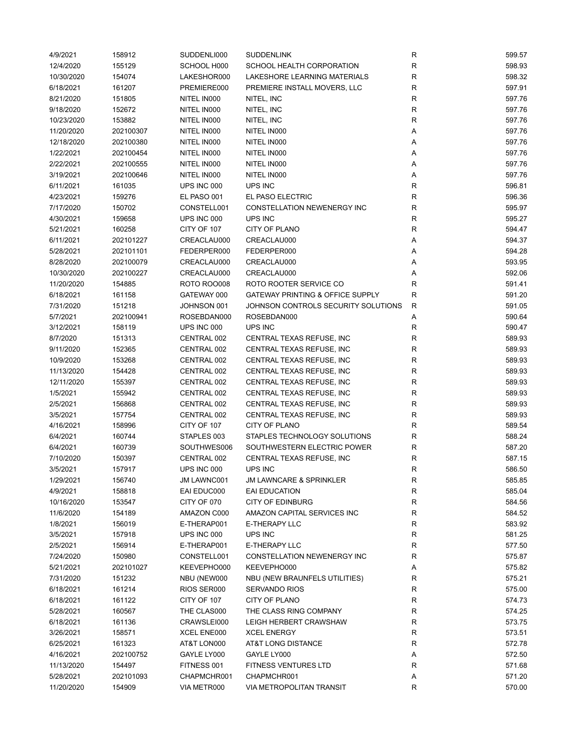| | | | | | |
|---|---|---|---|---|---|
| 4/9/2021 | 158912 | SUDDENLI000 | SUDDENLINK | R | 599.57 |
| 12/4/2020 | 155129 | SCHOOL H000 | SCHOOL HEALTH CORPORATION | R | 598.93 |
| 10/30/2020 | 154074 | LAKESHOR000 | LAKESHORE LEARNING MATERIALS | R | 598.32 |
| 6/18/2021 | 161207 | PREMIERE000 | PREMIERE INSTALL MOVERS, LLC | R | 597.91 |
| 8/21/2020 | 151805 | NITEL IN000 | NITEL, INC | R | 597.76 |
| 9/18/2020 | 152672 | NITEL IN000 | NITEL, INC | R | 597.76 |
| 10/23/2020 | 153882 | NITEL IN000 | NITEL, INC | R | 597.76 |
| 11/20/2020 | 202100307 | NITEL IN000 | NITEL IN000 | A | 597.76 |
| 12/18/2020 | 202100380 | NITEL IN000 | NITEL IN000 | A | 597.76 |
| 1/22/2021 | 202100454 | NITEL IN000 | NITEL IN000 | A | 597.76 |
| 2/22/2021 | 202100555 | NITEL IN000 | NITEL IN000 | A | 597.76 |
| 3/19/2021 | 202100646 | NITEL IN000 | NITEL IN000 | A | 597.76 |
| 6/11/2021 | 161035 | UPS INC 000 | UPS INC | R | 596.81 |
| 4/23/2021 | 159276 | EL PASO 001 | EL PASO ELECTRIC | R | 596.36 |
| 7/17/2020 | 150702 | CONSTELL001 | CONSTELLATION NEWENERGY INC | R | 595.97 |
| 4/30/2021 | 159658 | UPS INC 000 | UPS INC | R | 595.27 |
| 5/21/2021 | 160258 | CITY OF 107 | CITY OF PLANO | R | 594.47 |
| 6/11/2021 | 202101227 | CREACLAU000 | CREACLAU000 | A | 594.37 |
| 5/28/2021 | 202101101 | FEDERPER000 | FEDERPER000 | A | 594.28 |
| 8/28/2020 | 202100079 | CREACLAU000 | CREACLAU000 | A | 593.95 |
| 10/30/2020 | 202100227 | CREACLAU000 | CREACLAU000 | A | 592.06 |
| 11/20/2020 | 154885 | ROTO ROO008 | ROTO ROOTER SERVICE CO | R | 591.41 |
| 6/18/2021 | 161158 | GATEWAY 000 | GATEWAY PRINTING & OFFICE SUPPLY | R | 591.20 |
| 7/31/2020 | 151218 | JOHNSON 001 | JOHNSON CONTROLS SECURITY SOLUTIONS | R | 591.05 |
| 5/7/2021 | 202100941 | ROSEBDAN000 | ROSEBDAN000 | A | 590.64 |
| 3/12/2021 | 158119 | UPS INC 000 | UPS INC | R | 590.47 |
| 8/7/2020 | 151313 | CENTRAL 002 | CENTRAL TEXAS REFUSE, INC | R | 589.93 |
| 9/11/2020 | 152365 | CENTRAL 002 | CENTRAL TEXAS REFUSE, INC | R | 589.93 |
| 10/9/2020 | 153268 | CENTRAL 002 | CENTRAL TEXAS REFUSE, INC | R | 589.93 |
| 11/13/2020 | 154428 | CENTRAL 002 | CENTRAL TEXAS REFUSE, INC | R | 589.93 |
| 12/11/2020 | 155397 | CENTRAL 002 | CENTRAL TEXAS REFUSE, INC | R | 589.93 |
| 1/5/2021 | 155942 | CENTRAL 002 | CENTRAL TEXAS REFUSE, INC | R | 589.93 |
| 2/5/2021 | 156868 | CENTRAL 002 | CENTRAL TEXAS REFUSE, INC | R | 589.93 |
| 3/5/2021 | 157754 | CENTRAL 002 | CENTRAL TEXAS REFUSE, INC | R | 589.93 |
| 4/16/2021 | 158996 | CITY OF 107 | CITY OF PLANO | R | 589.54 |
| 6/4/2021 | 160744 | STAPLES 003 | STAPLES TECHNOLOGY SOLUTIONS | R | 588.24 |
| 6/4/2021 | 160739 | SOUTHWES006 | SOUTHWESTERN ELECTRIC POWER | R | 587.20 |
| 7/10/2020 | 150397 | CENTRAL 002 | CENTRAL TEXAS REFUSE, INC | R | 587.15 |
| 3/5/2021 | 157917 | UPS INC 000 | UPS INC | R | 586.50 |
| 1/29/2021 | 156740 | JM LAWNC001 | JM LAWNCARE & SPRINKLER | R | 585.85 |
| 4/9/2021 | 158818 | EAI EDUC000 | EAI EDUCATION | R | 585.04 |
| 10/16/2020 | 153547 | CITY OF 070 | CITY OF EDINBURG | R | 584.56 |
| 11/6/2020 | 154189 | AMAZON C000 | AMAZON CAPITAL SERVICES INC | R | 584.52 |
| 1/8/2021 | 156019 | E-THERAP001 | E-THERAPY LLC | R | 583.92 |
| 3/5/2021 | 157918 | UPS INC 000 | UPS INC | R | 581.25 |
| 2/5/2021 | 156914 | E-THERAP001 | E-THERAPY LLC | R | 577.50 |
| 7/24/2020 | 150980 | CONSTELL001 | CONSTELLATION NEWENERGY INC | R | 575.87 |
| 5/21/2021 | 202101027 | KEEVEPHO000 | KEEVEPHO000 | A | 575.82 |
| 7/31/2020 | 151232 | NBU (NEW000 | NBU (NEW BRAUNFELS UTILITIES) | R | 575.21 |
| 6/18/2021 | 161214 | RIOS SER000 | SERVANDO RIOS | R | 575.00 |
| 6/18/2021 | 161122 | CITY OF 107 | CITY OF PLANO | R | 574.73 |
| 5/28/2021 | 160567 | THE CLAS000 | THE CLASS RING COMPANY | R | 574.25 |
| 6/18/2021 | 161136 | CRAWSLEI000 | LEIGH HERBERT CRAWSHAW | R | 573.75 |
| 3/26/2021 | 158571 | XCEL ENE000 | XCEL ENERGY | R | 573.51 |
| 6/25/2021 | 161323 | AT&T LON000 | AT&T LONG DISTANCE | R | 572.78 |
| 4/16/2021 | 202100752 | GAYLE LY000 | GAYLE LY000 | A | 572.50 |
| 11/13/2020 | 154497 | FITNESS 001 | FITNESS VENTURES LTD | R | 571.68 |
| 5/28/2021 | 202101093 | CHAPMCHR001 | CHAPMCHR001 | A | 571.20 |
| 11/20/2020 | 154909 | VIA METR000 | VIA METROPOLITAN TRANSIT | R | 570.00 |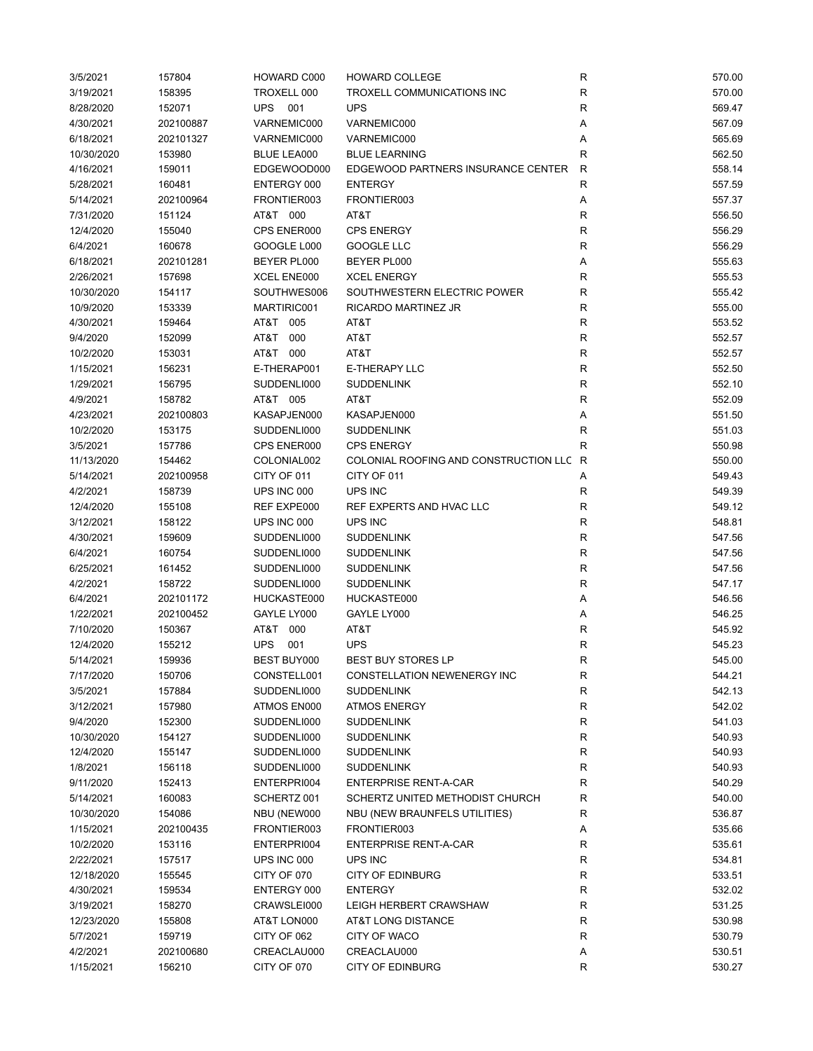| | | | | | |
|---|---|---|---|---|---|
| 3/5/2021 | 157804 | HOWARD C000 | HOWARD COLLEGE | R | 570.00 |
| 3/19/2021 | 158395 | TROXELL 000 | TROXELL COMMUNICATIONS INC | R | 570.00 |
| 8/28/2020 | 152071 | UPS 001 | UPS | R | 569.47 |
| 4/30/2021 | 202100887 | VARNEMIC000 | VARNEMIC000 | A | 567.09 |
| 6/18/2021 | 202101327 | VARNEMIC000 | VARNEMIC000 | A | 565.69 |
| 10/30/2020 | 153980 | BLUE LEA000 | BLUE LEARNING | R | 562.50 |
| 4/16/2021 | 159011 | EDGEWOOD000 | EDGEWOOD PARTNERS INSURANCE CENTER | R | 558.14 |
| 5/28/2021 | 160481 | ENTERGY 000 | ENTERGY | R | 557.59 |
| 5/14/2021 | 202100964 | FRONTIER003 | FRONTIER003 | A | 557.37 |
| 7/31/2020 | 151124 | AT&T 000 | AT&T | R | 556.50 |
| 12/4/2020 | 155040 | CPS ENER000 | CPS ENERGY | R | 556.29 |
| 6/4/2021 | 160678 | GOOGLE L000 | GOOGLE LLC | R | 556.29 |
| 6/18/2021 | 202101281 | BEYER PL000 | BEYER PL000 | A | 555.63 |
| 2/26/2021 | 157698 | XCEL ENE000 | XCEL ENERGY | R | 555.53 |
| 10/30/2020 | 154117 | SOUTHWES006 | SOUTHWESTERN ELECTRIC POWER | R | 555.42 |
| 10/9/2020 | 153339 | MARTIRIC001 | RICARDO MARTINEZ JR | R | 555.00 |
| 4/30/2021 | 159464 | AT&T 005 | AT&T | R | 553.52 |
| 9/4/2020 | 152099 | AT&T 000 | AT&T | R | 552.57 |
| 10/2/2020 | 153031 | AT&T 000 | AT&T | R | 552.57 |
| 1/15/2021 | 156231 | E-THERAP001 | E-THERAPY LLC | R | 552.50 |
| 1/29/2021 | 156795 | SUDDENLI000 | SUDDENLINK | R | 552.10 |
| 4/9/2021 | 158782 | AT&T 005 | AT&T | R | 552.09 |
| 4/23/2021 | 202100803 | KASAPJEN000 | KASAPJEN000 | A | 551.50 |
| 10/2/2020 | 153175 | SUDDENLI000 | SUDDENLINK | R | 551.03 |
| 3/5/2021 | 157786 | CPS ENER000 | CPS ENERGY | R | 550.98 |
| 11/13/2020 | 154462 | COLONIAL002 | COLONIAL ROOFING AND CONSTRUCTION LLC | R | 550.00 |
| 5/14/2021 | 202100958 | CITY OF 011 | CITY OF 011 | A | 549.43 |
| 4/2/2021 | 158739 | UPS INC 000 | UPS INC | R | 549.39 |
| 12/4/2020 | 155108 | REF EXPE000 | REF EXPERTS AND HVAC LLC | R | 549.12 |
| 3/12/2021 | 158122 | UPS INC 000 | UPS INC | R | 548.81 |
| 4/30/2021 | 159609 | SUDDENLI000 | SUDDENLINK | R | 547.56 |
| 6/4/2021 | 160754 | SUDDENLI000 | SUDDENLINK | R | 547.56 |
| 6/25/2021 | 161452 | SUDDENLI000 | SUDDENLINK | R | 547.56 |
| 4/2/2021 | 158722 | SUDDENLI000 | SUDDENLINK | R | 547.17 |
| 6/4/2021 | 202101172 | HUCKASTE000 | HUCKASTE000 | A | 546.56 |
| 1/22/2021 | 202100452 | GAYLE LY000 | GAYLE LY000 | A | 546.25 |
| 7/10/2020 | 150367 | AT&T 000 | AT&T | R | 545.92 |
| 12/4/2020 | 155212 | UPS 001 | UPS | R | 545.23 |
| 5/14/2021 | 159936 | BEST BUY000 | BEST BUY STORES LP | R | 545.00 |
| 7/17/2020 | 150706 | CONSTELL001 | CONSTELLATION NEWENERGY INC | R | 544.21 |
| 3/5/2021 | 157884 | SUDDENLI000 | SUDDENLINK | R | 542.13 |
| 3/12/2021 | 157980 | ATMOS EN000 | ATMOS ENERGY | R | 542.02 |
| 9/4/2020 | 152300 | SUDDENLI000 | SUDDENLINK | R | 541.03 |
| 10/30/2020 | 154127 | SUDDENLI000 | SUDDENLINK | R | 540.93 |
| 12/4/2020 | 155147 | SUDDENLI000 | SUDDENLINK | R | 540.93 |
| 1/8/2021 | 156118 | SUDDENLI000 | SUDDENLINK | R | 540.93 |
| 9/11/2020 | 152413 | ENTERPRI004 | ENTERPRISE RENT-A-CAR | R | 540.29 |
| 5/14/2021 | 160083 | SCHERTZ 001 | SCHERTZ UNITED METHODIST CHURCH | R | 540.00 |
| 10/30/2020 | 154086 | NBU (NEW000 | NBU (NEW BRAUNFELS UTILITIES) | R | 536.87 |
| 1/15/2021 | 202100435 | FRONTIER003 | FRONTIER003 | A | 535.66 |
| 10/2/2020 | 153116 | ENTERPRI004 | ENTERPRISE RENT-A-CAR | R | 535.61 |
| 2/22/2021 | 157517 | UPS INC 000 | UPS INC | R | 534.81 |
| 12/18/2020 | 155545 | CITY OF 070 | CITY OF EDINBURG | R | 533.51 |
| 4/30/2021 | 159534 | ENTERGY 000 | ENTERGY | R | 532.02 |
| 3/19/2021 | 158270 | CRAWSLEI000 | LEIGH HERBERT CRAWSHAW | R | 531.25 |
| 12/23/2020 | 155808 | AT&T LON000 | AT&T LONG DISTANCE | R | 530.98 |
| 5/7/2021 | 159719 | CITY OF 062 | CITY OF WACO | R | 530.79 |
| 4/2/2021 | 202100680 | CREACLAU000 | CREACLAU000 | A | 530.51 |
| 1/15/2021 | 156210 | CITY OF 070 | CITY OF EDINBURG | R | 530.27 |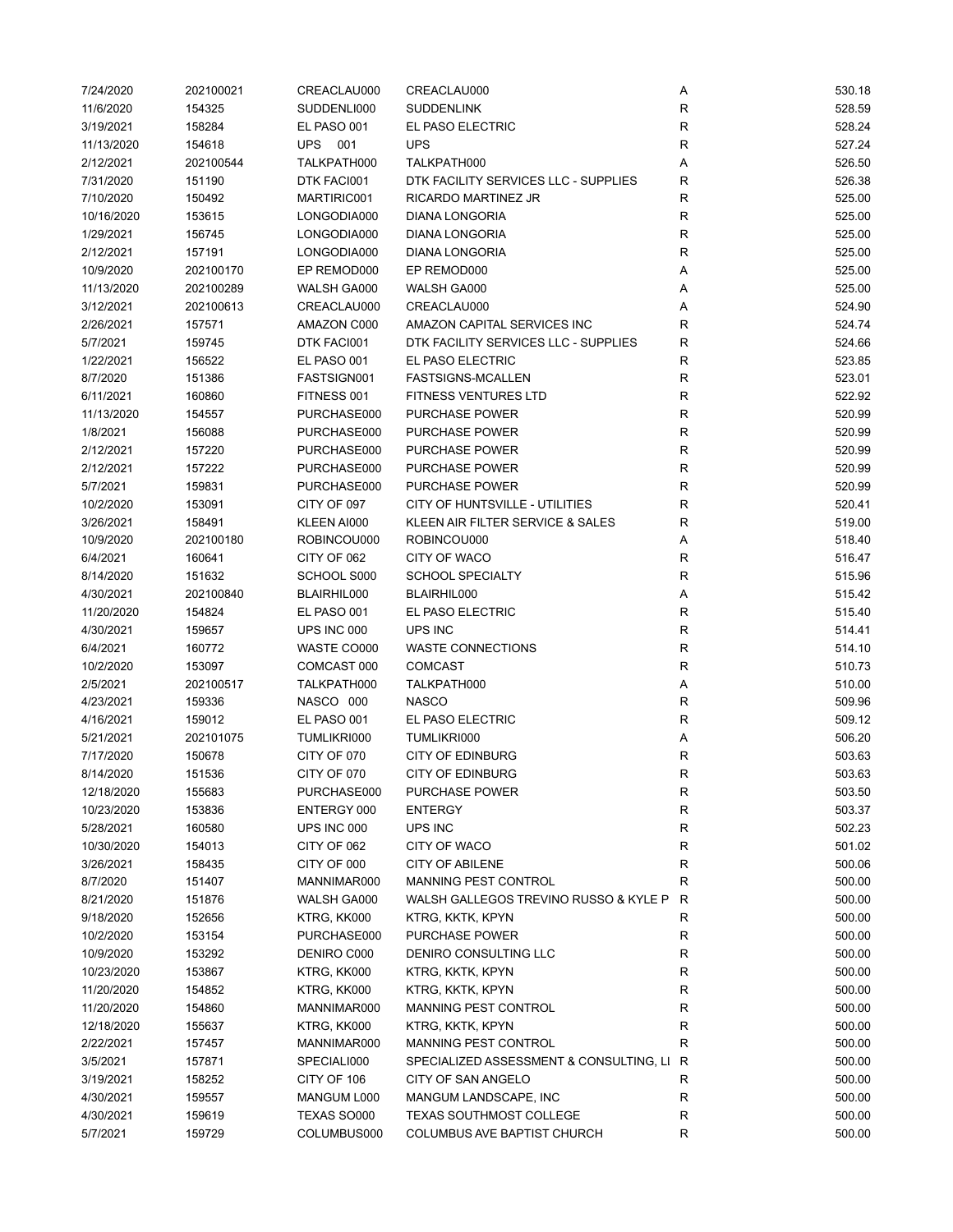| | | | | | |
|---|---|---|---|---|---|
| 7/24/2020 | 202100021 | CREACLAU000 | CREACLAU000 | A | 530.18 |
| 11/6/2020 | 154325 | SUDDENLI000 | SUDDENLINK | R | 528.59 |
| 3/19/2021 | 158284 | EL PASO 001 | EL PASO ELECTRIC | R | 528.24 |
| 11/13/2020 | 154618 | UPS 001 | UPS | R | 527.24 |
| 2/12/2021 | 202100544 | TALKPATH000 | TALKPATH000 | A | 526.50 |
| 7/31/2020 | 151190 | DTK FACI001 | DTK FACILITY SERVICES LLC - SUPPLIES | R | 526.38 |
| 7/10/2020 | 150492 | MARTIRIC001 | RICARDO MARTINEZ JR | R | 525.00 |
| 10/16/2020 | 153615 | LONGODIA000 | DIANA LONGORIA | R | 525.00 |
| 1/29/2021 | 156745 | LONGODIA000 | DIANA LONGORIA | R | 525.00 |
| 2/12/2021 | 157191 | LONGODIA000 | DIANA LONGORIA | R | 525.00 |
| 10/9/2020 | 202100170 | EP REMOD000 | EP REMOD000 | A | 525.00 |
| 11/13/2020 | 202100289 | WALSH GA000 | WALSH GA000 | A | 525.00 |
| 3/12/2021 | 202100613 | CREACLAU000 | CREACLAU000 | A | 524.90 |
| 2/26/2021 | 157571 | AMAZON C000 | AMAZON CAPITAL SERVICES INC | R | 524.74 |
| 5/7/2021 | 159745 | DTK FACI001 | DTK FACILITY SERVICES LLC - SUPPLIES | R | 524.66 |
| 1/22/2021 | 156522 | EL PASO 001 | EL PASO ELECTRIC | R | 523.85 |
| 8/7/2020 | 151386 | FASTSIGN001 | FASTSIGNS-MCALLEN | R | 523.01 |
| 6/11/2021 | 160860 | FITNESS 001 | FITNESS VENTURES LTD | R | 522.92 |
| 11/13/2020 | 154557 | PURCHASE000 | PURCHASE POWER | R | 520.99 |
| 1/8/2021 | 156088 | PURCHASE000 | PURCHASE POWER | R | 520.99 |
| 2/12/2021 | 157220 | PURCHASE000 | PURCHASE POWER | R | 520.99 |
| 2/12/2021 | 157222 | PURCHASE000 | PURCHASE POWER | R | 520.99 |
| 5/7/2021 | 159831 | PURCHASE000 | PURCHASE POWER | R | 520.99 |
| 10/2/2020 | 153091 | CITY OF 097 | CITY OF HUNTSVILLE - UTILITIES | R | 520.41 |
| 3/26/2021 | 158491 | KLEEN AI000 | KLEEN AIR FILTER SERVICE & SALES | R | 519.00 |
| 10/9/2020 | 202100180 | ROBINCOU000 | ROBINCOU000 | A | 518.40 |
| 6/4/2021 | 160641 | CITY OF 062 | CITY OF WACO | R | 516.47 |
| 8/14/2020 | 151632 | SCHOOL S000 | SCHOOL SPECIALTY | R | 515.96 |
| 4/30/2021 | 202100840 | BLAIRHIL000 | BLAIRHIL000 | A | 515.42 |
| 11/20/2020 | 154824 | EL PASO 001 | EL PASO ELECTRIC | R | 515.40 |
| 4/30/2021 | 159657 | UPS INC 000 | UPS INC | R | 514.41 |
| 6/4/2021 | 160772 | WASTE CO000 | WASTE CONNECTIONS | R | 514.10 |
| 10/2/2020 | 153097 | COMCAST 000 | COMCAST | R | 510.73 |
| 2/5/2021 | 202100517 | TALKPATH000 | TALKPATH000 | A | 510.00 |
| 4/23/2021 | 159336 | NASCO 000 | NASCO | R | 509.96 |
| 4/16/2021 | 159012 | EL PASO 001 | EL PASO ELECTRIC | R | 509.12 |
| 5/21/2021 | 202101075 | TUMLIKRI000 | TUMLIKRI000 | A | 506.20 |
| 7/17/2020 | 150678 | CITY OF 070 | CITY OF EDINBURG | R | 503.63 |
| 8/14/2020 | 151536 | CITY OF 070 | CITY OF EDINBURG | R | 503.63 |
| 12/18/2020 | 155683 | PURCHASE000 | PURCHASE POWER | R | 503.50 |
| 10/23/2020 | 153836 | ENTERGY 000 | ENTERGY | R | 503.37 |
| 5/28/2021 | 160580 | UPS INC 000 | UPS INC | R | 502.23 |
| 10/30/2020 | 154013 | CITY OF 062 | CITY OF WACO | R | 501.02 |
| 3/26/2021 | 158435 | CITY OF 000 | CITY OF ABILENE | R | 500.06 |
| 8/7/2020 | 151407 | MANNIMAR000 | MANNING PEST CONTROL | R | 500.00 |
| 8/21/2020 | 151876 | WALSH GA000 | WALSH GALLEGOS TREVINO RUSSO & KYLE P | R | 500.00 |
| 9/18/2020 | 152656 | KTRG, KK000 | KTRG, KKTK, KPYN | R | 500.00 |
| 10/2/2020 | 153154 | PURCHASE000 | PURCHASE POWER | R | 500.00 |
| 10/9/2020 | 153292 | DENIRO C000 | DENIRO CONSULTING LLC | R | 500.00 |
| 10/23/2020 | 153867 | KTRG, KK000 | KTRG, KKTK, KPYN | R | 500.00 |
| 11/20/2020 | 154852 | KTRG, KK000 | KTRG, KKTK, KPYN | R | 500.00 |
| 11/20/2020 | 154860 | MANNIMAR000 | MANNING PEST CONTROL | R | 500.00 |
| 12/18/2020 | 155637 | KTRG, KK000 | KTRG, KKTK, KPYN | R | 500.00 |
| 2/22/2021 | 157457 | MANNIMAR000 | MANNING PEST CONTROL | R | 500.00 |
| 3/5/2021 | 157871 | SPECIALI000 | SPECIALIZED ASSESSMENT & CONSULTING, LI | R | 500.00 |
| 3/19/2021 | 158252 | CITY OF 106 | CITY OF SAN ANGELO | R | 500.00 |
| 4/30/2021 | 159557 | MANGUM L000 | MANGUM LANDSCAPE, INC | R | 500.00 |
| 4/30/2021 | 159619 | TEXAS SO000 | TEXAS SOUTHMOST COLLEGE | R | 500.00 |
| 5/7/2021 | 159729 | COLUMBUS000 | COLUMBUS AVE BAPTIST CHURCH | R | 500.00 |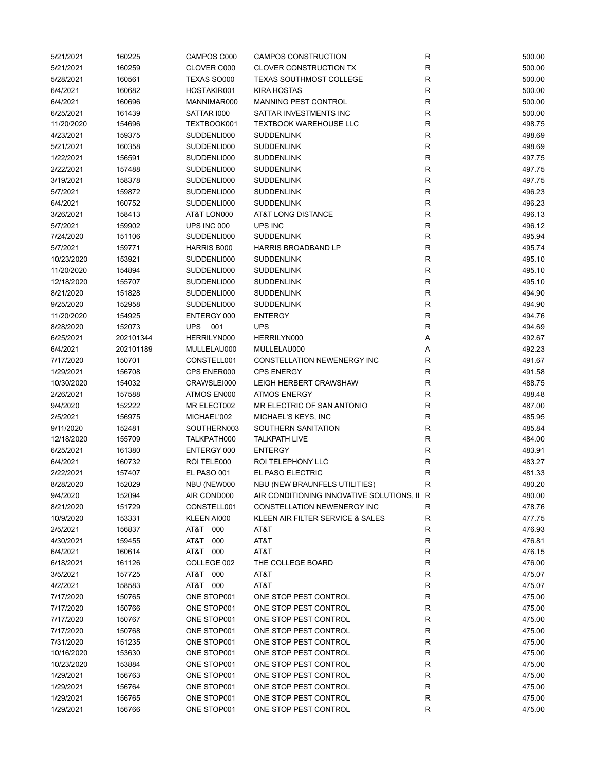| | | | | | |
|---|---|---|---|---|---|
| 5/21/2021 | 160225 | CAMPOS C000 | CAMPOS CONSTRUCTION | R | 500.00 |
| 5/21/2021 | 160259 | CLOVER C000 | CLOVER CONSTRUCTION TX | R | 500.00 |
| 5/28/2021 | 160561 | TEXAS SO000 | TEXAS SOUTHMOST COLLEGE | R | 500.00 |
| 6/4/2021 | 160682 | HOSTAKIR001 | KIRA HOSTAS | R | 500.00 |
| 6/4/2021 | 160696 | MANNIMAR000 | MANNING PEST CONTROL | R | 500.00 |
| 6/25/2021 | 161439 | SATTAR I000 | SATTAR INVESTMENTS INC | R | 500.00 |
| 11/20/2020 | 154696 | TEXTBOOK001 | TEXTBOOK WAREHOUSE LLC | R | 498.75 |
| 4/23/2021 | 159375 | SUDDENLI000 | SUDDENLINK | R | 498.69 |
| 5/21/2021 | 160358 | SUDDENLI000 | SUDDENLINK | R | 498.69 |
| 1/22/2021 | 156591 | SUDDENLI000 | SUDDENLINK | R | 497.75 |
| 2/22/2021 | 157488 | SUDDENLI000 | SUDDENLINK | R | 497.75 |
| 3/19/2021 | 158378 | SUDDENLI000 | SUDDENLINK | R | 497.75 |
| 5/7/2021 | 159872 | SUDDENLI000 | SUDDENLINK | R | 496.23 |
| 6/4/2021 | 160752 | SUDDENLI000 | SUDDENLINK | R | 496.23 |
| 3/26/2021 | 158413 | AT&T LON000 | AT&T LONG DISTANCE | R | 496.13 |
| 5/7/2021 | 159902 | UPS INC 000 | UPS INC | R | 496.12 |
| 7/24/2020 | 151106 | SUDDENLI000 | SUDDENLINK | R | 495.94 |
| 5/7/2021 | 159771 | HARRIS B000 | HARRIS BROADBAND LP | R | 495.74 |
| 10/23/2020 | 153921 | SUDDENLI000 | SUDDENLINK | R | 495.10 |
| 11/20/2020 | 154894 | SUDDENLI000 | SUDDENLINK | R | 495.10 |
| 12/18/2020 | 155707 | SUDDENLI000 | SUDDENLINK | R | 495.10 |
| 8/21/2020 | 151828 | SUDDENLI000 | SUDDENLINK | R | 494.90 |
| 9/25/2020 | 152958 | SUDDENLI000 | SUDDENLINK | R | 494.90 |
| 11/20/2020 | 154925 | ENTERGY 000 | ENTERGY | R | 494.76 |
| 8/28/2020 | 152073 | UPS 001 | UPS | R | 494.69 |
| 6/25/2021 | 202101344 | HERRILYN000 | HERRILYN000 | A | 492.67 |
| 6/4/2021 | 202101189 | MULLELAU000 | MULLELAU000 | A | 492.23 |
| 7/17/2020 | 150701 | CONSTELL001 | CONSTELLATION NEWENERGY INC | R | 491.67 |
| 1/29/2021 | 156708 | CPS ENER000 | CPS ENERGY | R | 491.58 |
| 10/30/2020 | 154032 | CRAWSLEI000 | LEIGH HERBERT CRAWSHAW | R | 488.75 |
| 2/26/2021 | 157588 | ATMOS EN000 | ATMOS ENERGY | R | 488.48 |
| 9/4/2020 | 152222 | MR ELECT002 | MR ELECTRIC OF SAN ANTONIO | R | 487.00 |
| 2/5/2021 | 156975 | MICHAEL'002 | MICHAEL'S KEYS, INC | R | 485.95 |
| 9/11/2020 | 152481 | SOUTHERN003 | SOUTHERN SANITATION | R | 485.84 |
| 12/18/2020 | 155709 | TALKPATH000 | TALKPATH LIVE | R | 484.00 |
| 6/25/2021 | 161380 | ENTERGY 000 | ENTERGY | R | 483.91 |
| 6/4/2021 | 160732 | ROI TELE000 | ROI TELEPHONY LLC | R | 483.27 |
| 2/22/2021 | 157407 | EL PASO 001 | EL PASO ELECTRIC | R | 481.33 |
| 8/28/2020 | 152029 | NBU (NEW000 | NBU (NEW BRAUNFELS UTILITIES) | R | 480.20 |
| 9/4/2020 | 152094 | AIR COND000 | AIR CONDITIONING INNOVATIVE SOLUTIONS, II | R | 480.00 |
| 8/21/2020 | 151729 | CONSTELL001 | CONSTELLATION NEWENERGY INC | R | 478.76 |
| 10/9/2020 | 153331 | KLEEN AI000 | KLEEN AIR FILTER SERVICE & SALES | R | 477.75 |
| 2/5/2021 | 156837 | AT&T 000 | AT&T | R | 476.93 |
| 4/30/2021 | 159455 | AT&T 000 | AT&T | R | 476.81 |
| 6/4/2021 | 160614 | AT&T 000 | AT&T | R | 476.15 |
| 6/18/2021 | 161126 | COLLEGE 002 | THE COLLEGE BOARD | R | 476.00 |
| 3/5/2021 | 157725 | AT&T 000 | AT&T | R | 475.07 |
| 4/2/2021 | 158583 | AT&T 000 | AT&T | R | 475.07 |
| 7/17/2020 | 150765 | ONE STOP001 | ONE STOP PEST CONTROL | R | 475.00 |
| 7/17/2020 | 150766 | ONE STOP001 | ONE STOP PEST CONTROL | R | 475.00 |
| 7/17/2020 | 150767 | ONE STOP001 | ONE STOP PEST CONTROL | R | 475.00 |
| 7/17/2020 | 150768 | ONE STOP001 | ONE STOP PEST CONTROL | R | 475.00 |
| 7/31/2020 | 151235 | ONE STOP001 | ONE STOP PEST CONTROL | R | 475.00 |
| 10/16/2020 | 153630 | ONE STOP001 | ONE STOP PEST CONTROL | R | 475.00 |
| 10/23/2020 | 153884 | ONE STOP001 | ONE STOP PEST CONTROL | R | 475.00 |
| 1/29/2021 | 156763 | ONE STOP001 | ONE STOP PEST CONTROL | R | 475.00 |
| 1/29/2021 | 156764 | ONE STOP001 | ONE STOP PEST CONTROL | R | 475.00 |
| 1/29/2021 | 156765 | ONE STOP001 | ONE STOP PEST CONTROL | R | 475.00 |
| 1/29/2021 | 156766 | ONE STOP001 | ONE STOP PEST CONTROL | R | 475.00 |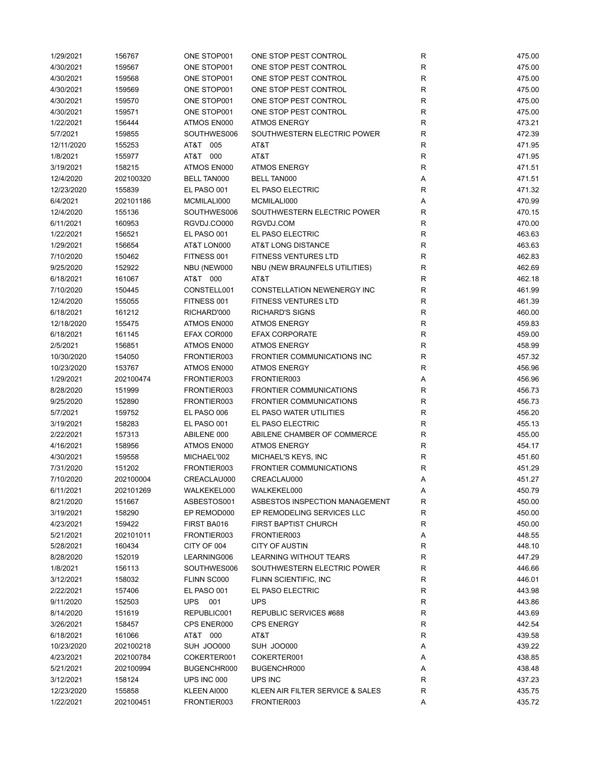| | | | | | |
|---|---|---|---|---|---|
| 1/29/2021 | 156767 | ONE STOP001 | ONE STOP PEST CONTROL | R | 475.00 |
| 4/30/2021 | 159567 | ONE STOP001 | ONE STOP PEST CONTROL | R | 475.00 |
| 4/30/2021 | 159568 | ONE STOP001 | ONE STOP PEST CONTROL | R | 475.00 |
| 4/30/2021 | 159569 | ONE STOP001 | ONE STOP PEST CONTROL | R | 475.00 |
| 4/30/2021 | 159570 | ONE STOP001 | ONE STOP PEST CONTROL | R | 475.00 |
| 4/30/2021 | 159571 | ONE STOP001 | ONE STOP PEST CONTROL | R | 475.00 |
| 1/22/2021 | 156444 | ATMOS EN000 | ATMOS ENERGY | R | 473.21 |
| 5/7/2021 | 159855 | SOUTHWES006 | SOUTHWESTERN ELECTRIC POWER | R | 472.39 |
| 12/11/2020 | 155253 | AT&T 005 | AT&T | R | 471.95 |
| 1/8/2021 | 155977 | AT&T 000 | AT&T | R | 471.95 |
| 3/19/2021 | 158215 | ATMOS EN000 | ATMOS ENERGY | R | 471.51 |
| 12/4/2020 | 202100320 | BELL TAN000 | BELL TAN000 | A | 471.51 |
| 12/23/2020 | 155839 | EL PASO 001 | EL PASO ELECTRIC | R | 471.32 |
| 6/4/2021 | 202101186 | MCMILALI000 | MCMILALI000 | A | 470.99 |
| 12/4/2020 | 155136 | SOUTHWES006 | SOUTHWESTERN ELECTRIC POWER | R | 470.15 |
| 6/11/2021 | 160953 | RGVDJ.CO000 | RGVDJ.COM | R | 470.00 |
| 1/22/2021 | 156521 | EL PASO 001 | EL PASO ELECTRIC | R | 463.63 |
| 1/29/2021 | 156654 | AT&T LON000 | AT&T LONG DISTANCE | R | 463.63 |
| 7/10/2020 | 150462 | FITNESS 001 | FITNESS VENTURES LTD | R | 462.83 |
| 9/25/2020 | 152922 | NBU (NEW000 | NBU (NEW BRAUNFELS UTILITIES) | R | 462.69 |
| 6/18/2021 | 161067 | AT&T 000 | AT&T | R | 462.18 |
| 7/10/2020 | 150445 | CONSTELL001 | CONSTELLATION NEWENERGY INC | R | 461.99 |
| 12/4/2020 | 155055 | FITNESS 001 | FITNESS VENTURES LTD | R | 461.39 |
| 6/18/2021 | 161212 | RICHARD'000 | RICHARD'S SIGNS | R | 460.00 |
| 12/18/2020 | 155475 | ATMOS EN000 | ATMOS ENERGY | R | 459.83 |
| 6/18/2021 | 161145 | EFAX COR000 | EFAX CORPORATE | R | 459.00 |
| 2/5/2021 | 156851 | ATMOS EN000 | ATMOS ENERGY | R | 458.99 |
| 10/30/2020 | 154050 | FRONTIER003 | FRONTIER COMMUNICATIONS INC | R | 457.32 |
| 10/23/2020 | 153767 | ATMOS EN000 | ATMOS ENERGY | R | 456.96 |
| 1/29/2021 | 202100474 | FRONTIER003 | FRONTIER003 | A | 456.96 |
| 8/28/2020 | 151999 | FRONTIER003 | FRONTIER COMMUNICATIONS | R | 456.73 |
| 9/25/2020 | 152890 | FRONTIER003 | FRONTIER COMMUNICATIONS | R | 456.73 |
| 5/7/2021 | 159752 | EL PASO 006 | EL PASO WATER UTILITIES | R | 456.20 |
| 3/19/2021 | 158283 | EL PASO 001 | EL PASO ELECTRIC | R | 455.13 |
| 2/22/2021 | 157313 | ABILENE 000 | ABILENE CHAMBER OF COMMERCE | R | 455.00 |
| 4/16/2021 | 158956 | ATMOS EN000 | ATMOS ENERGY | R | 454.17 |
| 4/30/2021 | 159558 | MICHAEL'002 | MICHAEL'S KEYS, INC | R | 451.60 |
| 7/31/2020 | 151202 | FRONTIER003 | FRONTIER COMMUNICATIONS | R | 451.29 |
| 7/10/2020 | 202100004 | CREACLAU000 | CREACLAU000 | A | 451.27 |
| 6/11/2021 | 202101269 | WALKEKEL000 | WALKEKEL000 | A | 450.79 |
| 8/21/2020 | 151667 | ASBESTOS001 | ASBESTOS INSPECTION MANAGEMENT | R | 450.00 |
| 3/19/2021 | 158290 | EP REMOD000 | EP REMODELING SERVICES LLC | R | 450.00 |
| 4/23/2021 | 159422 | FIRST BA016 | FIRST BAPTIST CHURCH | R | 450.00 |
| 5/21/2021 | 202101011 | FRONTIER003 | FRONTIER003 | A | 448.55 |
| 5/28/2021 | 160434 | CITY OF 004 | CITY OF AUSTIN | R | 448.10 |
| 8/28/2020 | 152019 | LEARNING006 | LEARNING WITHOUT TEARS | R | 447.29 |
| 1/8/2021 | 156113 | SOUTHWES006 | SOUTHWESTERN ELECTRIC POWER | R | 446.66 |
| 3/12/2021 | 158032 | FLINN SC000 | FLINN SCIENTIFIC, INC | R | 446.01 |
| 2/22/2021 | 157406 | EL PASO 001 | EL PASO ELECTRIC | R | 443.98 |
| 9/11/2020 | 152503 | UPS 001 | UPS | R | 443.86 |
| 8/14/2020 | 151619 | REPUBLIC001 | REPUBLIC SERVICES #688 | R | 443.69 |
| 3/26/2021 | 158457 | CPS ENER000 | CPS ENERGY | R | 442.54 |
| 6/18/2021 | 161066 | AT&T 000 | AT&T | R | 439.58 |
| 10/23/2020 | 202100218 | SUH JOO000 | SUH JOO000 | A | 439.22 |
| 4/23/2021 | 202100784 | COKERTER001 | COKERTER001 | A | 438.85 |
| 5/21/2021 | 202100994 | BUGENCHR000 | BUGENCHR000 | A | 438.48 |
| 3/12/2021 | 158124 | UPS INC 000 | UPS INC | R | 437.23 |
| 12/23/2020 | 155858 | KLEEN AI000 | KLEEN AIR FILTER SERVICE & SALES | R | 435.75 |
| 1/22/2021 | 202100451 | FRONTIER003 | FRONTIER003 | A | 435.72 |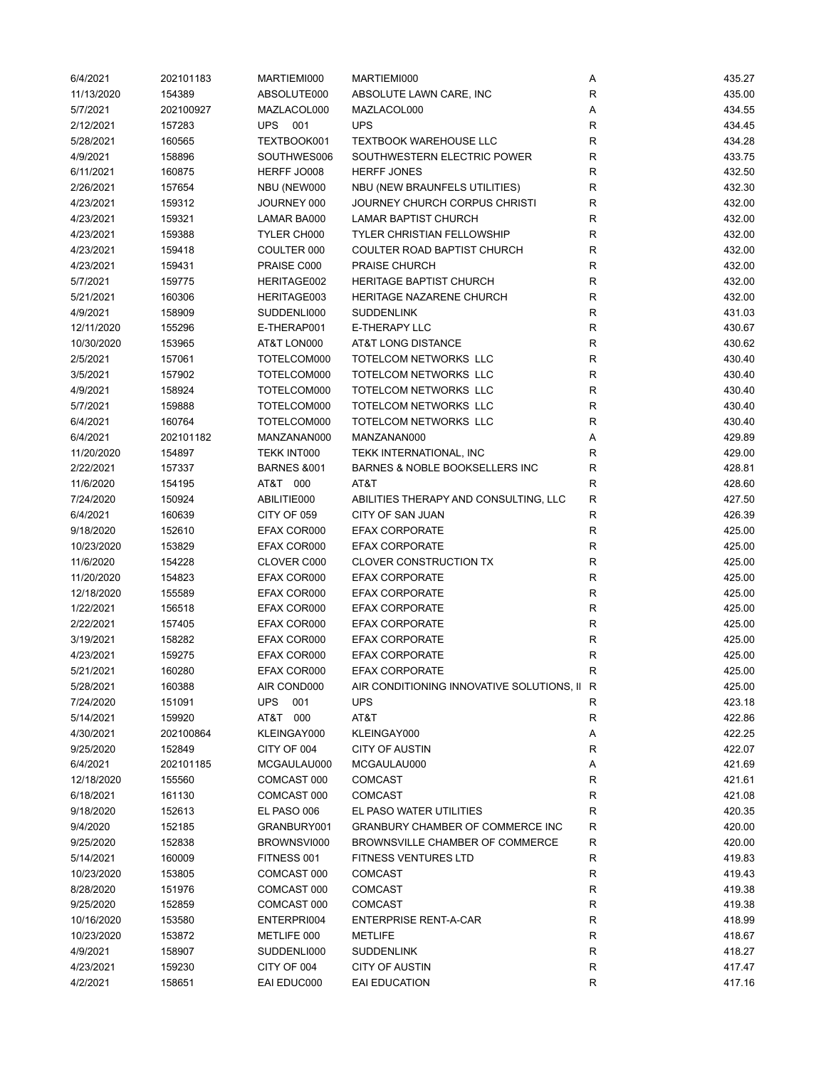| | | | | | |
|---|---|---|---|---|---|
| 6/4/2021 | 202101183 | MARTIEMI000 | MARTIEMI000 | A | 435.27 |
| 11/13/2020 | 154389 | ABSOLUTE000 | ABSOLUTE LAWN CARE, INC | R | 435.00 |
| 5/7/2021 | 202100927 | MAZLACOL000 | MAZLACOL000 | A | 434.55 |
| 2/12/2021 | 157283 | UPS 001 | UPS | R | 434.45 |
| 5/28/2021 | 160565 | TEXTBOOK001 | TEXTBOOK WAREHOUSE LLC | R | 434.28 |
| 4/9/2021 | 158896 | SOUTHWES006 | SOUTHWESTERN ELECTRIC POWER | R | 433.75 |
| 6/11/2021 | 160875 | HERFF JO008 | HERFF JONES | R | 432.50 |
| 2/26/2021 | 157654 | NBU (NEW000 | NBU (NEW BRAUNFELS UTILITIES) | R | 432.30 |
| 4/23/2021 | 159312 | JOURNEY 000 | JOURNEY CHURCH CORPUS CHRISTI | R | 432.00 |
| 4/23/2021 | 159321 | LAMAR BA000 | LAMAR BAPTIST CHURCH | R | 432.00 |
| 4/23/2021 | 159388 | TYLER CH000 | TYLER CHRISTIAN FELLOWSHIP | R | 432.00 |
| 4/23/2021 | 159418 | COULTER 000 | COULTER ROAD BAPTIST CHURCH | R | 432.00 |
| 4/23/2021 | 159431 | PRAISE C000 | PRAISE CHURCH | R | 432.00 |
| 5/7/2021 | 159775 | HERITAGE002 | HERITAGE BAPTIST CHURCH | R | 432.00 |
| 5/21/2021 | 160306 | HERITAGE003 | HERITAGE NAZARENE CHURCH | R | 432.00 |
| 4/9/2021 | 158909 | SUDDENLI000 | SUDDENLINK | R | 431.03 |
| 12/11/2020 | 155296 | E-THERAP001 | E-THERAPY LLC | R | 430.67 |
| 10/30/2020 | 153965 | AT&T LON000 | AT&T LONG DISTANCE | R | 430.62 |
| 2/5/2021 | 157061 | TOTELCOM000 | TOTELCOM NETWORKS LLC | R | 430.40 |
| 3/5/2021 | 157902 | TOTELCOM000 | TOTELCOM NETWORKS LLC | R | 430.40 |
| 4/9/2021 | 158924 | TOTELCOM000 | TOTELCOM NETWORKS LLC | R | 430.40 |
| 5/7/2021 | 159888 | TOTELCOM000 | TOTELCOM NETWORKS LLC | R | 430.40 |
| 6/4/2021 | 160764 | TOTELCOM000 | TOTELCOM NETWORKS LLC | R | 430.40 |
| 6/4/2021 | 202101182 | MANZANAN000 | MANZANAN000 | A | 429.89 |
| 11/20/2020 | 154897 | TEKK INT000 | TEKK INTERNATIONAL, INC | R | 429.00 |
| 2/22/2021 | 157337 | BARNES &001 | BARNES & NOBLE BOOKSELLERS INC | R | 428.81 |
| 11/6/2020 | 154195 | AT&T 000 | AT&T | R | 428.60 |
| 7/24/2020 | 150924 | ABILITIE000 | ABILITIES THERAPY AND CONSULTING, LLC | R | 427.50 |
| 6/4/2021 | 160639 | CITY OF 059 | CITY OF SAN JUAN | R | 426.39 |
| 9/18/2020 | 152610 | EFAX COR000 | EFAX CORPORATE | R | 425.00 |
| 10/23/2020 | 153829 | EFAX COR000 | EFAX CORPORATE | R | 425.00 |
| 11/6/2020 | 154228 | CLOVER C000 | CLOVER CONSTRUCTION TX | R | 425.00 |
| 11/20/2020 | 154823 | EFAX COR000 | EFAX CORPORATE | R | 425.00 |
| 12/18/2020 | 155589 | EFAX COR000 | EFAX CORPORATE | R | 425.00 |
| 1/22/2021 | 156518 | EFAX COR000 | EFAX CORPORATE | R | 425.00 |
| 2/22/2021 | 157405 | EFAX COR000 | EFAX CORPORATE | R | 425.00 |
| 3/19/2021 | 158282 | EFAX COR000 | EFAX CORPORATE | R | 425.00 |
| 4/23/2021 | 159275 | EFAX COR000 | EFAX CORPORATE | R | 425.00 |
| 5/21/2021 | 160280 | EFAX COR000 | EFAX CORPORATE | R | 425.00 |
| 5/28/2021 | 160388 | AIR COND000 | AIR CONDITIONING INNOVATIVE SOLUTIONS, II | R | 425.00 |
| 7/24/2020 | 151091 | UPS 001 | UPS | R | 423.18 |
| 5/14/2021 | 159920 | AT&T 000 | AT&T | R | 422.86 |
| 4/30/2021 | 202100864 | KLEINGAY000 | KLEINGAY000 | A | 422.25 |
| 9/25/2020 | 152849 | CITY OF 004 | CITY OF AUSTIN | R | 422.07 |
| 6/4/2021 | 202101185 | MCGAULAU000 | MCGAULAU000 | A | 421.69 |
| 12/18/2020 | 155560 | COMCAST 000 | COMCAST | R | 421.61 |
| 6/18/2021 | 161130 | COMCAST 000 | COMCAST | R | 421.08 |
| 9/18/2020 | 152613 | EL PASO 006 | EL PASO WATER UTILITIES | R | 420.35 |
| 9/4/2020 | 152185 | GRANBURY001 | GRANBURY CHAMBER OF COMMERCE INC | R | 420.00 |
| 9/25/2020 | 152838 | BROWNSVI000 | BROWNSVILLE CHAMBER OF COMMERCE | R | 420.00 |
| 5/14/2021 | 160009 | FITNESS 001 | FITNESS VENTURES LTD | R | 419.83 |
| 10/23/2020 | 153805 | COMCAST 000 | COMCAST | R | 419.43 |
| 8/28/2020 | 151976 | COMCAST 000 | COMCAST | R | 419.38 |
| 9/25/2020 | 152859 | COMCAST 000 | COMCAST | R | 419.38 |
| 10/16/2020 | 153580 | ENTERPRI004 | ENTERPRISE RENT-A-CAR | R | 418.99 |
| 10/23/2020 | 153872 | METLIFE 000 | METLIFE | R | 418.67 |
| 4/9/2021 | 158907 | SUDDENLI000 | SUDDENLINK | R | 418.27 |
| 4/23/2021 | 159230 | CITY OF 004 | CITY OF AUSTIN | R | 417.47 |
| 4/2/2021 | 158651 | EAI EDUC000 | EAI EDUCATION | R | 417.16 |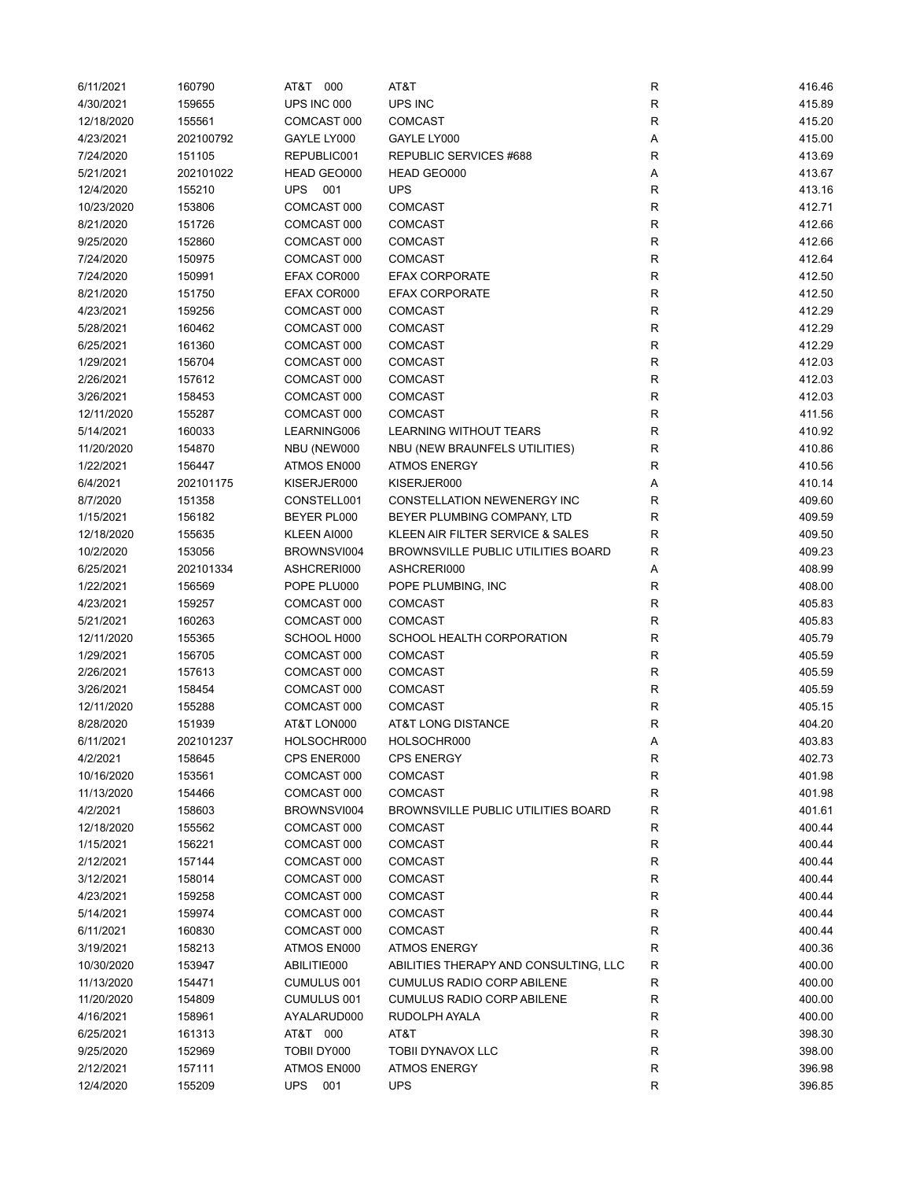| | | | | | |
|---|---|---|---|---|---|
| 6/11/2021 | 160790 | AT&T 000 | AT&T | R | 416.46 |
| 4/30/2021 | 159655 | UPS INC 000 | UPS INC | R | 415.89 |
| 12/18/2020 | 155561 | COMCAST 000 | COMCAST | R | 415.20 |
| 4/23/2021 | 202100792 | GAYLE LY000 | GAYLE LY000 | A | 415.00 |
| 7/24/2020 | 151105 | REPUBLIC001 | REPUBLIC SERVICES #688 | R | 413.69 |
| 5/21/2021 | 202101022 | HEAD GEO000 | HEAD GEO000 | A | 413.67 |
| 12/4/2020 | 155210 | UPS 001 | UPS | R | 413.16 |
| 10/23/2020 | 153806 | COMCAST 000 | COMCAST | R | 412.71 |
| 8/21/2020 | 151726 | COMCAST 000 | COMCAST | R | 412.66 |
| 9/25/2020 | 152860 | COMCAST 000 | COMCAST | R | 412.66 |
| 7/24/2020 | 150975 | COMCAST 000 | COMCAST | R | 412.64 |
| 7/24/2020 | 150991 | EFAX COR000 | EFAX CORPORATE | R | 412.50 |
| 8/21/2020 | 151750 | EFAX COR000 | EFAX CORPORATE | R | 412.50 |
| 4/23/2021 | 159256 | COMCAST 000 | COMCAST | R | 412.29 |
| 5/28/2021 | 160462 | COMCAST 000 | COMCAST | R | 412.29 |
| 6/25/2021 | 161360 | COMCAST 000 | COMCAST | R | 412.29 |
| 1/29/2021 | 156704 | COMCAST 000 | COMCAST | R | 412.03 |
| 2/26/2021 | 157612 | COMCAST 000 | COMCAST | R | 412.03 |
| 3/26/2021 | 158453 | COMCAST 000 | COMCAST | R | 412.03 |
| 12/11/2020 | 155287 | COMCAST 000 | COMCAST | R | 411.56 |
| 5/14/2021 | 160033 | LEARNING006 | LEARNING WITHOUT TEARS | R | 410.92 |
| 11/20/2020 | 154870 | NBU (NEW000 | NBU (NEW BRAUNFELS UTILITIES) | R | 410.86 |
| 1/22/2021 | 156447 | ATMOS EN000 | ATMOS ENERGY | R | 410.56 |
| 6/4/2021 | 202101175 | KISERJER000 | KISERJER000 | A | 410.14 |
| 8/7/2020 | 151358 | CONSTELL001 | CONSTELLATION NEWENERGY INC | R | 409.60 |
| 1/15/2021 | 156182 | BEYER PL000 | BEYER PLUMBING COMPANY, LTD | R | 409.59 |
| 12/18/2020 | 155635 | KLEEN AI000 | KLEEN AIR FILTER SERVICE & SALES | R | 409.50 |
| 10/2/2020 | 153056 | BROWNSVI004 | BROWNSVILLE PUBLIC UTILITIES BOARD | R | 409.23 |
| 6/25/2021 | 202101334 | ASHCRERI000 | ASHCRERI000 | A | 408.99 |
| 1/22/2021 | 156569 | POPE PLU000 | POPE PLUMBING, INC | R | 408.00 |
| 4/23/2021 | 159257 | COMCAST 000 | COMCAST | R | 405.83 |
| 5/21/2021 | 160263 | COMCAST 000 | COMCAST | R | 405.83 |
| 12/11/2020 | 155365 | SCHOOL H000 | SCHOOL HEALTH CORPORATION | R | 405.79 |
| 1/29/2021 | 156705 | COMCAST 000 | COMCAST | R | 405.59 |
| 2/26/2021 | 157613 | COMCAST 000 | COMCAST | R | 405.59 |
| 3/26/2021 | 158454 | COMCAST 000 | COMCAST | R | 405.59 |
| 12/11/2020 | 155288 | COMCAST 000 | COMCAST | R | 405.15 |
| 8/28/2020 | 151939 | AT&T LON000 | AT&T LONG DISTANCE | R | 404.20 |
| 6/11/2021 | 202101237 | HOLSOCHR000 | HOLSOCHR000 | A | 403.83 |
| 4/2/2021 | 158645 | CPS ENER000 | CPS ENERGY | R | 402.73 |
| 10/16/2020 | 153561 | COMCAST 000 | COMCAST | R | 401.98 |
| 11/13/2020 | 154466 | COMCAST 000 | COMCAST | R | 401.98 |
| 4/2/2021 | 158603 | BROWNSVI004 | BROWNSVILLE PUBLIC UTILITIES BOARD | R | 401.61 |
| 12/18/2020 | 155562 | COMCAST 000 | COMCAST | R | 400.44 |
| 1/15/2021 | 156221 | COMCAST 000 | COMCAST | R | 400.44 |
| 2/12/2021 | 157144 | COMCAST 000 | COMCAST | R | 400.44 |
| 3/12/2021 | 158014 | COMCAST 000 | COMCAST | R | 400.44 |
| 4/23/2021 | 159258 | COMCAST 000 | COMCAST | R | 400.44 |
| 5/14/2021 | 159974 | COMCAST 000 | COMCAST | R | 400.44 |
| 6/11/2021 | 160830 | COMCAST 000 | COMCAST | R | 400.44 |
| 3/19/2021 | 158213 | ATMOS EN000 | ATMOS ENERGY | R | 400.36 |
| 10/30/2020 | 153947 | ABILITIE000 | ABILITIES THERAPY AND CONSULTING, LLC | R | 400.00 |
| 11/13/2020 | 154471 | CUMULUS 001 | CUMULUS RADIO CORP ABILENE | R | 400.00 |
| 11/20/2020 | 154809 | CUMULUS 001 | CUMULUS RADIO CORP ABILENE | R | 400.00 |
| 4/16/2021 | 158961 | AYALARUD000 | RUDOLPH AYALA | R | 400.00 |
| 6/25/2021 | 161313 | AT&T 000 | AT&T | R | 398.30 |
| 9/25/2020 | 152969 | TOBII DY000 | TOBII DYNAVOX LLC | R | 398.00 |
| 2/12/2021 | 157111 | ATMOS EN000 | ATMOS ENERGY | R | 396.98 |
| 12/4/2020 | 155209 | UPS 001 | UPS | R | 396.85 |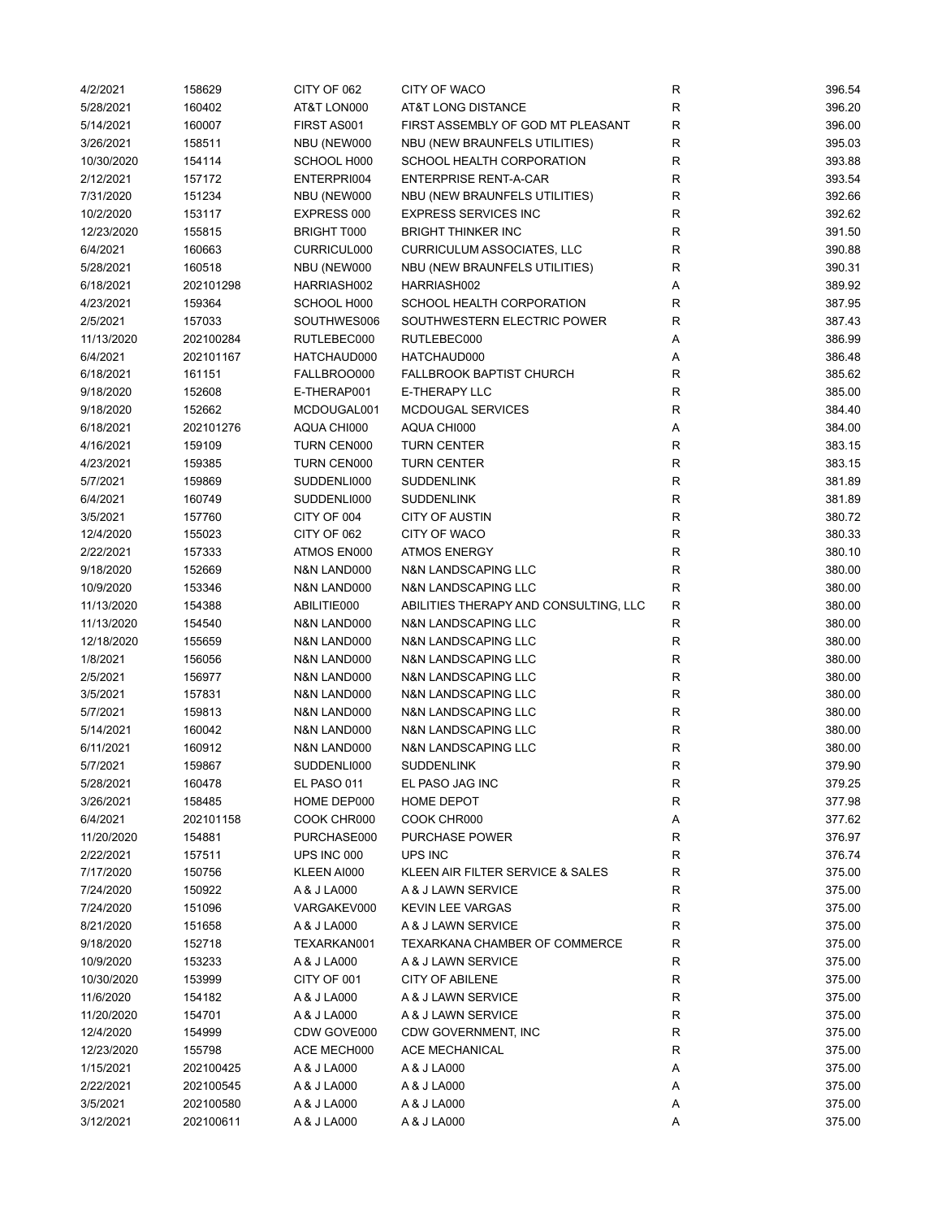| | | | | | |
|---|---|---|---|---|---|
| 4/2/2021 | 158629 | CITY OF 062 | CITY OF WACO | R | 396.54 |
| 5/28/2021 | 160402 | AT&T LON000 | AT&T LONG DISTANCE | R | 396.20 |
| 5/14/2021 | 160007 | FIRST AS001 | FIRST ASSEMBLY OF GOD MT PLEASANT | R | 396.00 |
| 3/26/2021 | 158511 | NBU (NEW000 | NBU (NEW BRAUNFELS UTILITIES) | R | 395.03 |
| 10/30/2020 | 154114 | SCHOOL H000 | SCHOOL HEALTH CORPORATION | R | 393.88 |
| 2/12/2021 | 157172 | ENTERPRI004 | ENTERPRISE RENT-A-CAR | R | 393.54 |
| 7/31/2020 | 151234 | NBU (NEW000 | NBU (NEW BRAUNFELS UTILITIES) | R | 392.66 |
| 10/2/2020 | 153117 | EXPRESS 000 | EXPRESS SERVICES INC | R | 392.62 |
| 12/23/2020 | 155815 | BRIGHT T000 | BRIGHT THINKER INC | R | 391.50 |
| 6/4/2021 | 160663 | CURRICUL000 | CURRICULUM ASSOCIATES, LLC | R | 390.88 |
| 5/28/2021 | 160518 | NBU (NEW000 | NBU (NEW BRAUNFELS UTILITIES) | R | 390.31 |
| 6/18/2021 | 202101298 | HARRIASH002 | HARRIASH002 | A | 389.92 |
| 4/23/2021 | 159364 | SCHOOL H000 | SCHOOL HEALTH CORPORATION | R | 387.95 |
| 2/5/2021 | 157033 | SOUTHWES006 | SOUTHWESTERN ELECTRIC POWER | R | 387.43 |
| 11/13/2020 | 202100284 | RUTLEBEC000 | RUTLEBEC000 | A | 386.99 |
| 6/4/2021 | 202101167 | HATCHAUD000 | HATCHAUD000 | A | 386.48 |
| 6/18/2021 | 161151 | FALLBROO000 | FALLBROOK BAPTIST CHURCH | R | 385.62 |
| 9/18/2020 | 152608 | E-THERAP001 | E-THERAPY LLC | R | 385.00 |
| 9/18/2020 | 152662 | MCDOUGAL001 | MCDOUGAL SERVICES | R | 384.40 |
| 6/18/2021 | 202101276 | AQUA CHI000 | AQUA CHI000 | A | 384.00 |
| 4/16/2021 | 159109 | TURN CEN000 | TURN CENTER | R | 383.15 |
| 4/23/2021 | 159385 | TURN CEN000 | TURN CENTER | R | 383.15 |
| 5/7/2021 | 159869 | SUDDENLI000 | SUDDENLINK | R | 381.89 |
| 6/4/2021 | 160749 | SUDDENLI000 | SUDDENLINK | R | 381.89 |
| 3/5/2021 | 157760 | CITY OF 004 | CITY OF AUSTIN | R | 380.72 |
| 12/4/2020 | 155023 | CITY OF 062 | CITY OF WACO | R | 380.33 |
| 2/22/2021 | 157333 | ATMOS EN000 | ATMOS ENERGY | R | 380.10 |
| 9/18/2020 | 152669 | N&N LAND000 | N&N LANDSCAPING LLC | R | 380.00 |
| 10/9/2020 | 153346 | N&N LAND000 | N&N LANDSCAPING LLC | R | 380.00 |
| 11/13/2020 | 154388 | ABILITIE000 | ABILITIES THERAPY AND CONSULTING, LLC | R | 380.00 |
| 11/13/2020 | 154540 | N&N LAND000 | N&N LANDSCAPING LLC | R | 380.00 |
| 12/18/2020 | 155659 | N&N LAND000 | N&N LANDSCAPING LLC | R | 380.00 |
| 1/8/2021 | 156056 | N&N LAND000 | N&N LANDSCAPING LLC | R | 380.00 |
| 2/5/2021 | 156977 | N&N LAND000 | N&N LANDSCAPING LLC | R | 380.00 |
| 3/5/2021 | 157831 | N&N LAND000 | N&N LANDSCAPING LLC | R | 380.00 |
| 5/7/2021 | 159813 | N&N LAND000 | N&N LANDSCAPING LLC | R | 380.00 |
| 5/14/2021 | 160042 | N&N LAND000 | N&N LANDSCAPING LLC | R | 380.00 |
| 6/11/2021 | 160912 | N&N LAND000 | N&N LANDSCAPING LLC | R | 380.00 |
| 5/7/2021 | 159867 | SUDDENLI000 | SUDDENLINK | R | 379.90 |
| 5/28/2021 | 160478 | EL PASO 011 | EL PASO JAG INC | R | 379.25 |
| 3/26/2021 | 158485 | HOME DEP000 | HOME DEPOT | R | 377.98 |
| 6/4/2021 | 202101158 | COOK CHR000 | COOK CHR000 | A | 377.62 |
| 11/20/2020 | 154881 | PURCHASE000 | PURCHASE POWER | R | 376.97 |
| 2/22/2021 | 157511 | UPS INC 000 | UPS INC | R | 376.74 |
| 7/17/2020 | 150756 | KLEEN AI000 | KLEEN AIR FILTER SERVICE & SALES | R | 375.00 |
| 7/24/2020 | 150922 | A & J LA000 | A & J LAWN SERVICE | R | 375.00 |
| 7/24/2020 | 151096 | VARGAKEV000 | KEVIN LEE VARGAS | R | 375.00 |
| 8/21/2020 | 151658 | A & J LA000 | A & J LAWN SERVICE | R | 375.00 |
| 9/18/2020 | 152718 | TEXARKAN001 | TEXARKANA CHAMBER OF COMMERCE | R | 375.00 |
| 10/9/2020 | 153233 | A & J LA000 | A & J LAWN SERVICE | R | 375.00 |
| 10/30/2020 | 153999 | CITY OF 001 | CITY OF ABILENE | R | 375.00 |
| 11/6/2020 | 154182 | A & J LA000 | A & J LAWN SERVICE | R | 375.00 |
| 11/20/2020 | 154701 | A & J LA000 | A & J LAWN SERVICE | R | 375.00 |
| 12/4/2020 | 154999 | CDW GOVE000 | CDW GOVERNMENT, INC | R | 375.00 |
| 12/23/2020 | 155798 | ACE MECH000 | ACE MECHANICAL | R | 375.00 |
| 1/15/2021 | 202100425 | A & J LA000 | A & J LA000 | A | 375.00 |
| 2/22/2021 | 202100545 | A & J LA000 | A & J LA000 | A | 375.00 |
| 3/5/2021 | 202100580 | A & J LA000 | A & J LA000 | A | 375.00 |
| 3/12/2021 | 202100611 | A & J LA000 | A & J LA000 | A | 375.00 |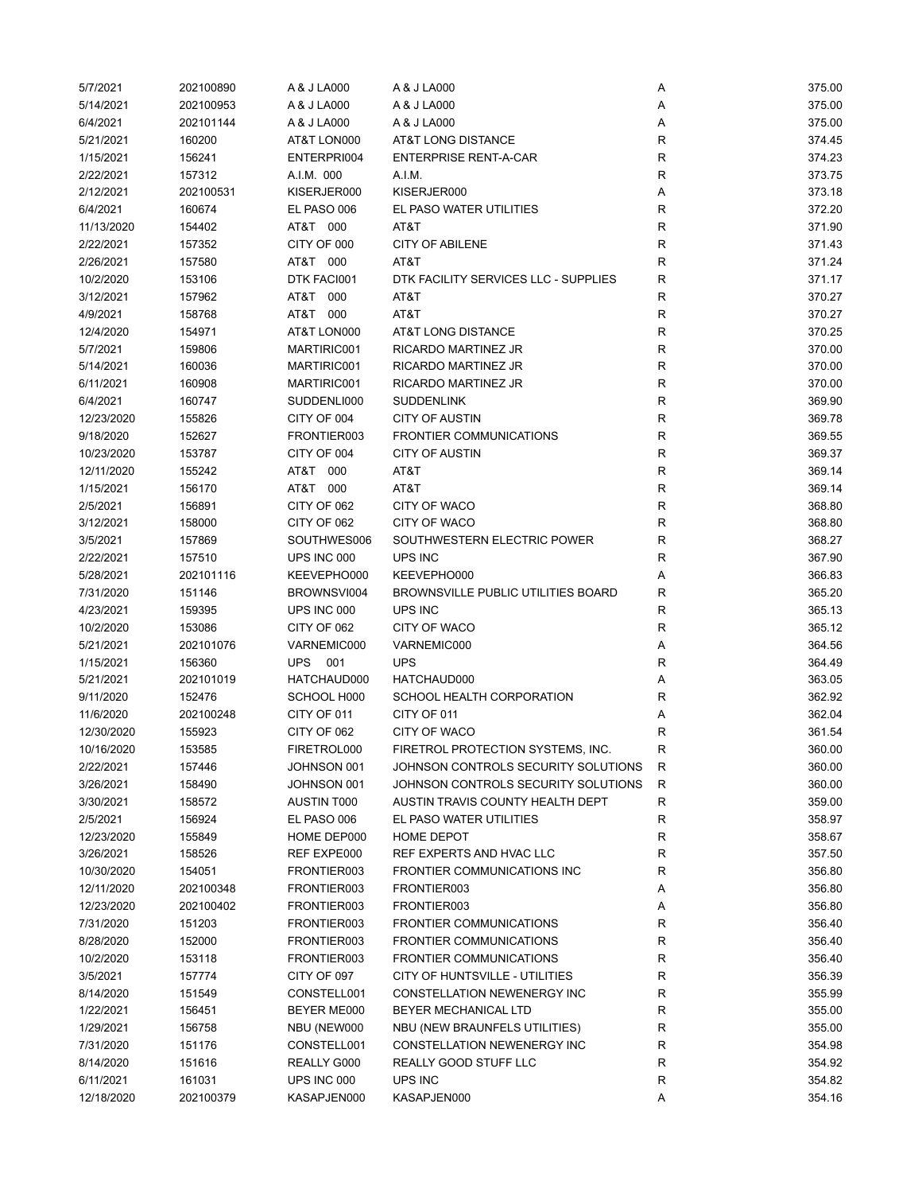| | | | | | |
|---|---|---|---|---|---|
| 5/7/2021 | 202100890 | A & J LA000 | A & J LA000 | A | 375.00 |
| 5/14/2021 | 202100953 | A & J LA000 | A & J LA000 | A | 375.00 |
| 6/4/2021 | 202101144 | A & J LA000 | A & J LA000 | A | 375.00 |
| 5/21/2021 | 160200 | AT&T LON000 | AT&T LONG DISTANCE | R | 374.45 |
| 1/15/2021 | 156241 | ENTERPRI004 | ENTERPRISE RENT-A-CAR | R | 374.23 |
| 2/22/2021 | 157312 | A.I.M. 000 | A.I.M. | R | 373.75 |
| 2/12/2021 | 202100531 | KISERJER000 | KISERJER000 | A | 373.18 |
| 6/4/2021 | 160674 | EL PASO 006 | EL PASO WATER UTILITIES | R | 372.20 |
| 11/13/2020 | 154402 | AT&T 000 | AT&T | R | 371.90 |
| 2/22/2021 | 157352 | CITY OF 000 | CITY OF ABILENE | R | 371.43 |
| 2/26/2021 | 157580 | AT&T 000 | AT&T | R | 371.24 |
| 10/2/2020 | 153106 | DTK FACI001 | DTK FACILITY SERVICES LLC - SUPPLIES | R | 371.17 |
| 3/12/2021 | 157962 | AT&T 000 | AT&T | R | 370.27 |
| 4/9/2021 | 158768 | AT&T 000 | AT&T | R | 370.27 |
| 12/4/2020 | 154971 | AT&T LON000 | AT&T LONG DISTANCE | R | 370.25 |
| 5/7/2021 | 159806 | MARTIRIC001 | RICARDO MARTINEZ JR | R | 370.00 |
| 5/14/2021 | 160036 | MARTIRIC001 | RICARDO MARTINEZ JR | R | 370.00 |
| 6/11/2021 | 160908 | MARTIRIC001 | RICARDO MARTINEZ JR | R | 370.00 |
| 6/4/2021 | 160747 | SUDDENLI000 | SUDDENLINK | R | 369.90 |
| 12/23/2020 | 155826 | CITY OF 004 | CITY OF AUSTIN | R | 369.78 |
| 9/18/2020 | 152627 | FRONTIER003 | FRONTIER COMMUNICATIONS | R | 369.55 |
| 10/23/2020 | 153787 | CITY OF 004 | CITY OF AUSTIN | R | 369.37 |
| 12/11/2020 | 155242 | AT&T 000 | AT&T | R | 369.14 |
| 1/15/2021 | 156170 | AT&T 000 | AT&T | R | 369.14 |
| 2/5/2021 | 156891 | CITY OF 062 | CITY OF WACO | R | 368.80 |
| 3/12/2021 | 158000 | CITY OF 062 | CITY OF WACO | R | 368.80 |
| 3/5/2021 | 157869 | SOUTHWES006 | SOUTHWESTERN ELECTRIC POWER | R | 368.27 |
| 2/22/2021 | 157510 | UPS INC 000 | UPS INC | R | 367.90 |
| 5/28/2021 | 202101116 | KEEVEPHO000 | KEEVEPHO000 | A | 366.83 |
| 7/31/2020 | 151146 | BROWNSVI004 | BROWNSVILLE PUBLIC UTILITIES BOARD | R | 365.20 |
| 4/23/2021 | 159395 | UPS INC 000 | UPS INC | R | 365.13 |
| 10/2/2020 | 153086 | CITY OF 062 | CITY OF WACO | R | 365.12 |
| 5/21/2021 | 202101076 | VARNEMIC000 | VARNEMIC000 | A | 364.56 |
| 1/15/2021 | 156360 | UPS 001 | UPS | R | 364.49 |
| 5/21/2021 | 202101019 | HATCHAUD000 | HATCHAUD000 | A | 363.05 |
| 9/11/2020 | 152476 | SCHOOL H000 | SCHOOL HEALTH CORPORATION | R | 362.92 |
| 11/6/2020 | 202100248 | CITY OF 011 | CITY OF 011 | A | 362.04 |
| 12/30/2020 | 155923 | CITY OF 062 | CITY OF WACO | R | 361.54 |
| 10/16/2020 | 153585 | FIRETROL000 | FIRETROL PROTECTION SYSTEMS, INC. | R | 360.00 |
| 2/22/2021 | 157446 | JOHNSON 001 | JOHNSON CONTROLS SECURITY SOLUTIONS | R | 360.00 |
| 3/26/2021 | 158490 | JOHNSON 001 | JOHNSON CONTROLS SECURITY SOLUTIONS | R | 360.00 |
| 3/30/2021 | 158572 | AUSTIN T000 | AUSTIN TRAVIS COUNTY HEALTH DEPT | R | 359.00 |
| 2/5/2021 | 156924 | EL PASO 006 | EL PASO WATER UTILITIES | R | 358.97 |
| 12/23/2020 | 155849 | HOME DEP000 | HOME DEPOT | R | 358.67 |
| 3/26/2021 | 158526 | REF EXPE000 | REF EXPERTS AND HVAC LLC | R | 357.50 |
| 10/30/2020 | 154051 | FRONTIER003 | FRONTIER COMMUNICATIONS INC | R | 356.80 |
| 12/11/2020 | 202100348 | FRONTIER003 | FRONTIER003 | A | 356.80 |
| 12/23/2020 | 202100402 | FRONTIER003 | FRONTIER003 | A | 356.80 |
| 7/31/2020 | 151203 | FRONTIER003 | FRONTIER COMMUNICATIONS | R | 356.40 |
| 8/28/2020 | 152000 | FRONTIER003 | FRONTIER COMMUNICATIONS | R | 356.40 |
| 10/2/2020 | 153118 | FRONTIER003 | FRONTIER COMMUNICATIONS | R | 356.40 |
| 3/5/2021 | 157774 | CITY OF 097 | CITY OF HUNTSVILLE - UTILITIES | R | 356.39 |
| 8/14/2020 | 151549 | CONSTELL001 | CONSTELLATION NEWENERGY INC | R | 355.99 |
| 1/22/2021 | 156451 | BEYER ME000 | BEYER MECHANICAL LTD | R | 355.00 |
| 1/29/2021 | 156758 | NBU (NEW000 | NBU (NEW BRAUNFELS UTILITIES) | R | 355.00 |
| 7/31/2020 | 151176 | CONSTELL001 | CONSTELLATION NEWENERGY INC | R | 354.98 |
| 8/14/2020 | 151616 | REALLY G000 | REALLY GOOD STUFF LLC | R | 354.92 |
| 6/11/2021 | 161031 | UPS INC 000 | UPS INC | R | 354.82 |
| 12/18/2020 | 202100379 | KASAPJEN000 | KASAPJEN000 | A | 354.16 |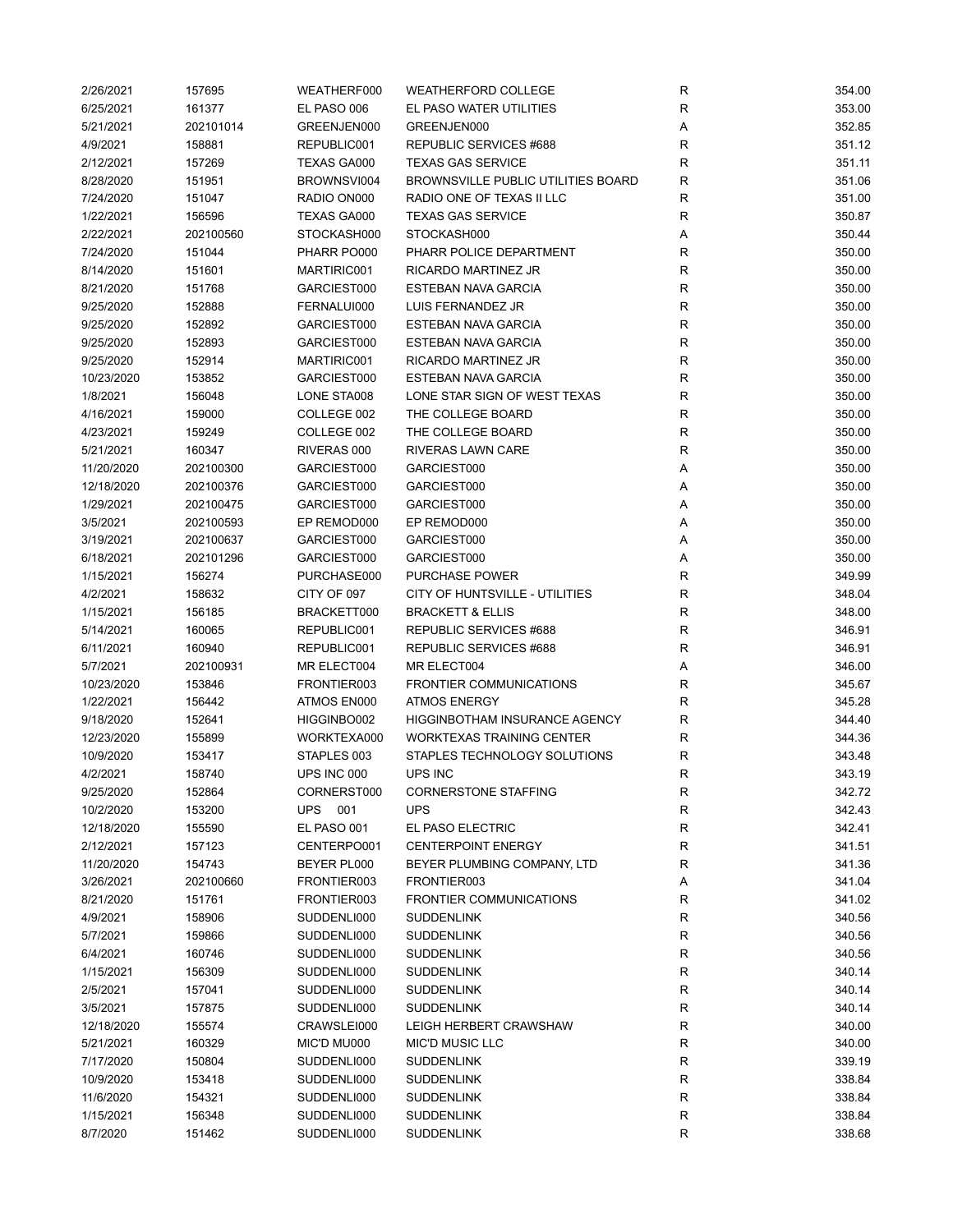| | | | | | |
|---|---|---|---|---|---|
| 2/26/2021 | 157695 | WEATHERF000 | WEATHERFORD COLLEGE | R | 354.00 |
| 6/25/2021 | 161377 | EL PASO 006 | EL PASO WATER UTILITIES | R | 353.00 |
| 5/21/2021 | 202101014 | GREENJEN000 | GREENJEN000 | A | 352.85 |
| 4/9/2021 | 158881 | REPUBLIC001 | REPUBLIC SERVICES #688 | R | 351.12 |
| 2/12/2021 | 157269 | TEXAS GA000 | TEXAS GAS SERVICE | R | 351.11 |
| 8/28/2020 | 151951 | BROWNSVI004 | BROWNSVILLE PUBLIC UTILITIES BOARD | R | 351.06 |
| 7/24/2020 | 151047 | RADIO ON000 | RADIO ONE OF TEXAS II LLC | R | 351.00 |
| 1/22/2021 | 156596 | TEXAS GA000 | TEXAS GAS SERVICE | R | 350.87 |
| 2/22/2021 | 202100560 | STOCKASH000 | STOCKASH000 | A | 350.44 |
| 7/24/2020 | 151044 | PHARR PO000 | PHARR POLICE DEPARTMENT | R | 350.00 |
| 8/14/2020 | 151601 | MARTIRIC001 | RICARDO MARTINEZ JR | R | 350.00 |
| 8/21/2020 | 151768 | GARCIEST000 | ESTEBAN NAVA GARCIA | R | 350.00 |
| 9/25/2020 | 152888 | FERNALUI000 | LUIS FERNANDEZ JR | R | 350.00 |
| 9/25/2020 | 152892 | GARCIEST000 | ESTEBAN NAVA GARCIA | R | 350.00 |
| 9/25/2020 | 152893 | GARCIEST000 | ESTEBAN NAVA GARCIA | R | 350.00 |
| 9/25/2020 | 152914 | MARTIRIC001 | RICARDO MARTINEZ JR | R | 350.00 |
| 10/23/2020 | 153852 | GARCIEST000 | ESTEBAN NAVA GARCIA | R | 350.00 |
| 1/8/2021 | 156048 | LONE STA008 | LONE STAR SIGN OF WEST TEXAS | R | 350.00 |
| 4/16/2021 | 159000 | COLLEGE 002 | THE COLLEGE BOARD | R | 350.00 |
| 4/23/2021 | 159249 | COLLEGE 002 | THE COLLEGE BOARD | R | 350.00 |
| 5/21/2021 | 160347 | RIVERAS 000 | RIVERAS LAWN CARE | R | 350.00 |
| 11/20/2020 | 202100300 | GARCIEST000 | GARCIEST000 | A | 350.00 |
| 12/18/2020 | 202100376 | GARCIEST000 | GARCIEST000 | A | 350.00 |
| 1/29/2021 | 202100475 | GARCIEST000 | GARCIEST000 | A | 350.00 |
| 3/5/2021 | 202100593 | EP REMOD000 | EP REMOD000 | A | 350.00 |
| 3/19/2021 | 202100637 | GARCIEST000 | GARCIEST000 | A | 350.00 |
| 6/18/2021 | 202101296 | GARCIEST000 | GARCIEST000 | A | 350.00 |
| 1/15/2021 | 156274 | PURCHASE000 | PURCHASE POWER | R | 349.99 |
| 4/2/2021 | 158632 | CITY OF 097 | CITY OF HUNTSVILLE - UTILITIES | R | 348.04 |
| 1/15/2021 | 156185 | BRACKETT000 | BRACKETT & ELLIS | R | 348.00 |
| 5/14/2021 | 160065 | REPUBLIC001 | REPUBLIC SERVICES #688 | R | 346.91 |
| 6/11/2021 | 160940 | REPUBLIC001 | REPUBLIC SERVICES #688 | R | 346.91 |
| 5/7/2021 | 202100931 | MR ELECT004 | MR ELECT004 | A | 346.00 |
| 10/23/2020 | 153846 | FRONTIER003 | FRONTIER COMMUNICATIONS | R | 345.67 |
| 1/22/2021 | 156442 | ATMOS EN000 | ATMOS ENERGY | R | 345.28 |
| 9/18/2020 | 152641 | HIGGINBO002 | HIGGINBOTHAM INSURANCE AGENCY | R | 344.40 |
| 12/23/2020 | 155899 | WORKTEXA000 | WORKTEXAS TRAINING CENTER | R | 344.36 |
| 10/9/2020 | 153417 | STAPLES 003 | STAPLES TECHNOLOGY SOLUTIONS | R | 343.48 |
| 4/2/2021 | 158740 | UPS INC 000 | UPS INC | R | 343.19 |
| 9/25/2020 | 152864 | CORNERST000 | CORNERSTONE STAFFING | R | 342.72 |
| 10/2/2020 | 153200 | UPS 001 | UPS | R | 342.43 |
| 12/18/2020 | 155590 | EL PASO 001 | EL PASO ELECTRIC | R | 342.41 |
| 2/12/2021 | 157123 | CENTERPO001 | CENTERPOINT ENERGY | R | 341.51 |
| 11/20/2020 | 154743 | BEYER PL000 | BEYER PLUMBING COMPANY, LTD | R | 341.36 |
| 3/26/2021 | 202100660 | FRONTIER003 | FRONTIER003 | A | 341.04 |
| 8/21/2020 | 151761 | FRONTIER003 | FRONTIER COMMUNICATIONS | R | 341.02 |
| 4/9/2021 | 158906 | SUDDENLI000 | SUDDENLINK | R | 340.56 |
| 5/7/2021 | 159866 | SUDDENLI000 | SUDDENLINK | R | 340.56 |
| 6/4/2021 | 160746 | SUDDENLI000 | SUDDENLINK | R | 340.56 |
| 1/15/2021 | 156309 | SUDDENLI000 | SUDDENLINK | R | 340.14 |
| 2/5/2021 | 157041 | SUDDENLI000 | SUDDENLINK | R | 340.14 |
| 3/5/2021 | 157875 | SUDDENLI000 | SUDDENLINK | R | 340.14 |
| 12/18/2020 | 155574 | CRAWSLEI000 | LEIGH HERBERT CRAWSHAW | R | 340.00 |
| 5/21/2021 | 160329 | MIC'D MU000 | MIC'D MUSIC LLC | R | 340.00 |
| 7/17/2020 | 150804 | SUDDENLI000 | SUDDENLINK | R | 339.19 |
| 10/9/2020 | 153418 | SUDDENLI000 | SUDDENLINK | R | 338.84 |
| 11/6/2020 | 154321 | SUDDENLI000 | SUDDENLINK | R | 338.84 |
| 1/15/2021 | 156348 | SUDDENLI000 | SUDDENLINK | R | 338.84 |
| 8/7/2020 | 151462 | SUDDENLI000 | SUDDENLINK | R | 338.68 |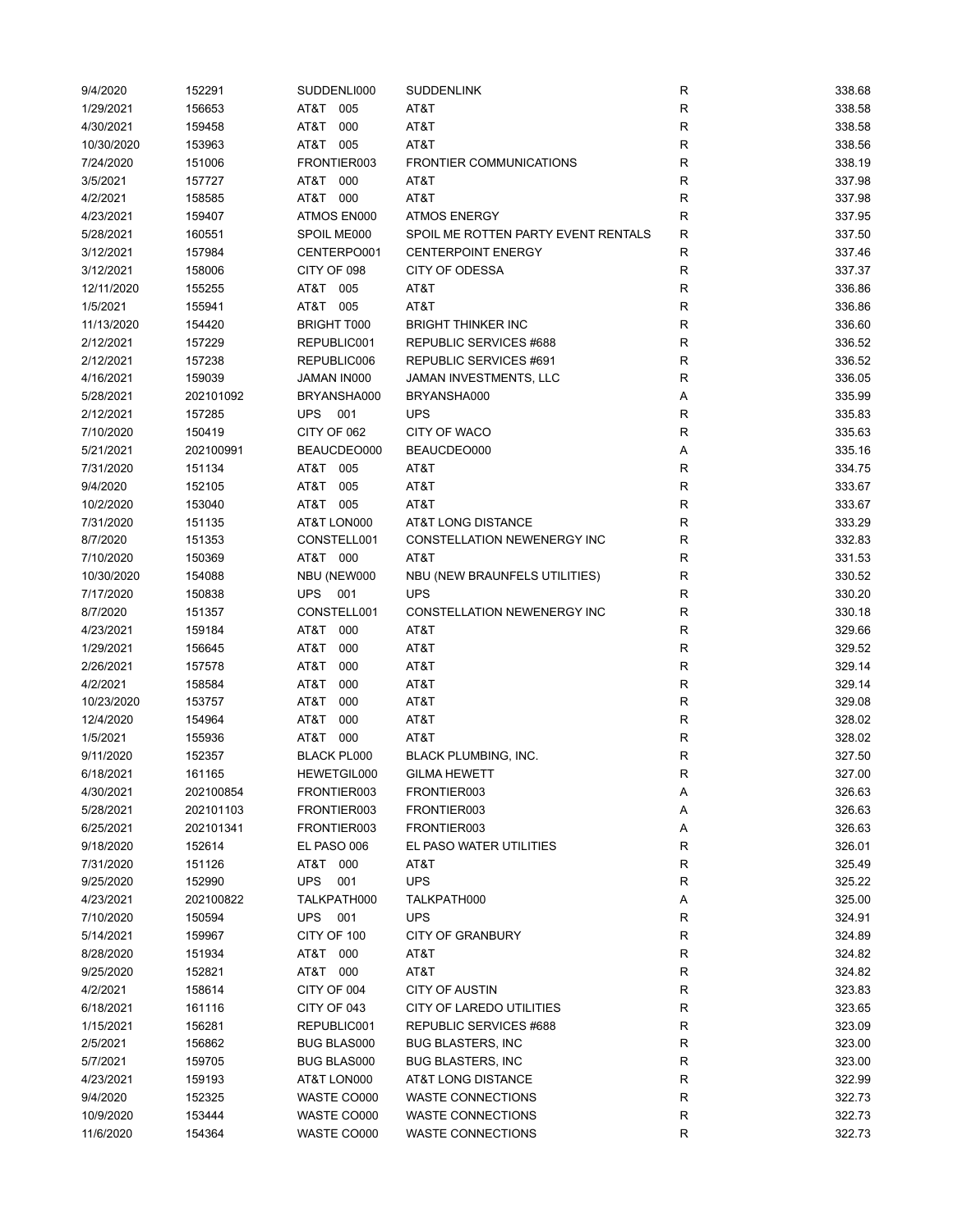| | | | | | |
|---|---|---|---|---|---|
| 9/4/2020 | 152291 | SUDDENLI000 | SUDDENLINK | R | 338.68 |
| 1/29/2021 | 156653 | AT&T 005 | AT&T | R | 338.58 |
| 4/30/2021 | 159458 | AT&T 000 | AT&T | R | 338.58 |
| 10/30/2020 | 153963 | AT&T 005 | AT&T | R | 338.56 |
| 7/24/2020 | 151006 | FRONTIER003 | FRONTIER COMMUNICATIONS | R | 338.19 |
| 3/5/2021 | 157727 | AT&T 000 | AT&T | R | 337.98 |
| 4/2/2021 | 158585 | AT&T 000 | AT&T | R | 337.98 |
| 4/23/2021 | 159407 | ATMOS EN000 | ATMOS ENERGY | R | 337.95 |
| 5/28/2021 | 160551 | SPOIL ME000 | SPOIL ME ROTTEN PARTY EVENT RENTALS | R | 337.50 |
| 3/12/2021 | 157984 | CENTERPO001 | CENTERPOINT ENERGY | R | 337.46 |
| 3/12/2021 | 158006 | CITY OF 098 | CITY OF ODESSA | R | 337.37 |
| 12/11/2020 | 155255 | AT&T 005 | AT&T | R | 336.86 |
| 1/5/2021 | 155941 | AT&T 005 | AT&T | R | 336.86 |
| 11/13/2020 | 154420 | BRIGHT T000 | BRIGHT THINKER INC | R | 336.60 |
| 2/12/2021 | 157229 | REPUBLIC001 | REPUBLIC SERVICES #688 | R | 336.52 |
| 2/12/2021 | 157238 | REPUBLIC006 | REPUBLIC SERVICES #691 | R | 336.52 |
| 4/16/2021 | 159039 | JAMAN IN000 | JAMAN INVESTMENTS, LLC | R | 336.05 |
| 5/28/2021 | 202101092 | BRYANSHA000 | BRYANSHA000 | A | 335.99 |
| 2/12/2021 | 157285 | UPS 001 | UPS | R | 335.83 |
| 7/10/2020 | 150419 | CITY OF 062 | CITY OF WACO | R | 335.63 |
| 5/21/2021 | 202100991 | BEAUCDEO000 | BEAUCDEO000 | A | 335.16 |
| 7/31/2020 | 151134 | AT&T 005 | AT&T | R | 334.75 |
| 9/4/2020 | 152105 | AT&T 005 | AT&T | R | 333.67 |
| 10/2/2020 | 153040 | AT&T 005 | AT&T | R | 333.67 |
| 7/31/2020 | 151135 | AT&T LON000 | AT&T LONG DISTANCE | R | 333.29 |
| 8/7/2020 | 151353 | CONSTELL001 | CONSTELLATION NEWENERGY INC | R | 332.83 |
| 7/10/2020 | 150369 | AT&T 000 | AT&T | R | 331.53 |
| 10/30/2020 | 154088 | NBU (NEW000 | NBU (NEW BRAUNFELS UTILITIES) | R | 330.52 |
| 7/17/2020 | 150838 | UPS 001 | UPS | R | 330.20 |
| 8/7/2020 | 151357 | CONSTELL001 | CONSTELLATION NEWENERGY INC | R | 330.18 |
| 4/23/2021 | 159184 | AT&T 000 | AT&T | R | 329.66 |
| 1/29/2021 | 156645 | AT&T 000 | AT&T | R | 329.52 |
| 2/26/2021 | 157578 | AT&T 000 | AT&T | R | 329.14 |
| 4/2/2021 | 158584 | AT&T 000 | AT&T | R | 329.14 |
| 10/23/2020 | 153757 | AT&T 000 | AT&T | R | 329.08 |
| 12/4/2020 | 154964 | AT&T 000 | AT&T | R | 328.02 |
| 1/5/2021 | 155936 | AT&T 000 | AT&T | R | 328.02 |
| 9/11/2020 | 152357 | BLACK PL000 | BLACK PLUMBING, INC. | R | 327.50 |
| 6/18/2021 | 161165 | HEWETGIL000 | GILMA HEWETT | R | 327.00 |
| 4/30/2021 | 202100854 | FRONTIER003 | FRONTIER003 | A | 326.63 |
| 5/28/2021 | 202101103 | FRONTIER003 | FRONTIER003 | A | 326.63 |
| 6/25/2021 | 202101341 | FRONTIER003 | FRONTIER003 | A | 326.63 |
| 9/18/2020 | 152614 | EL PASO 006 | EL PASO WATER UTILITIES | R | 326.01 |
| 7/31/2020 | 151126 | AT&T 000 | AT&T | R | 325.49 |
| 9/25/2020 | 152990 | UPS 001 | UPS | R | 325.22 |
| 4/23/2021 | 202100822 | TALKPATH000 | TALKPATH000 | A | 325.00 |
| 7/10/2020 | 150594 | UPS 001 | UPS | R | 324.91 |
| 5/14/2021 | 159967 | CITY OF 100 | CITY OF GRANBURY | R | 324.89 |
| 8/28/2020 | 151934 | AT&T 000 | AT&T | R | 324.82 |
| 9/25/2020 | 152821 | AT&T 000 | AT&T | R | 324.82 |
| 4/2/2021 | 158614 | CITY OF 004 | CITY OF AUSTIN | R | 323.83 |
| 6/18/2021 | 161116 | CITY OF 043 | CITY OF LAREDO UTILITIES | R | 323.65 |
| 1/15/2021 | 156281 | REPUBLIC001 | REPUBLIC SERVICES #688 | R | 323.09 |
| 2/5/2021 | 156862 | BUG BLAS000 | BUG BLASTERS, INC | R | 323.00 |
| 5/7/2021 | 159705 | BUG BLAS000 | BUG BLASTERS, INC | R | 323.00 |
| 4/23/2021 | 159193 | AT&T LON000 | AT&T LONG DISTANCE | R | 322.99 |
| 9/4/2020 | 152325 | WASTE CO000 | WASTE CONNECTIONS | R | 322.73 |
| 10/9/2020 | 153444 | WASTE CO000 | WASTE CONNECTIONS | R | 322.73 |
| 11/6/2020 | 154364 | WASTE CO000 | WASTE CONNECTIONS | R | 322.73 |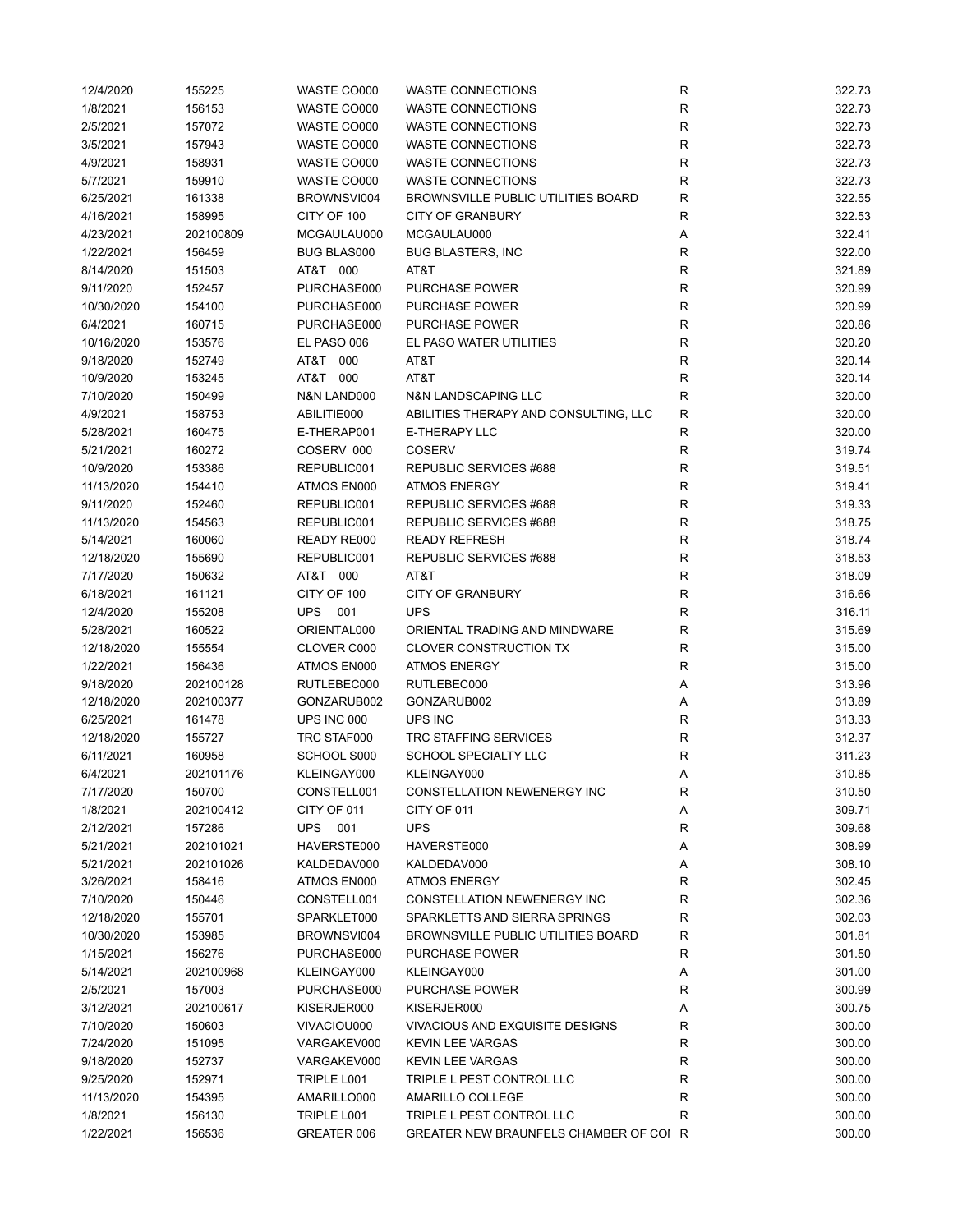| | | | | | |
|---|---|---|---|---|---|
| 12/4/2020 | 155225 | WASTE CO000 | WASTE CONNECTIONS | R | 322.73 |
| 1/8/2021 | 156153 | WASTE CO000 | WASTE CONNECTIONS | R | 322.73 |
| 2/5/2021 | 157072 | WASTE CO000 | WASTE CONNECTIONS | R | 322.73 |
| 3/5/2021 | 157943 | WASTE CO000 | WASTE CONNECTIONS | R | 322.73 |
| 4/9/2021 | 158931 | WASTE CO000 | WASTE CONNECTIONS | R | 322.73 |
| 5/7/2021 | 159910 | WASTE CO000 | WASTE CONNECTIONS | R | 322.73 |
| 6/25/2021 | 161338 | BROWNSVI004 | BROWNSVILLE PUBLIC UTILITIES BOARD | R | 322.55 |
| 4/16/2021 | 158995 | CITY OF 100 | CITY OF GRANBURY | R | 322.53 |
| 4/23/2021 | 202100809 | MCGAULAU000 | MCGAULAU000 | A | 322.41 |
| 1/22/2021 | 156459 | BUG BLAS000 | BUG BLASTERS, INC | R | 322.00 |
| 8/14/2020 | 151503 | AT&T 000 | AT&T | R | 321.89 |
| 9/11/2020 | 152457 | PURCHASE000 | PURCHASE POWER | R | 320.99 |
| 10/30/2020 | 154100 | PURCHASE000 | PURCHASE POWER | R | 320.99 |
| 6/4/2021 | 160715 | PURCHASE000 | PURCHASE POWER | R | 320.86 |
| 10/16/2020 | 153576 | EL PASO 006 | EL PASO WATER UTILITIES | R | 320.20 |
| 9/18/2020 | 152749 | AT&T 000 | AT&T | R | 320.14 |
| 10/9/2020 | 153245 | AT&T 000 | AT&T | R | 320.14 |
| 7/10/2020 | 150499 | N&N LAND000 | N&N LANDSCAPING LLC | R | 320.00 |
| 4/9/2021 | 158753 | ABILITIE000 | ABILITIES THERAPY AND CONSULTING, LLC | R | 320.00 |
| 5/28/2021 | 160475 | E-THERAP001 | E-THERAPY LLC | R | 320.00 |
| 5/21/2021 | 160272 | COSERV 000 | COSERV | R | 319.74 |
| 10/9/2020 | 153386 | REPUBLIC001 | REPUBLIC SERVICES #688 | R | 319.51 |
| 11/13/2020 | 154410 | ATMOS EN000 | ATMOS ENERGY | R | 319.41 |
| 9/11/2020 | 152460 | REPUBLIC001 | REPUBLIC SERVICES #688 | R | 319.33 |
| 11/13/2020 | 154563 | REPUBLIC001 | REPUBLIC SERVICES #688 | R | 318.75 |
| 5/14/2021 | 160060 | READY RE000 | READY REFRESH | R | 318.74 |
| 12/18/2020 | 155690 | REPUBLIC001 | REPUBLIC SERVICES #688 | R | 318.53 |
| 7/17/2020 | 150632 | AT&T 000 | AT&T | R | 318.09 |
| 6/18/2021 | 161121 | CITY OF 100 | CITY OF GRANBURY | R | 316.66 |
| 12/4/2020 | 155208 | UPS 001 | UPS | R | 316.11 |
| 5/28/2021 | 160522 | ORIENTAL000 | ORIENTAL TRADING AND MINDWARE | R | 315.69 |
| 12/18/2020 | 155554 | CLOVER C000 | CLOVER CONSTRUCTION TX | R | 315.00 |
| 1/22/2021 | 156436 | ATMOS EN000 | ATMOS ENERGY | R | 315.00 |
| 9/18/2020 | 202100128 | RUTLEBEC000 | RUTLEBEC000 | A | 313.96 |
| 12/18/2020 | 202100377 | GONZARUB002 | GONZARUB002 | A | 313.89 |
| 6/25/2021 | 161478 | UPS INC 000 | UPS INC | R | 313.33 |
| 12/18/2020 | 155727 | TRC STAF000 | TRC STAFFING SERVICES | R | 312.37 |
| 6/11/2021 | 160958 | SCHOOL S000 | SCHOOL SPECIALTY LLC | R | 311.23 |
| 6/4/2021 | 202101176 | KLEINGAY000 | KLEINGAY000 | A | 310.85 |
| 7/17/2020 | 150700 | CONSTELL001 | CONSTELLATION NEWENERGY INC | R | 310.50 |
| 1/8/2021 | 202100412 | CITY OF 011 | CITY OF 011 | A | 309.71 |
| 2/12/2021 | 157286 | UPS 001 | UPS | R | 309.68 |
| 5/21/2021 | 202101021 | HAVERSTE000 | HAVERSTE000 | A | 308.99 |
| 5/21/2021 | 202101026 | KALDEDAV000 | KALDEDAV000 | A | 308.10 |
| 3/26/2021 | 158416 | ATMOS EN000 | ATMOS ENERGY | R | 302.45 |
| 7/10/2020 | 150446 | CONSTELL001 | CONSTELLATION NEWENERGY INC | R | 302.36 |
| 12/18/2020 | 155701 | SPARKLET000 | SPARKLETTS AND SIERRA SPRINGS | R | 302.03 |
| 10/30/2020 | 153985 | BROWNSVI004 | BROWNSVILLE PUBLIC UTILITIES BOARD | R | 301.81 |
| 1/15/2021 | 156276 | PURCHASE000 | PURCHASE POWER | R | 301.50 |
| 5/14/2021 | 202100968 | KLEINGAY000 | KLEINGAY000 | A | 301.00 |
| 2/5/2021 | 157003 | PURCHASE000 | PURCHASE POWER | R | 300.99 |
| 3/12/2021 | 202100617 | KISERJER000 | KISERJER000 | A | 300.75 |
| 7/10/2020 | 150603 | VIVACIOU000 | VIVACIOUS AND EXQUISITE DESIGNS | R | 300.00 |
| 7/24/2020 | 151095 | VARGAKEV000 | KEVIN LEE VARGAS | R | 300.00 |
| 9/18/2020 | 152737 | VARGAKEV000 | KEVIN LEE VARGAS | R | 300.00 |
| 9/25/2020 | 152971 | TRIPLE L001 | TRIPLE L PEST CONTROL LLC | R | 300.00 |
| 11/13/2020 | 154395 | AMARILLO000 | AMARILLO COLLEGE | R | 300.00 |
| 1/8/2021 | 156130 | TRIPLE L001 | TRIPLE L PEST CONTROL LLC | R | 300.00 |
| 1/22/2021 | 156536 | GREATER 006 | GREATER NEW BRAUNFELS CHAMBER OF COI | R | 300.00 |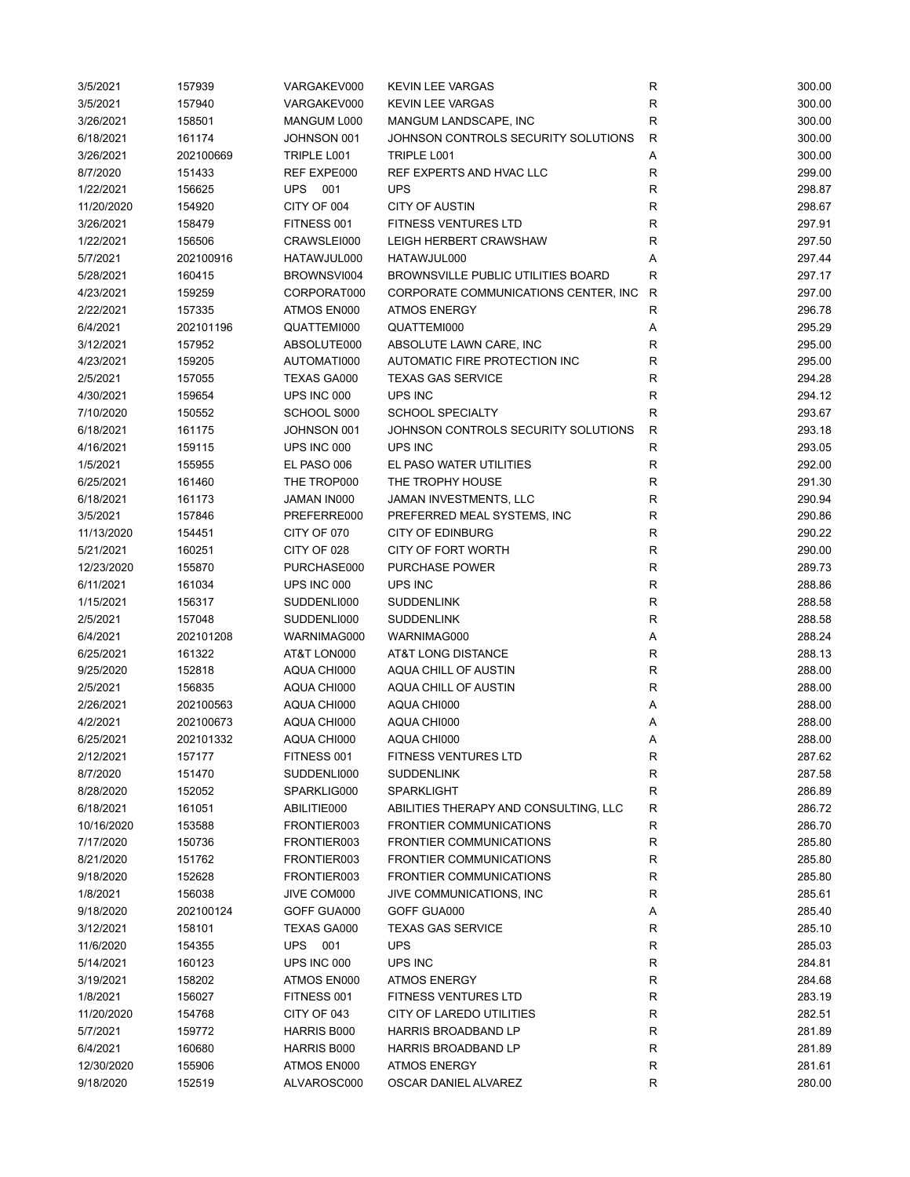| | | | | | |
|---|---|---|---|---|---|
| 3/5/2021 | 157939 | VARGAKEV000 | KEVIN LEE VARGAS | R | 300.00 |
| 3/5/2021 | 157940 | VARGAKEV000 | KEVIN LEE VARGAS | R | 300.00 |
| 3/26/2021 | 158501 | MANGUM L000 | MANGUM LANDSCAPE, INC | R | 300.00 |
| 6/18/2021 | 161174 | JOHNSON 001 | JOHNSON CONTROLS SECURITY SOLUTIONS | R | 300.00 |
| 3/26/2021 | 202100669 | TRIPLE L001 | TRIPLE L001 | A | 300.00 |
| 8/7/2020 | 151433 | REF EXPE000 | REF EXPERTS AND HVAC LLC | R | 299.00 |
| 1/22/2021 | 156625 | UPS 001 | UPS | R | 298.87 |
| 11/20/2020 | 154920 | CITY OF 004 | CITY OF AUSTIN | R | 298.67 |
| 3/26/2021 | 158479 | FITNESS 001 | FITNESS VENTURES LTD | R | 297.91 |
| 1/22/2021 | 156506 | CRAWSLEI000 | LEIGH HERBERT CRAWSHAW | R | 297.50 |
| 5/7/2021 | 202100916 | HATAWJUL000 | HATAWJUL000 | A | 297.44 |
| 5/28/2021 | 160415 | BROWNSVI004 | BROWNSVILLE PUBLIC UTILITIES BOARD | R | 297.17 |
| 4/23/2021 | 159259 | CORPORAT000 | CORPORATE COMMUNICATIONS CENTER, INC | R | 297.00 |
| 2/22/2021 | 157335 | ATMOS EN000 | ATMOS ENERGY | R | 296.78 |
| 6/4/2021 | 202101196 | QUATTEMI000 | QUATTEMI000 | A | 295.29 |
| 3/12/2021 | 157952 | ABSOLUTE000 | ABSOLUTE LAWN CARE, INC | R | 295.00 |
| 4/23/2021 | 159205 | AUTOMATI000 | AUTOMATIC FIRE PROTECTION INC | R | 295.00 |
| 2/5/2021 | 157055 | TEXAS GA000 | TEXAS GAS SERVICE | R | 294.28 |
| 4/30/2021 | 159654 | UPS INC 000 | UPS INC | R | 294.12 |
| 7/10/2020 | 150552 | SCHOOL S000 | SCHOOL SPECIALTY | R | 293.67 |
| 6/18/2021 | 161175 | JOHNSON 001 | JOHNSON CONTROLS SECURITY SOLUTIONS | R | 293.18 |
| 4/16/2021 | 159115 | UPS INC 000 | UPS INC | R | 293.05 |
| 1/5/2021 | 155955 | EL PASO 006 | EL PASO WATER UTILITIES | R | 292.00 |
| 6/25/2021 | 161460 | THE TROP000 | THE TROPHY HOUSE | R | 291.30 |
| 6/18/2021 | 161173 | JAMAN IN000 | JAMAN INVESTMENTS, LLC | R | 290.94 |
| 3/5/2021 | 157846 | PREFERRE000 | PREFERRED MEAL SYSTEMS, INC | R | 290.86 |
| 11/13/2020 | 154451 | CITY OF 070 | CITY OF EDINBURG | R | 290.22 |
| 5/21/2021 | 160251 | CITY OF 028 | CITY OF FORT WORTH | R | 290.00 |
| 12/23/2020 | 155870 | PURCHASE000 | PURCHASE POWER | R | 289.73 |
| 6/11/2021 | 161034 | UPS INC 000 | UPS INC | R | 288.86 |
| 1/15/2021 | 156317 | SUDDENLI000 | SUDDENLINK | R | 288.58 |
| 2/5/2021 | 157048 | SUDDENLI000 | SUDDENLINK | R | 288.58 |
| 6/4/2021 | 202101208 | WARNIMAG000 | WARNIMAG000 | A | 288.24 |
| 6/25/2021 | 161322 | AT&T LON000 | AT&T LONG DISTANCE | R | 288.13 |
| 9/25/2020 | 152818 | AQUA CHI000 | AQUA CHILL OF AUSTIN | R | 288.00 |
| 2/5/2021 | 156835 | AQUA CHI000 | AQUA CHILL OF AUSTIN | R | 288.00 |
| 2/26/2021 | 202100563 | AQUA CHI000 | AQUA CHI000 | A | 288.00 |
| 4/2/2021 | 202100673 | AQUA CHI000 | AQUA CHI000 | A | 288.00 |
| 6/25/2021 | 202101332 | AQUA CHI000 | AQUA CHI000 | A | 288.00 |
| 2/12/2021 | 157177 | FITNESS 001 | FITNESS VENTURES LTD | R | 287.62 |
| 8/7/2020 | 151470 | SUDDENLI000 | SUDDENLINK | R | 287.58 |
| 8/28/2020 | 152052 | SPARKLIG000 | SPARKLIGHT | R | 286.89 |
| 6/18/2021 | 161051 | ABILITIE000 | ABILITIES THERAPY AND CONSULTING, LLC | R | 286.72 |
| 10/16/2020 | 153588 | FRONTIER003 | FRONTIER COMMUNICATIONS | R | 286.70 |
| 7/17/2020 | 150736 | FRONTIER003 | FRONTIER COMMUNICATIONS | R | 285.80 |
| 8/21/2020 | 151762 | FRONTIER003 | FRONTIER COMMUNICATIONS | R | 285.80 |
| 9/18/2020 | 152628 | FRONTIER003 | FRONTIER COMMUNICATIONS | R | 285.80 |
| 1/8/2021 | 156038 | JIVE COM000 | JIVE COMMUNICATIONS, INC | R | 285.61 |
| 9/18/2020 | 202100124 | GOFF GUA000 | GOFF GUA000 | A | 285.40 |
| 3/12/2021 | 158101 | TEXAS GA000 | TEXAS GAS SERVICE | R | 285.10 |
| 11/6/2020 | 154355 | UPS 001 | UPS | R | 285.03 |
| 5/14/2021 | 160123 | UPS INC 000 | UPS INC | R | 284.81 |
| 3/19/2021 | 158202 | ATMOS EN000 | ATMOS ENERGY | R | 284.68 |
| 1/8/2021 | 156027 | FITNESS 001 | FITNESS VENTURES LTD | R | 283.19 |
| 11/20/2020 | 154768 | CITY OF 043 | CITY OF LAREDO UTILITIES | R | 282.51 |
| 5/7/2021 | 159772 | HARRIS B000 | HARRIS BROADBAND LP | R | 281.89 |
| 6/4/2021 | 160680 | HARRIS B000 | HARRIS BROADBAND LP | R | 281.89 |
| 12/30/2020 | 155906 | ATMOS EN000 | ATMOS ENERGY | R | 281.61 |
| 9/18/2020 | 152519 | ALVAROSC000 | OSCAR DANIEL ALVAREZ | R | 280.00 |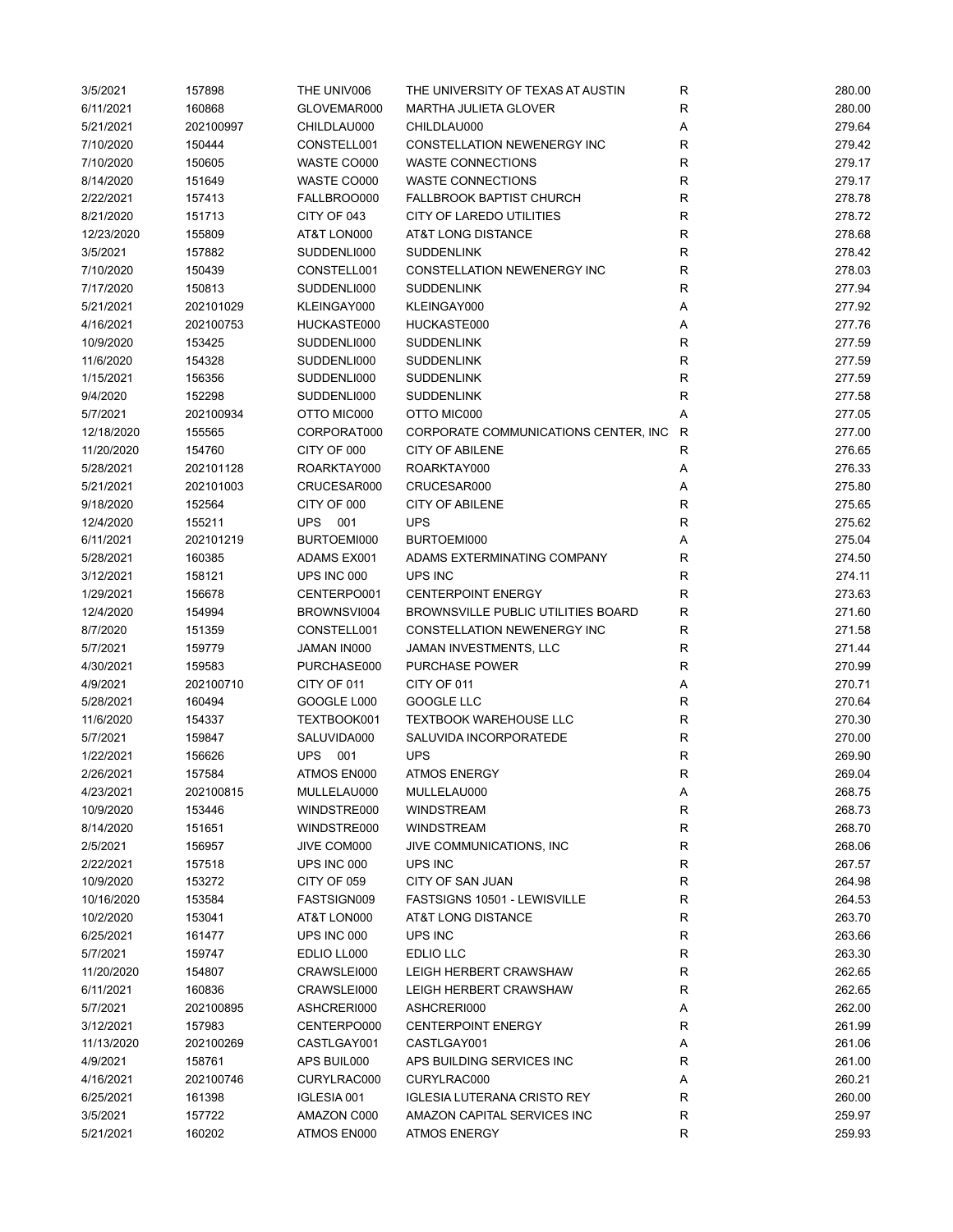| | | | | | |
|---|---|---|---|---|---|
| 3/5/2021 | 157898 | THE UNIV006 | THE UNIVERSITY OF TEXAS AT AUSTIN | R | 280.00 |
| 6/11/2021 | 160868 | GLOVEMAR000 | MARTHA JULIETA GLOVER | R | 280.00 |
| 5/21/2021 | 202100997 | CHILDLAU000 | CHILDLAU000 | A | 279.64 |
| 7/10/2020 | 150444 | CONSTELL001 | CONSTELLATION NEWENERGY INC | R | 279.42 |
| 7/10/2020 | 150605 | WASTE CO000 | WASTE CONNECTIONS | R | 279.17 |
| 8/14/2020 | 151649 | WASTE CO000 | WASTE CONNECTIONS | R | 279.17 |
| 2/22/2021 | 157413 | FALLBROO000 | FALLBROOK BAPTIST CHURCH | R | 278.78 |
| 8/21/2020 | 151713 | CITY OF 043 | CITY OF LAREDO UTILITIES | R | 278.72 |
| 12/23/2020 | 155809 | AT&T LON000 | AT&T LONG DISTANCE | R | 278.68 |
| 3/5/2021 | 157882 | SUDDENLI000 | SUDDENLINK | R | 278.42 |
| 7/10/2020 | 150439 | CONSTELL001 | CONSTELLATION NEWENERGY INC | R | 278.03 |
| 7/17/2020 | 150813 | SUDDENLI000 | SUDDENLINK | R | 277.94 |
| 5/21/2021 | 202101029 | KLEINGAY000 | KLEINGAY000 | A | 277.92 |
| 4/16/2021 | 202100753 | HUCKASTE000 | HUCKASTE000 | A | 277.76 |
| 10/9/2020 | 153425 | SUDDENLI000 | SUDDENLINK | R | 277.59 |
| 11/6/2020 | 154328 | SUDDENLI000 | SUDDENLINK | R | 277.59 |
| 1/15/2021 | 156356 | SUDDENLI000 | SUDDENLINK | R | 277.59 |
| 9/4/2020 | 152298 | SUDDENLI000 | SUDDENLINK | R | 277.58 |
| 5/7/2021 | 202100934 | OTTO MIC000 | OTTO MIC000 | A | 277.05 |
| 12/18/2020 | 155565 | CORPORAT000 | CORPORATE COMMUNICATIONS CENTER, INC | R | 277.00 |
| 11/20/2020 | 154760 | CITY OF 000 | CITY OF ABILENE | R | 276.65 |
| 5/28/2021 | 202101128 | ROARKTAY000 | ROARKTAY000 | A | 276.33 |
| 5/21/2021 | 202101003 | CRUCESAR000 | CRUCESAR000 | A | 275.80 |
| 9/18/2020 | 152564 | CITY OF 000 | CITY OF ABILENE | R | 275.65 |
| 12/4/2020 | 155211 | UPS 001 | UPS | R | 275.62 |
| 6/11/2021 | 202101219 | BURTOEMI000 | BURTOEMI000 | A | 275.04 |
| 5/28/2021 | 160385 | ADAMS EX001 | ADAMS EXTERMINATING COMPANY | R | 274.50 |
| 3/12/2021 | 158121 | UPS INC 000 | UPS INC | R | 274.11 |
| 1/29/2021 | 156678 | CENTERPO001 | CENTERPOINT ENERGY | R | 273.63 |
| 12/4/2020 | 154994 | BROWNSVI004 | BROWNSVILLE PUBLIC UTILITIES BOARD | R | 271.60 |
| 8/7/2020 | 151359 | CONSTELL001 | CONSTELLATION NEWENERGY INC | R | 271.58 |
| 5/7/2021 | 159779 | JAMAN IN000 | JAMAN INVESTMENTS, LLC | R | 271.44 |
| 4/30/2021 | 159583 | PURCHASE000 | PURCHASE POWER | R | 270.99 |
| 4/9/2021 | 202100710 | CITY OF 011 | CITY OF 011 | A | 270.71 |
| 5/28/2021 | 160494 | GOOGLE L000 | GOOGLE LLC | R | 270.64 |
| 11/6/2020 | 154337 | TEXTBOOK001 | TEXTBOOK WAREHOUSE LLC | R | 270.30 |
| 5/7/2021 | 159847 | SALUVIDA000 | SALUVIDA INCORPORATEDE | R | 270.00 |
| 1/22/2021 | 156626 | UPS 001 | UPS | R | 269.90 |
| 2/26/2021 | 157584 | ATMOS EN000 | ATMOS ENERGY | R | 269.04 |
| 4/23/2021 | 202100815 | MULLELAU000 | MULLELAU000 | A | 268.75 |
| 10/9/2020 | 153446 | WINDSTRE000 | WINDSTREAM | R | 268.73 |
| 8/14/2020 | 151651 | WINDSTRE000 | WINDSTREAM | R | 268.70 |
| 2/5/2021 | 156957 | JIVE COM000 | JIVE COMMUNICATIONS, INC | R | 268.06 |
| 2/22/2021 | 157518 | UPS INC 000 | UPS INC | R | 267.57 |
| 10/9/2020 | 153272 | CITY OF 059 | CITY OF SAN JUAN | R | 264.98 |
| 10/16/2020 | 153584 | FASTSIGN009 | FASTSIGNS 10501 - LEWISVILLE | R | 264.53 |
| 10/2/2020 | 153041 | AT&T LON000 | AT&T LONG DISTANCE | R | 263.70 |
| 6/25/2021 | 161477 | UPS INC 000 | UPS INC | R | 263.66 |
| 5/7/2021 | 159747 | EDLIO LL000 | EDLIO LLC | R | 263.30 |
| 11/20/2020 | 154807 | CRAWSLEI000 | LEIGH HERBERT CRAWSHAW | R | 262.65 |
| 6/11/2021 | 160836 | CRAWSLEI000 | LEIGH HERBERT CRAWSHAW | R | 262.65 |
| 5/7/2021 | 202100895 | ASHCRERI000 | ASHCRERI000 | A | 262.00 |
| 3/12/2021 | 157983 | CENTERPO000 | CENTERPOINT ENERGY | R | 261.99 |
| 11/13/2020 | 202100269 | CASTLGAY001 | CASTLGAY001 | A | 261.06 |
| 4/9/2021 | 158761 | APS BUIL000 | APS BUILDING SERVICES INC | R | 261.00 |
| 4/16/2021 | 202100746 | CURYLRAC000 | CURYLRAC000 | A | 260.21 |
| 6/25/2021 | 161398 | IGLESIA 001 | IGLESIA LUTERANA CRISTO REY | R | 260.00 |
| 3/5/2021 | 157722 | AMAZON C000 | AMAZON CAPITAL SERVICES INC | R | 259.97 |
| 5/21/2021 | 160202 | ATMOS EN000 | ATMOS ENERGY | R | 259.93 |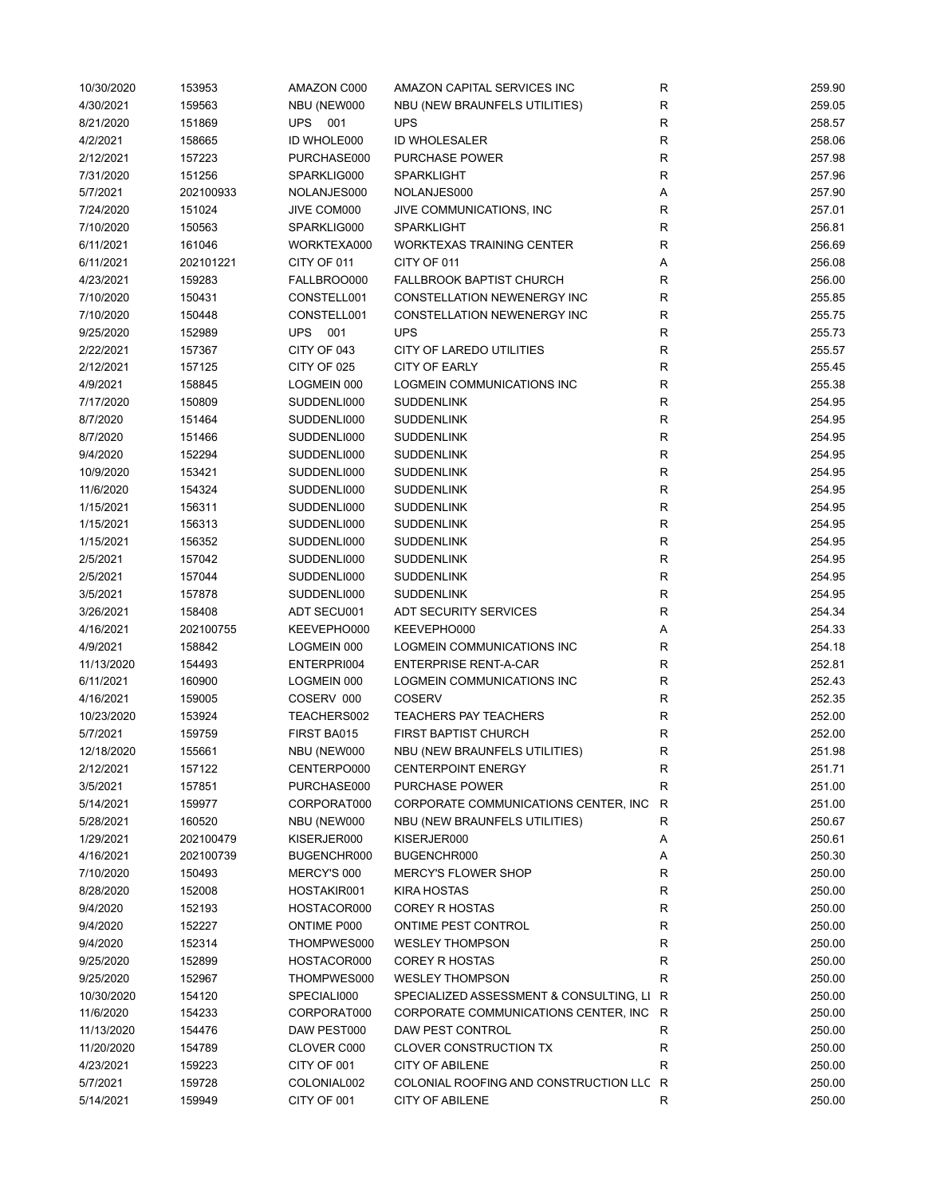| | | | | | |
|---|---|---|---|---|---|
| 10/30/2020 | 153953 | AMAZON C000 | AMAZON CAPITAL SERVICES INC | R | 259.90 |
| 4/30/2021 | 159563 | NBU (NEW000 | NBU (NEW BRAUNFELS UTILITIES) | R | 259.05 |
| 8/21/2020 | 151869 | UPS 001 | UPS | R | 258.57 |
| 4/2/2021 | 158665 | ID WHOLE000 | ID WHOLESALER | R | 258.06 |
| 2/12/2021 | 157223 | PURCHASE000 | PURCHASE POWER | R | 257.98 |
| 7/31/2020 | 151256 | SPARKLIG000 | SPARKLIGHT | R | 257.96 |
| 5/7/2021 | 202100933 | NOLANJES000 | NOLANJES000 | A | 257.90 |
| 7/24/2020 | 151024 | JIVE COM000 | JIVE COMMUNICATIONS, INC | R | 257.01 |
| 7/10/2020 | 150563 | SPARKLIG000 | SPARKLIGHT | R | 256.81 |
| 6/11/2021 | 161046 | WORKTEXA000 | WORKTEXAS TRAINING CENTER | R | 256.69 |
| 6/11/2021 | 202101221 | CITY OF 011 | CITY OF 011 | A | 256.08 |
| 4/23/2021 | 159283 | FALLBROO000 | FALLBROOK BAPTIST CHURCH | R | 256.00 |
| 7/10/2020 | 150431 | CONSTELL001 | CONSTELLATION NEWENERGY INC | R | 255.85 |
| 7/10/2020 | 150448 | CONSTELL001 | CONSTELLATION NEWENERGY INC | R | 255.75 |
| 9/25/2020 | 152989 | UPS 001 | UPS | R | 255.73 |
| 2/22/2021 | 157367 | CITY OF 043 | CITY OF LAREDO UTILITIES | R | 255.57 |
| 2/12/2021 | 157125 | CITY OF 025 | CITY OF EARLY | R | 255.45 |
| 4/9/2021 | 158845 | LOGMEIN 000 | LOGMEIN COMMUNICATIONS INC | R | 255.38 |
| 7/17/2020 | 150809 | SUDDENLI000 | SUDDENLINK | R | 254.95 |
| 8/7/2020 | 151464 | SUDDENLI000 | SUDDENLINK | R | 254.95 |
| 8/7/2020 | 151466 | SUDDENLI000 | SUDDENLINK | R | 254.95 |
| 9/4/2020 | 152294 | SUDDENLI000 | SUDDENLINK | R | 254.95 |
| 10/9/2020 | 153421 | SUDDENLI000 | SUDDENLINK | R | 254.95 |
| 11/6/2020 | 154324 | SUDDENLI000 | SUDDENLINK | R | 254.95 |
| 1/15/2021 | 156311 | SUDDENLI000 | SUDDENLINK | R | 254.95 |
| 1/15/2021 | 156313 | SUDDENLI000 | SUDDENLINK | R | 254.95 |
| 1/15/2021 | 156352 | SUDDENLI000 | SUDDENLINK | R | 254.95 |
| 2/5/2021 | 157042 | SUDDENLI000 | SUDDENLINK | R | 254.95 |
| 2/5/2021 | 157044 | SUDDENLI000 | SUDDENLINK | R | 254.95 |
| 3/5/2021 | 157878 | SUDDENLI000 | SUDDENLINK | R | 254.95 |
| 3/26/2021 | 158408 | ADT SECU001 | ADT SECURITY SERVICES | R | 254.34 |
| 4/16/2021 | 202100755 | KEEVEPHO000 | KEEVEPHO000 | A | 254.33 |
| 4/9/2021 | 158842 | LOGMEIN 000 | LOGMEIN COMMUNICATIONS INC | R | 254.18 |
| 11/13/2020 | 154493 | ENTERPRI004 | ENTERPRISE RENT-A-CAR | R | 252.81 |
| 6/11/2021 | 160900 | LOGMEIN 000 | LOGMEIN COMMUNICATIONS INC | R | 252.43 |
| 4/16/2021 | 159005 | COSERV 000 | COSERV | R | 252.35 |
| 10/23/2020 | 153924 | TEACHERS002 | TEACHERS PAY TEACHERS | R | 252.00 |
| 5/7/2021 | 159759 | FIRST BA015 | FIRST BAPTIST CHURCH | R | 252.00 |
| 12/18/2020 | 155661 | NBU (NEW000 | NBU (NEW BRAUNFELS UTILITIES) | R | 251.98 |
| 2/12/2021 | 157122 | CENTERPO000 | CENTERPOINT ENERGY | R | 251.71 |
| 3/5/2021 | 157851 | PURCHASE000 | PURCHASE POWER | R | 251.00 |
| 5/14/2021 | 159977 | CORPORAT000 | CORPORATE COMMUNICATIONS CENTER, INC | R | 251.00 |
| 5/28/2021 | 160520 | NBU (NEW000 | NBU (NEW BRAUNFELS UTILITIES) | R | 250.67 |
| 1/29/2021 | 202100479 | KISERJER000 | KISERJER000 | A | 250.61 |
| 4/16/2021 | 202100739 | BUGENCHR000 | BUGENCHR000 | A | 250.30 |
| 7/10/2020 | 150493 | MERCY'S 000 | MERCY'S FLOWER SHOP | R | 250.00 |
| 8/28/2020 | 152008 | HOSTAKIR001 | KIRA HOSTAS | R | 250.00 |
| 9/4/2020 | 152193 | HOSTACOR000 | COREY R HOSTAS | R | 250.00 |
| 9/4/2020 | 152227 | ONTIME P000 | ONTIME PEST CONTROL | R | 250.00 |
| 9/4/2020 | 152314 | THOMPWES000 | WESLEY THOMPSON | R | 250.00 |
| 9/25/2020 | 152899 | HOSTACOR000 | COREY R HOSTAS | R | 250.00 |
| 9/25/2020 | 152967 | THOMPWES000 | WESLEY THOMPSON | R | 250.00 |
| 10/30/2020 | 154120 | SPECIALI000 | SPECIALIZED ASSESSMENT & CONSULTING, LI | R | 250.00 |
| 11/6/2020 | 154233 | CORPORAT000 | CORPORATE COMMUNICATIONS CENTER, INC | R | 250.00 |
| 11/13/2020 | 154476 | DAW PEST000 | DAW PEST CONTROL | R | 250.00 |
| 11/20/2020 | 154789 | CLOVER C000 | CLOVER CONSTRUCTION TX | R | 250.00 |
| 4/23/2021 | 159223 | CITY OF 001 | CITY OF ABILENE | R | 250.00 |
| 5/7/2021 | 159728 | COLONIAL002 | COLONIAL ROOFING AND CONSTRUCTION LLC | R | 250.00 |
| 5/14/2021 | 159949 | CITY OF 001 | CITY OF ABILENE | R | 250.00 |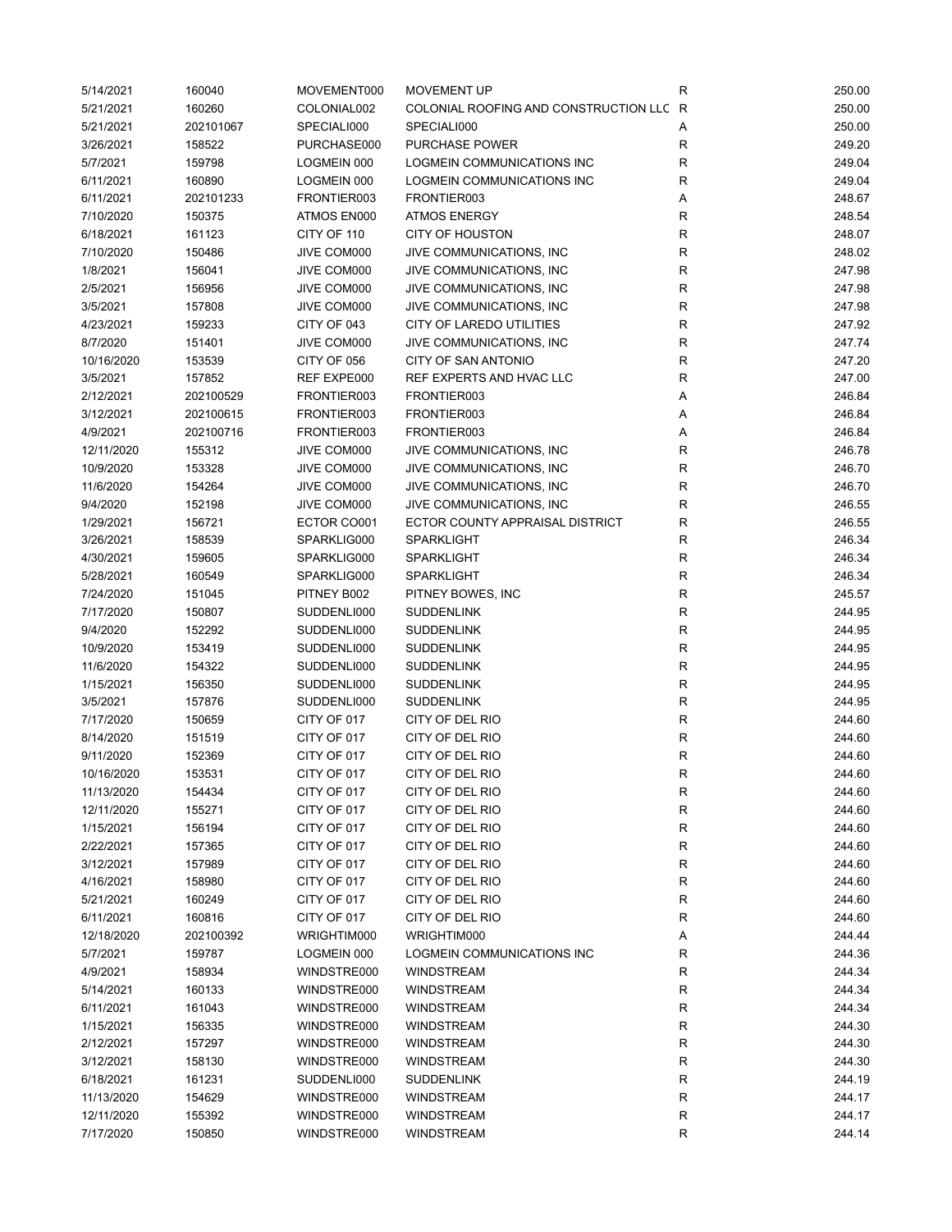| | | | | | |
|---|---|---|---|---|---|
| 5/14/2021 | 160040 | MOVEMENT000 | MOVEMENT UP | R | 250.00 |
| 5/21/2021 | 160260 | COLONIAL002 | COLONIAL ROOFING AND CONSTRUCTION LLC | R | 250.00 |
| 5/21/2021 | 202101067 | SPECIALI000 | SPECIALI000 | A | 250.00 |
| 3/26/2021 | 158522 | PURCHASE000 | PURCHASE POWER | R | 249.20 |
| 5/7/2021 | 159798 | LOGMEIN 000 | LOGMEIN COMMUNICATIONS INC | R | 249.04 |
| 6/11/2021 | 160890 | LOGMEIN 000 | LOGMEIN COMMUNICATIONS INC | R | 249.04 |
| 6/11/2021 | 202101233 | FRONTIER003 | FRONTIER003 | A | 248.67 |
| 7/10/2020 | 150375 | ATMOS EN000 | ATMOS ENERGY | R | 248.54 |
| 6/18/2021 | 161123 | CITY OF 110 | CITY OF HOUSTON | R | 248.07 |
| 7/10/2020 | 150486 | JIVE COM000 | JIVE COMMUNICATIONS, INC | R | 248.02 |
| 1/8/2021 | 156041 | JIVE COM000 | JIVE COMMUNICATIONS, INC | R | 247.98 |
| 2/5/2021 | 156956 | JIVE COM000 | JIVE COMMUNICATIONS, INC | R | 247.98 |
| 3/5/2021 | 157808 | JIVE COM000 | JIVE COMMUNICATIONS, INC | R | 247.98 |
| 4/23/2021 | 159233 | CITY OF 043 | CITY OF LAREDO UTILITIES | R | 247.92 |
| 8/7/2020 | 151401 | JIVE COM000 | JIVE COMMUNICATIONS, INC | R | 247.74 |
| 10/16/2020 | 153539 | CITY OF 056 | CITY OF SAN ANTONIO | R | 247.20 |
| 3/5/2021 | 157852 | REF EXPE000 | REF EXPERTS AND HVAC LLC | R | 247.00 |
| 2/12/2021 | 202100529 | FRONTIER003 | FRONTIER003 | A | 246.84 |
| 3/12/2021 | 202100615 | FRONTIER003 | FRONTIER003 | A | 246.84 |
| 4/9/2021 | 202100716 | FRONTIER003 | FRONTIER003 | A | 246.84 |
| 12/11/2020 | 155312 | JIVE COM000 | JIVE COMMUNICATIONS, INC | R | 246.78 |
| 10/9/2020 | 153328 | JIVE COM000 | JIVE COMMUNICATIONS, INC | R | 246.70 |
| 11/6/2020 | 154264 | JIVE COM000 | JIVE COMMUNICATIONS, INC | R | 246.70 |
| 9/4/2020 | 152198 | JIVE COM000 | JIVE COMMUNICATIONS, INC | R | 246.55 |
| 1/29/2021 | 156721 | ECTOR CO001 | ECTOR COUNTY APPRAISAL DISTRICT | R | 246.55 |
| 3/26/2021 | 158539 | SPARKLIG000 | SPARKLIGHT | R | 246.34 |
| 4/30/2021 | 159605 | SPARKLIG000 | SPARKLIGHT | R | 246.34 |
| 5/28/2021 | 160549 | SPARKLIG000 | SPARKLIGHT | R | 246.34 |
| 7/24/2020 | 151045 | PITNEY B002 | PITNEY BOWES, INC | R | 245.57 |
| 7/17/2020 | 150807 | SUDDENLI000 | SUDDENLINK | R | 244.95 |
| 9/4/2020 | 152292 | SUDDENLI000 | SUDDENLINK | R | 244.95 |
| 10/9/2020 | 153419 | SUDDENLI000 | SUDDENLINK | R | 244.95 |
| 11/6/2020 | 154322 | SUDDENLI000 | SUDDENLINK | R | 244.95 |
| 1/15/2021 | 156350 | SUDDENLI000 | SUDDENLINK | R | 244.95 |
| 3/5/2021 | 157876 | SUDDENLI000 | SUDDENLINK | R | 244.95 |
| 7/17/2020 | 150659 | CITY OF 017 | CITY OF DEL RIO | R | 244.60 |
| 8/14/2020 | 151519 | CITY OF 017 | CITY OF DEL RIO | R | 244.60 |
| 9/11/2020 | 152369 | CITY OF 017 | CITY OF DEL RIO | R | 244.60 |
| 10/16/2020 | 153531 | CITY OF 017 | CITY OF DEL RIO | R | 244.60 |
| 11/13/2020 | 154434 | CITY OF 017 | CITY OF DEL RIO | R | 244.60 |
| 12/11/2020 | 155271 | CITY OF 017 | CITY OF DEL RIO | R | 244.60 |
| 1/15/2021 | 156194 | CITY OF 017 | CITY OF DEL RIO | R | 244.60 |
| 2/22/2021 | 157365 | CITY OF 017 | CITY OF DEL RIO | R | 244.60 |
| 3/12/2021 | 157989 | CITY OF 017 | CITY OF DEL RIO | R | 244.60 |
| 4/16/2021 | 158980 | CITY OF 017 | CITY OF DEL RIO | R | 244.60 |
| 5/21/2021 | 160249 | CITY OF 017 | CITY OF DEL RIO | R | 244.60 |
| 6/11/2021 | 160816 | CITY OF 017 | CITY OF DEL RIO | R | 244.60 |
| 12/18/2020 | 202100392 | WRIGHTIM000 | WRIGHTIM000 | A | 244.44 |
| 5/7/2021 | 159787 | LOGMEIN 000 | LOGMEIN COMMUNICATIONS INC | R | 244.36 |
| 4/9/2021 | 158934 | WINDSTRE000 | WINDSTREAM | R | 244.34 |
| 5/14/2021 | 160133 | WINDSTRE000 | WINDSTREAM | R | 244.34 |
| 6/11/2021 | 161043 | WINDSTRE000 | WINDSTREAM | R | 244.34 |
| 1/15/2021 | 156335 | WINDSTRE000 | WINDSTREAM | R | 244.30 |
| 2/12/2021 | 157297 | WINDSTRE000 | WINDSTREAM | R | 244.30 |
| 3/12/2021 | 158130 | WINDSTRE000 | WINDSTREAM | R | 244.30 |
| 6/18/2021 | 161231 | SUDDENLI000 | SUDDENLINK | R | 244.19 |
| 11/13/2020 | 154629 | WINDSTRE000 | WINDSTREAM | R | 244.17 |
| 12/11/2020 | 155392 | WINDSTRE000 | WINDSTREAM | R | 244.17 |
| 7/17/2020 | 150850 | WINDSTRE000 | WINDSTREAM | R | 244.14 |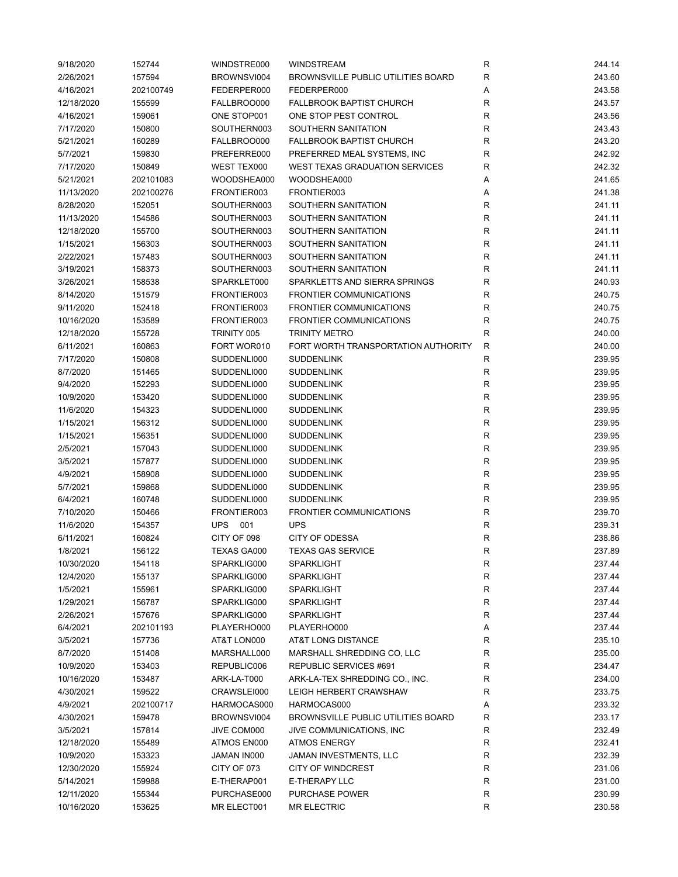| | | | | | |
|---|---|---|---|---|---|
| 9/18/2020 | 152744 | WINDSTRE000 | WINDSTREAM | R | 244.14 |
| 2/26/2021 | 157594 | BROWNSVI004 | BROWNSVILLE PUBLIC UTILITIES BOARD | R | 243.60 |
| 4/16/2021 | 202100749 | FEDERPER000 | FEDERPER000 | A | 243.58 |
| 12/18/2020 | 155599 | FALLBROO000 | FALLBROOK BAPTIST CHURCH | R | 243.57 |
| 4/16/2021 | 159061 | ONE STOP001 | ONE STOP PEST CONTROL | R | 243.56 |
| 7/17/2020 | 150800 | SOUTHERN003 | SOUTHERN SANITATION | R | 243.43 |
| 5/21/2021 | 160289 | FALLBROO000 | FALLBROOK BAPTIST CHURCH | R | 243.20 |
| 5/7/2021 | 159830 | PREFERRE000 | PREFERRED MEAL SYSTEMS, INC | R | 242.92 |
| 7/17/2020 | 150849 | WEST TEX000 | WEST TEXAS GRADUATION SERVICES | R | 242.32 |
| 5/21/2021 | 202101083 | WOODSHEA000 | WOODSHEA000 | A | 241.65 |
| 11/13/2020 | 202100276 | FRONTIER003 | FRONTIER003 | A | 241.38 |
| 8/28/2020 | 152051 | SOUTHERN003 | SOUTHERN SANITATION | R | 241.11 |
| 11/13/2020 | 154586 | SOUTHERN003 | SOUTHERN SANITATION | R | 241.11 |
| 12/18/2020 | 155700 | SOUTHERN003 | SOUTHERN SANITATION | R | 241.11 |
| 1/15/2021 | 156303 | SOUTHERN003 | SOUTHERN SANITATION | R | 241.11 |
| 2/22/2021 | 157483 | SOUTHERN003 | SOUTHERN SANITATION | R | 241.11 |
| 3/19/2021 | 158373 | SOUTHERN003 | SOUTHERN SANITATION | R | 241.11 |
| 3/26/2021 | 158538 | SPARKLET000 | SPARKLETTS AND SIERRA SPRINGS | R | 240.93 |
| 8/14/2020 | 151579 | FRONTIER003 | FRONTIER COMMUNICATIONS | R | 240.75 |
| 9/11/2020 | 152418 | FRONTIER003 | FRONTIER COMMUNICATIONS | R | 240.75 |
| 10/16/2020 | 153589 | FRONTIER003 | FRONTIER COMMUNICATIONS | R | 240.75 |
| 12/18/2020 | 155728 | TRINITY 005 | TRINITY METRO | R | 240.00 |
| 6/11/2021 | 160863 | FORT WOR010 | FORT WORTH TRANSPORTATION AUTHORITY | R | 240.00 |
| 7/17/2020 | 150808 | SUDDENLI000 | SUDDENLINK | R | 239.95 |
| 8/7/2020 | 151465 | SUDDENLI000 | SUDDENLINK | R | 239.95 |
| 9/4/2020 | 152293 | SUDDENLI000 | SUDDENLINK | R | 239.95 |
| 10/9/2020 | 153420 | SUDDENLI000 | SUDDENLINK | R | 239.95 |
| 11/6/2020 | 154323 | SUDDENLI000 | SUDDENLINK | R | 239.95 |
| 1/15/2021 | 156312 | SUDDENLI000 | SUDDENLINK | R | 239.95 |
| 1/15/2021 | 156351 | SUDDENLI000 | SUDDENLINK | R | 239.95 |
| 2/5/2021 | 157043 | SUDDENLI000 | SUDDENLINK | R | 239.95 |
| 3/5/2021 | 157877 | SUDDENLI000 | SUDDENLINK | R | 239.95 |
| 4/9/2021 | 158908 | SUDDENLI000 | SUDDENLINK | R | 239.95 |
| 5/7/2021 | 159868 | SUDDENLI000 | SUDDENLINK | R | 239.95 |
| 6/4/2021 | 160748 | SUDDENLI000 | SUDDENLINK | R | 239.95 |
| 7/10/2020 | 150466 | FRONTIER003 | FRONTIER COMMUNICATIONS | R | 239.70 |
| 11/6/2020 | 154357 | UPS 001 | UPS | R | 239.31 |
| 6/11/2021 | 160824 | CITY OF 098 | CITY OF ODESSA | R | 238.86 |
| 1/8/2021 | 156122 | TEXAS GA000 | TEXAS GAS SERVICE | R | 237.89 |
| 10/30/2020 | 154118 | SPARKLIG000 | SPARKLIGHT | R | 237.44 |
| 12/4/2020 | 155137 | SPARKLIG000 | SPARKLIGHT | R | 237.44 |
| 1/5/2021 | 155961 | SPARKLIG000 | SPARKLIGHT | R | 237.44 |
| 1/29/2021 | 156787 | SPARKLIG000 | SPARKLIGHT | R | 237.44 |
| 2/26/2021 | 157676 | SPARKLIG000 | SPARKLIGHT | R | 237.44 |
| 6/4/2021 | 202101193 | PLAYERHO000 | PLAYERHO000 | A | 237.44 |
| 3/5/2021 | 157736 | AT&T LON000 | AT&T LONG DISTANCE | R | 235.10 |
| 8/7/2020 | 151408 | MARSHALL000 | MARSHALL SHREDDING CO, LLC | R | 235.00 |
| 10/9/2020 | 153403 | REPUBLIC006 | REPUBLIC SERVICES #691 | R | 234.47 |
| 10/16/2020 | 153487 | ARK-LA-T000 | ARK-LA-TEX SHREDDING CO., INC. | R | 234.00 |
| 4/30/2021 | 159522 | CRAWSLEI000 | LEIGH HERBERT CRAWSHAW | R | 233.75 |
| 4/9/2021 | 202100717 | HARMOCAS000 | HARMOCAS000 | A | 233.32 |
| 4/30/2021 | 159478 | BROWNSVI004 | BROWNSVILLE PUBLIC UTILITIES BOARD | R | 233.17 |
| 3/5/2021 | 157814 | JIVE COM000 | JIVE COMMUNICATIONS, INC | R | 232.49 |
| 12/18/2020 | 155489 | ATMOS EN000 | ATMOS ENERGY | R | 232.41 |
| 10/9/2020 | 153323 | JAMAN IN000 | JAMAN INVESTMENTS, LLC | R | 232.39 |
| 12/30/2020 | 155924 | CITY OF 073 | CITY OF WINDCREST | R | 231.06 |
| 5/14/2021 | 159988 | E-THERAP001 | E-THERAPY LLC | R | 231.00 |
| 12/11/2020 | 155344 | PURCHASE000 | PURCHASE POWER | R | 230.99 |
| 10/16/2020 | 153625 | MR ELECT001 | MR ELECTRIC | R | 230.58 |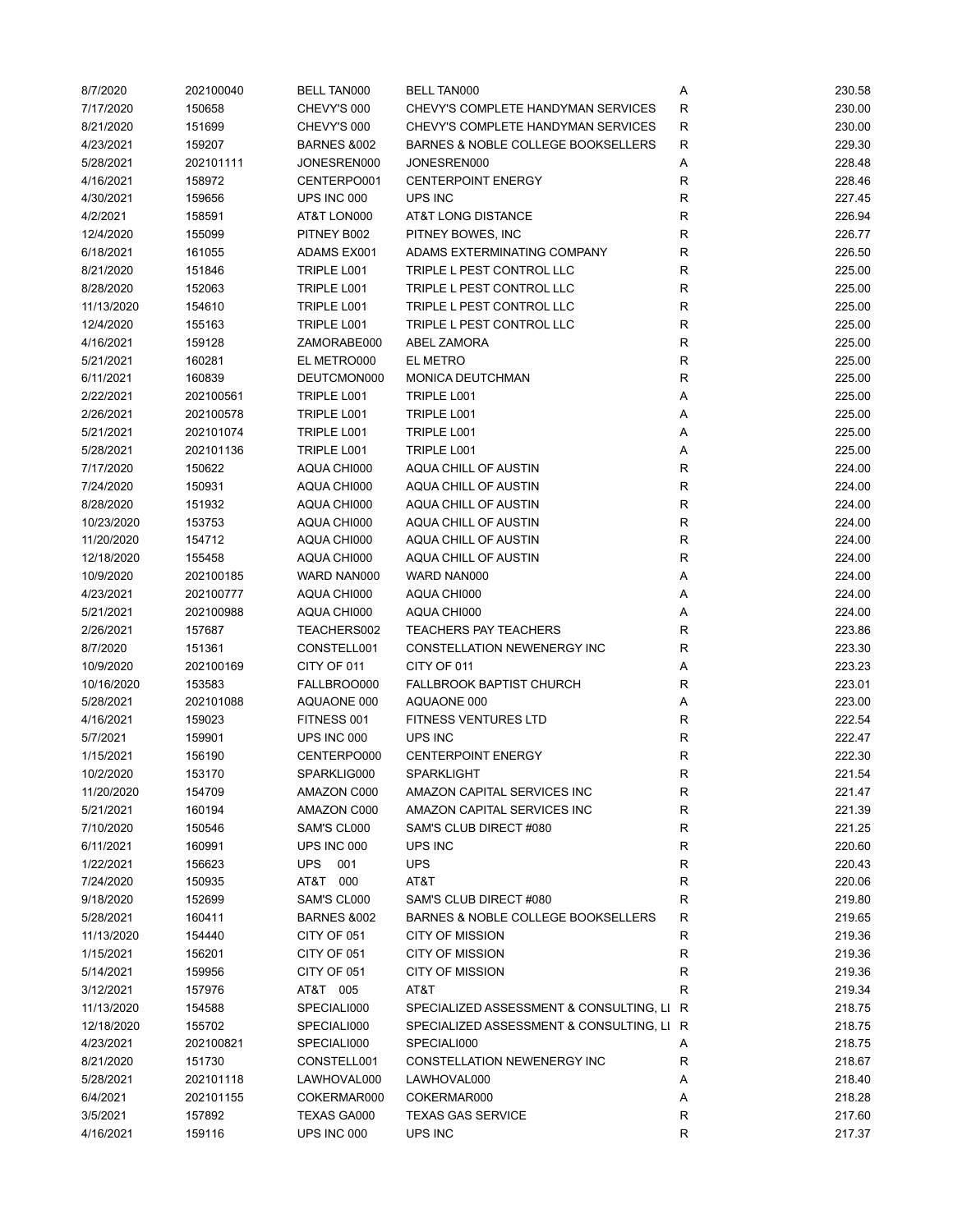| | | | | | |
|---|---|---|---|---|---|
| 8/7/2020 | 202100040 | BELL TAN000 | BELL TAN000 | A | 230.58 |
| 7/17/2020 | 150658 | CHEVY'S 000 | CHEVY'S COMPLETE HANDYMAN SERVICES | R | 230.00 |
| 8/21/2020 | 151699 | CHEVY'S 000 | CHEVY'S COMPLETE HANDYMAN SERVICES | R | 230.00 |
| 4/23/2021 | 159207 | BARNES &002 | BARNES & NOBLE COLLEGE BOOKSELLERS | R | 229.30 |
| 5/28/2021 | 202101111 | JONESREN000 | JONESREN000 | A | 228.48 |
| 4/16/2021 | 158972 | CENTERPO001 | CENTERPOINT ENERGY | R | 228.46 |
| 4/30/2021 | 159656 | UPS INC 000 | UPS INC | R | 227.45 |
| 4/2/2021 | 158591 | AT&T LON000 | AT&T LONG DISTANCE | R | 226.94 |
| 12/4/2020 | 155099 | PITNEY B002 | PITNEY BOWES, INC | R | 226.77 |
| 6/18/2021 | 161055 | ADAMS EX001 | ADAMS EXTERMINATING COMPANY | R | 226.50 |
| 8/21/2020 | 151846 | TRIPLE L001 | TRIPLE L PEST CONTROL LLC | R | 225.00 |
| 8/28/2020 | 152063 | TRIPLE L001 | TRIPLE L PEST CONTROL LLC | R | 225.00 |
| 11/13/2020 | 154610 | TRIPLE L001 | TRIPLE L PEST CONTROL LLC | R | 225.00 |
| 12/4/2020 | 155163 | TRIPLE L001 | TRIPLE L PEST CONTROL LLC | R | 225.00 |
| 4/16/2021 | 159128 | ZAMORABE000 | ABEL ZAMORA | R | 225.00 |
| 5/21/2021 | 160281 | EL METRO000 | EL METRO | R | 225.00 |
| 6/11/2021 | 160839 | DEUTCMON000 | MONICA DEUTCHMAN | R | 225.00 |
| 2/22/2021 | 202100561 | TRIPLE L001 | TRIPLE L001 | A | 225.00 |
| 2/26/2021 | 202100578 | TRIPLE L001 | TRIPLE L001 | A | 225.00 |
| 5/21/2021 | 202101074 | TRIPLE L001 | TRIPLE L001 | A | 225.00 |
| 5/28/2021 | 202101136 | TRIPLE L001 | TRIPLE L001 | A | 225.00 |
| 7/17/2020 | 150622 | AQUA CHI000 | AQUA CHILL OF AUSTIN | R | 224.00 |
| 7/24/2020 | 150931 | AQUA CHI000 | AQUA CHILL OF AUSTIN | R | 224.00 |
| 8/28/2020 | 151932 | AQUA CHI000 | AQUA CHILL OF AUSTIN | R | 224.00 |
| 10/23/2020 | 153753 | AQUA CHI000 | AQUA CHILL OF AUSTIN | R | 224.00 |
| 11/20/2020 | 154712 | AQUA CHI000 | AQUA CHILL OF AUSTIN | R | 224.00 |
| 12/18/2020 | 155458 | AQUA CHI000 | AQUA CHILL OF AUSTIN | R | 224.00 |
| 10/9/2020 | 202100185 | WARD NAN000 | WARD NAN000 | A | 224.00 |
| 4/23/2021 | 202100777 | AQUA CHI000 | AQUA CHI000 | A | 224.00 |
| 5/21/2021 | 202100988 | AQUA CHI000 | AQUA CHI000 | A | 224.00 |
| 2/26/2021 | 157687 | TEACHERS002 | TEACHERS PAY TEACHERS | R | 223.86 |
| 8/7/2020 | 151361 | CONSTELL001 | CONSTELLATION NEWENERGY INC | R | 223.30 |
| 10/9/2020 | 202100169 | CITY OF 011 | CITY OF 011 | A | 223.23 |
| 10/16/2020 | 153583 | FALLBROO000 | FALLBROOK BAPTIST CHURCH | R | 223.01 |
| 5/28/2021 | 202101088 | AQUAONE 000 | AQUAONE 000 | A | 223.00 |
| 4/16/2021 | 159023 | FITNESS 001 | FITNESS VENTURES LTD | R | 222.54 |
| 5/7/2021 | 159901 | UPS INC 000 | UPS INC | R | 222.47 |
| 1/15/2021 | 156190 | CENTERPO000 | CENTERPOINT ENERGY | R | 222.30 |
| 10/2/2020 | 153170 | SPARKLIG000 | SPARKLIGHT | R | 221.54 |
| 11/20/2020 | 154709 | AMAZON C000 | AMAZON CAPITAL SERVICES INC | R | 221.47 |
| 5/21/2021 | 160194 | AMAZON C000 | AMAZON CAPITAL SERVICES INC | R | 221.39 |
| 7/10/2020 | 150546 | SAM'S CL000 | SAM'S CLUB DIRECT #080 | R | 221.25 |
| 6/11/2021 | 160991 | UPS INC 000 | UPS INC | R | 220.60 |
| 1/22/2021 | 156623 | UPS 001 | UPS | R | 220.43 |
| 7/24/2020 | 150935 | AT&T 000 | AT&T | R | 220.06 |
| 9/18/2020 | 152699 | SAM'S CL000 | SAM'S CLUB DIRECT #080 | R | 219.80 |
| 5/28/2021 | 160411 | BARNES &002 | BARNES & NOBLE COLLEGE BOOKSELLERS | R | 219.65 |
| 11/13/2020 | 154440 | CITY OF 051 | CITY OF MISSION | R | 219.36 |
| 1/15/2021 | 156201 | CITY OF 051 | CITY OF MISSION | R | 219.36 |
| 5/14/2021 | 159956 | CITY OF 051 | CITY OF MISSION | R | 219.36 |
| 3/12/2021 | 157976 | AT&T 005 | AT&T | R | 219.34 |
| 11/13/2020 | 154588 | SPECIALI000 | SPECIALIZED ASSESSMENT & CONSULTING, LI | R | 218.75 |
| 12/18/2020 | 155702 | SPECIALI000 | SPECIALIZED ASSESSMENT & CONSULTING, LI | R | 218.75 |
| 4/23/2021 | 202100821 | SPECIALI000 | SPECIALI000 | A | 218.75 |
| 8/21/2020 | 151730 | CONSTELL001 | CONSTELLATION NEWENERGY INC | R | 218.67 |
| 5/28/2021 | 202101118 | LAWHOVAL000 | LAWHOVAL000 | A | 218.40 |
| 6/4/2021 | 202101155 | COKERMAR000 | COKERMAR000 | A | 218.28 |
| 3/5/2021 | 157892 | TEXAS GA000 | TEXAS GAS SERVICE | R | 217.60 |
| 4/16/2021 | 159116 | UPS INC 000 | UPS INC | R | 217.37 |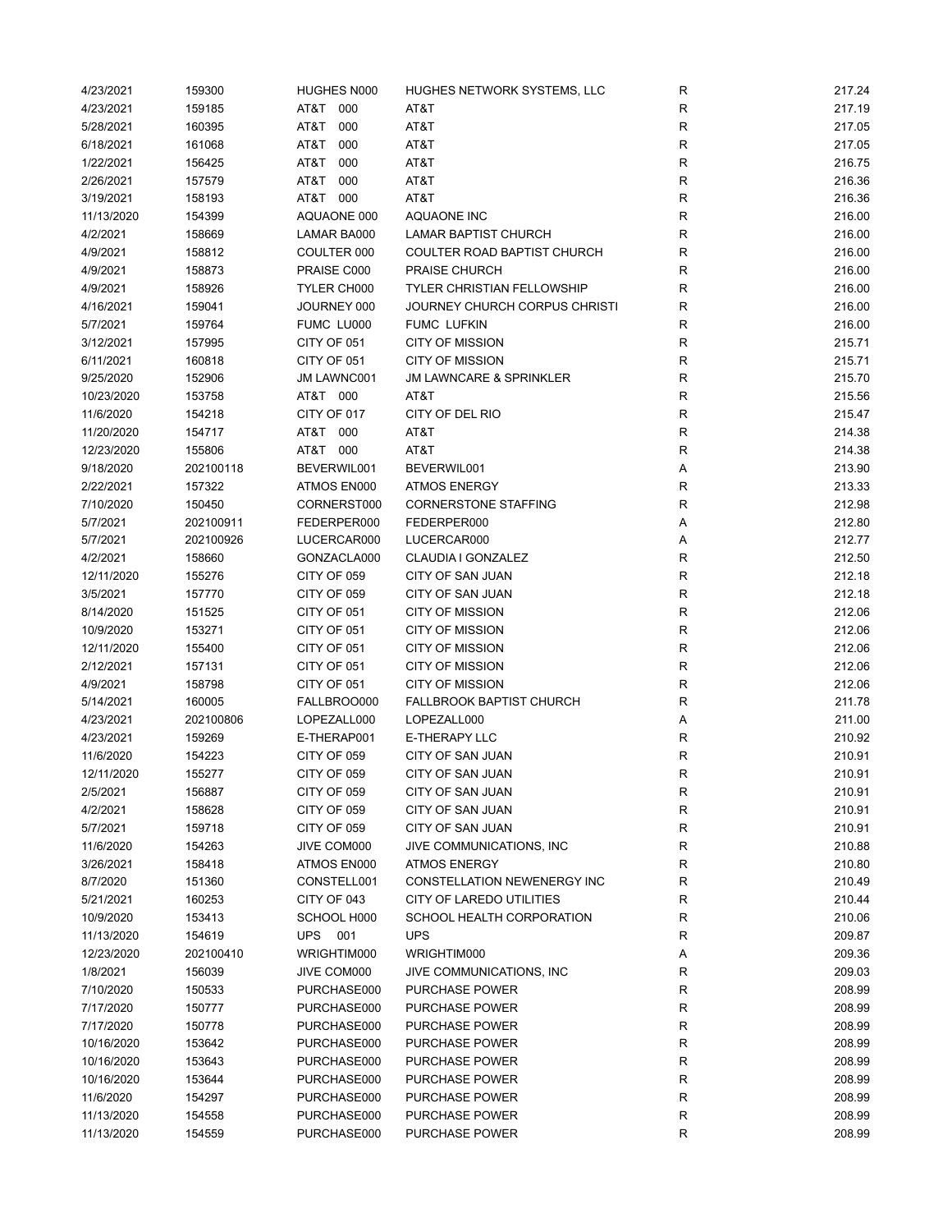| | | | | | |
|---|---|---|---|---|---|
| 4/23/2021 | 159300 | HUGHES N000 | HUGHES NETWORK SYSTEMS, LLC | R | 217.24 |
| 4/23/2021 | 159185 | AT&T 000 | AT&T | R | 217.19 |
| 5/28/2021 | 160395 | AT&T 000 | AT&T | R | 217.05 |
| 6/18/2021 | 161068 | AT&T 000 | AT&T | R | 217.05 |
| 1/22/2021 | 156425 | AT&T 000 | AT&T | R | 216.75 |
| 2/26/2021 | 157579 | AT&T 000 | AT&T | R | 216.36 |
| 3/19/2021 | 158193 | AT&T 000 | AT&T | R | 216.36 |
| 11/13/2020 | 154399 | AQUAONE 000 | AQUAONE INC | R | 216.00 |
| 4/2/2021 | 158669 | LAMAR BA000 | LAMAR BAPTIST CHURCH | R | 216.00 |
| 4/9/2021 | 158812 | COULTER 000 | COULTER ROAD BAPTIST CHURCH | R | 216.00 |
| 4/9/2021 | 158873 | PRAISE C000 | PRAISE CHURCH | R | 216.00 |
| 4/9/2021 | 158926 | TYLER CH000 | TYLER CHRISTIAN FELLOWSHIP | R | 216.00 |
| 4/16/2021 | 159041 | JOURNEY 000 | JOURNEY CHURCH CORPUS CHRISTI | R | 216.00 |
| 5/7/2021 | 159764 | FUMC LU000 | FUMC LUFKIN | R | 216.00 |
| 3/12/2021 | 157995 | CITY OF 051 | CITY OF MISSION | R | 215.71 |
| 6/11/2021 | 160818 | CITY OF 051 | CITY OF MISSION | R | 215.71 |
| 9/25/2020 | 152906 | JM LAWNC001 | JM LAWNCARE & SPRINKLER | R | 215.70 |
| 10/23/2020 | 153758 | AT&T 000 | AT&T | R | 215.56 |
| 11/6/2020 | 154218 | CITY OF 017 | CITY OF DEL RIO | R | 215.47 |
| 11/20/2020 | 154717 | AT&T 000 | AT&T | R | 214.38 |
| 12/23/2020 | 155806 | AT&T 000 | AT&T | R | 214.38 |
| 9/18/2020 | 202100118 | BEVERWIL001 | BEVERWIL001 | A | 213.90 |
| 2/22/2021 | 157322 | ATMOS EN000 | ATMOS ENERGY | R | 213.33 |
| 7/10/2020 | 150450 | CORNERST000 | CORNERSTONE STAFFING | R | 212.98 |
| 5/7/2021 | 202100911 | FEDERPER000 | FEDERPER000 | A | 212.80 |
| 5/7/2021 | 202100926 | LUCERCAR000 | LUCERCAR000 | A | 212.77 |
| 4/2/2021 | 158660 | GONZACLA000 | CLAUDIA I GONZALEZ | R | 212.50 |
| 12/11/2020 | 155276 | CITY OF 059 | CITY OF SAN JUAN | R | 212.18 |
| 3/5/2021 | 157770 | CITY OF 059 | CITY OF SAN JUAN | R | 212.18 |
| 8/14/2020 | 151525 | CITY OF 051 | CITY OF MISSION | R | 212.06 |
| 10/9/2020 | 153271 | CITY OF 051 | CITY OF MISSION | R | 212.06 |
| 12/11/2020 | 155400 | CITY OF 051 | CITY OF MISSION | R | 212.06 |
| 2/12/2021 | 157131 | CITY OF 051 | CITY OF MISSION | R | 212.06 |
| 4/9/2021 | 158798 | CITY OF 051 | CITY OF MISSION | R | 212.06 |
| 5/14/2021 | 160005 | FALLBROO000 | FALLBROOK BAPTIST CHURCH | R | 211.78 |
| 4/23/2021 | 202100806 | LOPEZALL000 | LOPEZALL000 | A | 211.00 |
| 4/23/2021 | 159269 | E-THERAP001 | E-THERAPY LLC | R | 210.92 |
| 11/6/2020 | 154223 | CITY OF 059 | CITY OF SAN JUAN | R | 210.91 |
| 12/11/2020 | 155277 | CITY OF 059 | CITY OF SAN JUAN | R | 210.91 |
| 2/5/2021 | 156887 | CITY OF 059 | CITY OF SAN JUAN | R | 210.91 |
| 4/2/2021 | 158628 | CITY OF 059 | CITY OF SAN JUAN | R | 210.91 |
| 5/7/2021 | 159718 | CITY OF 059 | CITY OF SAN JUAN | R | 210.91 |
| 11/6/2020 | 154263 | JIVE COM000 | JIVE COMMUNICATIONS, INC | R | 210.88 |
| 3/26/2021 | 158418 | ATMOS EN000 | ATMOS ENERGY | R | 210.80 |
| 8/7/2020 | 151360 | CONSTELL001 | CONSTELLATION NEWENERGY INC | R | 210.49 |
| 5/21/2021 | 160253 | CITY OF 043 | CITY OF LAREDO UTILITIES | R | 210.44 |
| 10/9/2020 | 153413 | SCHOOL H000 | SCHOOL HEALTH CORPORATION | R | 210.06 |
| 11/13/2020 | 154619 | UPS 001 | UPS | R | 209.87 |
| 12/23/2020 | 202100410 | WRIGHTIM000 | WRIGHTIM000 | A | 209.36 |
| 1/8/2021 | 156039 | JIVE COM000 | JIVE COMMUNICATIONS, INC | R | 209.03 |
| 7/10/2020 | 150533 | PURCHASE000 | PURCHASE POWER | R | 208.99 |
| 7/17/2020 | 150777 | PURCHASE000 | PURCHASE POWER | R | 208.99 |
| 7/17/2020 | 150778 | PURCHASE000 | PURCHASE POWER | R | 208.99 |
| 10/16/2020 | 153642 | PURCHASE000 | PURCHASE POWER | R | 208.99 |
| 10/16/2020 | 153643 | PURCHASE000 | PURCHASE POWER | R | 208.99 |
| 10/16/2020 | 153644 | PURCHASE000 | PURCHASE POWER | R | 208.99 |
| 11/6/2020 | 154297 | PURCHASE000 | PURCHASE POWER | R | 208.99 |
| 11/13/2020 | 154558 | PURCHASE000 | PURCHASE POWER | R | 208.99 |
| 11/13/2020 | 154559 | PURCHASE000 | PURCHASE POWER | R | 208.99 |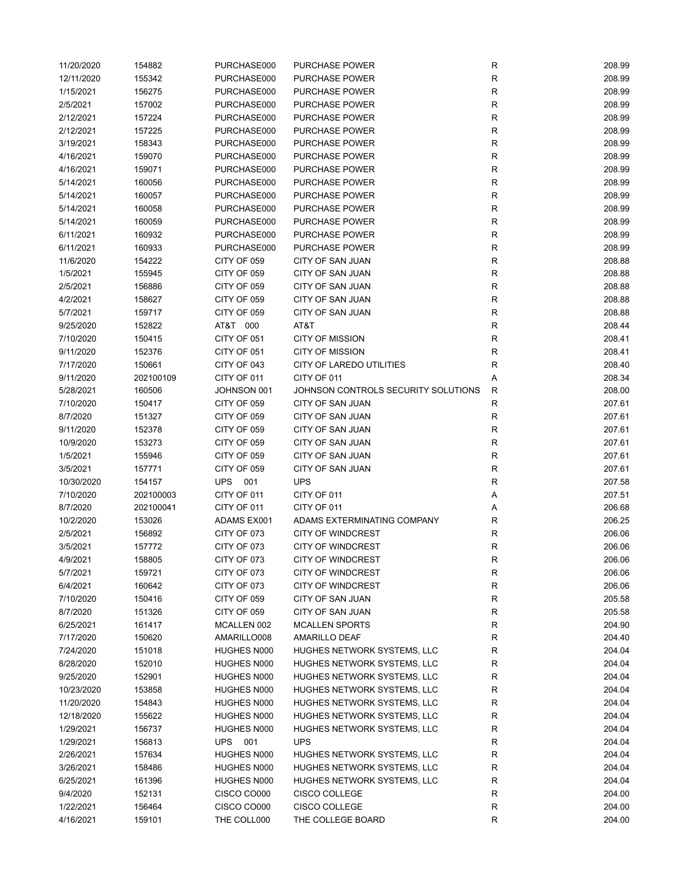| | | | | | |
|---|---|---|---|---|---|
| 11/20/2020 | 154882 | PURCHASE000 | PURCHASE POWER | R | 208.99 |
| 12/11/2020 | 155342 | PURCHASE000 | PURCHASE POWER | R | 208.99 |
| 1/15/2021 | 156275 | PURCHASE000 | PURCHASE POWER | R | 208.99 |
| 2/5/2021 | 157002 | PURCHASE000 | PURCHASE POWER | R | 208.99 |
| 2/12/2021 | 157224 | PURCHASE000 | PURCHASE POWER | R | 208.99 |
| 2/12/2021 | 157225 | PURCHASE000 | PURCHASE POWER | R | 208.99 |
| 3/19/2021 | 158343 | PURCHASE000 | PURCHASE POWER | R | 208.99 |
| 4/16/2021 | 159070 | PURCHASE000 | PURCHASE POWER | R | 208.99 |
| 4/16/2021 | 159071 | PURCHASE000 | PURCHASE POWER | R | 208.99 |
| 5/14/2021 | 160056 | PURCHASE000 | PURCHASE POWER | R | 208.99 |
| 5/14/2021 | 160057 | PURCHASE000 | PURCHASE POWER | R | 208.99 |
| 5/14/2021 | 160058 | PURCHASE000 | PURCHASE POWER | R | 208.99 |
| 5/14/2021 | 160059 | PURCHASE000 | PURCHASE POWER | R | 208.99 |
| 6/11/2021 | 160932 | PURCHASE000 | PURCHASE POWER | R | 208.99 |
| 6/11/2021 | 160933 | PURCHASE000 | PURCHASE POWER | R | 208.99 |
| 11/6/2020 | 154222 | CITY OF 059 | CITY OF SAN JUAN | R | 208.88 |
| 1/5/2021 | 155945 | CITY OF 059 | CITY OF SAN JUAN | R | 208.88 |
| 2/5/2021 | 156886 | CITY OF 059 | CITY OF SAN JUAN | R | 208.88 |
| 4/2/2021 | 158627 | CITY OF 059 | CITY OF SAN JUAN | R | 208.88 |
| 5/7/2021 | 159717 | CITY OF 059 | CITY OF SAN JUAN | R | 208.88 |
| 9/25/2020 | 152822 | AT&T 000 | AT&T | R | 208.44 |
| 7/10/2020 | 150415 | CITY OF 051 | CITY OF MISSION | R | 208.41 |
| 9/11/2020 | 152376 | CITY OF 051 | CITY OF MISSION | R | 208.41 |
| 7/17/2020 | 150661 | CITY OF 043 | CITY OF LAREDO UTILITIES | R | 208.40 |
| 9/11/2020 | 202100109 | CITY OF 011 | CITY OF 011 | A | 208.34 |
| 5/28/2021 | 160506 | JOHNSON 001 | JOHNSON CONTROLS SECURITY SOLUTIONS | R | 208.00 |
| 7/10/2020 | 150417 | CITY OF 059 | CITY OF SAN JUAN | R | 207.61 |
| 8/7/2020 | 151327 | CITY OF 059 | CITY OF SAN JUAN | R | 207.61 |
| 9/11/2020 | 152378 | CITY OF 059 | CITY OF SAN JUAN | R | 207.61 |
| 10/9/2020 | 153273 | CITY OF 059 | CITY OF SAN JUAN | R | 207.61 |
| 1/5/2021 | 155946 | CITY OF 059 | CITY OF SAN JUAN | R | 207.61 |
| 3/5/2021 | 157771 | CITY OF 059 | CITY OF SAN JUAN | R | 207.61 |
| 10/30/2020 | 154157 | UPS 001 | UPS | R | 207.58 |
| 7/10/2020 | 202100003 | CITY OF 011 | CITY OF 011 | A | 207.51 |
| 8/7/2020 | 202100041 | CITY OF 011 | CITY OF 011 | A | 206.68 |
| 10/2/2020 | 153026 | ADAMS EX001 | ADAMS EXTERMINATING COMPANY | R | 206.25 |
| 2/5/2021 | 156892 | CITY OF 073 | CITY OF WINDCREST | R | 206.06 |
| 3/5/2021 | 157772 | CITY OF 073 | CITY OF WINDCREST | R | 206.06 |
| 4/9/2021 | 158805 | CITY OF 073 | CITY OF WINDCREST | R | 206.06 |
| 5/7/2021 | 159721 | CITY OF 073 | CITY OF WINDCREST | R | 206.06 |
| 6/4/2021 | 160642 | CITY OF 073 | CITY OF WINDCREST | R | 206.06 |
| 7/10/2020 | 150416 | CITY OF 059 | CITY OF SAN JUAN | R | 205.58 |
| 8/7/2020 | 151326 | CITY OF 059 | CITY OF SAN JUAN | R | 205.58 |
| 6/25/2021 | 161417 | MCALLEN 002 | MCALLEN SPORTS | R | 204.90 |
| 7/17/2020 | 150620 | AMARILLO008 | AMARILLO DEAF | R | 204.40 |
| 7/24/2020 | 151018 | HUGHES N000 | HUGHES NETWORK SYSTEMS, LLC | R | 204.04 |
| 8/28/2020 | 152010 | HUGHES N000 | HUGHES NETWORK SYSTEMS, LLC | R | 204.04 |
| 9/25/2020 | 152901 | HUGHES N000 | HUGHES NETWORK SYSTEMS, LLC | R | 204.04 |
| 10/23/2020 | 153858 | HUGHES N000 | HUGHES NETWORK SYSTEMS, LLC | R | 204.04 |
| 11/20/2020 | 154843 | HUGHES N000 | HUGHES NETWORK SYSTEMS, LLC | R | 204.04 |
| 12/18/2020 | 155622 | HUGHES N000 | HUGHES NETWORK SYSTEMS, LLC | R | 204.04 |
| 1/29/2021 | 156737 | HUGHES N000 | HUGHES NETWORK SYSTEMS, LLC | R | 204.04 |
| 1/29/2021 | 156813 | UPS 001 | UPS | R | 204.04 |
| 2/26/2021 | 157634 | HUGHES N000 | HUGHES NETWORK SYSTEMS, LLC | R | 204.04 |
| 3/26/2021 | 158486 | HUGHES N000 | HUGHES NETWORK SYSTEMS, LLC | R | 204.04 |
| 6/25/2021 | 161396 | HUGHES N000 | HUGHES NETWORK SYSTEMS, LLC | R | 204.04 |
| 9/4/2020 | 152131 | CISCO CO000 | CISCO COLLEGE | R | 204.00 |
| 1/22/2021 | 156464 | CISCO CO000 | CISCO COLLEGE | R | 204.00 |
| 4/16/2021 | 159101 | THE COLL000 | THE COLLEGE BOARD | R | 204.00 |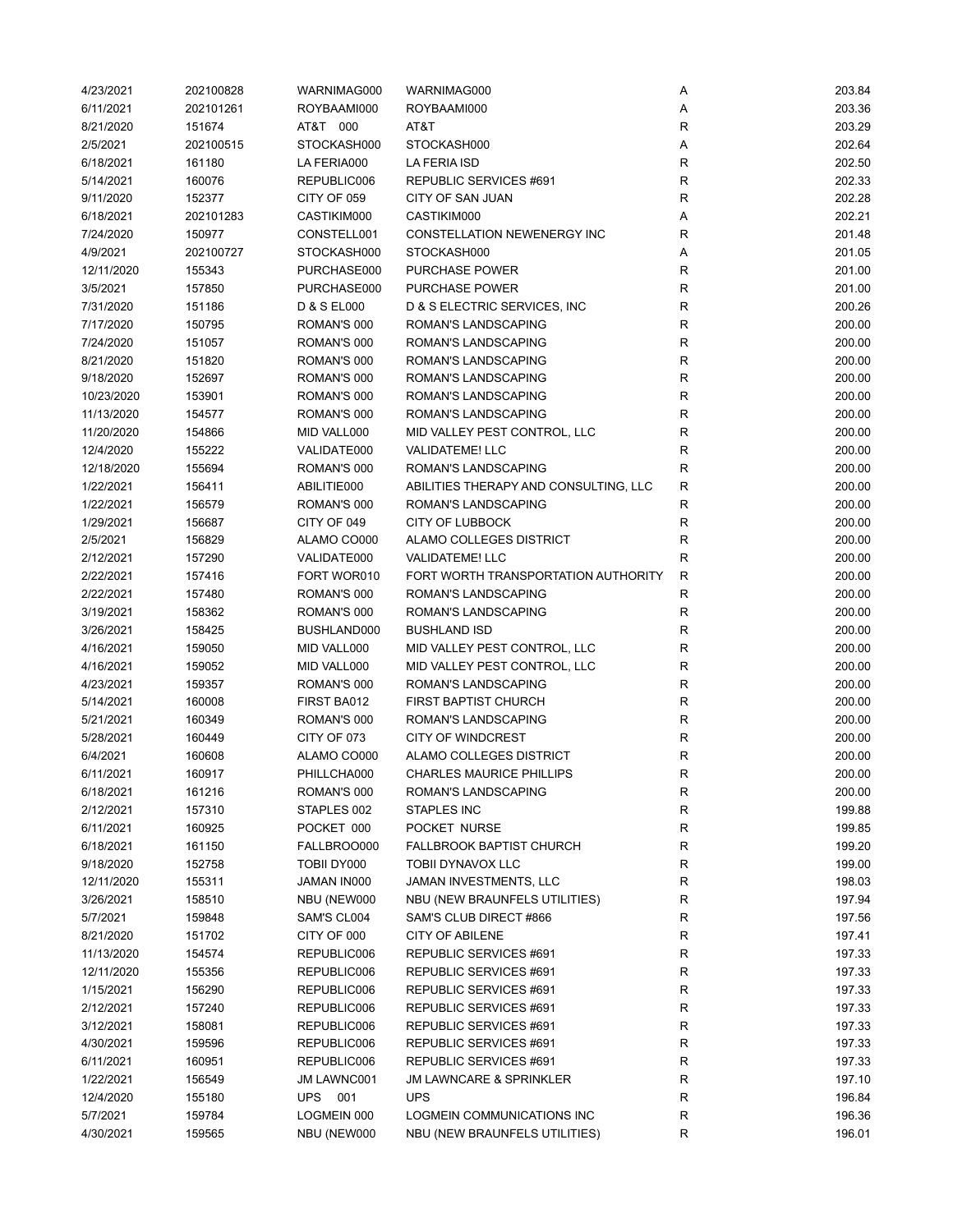| | | | | | |
|---|---|---|---|---|---|
| 4/23/2021 | 202100828 | WARNIMAG000 | WARNIMAG000 | A | 203.84 |
| 6/11/2021 | 202101261 | ROYBAAMI000 | ROYBAAMI000 | A | 203.36 |
| 8/21/2020 | 151674 | AT&T 000 | AT&T | R | 203.29 |
| 2/5/2021 | 202100515 | STOCKASH000 | STOCKASH000 | A | 202.64 |
| 6/18/2021 | 161180 | LA FERIA000 | LA FERIA ISD | R | 202.50 |
| 5/14/2021 | 160076 | REPUBLIC006 | REPUBLIC SERVICES #691 | R | 202.33 |
| 9/11/2020 | 152377 | CITY OF 059 | CITY OF SAN JUAN | R | 202.28 |
| 6/18/2021 | 202101283 | CASTIKIM000 | CASTIKIM000 | A | 202.21 |
| 7/24/2020 | 150977 | CONSTELL001 | CONSTELLATION NEWENERGY INC | R | 201.48 |
| 4/9/2021 | 202100727 | STOCKASH000 | STOCKASH000 | A | 201.05 |
| 12/11/2020 | 155343 | PURCHASE000 | PURCHASE POWER | R | 201.00 |
| 3/5/2021 | 157850 | PURCHASE000 | PURCHASE POWER | R | 201.00 |
| 7/31/2020 | 151186 | D & S EL000 | D & S ELECTRIC SERVICES, INC | R | 200.26 |
| 7/17/2020 | 150795 | ROMAN'S 000 | ROMAN'S LANDSCAPING | R | 200.00 |
| 7/24/2020 | 151057 | ROMAN'S 000 | ROMAN'S LANDSCAPING | R | 200.00 |
| 8/21/2020 | 151820 | ROMAN'S 000 | ROMAN'S LANDSCAPING | R | 200.00 |
| 9/18/2020 | 152697 | ROMAN'S 000 | ROMAN'S LANDSCAPING | R | 200.00 |
| 10/23/2020 | 153901 | ROMAN'S 000 | ROMAN'S LANDSCAPING | R | 200.00 |
| 11/13/2020 | 154577 | ROMAN'S 000 | ROMAN'S LANDSCAPING | R | 200.00 |
| 11/20/2020 | 154866 | MID VALL000 | MID VALLEY PEST CONTROL, LLC | R | 200.00 |
| 12/4/2020 | 155222 | VALIDATE000 | VALIDATEME! LLC | R | 200.00 |
| 12/18/2020 | 155694 | ROMAN'S 000 | ROMAN'S LANDSCAPING | R | 200.00 |
| 1/22/2021 | 156411 | ABILITIE000 | ABILITIES THERAPY AND CONSULTING, LLC | R | 200.00 |
| 1/22/2021 | 156579 | ROMAN'S 000 | ROMAN'S LANDSCAPING | R | 200.00 |
| 1/29/2021 | 156687 | CITY OF 049 | CITY OF LUBBOCK | R | 200.00 |
| 2/5/2021 | 156829 | ALAMO CO000 | ALAMO COLLEGES DISTRICT | R | 200.00 |
| 2/12/2021 | 157290 | VALIDATE000 | VALIDATEME! LLC | R | 200.00 |
| 2/22/2021 | 157416 | FORT WOR010 | FORT WORTH TRANSPORTATION AUTHORITY | R | 200.00 |
| 2/22/2021 | 157480 | ROMAN'S 000 | ROMAN'S LANDSCAPING | R | 200.00 |
| 3/19/2021 | 158362 | ROMAN'S 000 | ROMAN'S LANDSCAPING | R | 200.00 |
| 3/26/2021 | 158425 | BUSHLAND000 | BUSHLAND ISD | R | 200.00 |
| 4/16/2021 | 159050 | MID VALL000 | MID VALLEY PEST CONTROL, LLC | R | 200.00 |
| 4/16/2021 | 159052 | MID VALL000 | MID VALLEY PEST CONTROL, LLC | R | 200.00 |
| 4/23/2021 | 159357 | ROMAN'S 000 | ROMAN'S LANDSCAPING | R | 200.00 |
| 5/14/2021 | 160008 | FIRST BA012 | FIRST BAPTIST CHURCH | R | 200.00 |
| 5/21/2021 | 160349 | ROMAN'S 000 | ROMAN'S LANDSCAPING | R | 200.00 |
| 5/28/2021 | 160449 | CITY OF 073 | CITY OF WINDCREST | R | 200.00 |
| 6/4/2021 | 160608 | ALAMO CO000 | ALAMO COLLEGES DISTRICT | R | 200.00 |
| 6/11/2021 | 160917 | PHILLCHA000 | CHARLES MAURICE PHILLIPS | R | 200.00 |
| 6/18/2021 | 161216 | ROMAN'S 000 | ROMAN'S LANDSCAPING | R | 200.00 |
| 2/12/2021 | 157310 | STAPLES 002 | STAPLES INC | R | 199.88 |
| 6/11/2021 | 160925 | POCKET 000 | POCKET NURSE | R | 199.85 |
| 6/18/2021 | 161150 | FALLBROO000 | FALLBROOK BAPTIST CHURCH | R | 199.20 |
| 9/18/2020 | 152758 | TOBII DY000 | TOBII DYNAVOX LLC | R | 199.00 |
| 12/11/2020 | 155311 | JAMAN IN000 | JAMAN INVESTMENTS, LLC | R | 198.03 |
| 3/26/2021 | 158510 | NBU (NEW000 | NBU (NEW BRAUNFELS UTILITIES) | R | 197.94 |
| 5/7/2021 | 159848 | SAM'S CL004 | SAM'S CLUB DIRECT #866 | R | 197.56 |
| 8/21/2020 | 151702 | CITY OF 000 | CITY OF ABILENE | R | 197.41 |
| 11/13/2020 | 154574 | REPUBLIC006 | REPUBLIC SERVICES #691 | R | 197.33 |
| 12/11/2020 | 155356 | REPUBLIC006 | REPUBLIC SERVICES #691 | R | 197.33 |
| 1/15/2021 | 156290 | REPUBLIC006 | REPUBLIC SERVICES #691 | R | 197.33 |
| 2/12/2021 | 157240 | REPUBLIC006 | REPUBLIC SERVICES #691 | R | 197.33 |
| 3/12/2021 | 158081 | REPUBLIC006 | REPUBLIC SERVICES #691 | R | 197.33 |
| 4/30/2021 | 159596 | REPUBLIC006 | REPUBLIC SERVICES #691 | R | 197.33 |
| 6/11/2021 | 160951 | REPUBLIC006 | REPUBLIC SERVICES #691 | R | 197.33 |
| 1/22/2021 | 156549 | JM LAWNC001 | JM LAWNCARE & SPRINKLER | R | 197.10 |
| 12/4/2020 | 155180 | UPS 001 | UPS | R | 196.84 |
| 5/7/2021 | 159784 | LOGMEIN 000 | LOGMEIN COMMUNICATIONS INC | R | 196.36 |
| 4/30/2021 | 159565 | NBU (NEW000 | NBU (NEW BRAUNFELS UTILITIES) | R | 196.01 |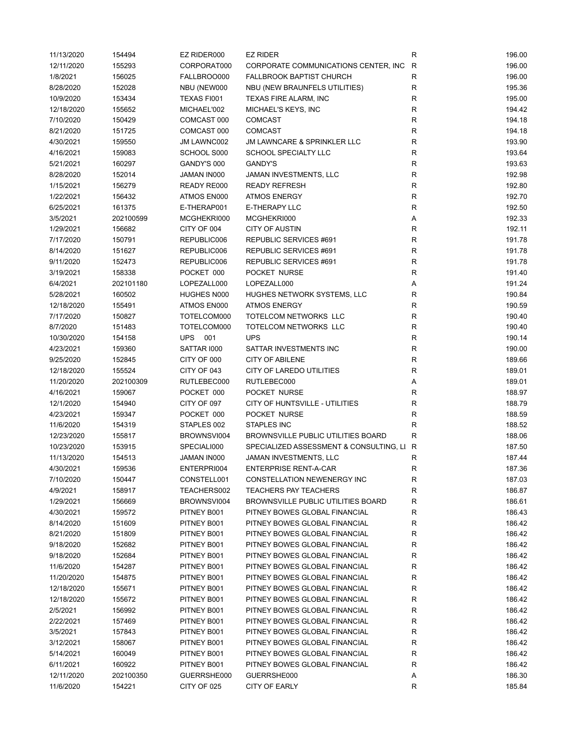| | | | | | |
|---|---|---|---|---|---|
| 11/13/2020 | 154494 | EZ RIDER000 | EZ RIDER | R | 196.00 |
| 12/11/2020 | 155293 | CORPORAT000 | CORPORATE COMMUNICATIONS CENTER, INC | R | 196.00 |
| 1/8/2021 | 156025 | FALLBROO000 | FALLBROOK BAPTIST CHURCH | R | 196.00 |
| 8/28/2020 | 152028 | NBU (NEW000 | NBU (NEW BRAUNFELS UTILITIES) | R | 195.36 |
| 10/9/2020 | 153434 | TEXAS FI001 | TEXAS FIRE ALARM, INC | R | 195.00 |
| 12/18/2020 | 155652 | MICHAEL'002 | MICHAEL'S KEYS, INC | R | 194.42 |
| 7/10/2020 | 150429 | COMCAST 000 | COMCAST | R | 194.18 |
| 8/21/2020 | 151725 | COMCAST 000 | COMCAST | R | 194.18 |
| 4/30/2021 | 159550 | JM LAWNC002 | JM LAWNCARE & SPRINKLER LLC | R | 193.90 |
| 4/16/2021 | 159083 | SCHOOL S000 | SCHOOL SPECIALTY LLC | R | 193.64 |
| 5/21/2021 | 160297 | GANDY'S 000 | GANDY'S | R | 193.63 |
| 8/28/2020 | 152014 | JAMAN IN000 | JAMAN INVESTMENTS, LLC | R | 192.98 |
| 1/15/2021 | 156279 | READY RE000 | READY REFRESH | R | 192.80 |
| 1/22/2021 | 156432 | ATMOS EN000 | ATMOS ENERGY | R | 192.70 |
| 6/25/2021 | 161375 | E-THERAP001 | E-THERAPY LLC | R | 192.50 |
| 3/5/2021 | 202100599 | MCGHEKRI000 | MCGHEKRI000 | A | 192.33 |
| 1/29/2021 | 156682 | CITY OF 004 | CITY OF AUSTIN | R | 192.11 |
| 7/17/2020 | 150791 | REPUBLIC006 | REPUBLIC SERVICES #691 | R | 191.78 |
| 8/14/2020 | 151627 | REPUBLIC006 | REPUBLIC SERVICES #691 | R | 191.78 |
| 9/11/2020 | 152473 | REPUBLIC006 | REPUBLIC SERVICES #691 | R | 191.78 |
| 3/19/2021 | 158338 | POCKET 000 | POCKET NURSE | R | 191.40 |
| 6/4/2021 | 202101180 | LOPEZALL000 | LOPEZALL000 | A | 191.24 |
| 5/28/2021 | 160502 | HUGHES N000 | HUGHES NETWORK SYSTEMS, LLC | R | 190.84 |
| 12/18/2020 | 155491 | ATMOS EN000 | ATMOS ENERGY | R | 190.59 |
| 7/17/2020 | 150827 | TOTELCOM000 | TOTELCOM NETWORKS LLC | R | 190.40 |
| 8/7/2020 | 151483 | TOTELCOM000 | TOTELCOM NETWORKS LLC | R | 190.40 |
| 10/30/2020 | 154158 | UPS 001 | UPS | R | 190.14 |
| 4/23/2021 | 159360 | SATTAR I000 | SATTAR INVESTMENTS INC | R | 190.00 |
| 9/25/2020 | 152845 | CITY OF 000 | CITY OF ABILENE | R | 189.66 |
| 12/18/2020 | 155524 | CITY OF 043 | CITY OF LAREDO UTILITIES | R | 189.01 |
| 11/20/2020 | 202100309 | RUTLEBEC000 | RUTLEBEC000 | A | 189.01 |
| 4/16/2021 | 159067 | POCKET 000 | POCKET NURSE | R | 188.97 |
| 12/1/2020 | 154940 | CITY OF 097 | CITY OF HUNTSVILLE - UTILITIES | R | 188.79 |
| 4/23/2021 | 159347 | POCKET 000 | POCKET NURSE | R | 188.59 |
| 11/6/2020 | 154319 | STAPLES 002 | STAPLES INC | R | 188.52 |
| 12/23/2020 | 155817 | BROWNSVI004 | BROWNSVILLE PUBLIC UTILITIES BOARD | R | 188.06 |
| 10/23/2020 | 153915 | SPECIALI000 | SPECIALIZED ASSESSMENT & CONSULTING, LI | R | 187.50 |
| 11/13/2020 | 154513 | JAMAN IN000 | JAMAN INVESTMENTS, LLC | R | 187.44 |
| 4/30/2021 | 159536 | ENTERPRI004 | ENTERPRISE RENT-A-CAR | R | 187.36 |
| 7/10/2020 | 150447 | CONSTELL001 | CONSTELLATION NEWENERGY INC | R | 187.03 |
| 4/9/2021 | 158917 | TEACHERS002 | TEACHERS PAY TEACHERS | R | 186.87 |
| 1/29/2021 | 156669 | BROWNSVI004 | BROWNSVILLE PUBLIC UTILITIES BOARD | R | 186.61 |
| 4/30/2021 | 159572 | PITNEY B001 | PITNEY BOWES GLOBAL FINANCIAL | R | 186.43 |
| 8/14/2020 | 151609 | PITNEY B001 | PITNEY BOWES GLOBAL FINANCIAL | R | 186.42 |
| 8/21/2020 | 151809 | PITNEY B001 | PITNEY BOWES GLOBAL FINANCIAL | R | 186.42 |
| 9/18/2020 | 152682 | PITNEY B001 | PITNEY BOWES GLOBAL FINANCIAL | R | 186.42 |
| 9/18/2020 | 152684 | PITNEY B001 | PITNEY BOWES GLOBAL FINANCIAL | R | 186.42 |
| 11/6/2020 | 154287 | PITNEY B001 | PITNEY BOWES GLOBAL FINANCIAL | R | 186.42 |
| 11/20/2020 | 154875 | PITNEY B001 | PITNEY BOWES GLOBAL FINANCIAL | R | 186.42 |
| 12/18/2020 | 155671 | PITNEY B001 | PITNEY BOWES GLOBAL FINANCIAL | R | 186.42 |
| 12/18/2020 | 155672 | PITNEY B001 | PITNEY BOWES GLOBAL FINANCIAL | R | 186.42 |
| 2/5/2021 | 156992 | PITNEY B001 | PITNEY BOWES GLOBAL FINANCIAL | R | 186.42 |
| 2/22/2021 | 157469 | PITNEY B001 | PITNEY BOWES GLOBAL FINANCIAL | R | 186.42 |
| 3/5/2021 | 157843 | PITNEY B001 | PITNEY BOWES GLOBAL FINANCIAL | R | 186.42 |
| 3/12/2021 | 158067 | PITNEY B001 | PITNEY BOWES GLOBAL FINANCIAL | R | 186.42 |
| 5/14/2021 | 160049 | PITNEY B001 | PITNEY BOWES GLOBAL FINANCIAL | R | 186.42 |
| 6/11/2021 | 160922 | PITNEY B001 | PITNEY BOWES GLOBAL FINANCIAL | R | 186.42 |
| 12/11/2020 | 202100350 | GUERRSHE000 | GUERRSHE000 | A | 186.30 |
| 11/6/2020 | 154221 | CITY OF 025 | CITY OF EARLY | R | 185.84 |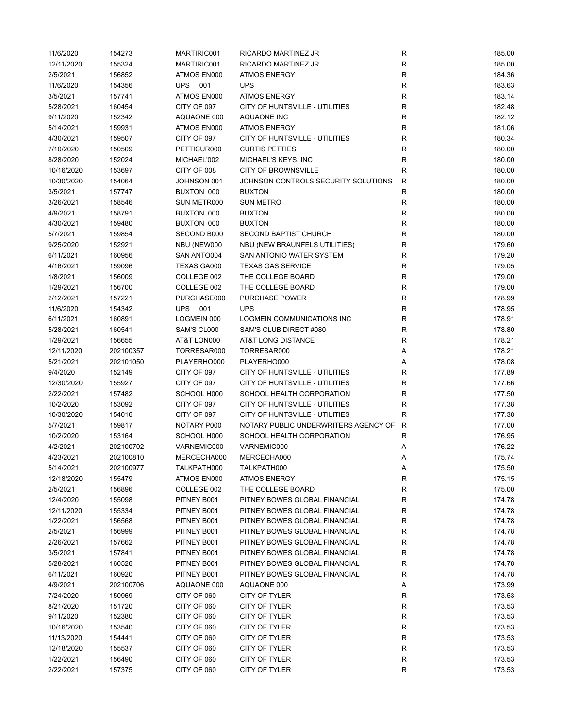| | | | | | |
|---|---|---|---|---|---|
| 11/6/2020 | 154273 | MARTIRIC001 | RICARDO MARTINEZ JR | R | 185.00 |
| 12/11/2020 | 155324 | MARTIRIC001 | RICARDO MARTINEZ JR | R | 185.00 |
| 2/5/2021 | 156852 | ATMOS EN000 | ATMOS ENERGY | R | 184.36 |
| 11/6/2020 | 154356 | UPS 001 | UPS | R | 183.63 |
| 3/5/2021 | 157741 | ATMOS EN000 | ATMOS ENERGY | R | 183.14 |
| 5/28/2021 | 160454 | CITY OF 097 | CITY OF HUNTSVILLE - UTILITIES | R | 182.48 |
| 9/11/2020 | 152342 | AQUAONE 000 | AQUAONE INC | R | 182.12 |
| 5/14/2021 | 159931 | ATMOS EN000 | ATMOS ENERGY | R | 181.06 |
| 4/30/2021 | 159507 | CITY OF 097 | CITY OF HUNTSVILLE - UTILITIES | R | 180.34 |
| 7/10/2020 | 150509 | PETTICUR000 | CURTIS PETTIES | R | 180.00 |
| 8/28/2020 | 152024 | MICHAEL'002 | MICHAEL'S KEYS, INC | R | 180.00 |
| 10/16/2020 | 153697 | CITY OF 008 | CITY OF BROWNSVILLE | R | 180.00 |
| 10/30/2020 | 154064 | JOHNSON 001 | JOHNSON CONTROLS SECURITY SOLUTIONS | R | 180.00 |
| 3/5/2021 | 157747 | BUXTON 000 | BUXTON | R | 180.00 |
| 3/26/2021 | 158546 | SUN METR000 | SUN METRO | R | 180.00 |
| 4/9/2021 | 158791 | BUXTON 000 | BUXTON | R | 180.00 |
| 4/30/2021 | 159480 | BUXTON 000 | BUXTON | R | 180.00 |
| 5/7/2021 | 159854 | SECOND B000 | SECOND BAPTIST CHURCH | R | 180.00 |
| 9/25/2020 | 152921 | NBU (NEW000 | NBU (NEW BRAUNFELS UTILITIES) | R | 179.60 |
| 6/11/2021 | 160956 | SAN ANTO004 | SAN ANTONIO WATER SYSTEM | R | 179.20 |
| 4/16/2021 | 159096 | TEXAS GA000 | TEXAS GAS SERVICE | R | 179.05 |
| 1/8/2021 | 156009 | COLLEGE 002 | THE COLLEGE BOARD | R | 179.00 |
| 1/29/2021 | 156700 | COLLEGE 002 | THE COLLEGE BOARD | R | 179.00 |
| 2/12/2021 | 157221 | PURCHASE000 | PURCHASE POWER | R | 178.99 |
| 11/6/2020 | 154342 | UPS 001 | UPS | R | 178.95 |
| 6/11/2021 | 160891 | LOGMEIN 000 | LOGMEIN COMMUNICATIONS INC | R | 178.91 |
| 5/28/2021 | 160541 | SAM'S CL000 | SAM'S CLUB DIRECT #080 | R | 178.80 |
| 1/29/2021 | 156655 | AT&T LON000 | AT&T LONG DISTANCE | R | 178.21 |
| 12/11/2020 | 202100357 | TORRESAR000 | TORRESAR000 | A | 178.21 |
| 5/21/2021 | 202101050 | PLAYERHO000 | PLAYERHO000 | A | 178.08 |
| 9/4/2020 | 152149 | CITY OF 097 | CITY OF HUNTSVILLE - UTILITIES | R | 177.89 |
| 12/30/2020 | 155927 | CITY OF 097 | CITY OF HUNTSVILLE - UTILITIES | R | 177.66 |
| 2/22/2021 | 157482 | SCHOOL H000 | SCHOOL HEALTH CORPORATION | R | 177.50 |
| 10/2/2020 | 153092 | CITY OF 097 | CITY OF HUNTSVILLE - UTILITIES | R | 177.38 |
| 10/30/2020 | 154016 | CITY OF 097 | CITY OF HUNTSVILLE - UTILITIES | R | 177.38 |
| 5/7/2021 | 159817 | NOTARY P000 | NOTARY PUBLIC UNDERWRITERS AGENCY OF | R | 177.00 |
| 10/2/2020 | 153164 | SCHOOL H000 | SCHOOL HEALTH CORPORATION | R | 176.95 |
| 4/2/2021 | 202100702 | VARNEMIC000 | VARNEMIC000 | A | 176.22 |
| 4/23/2021 | 202100810 | MERCECHA000 | MERCECHA000 | A | 175.74 |
| 5/14/2021 | 202100977 | TALKPATH000 | TALKPATH000 | A | 175.50 |
| 12/18/2020 | 155479 | ATMOS EN000 | ATMOS ENERGY | R | 175.15 |
| 2/5/2021 | 156896 | COLLEGE 002 | THE COLLEGE BOARD | R | 175.00 |
| 12/4/2020 | 155098 | PITNEY B001 | PITNEY BOWES GLOBAL FINANCIAL | R | 174.78 |
| 12/11/2020 | 155334 | PITNEY B001 | PITNEY BOWES GLOBAL FINANCIAL | R | 174.78 |
| 1/22/2021 | 156568 | PITNEY B001 | PITNEY BOWES GLOBAL FINANCIAL | R | 174.78 |
| 2/5/2021 | 156999 | PITNEY B001 | PITNEY BOWES GLOBAL FINANCIAL | R | 174.78 |
| 2/26/2021 | 157662 | PITNEY B001 | PITNEY BOWES GLOBAL FINANCIAL | R | 174.78 |
| 3/5/2021 | 157841 | PITNEY B001 | PITNEY BOWES GLOBAL FINANCIAL | R | 174.78 |
| 5/28/2021 | 160526 | PITNEY B001 | PITNEY BOWES GLOBAL FINANCIAL | R | 174.78 |
| 6/11/2021 | 160920 | PITNEY B001 | PITNEY BOWES GLOBAL FINANCIAL | R | 174.78 |
| 4/9/2021 | 202100706 | AQUAONE 000 | AQUAONE 000 | A | 173.99 |
| 7/24/2020 | 150969 | CITY OF 060 | CITY OF TYLER | R | 173.53 |
| 8/21/2020 | 151720 | CITY OF 060 | CITY OF TYLER | R | 173.53 |
| 9/11/2020 | 152380 | CITY OF 060 | CITY OF TYLER | R | 173.53 |
| 10/16/2020 | 153540 | CITY OF 060 | CITY OF TYLER | R | 173.53 |
| 11/13/2020 | 154441 | CITY OF 060 | CITY OF TYLER | R | 173.53 |
| 12/18/2020 | 155537 | CITY OF 060 | CITY OF TYLER | R | 173.53 |
| 1/22/2021 | 156490 | CITY OF 060 | CITY OF TYLER | R | 173.53 |
| 2/22/2021 | 157375 | CITY OF 060 | CITY OF TYLER | R | 173.53 |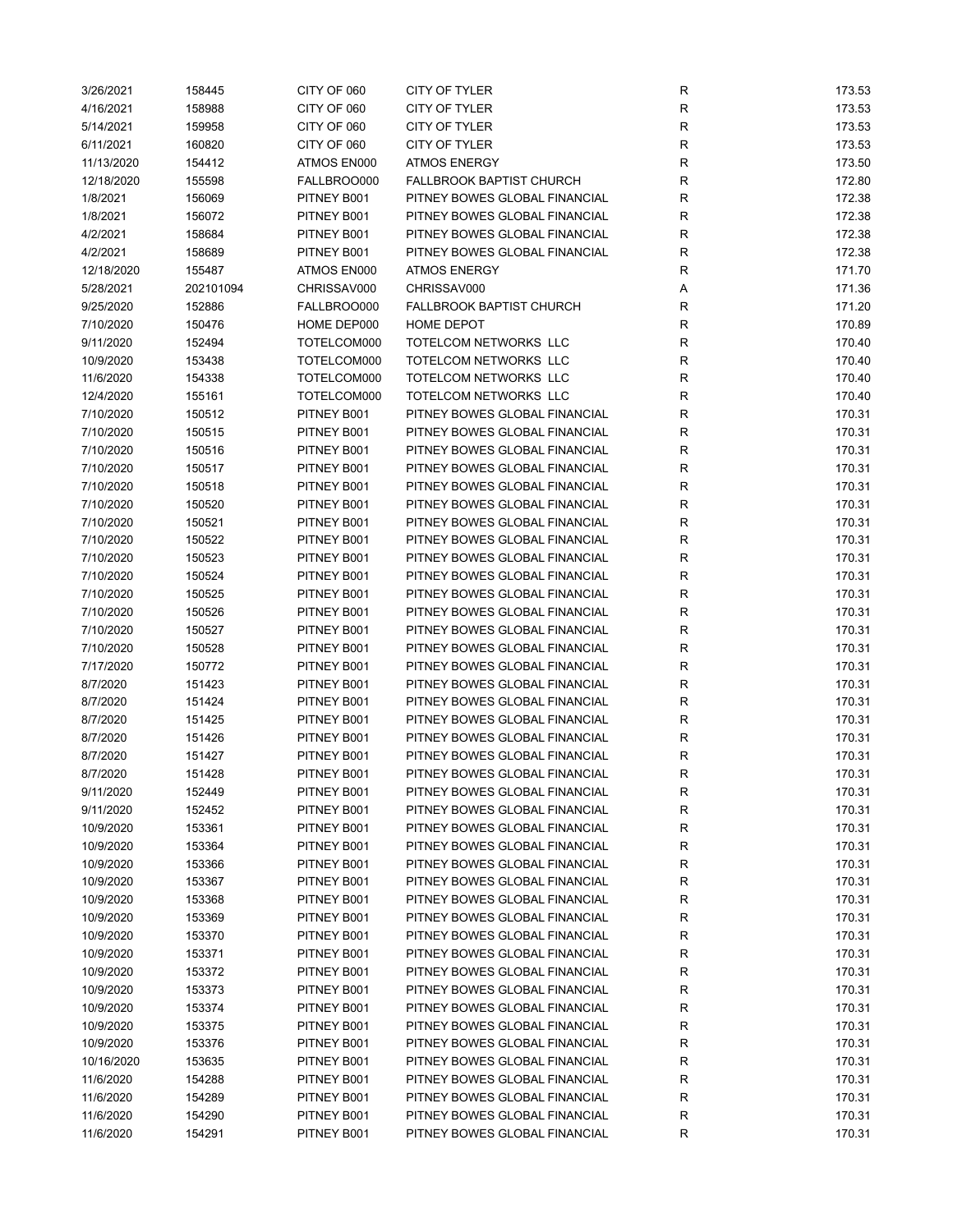| | | | | | |
|---|---|---|---|---|---|
| 3/26/2021 | 158445 | CITY OF 060 | CITY OF TYLER | R | 173.53 |
| 4/16/2021 | 158988 | CITY OF 060 | CITY OF TYLER | R | 173.53 |
| 5/14/2021 | 159958 | CITY OF 060 | CITY OF TYLER | R | 173.53 |
| 6/11/2021 | 160820 | CITY OF 060 | CITY OF TYLER | R | 173.53 |
| 11/13/2020 | 154412 | ATMOS EN000 | ATMOS ENERGY | R | 173.50 |
| 12/18/2020 | 155598 | FALLBROO000 | FALLBROOK BAPTIST CHURCH | R | 172.80 |
| 1/8/2021 | 156069 | PITNEY B001 | PITNEY BOWES GLOBAL FINANCIAL | R | 172.38 |
| 1/8/2021 | 156072 | PITNEY B001 | PITNEY BOWES GLOBAL FINANCIAL | R | 172.38 |
| 4/2/2021 | 158684 | PITNEY B001 | PITNEY BOWES GLOBAL FINANCIAL | R | 172.38 |
| 4/2/2021 | 158689 | PITNEY B001 | PITNEY BOWES GLOBAL FINANCIAL | R | 172.38 |
| 12/18/2020 | 155487 | ATMOS EN000 | ATMOS ENERGY | R | 171.70 |
| 5/28/2021 | 202101094 | CHRISSAV000 | CHRISSAV000 | A | 171.36 |
| 9/25/2020 | 152886 | FALLBROO000 | FALLBROOK BAPTIST CHURCH | R | 171.20 |
| 7/10/2020 | 150476 | HOME DEP000 | HOME DEPOT | R | 170.89 |
| 9/11/2020 | 152494 | TOTELCOM000 | TOTELCOM NETWORKS LLC | R | 170.40 |
| 10/9/2020 | 153438 | TOTELCOM000 | TOTELCOM NETWORKS LLC | R | 170.40 |
| 11/6/2020 | 154338 | TOTELCOM000 | TOTELCOM NETWORKS LLC | R | 170.40 |
| 12/4/2020 | 155161 | TOTELCOM000 | TOTELCOM NETWORKS LLC | R | 170.40 |
| 7/10/2020 | 150512 | PITNEY B001 | PITNEY BOWES GLOBAL FINANCIAL | R | 170.31 |
| 7/10/2020 | 150515 | PITNEY B001 | PITNEY BOWES GLOBAL FINANCIAL | R | 170.31 |
| 7/10/2020 | 150516 | PITNEY B001 | PITNEY BOWES GLOBAL FINANCIAL | R | 170.31 |
| 7/10/2020 | 150517 | PITNEY B001 | PITNEY BOWES GLOBAL FINANCIAL | R | 170.31 |
| 7/10/2020 | 150518 | PITNEY B001 | PITNEY BOWES GLOBAL FINANCIAL | R | 170.31 |
| 7/10/2020 | 150520 | PITNEY B001 | PITNEY BOWES GLOBAL FINANCIAL | R | 170.31 |
| 7/10/2020 | 150521 | PITNEY B001 | PITNEY BOWES GLOBAL FINANCIAL | R | 170.31 |
| 7/10/2020 | 150522 | PITNEY B001 | PITNEY BOWES GLOBAL FINANCIAL | R | 170.31 |
| 7/10/2020 | 150523 | PITNEY B001 | PITNEY BOWES GLOBAL FINANCIAL | R | 170.31 |
| 7/10/2020 | 150524 | PITNEY B001 | PITNEY BOWES GLOBAL FINANCIAL | R | 170.31 |
| 7/10/2020 | 150525 | PITNEY B001 | PITNEY BOWES GLOBAL FINANCIAL | R | 170.31 |
| 7/10/2020 | 150526 | PITNEY B001 | PITNEY BOWES GLOBAL FINANCIAL | R | 170.31 |
| 7/10/2020 | 150527 | PITNEY B001 | PITNEY BOWES GLOBAL FINANCIAL | R | 170.31 |
| 7/10/2020 | 150528 | PITNEY B001 | PITNEY BOWES GLOBAL FINANCIAL | R | 170.31 |
| 7/17/2020 | 150772 | PITNEY B001 | PITNEY BOWES GLOBAL FINANCIAL | R | 170.31 |
| 8/7/2020 | 151423 | PITNEY B001 | PITNEY BOWES GLOBAL FINANCIAL | R | 170.31 |
| 8/7/2020 | 151424 | PITNEY B001 | PITNEY BOWES GLOBAL FINANCIAL | R | 170.31 |
| 8/7/2020 | 151425 | PITNEY B001 | PITNEY BOWES GLOBAL FINANCIAL | R | 170.31 |
| 8/7/2020 | 151426 | PITNEY B001 | PITNEY BOWES GLOBAL FINANCIAL | R | 170.31 |
| 8/7/2020 | 151427 | PITNEY B001 | PITNEY BOWES GLOBAL FINANCIAL | R | 170.31 |
| 8/7/2020 | 151428 | PITNEY B001 | PITNEY BOWES GLOBAL FINANCIAL | R | 170.31 |
| 9/11/2020 | 152449 | PITNEY B001 | PITNEY BOWES GLOBAL FINANCIAL | R | 170.31 |
| 9/11/2020 | 152452 | PITNEY B001 | PITNEY BOWES GLOBAL FINANCIAL | R | 170.31 |
| 10/9/2020 | 153361 | PITNEY B001 | PITNEY BOWES GLOBAL FINANCIAL | R | 170.31 |
| 10/9/2020 | 153364 | PITNEY B001 | PITNEY BOWES GLOBAL FINANCIAL | R | 170.31 |
| 10/9/2020 | 153366 | PITNEY B001 | PITNEY BOWES GLOBAL FINANCIAL | R | 170.31 |
| 10/9/2020 | 153367 | PITNEY B001 | PITNEY BOWES GLOBAL FINANCIAL | R | 170.31 |
| 10/9/2020 | 153368 | PITNEY B001 | PITNEY BOWES GLOBAL FINANCIAL | R | 170.31 |
| 10/9/2020 | 153369 | PITNEY B001 | PITNEY BOWES GLOBAL FINANCIAL | R | 170.31 |
| 10/9/2020 | 153370 | PITNEY B001 | PITNEY BOWES GLOBAL FINANCIAL | R | 170.31 |
| 10/9/2020 | 153371 | PITNEY B001 | PITNEY BOWES GLOBAL FINANCIAL | R | 170.31 |
| 10/9/2020 | 153372 | PITNEY B001 | PITNEY BOWES GLOBAL FINANCIAL | R | 170.31 |
| 10/9/2020 | 153373 | PITNEY B001 | PITNEY BOWES GLOBAL FINANCIAL | R | 170.31 |
| 10/9/2020 | 153374 | PITNEY B001 | PITNEY BOWES GLOBAL FINANCIAL | R | 170.31 |
| 10/9/2020 | 153375 | PITNEY B001 | PITNEY BOWES GLOBAL FINANCIAL | R | 170.31 |
| 10/9/2020 | 153376 | PITNEY B001 | PITNEY BOWES GLOBAL FINANCIAL | R | 170.31 |
| 10/16/2020 | 153635 | PITNEY B001 | PITNEY BOWES GLOBAL FINANCIAL | R | 170.31 |
| 11/6/2020 | 154288 | PITNEY B001 | PITNEY BOWES GLOBAL FINANCIAL | R | 170.31 |
| 11/6/2020 | 154289 | PITNEY B001 | PITNEY BOWES GLOBAL FINANCIAL | R | 170.31 |
| 11/6/2020 | 154290 | PITNEY B001 | PITNEY BOWES GLOBAL FINANCIAL | R | 170.31 |
| 11/6/2020 | 154291 | PITNEY B001 | PITNEY BOWES GLOBAL FINANCIAL | R | 170.31 |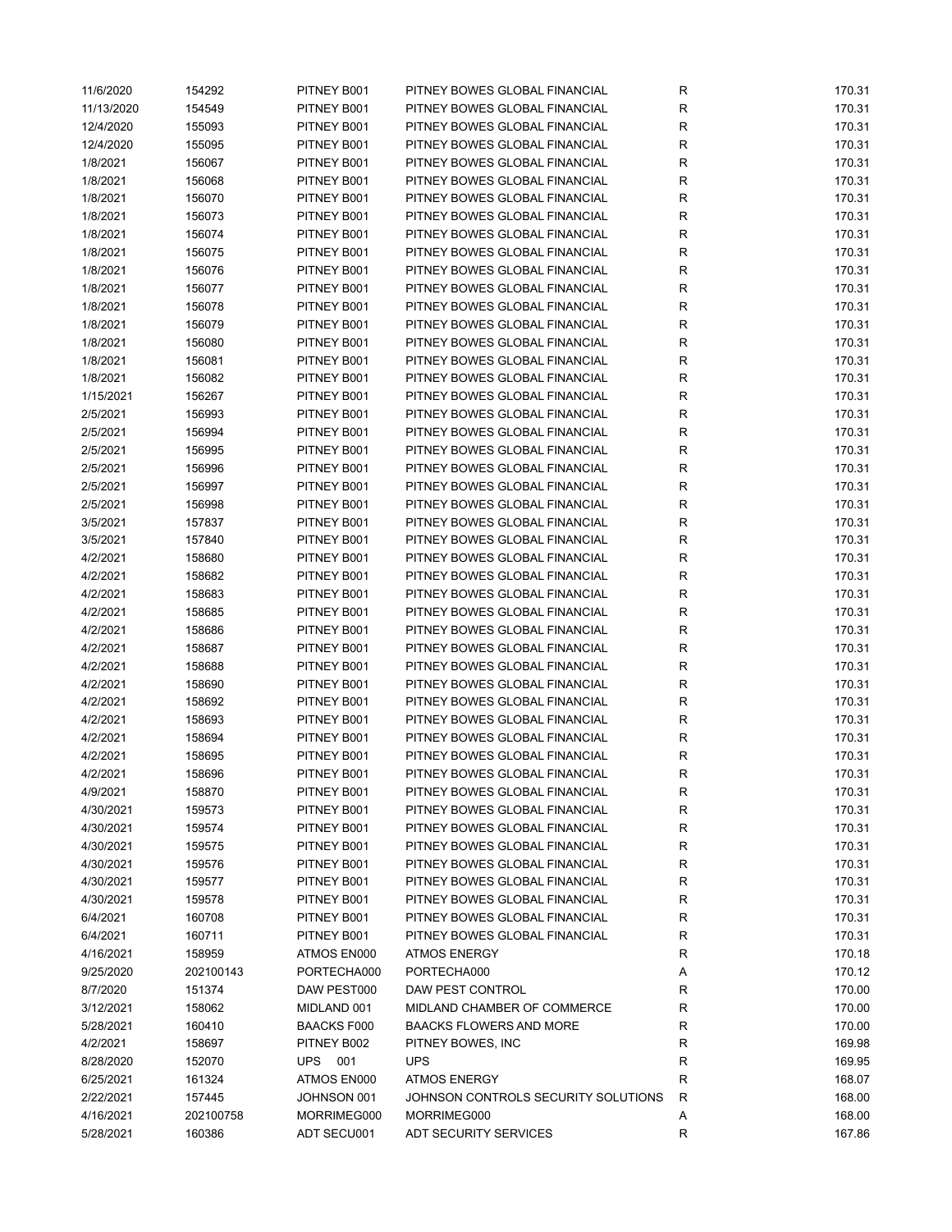| | | | | | |
|---|---|---|---|---|---|
| 11/6/2020 | 154292 | PITNEY B001 | PITNEY BOWES GLOBAL FINANCIAL | R | 170.31 |
| 11/13/2020 | 154549 | PITNEY B001 | PITNEY BOWES GLOBAL FINANCIAL | R | 170.31 |
| 12/4/2020 | 155093 | PITNEY B001 | PITNEY BOWES GLOBAL FINANCIAL | R | 170.31 |
| 12/4/2020 | 155095 | PITNEY B001 | PITNEY BOWES GLOBAL FINANCIAL | R | 170.31 |
| 1/8/2021 | 156067 | PITNEY B001 | PITNEY BOWES GLOBAL FINANCIAL | R | 170.31 |
| 1/8/2021 | 156068 | PITNEY B001 | PITNEY BOWES GLOBAL FINANCIAL | R | 170.31 |
| 1/8/2021 | 156070 | PITNEY B001 | PITNEY BOWES GLOBAL FINANCIAL | R | 170.31 |
| 1/8/2021 | 156073 | PITNEY B001 | PITNEY BOWES GLOBAL FINANCIAL | R | 170.31 |
| 1/8/2021 | 156074 | PITNEY B001 | PITNEY BOWES GLOBAL FINANCIAL | R | 170.31 |
| 1/8/2021 | 156075 | PITNEY B001 | PITNEY BOWES GLOBAL FINANCIAL | R | 170.31 |
| 1/8/2021 | 156076 | PITNEY B001 | PITNEY BOWES GLOBAL FINANCIAL | R | 170.31 |
| 1/8/2021 | 156077 | PITNEY B001 | PITNEY BOWES GLOBAL FINANCIAL | R | 170.31 |
| 1/8/2021 | 156078 | PITNEY B001 | PITNEY BOWES GLOBAL FINANCIAL | R | 170.31 |
| 1/8/2021 | 156079 | PITNEY B001 | PITNEY BOWES GLOBAL FINANCIAL | R | 170.31 |
| 1/8/2021 | 156080 | PITNEY B001 | PITNEY BOWES GLOBAL FINANCIAL | R | 170.31 |
| 1/8/2021 | 156081 | PITNEY B001 | PITNEY BOWES GLOBAL FINANCIAL | R | 170.31 |
| 1/8/2021 | 156082 | PITNEY B001 | PITNEY BOWES GLOBAL FINANCIAL | R | 170.31 |
| 1/15/2021 | 156267 | PITNEY B001 | PITNEY BOWES GLOBAL FINANCIAL | R | 170.31 |
| 2/5/2021 | 156993 | PITNEY B001 | PITNEY BOWES GLOBAL FINANCIAL | R | 170.31 |
| 2/5/2021 | 156994 | PITNEY B001 | PITNEY BOWES GLOBAL FINANCIAL | R | 170.31 |
| 2/5/2021 | 156995 | PITNEY B001 | PITNEY BOWES GLOBAL FINANCIAL | R | 170.31 |
| 2/5/2021 | 156996 | PITNEY B001 | PITNEY BOWES GLOBAL FINANCIAL | R | 170.31 |
| 2/5/2021 | 156997 | PITNEY B001 | PITNEY BOWES GLOBAL FINANCIAL | R | 170.31 |
| 2/5/2021 | 156998 | PITNEY B001 | PITNEY BOWES GLOBAL FINANCIAL | R | 170.31 |
| 3/5/2021 | 157837 | PITNEY B001 | PITNEY BOWES GLOBAL FINANCIAL | R | 170.31 |
| 3/5/2021 | 157840 | PITNEY B001 | PITNEY BOWES GLOBAL FINANCIAL | R | 170.31 |
| 4/2/2021 | 158680 | PITNEY B001 | PITNEY BOWES GLOBAL FINANCIAL | R | 170.31 |
| 4/2/2021 | 158682 | PITNEY B001 | PITNEY BOWES GLOBAL FINANCIAL | R | 170.31 |
| 4/2/2021 | 158683 | PITNEY B001 | PITNEY BOWES GLOBAL FINANCIAL | R | 170.31 |
| 4/2/2021 | 158685 | PITNEY B001 | PITNEY BOWES GLOBAL FINANCIAL | R | 170.31 |
| 4/2/2021 | 158686 | PITNEY B001 | PITNEY BOWES GLOBAL FINANCIAL | R | 170.31 |
| 4/2/2021 | 158687 | PITNEY B001 | PITNEY BOWES GLOBAL FINANCIAL | R | 170.31 |
| 4/2/2021 | 158688 | PITNEY B001 | PITNEY BOWES GLOBAL FINANCIAL | R | 170.31 |
| 4/2/2021 | 158690 | PITNEY B001 | PITNEY BOWES GLOBAL FINANCIAL | R | 170.31 |
| 4/2/2021 | 158692 | PITNEY B001 | PITNEY BOWES GLOBAL FINANCIAL | R | 170.31 |
| 4/2/2021 | 158693 | PITNEY B001 | PITNEY BOWES GLOBAL FINANCIAL | R | 170.31 |
| 4/2/2021 | 158694 | PITNEY B001 | PITNEY BOWES GLOBAL FINANCIAL | R | 170.31 |
| 4/2/2021 | 158695 | PITNEY B001 | PITNEY BOWES GLOBAL FINANCIAL | R | 170.31 |
| 4/2/2021 | 158696 | PITNEY B001 | PITNEY BOWES GLOBAL FINANCIAL | R | 170.31 |
| 4/9/2021 | 158870 | PITNEY B001 | PITNEY BOWES GLOBAL FINANCIAL | R | 170.31 |
| 4/30/2021 | 159573 | PITNEY B001 | PITNEY BOWES GLOBAL FINANCIAL | R | 170.31 |
| 4/30/2021 | 159574 | PITNEY B001 | PITNEY BOWES GLOBAL FINANCIAL | R | 170.31 |
| 4/30/2021 | 159575 | PITNEY B001 | PITNEY BOWES GLOBAL FINANCIAL | R | 170.31 |
| 4/30/2021 | 159576 | PITNEY B001 | PITNEY BOWES GLOBAL FINANCIAL | R | 170.31 |
| 4/30/2021 | 159577 | PITNEY B001 | PITNEY BOWES GLOBAL FINANCIAL | R | 170.31 |
| 4/30/2021 | 159578 | PITNEY B001 | PITNEY BOWES GLOBAL FINANCIAL | R | 170.31 |
| 6/4/2021 | 160708 | PITNEY B001 | PITNEY BOWES GLOBAL FINANCIAL | R | 170.31 |
| 6/4/2021 | 160711 | PITNEY B001 | PITNEY BOWES GLOBAL FINANCIAL | R | 170.31 |
| 4/16/2021 | 158959 | ATMOS EN000 | ATMOS ENERGY | R | 170.18 |
| 9/25/2020 | 202100143 | PORTECHA000 | PORTECHA000 | A | 170.12 |
| 8/7/2020 | 151374 | DAW PEST000 | DAW PEST CONTROL | R | 170.00 |
| 3/12/2021 | 158062 | MIDLAND 001 | MIDLAND CHAMBER OF COMMERCE | R | 170.00 |
| 5/28/2021 | 160410 | BAACKS F000 | BAACKS FLOWERS AND MORE | R | 170.00 |
| 4/2/2021 | 158697 | PITNEY B002 | PITNEY BOWES, INC | R | 169.98 |
| 8/28/2020 | 152070 | UPS 001 | UPS | R | 169.95 |
| 6/25/2021 | 161324 | ATMOS EN000 | ATMOS ENERGY | R | 168.07 |
| 2/22/2021 | 157445 | JOHNSON 001 | JOHNSON CONTROLS SECURITY SOLUTIONS | R | 168.00 |
| 4/16/2021 | 202100758 | MORRIMEG000 | MORRIMEG000 | A | 168.00 |
| 5/28/2021 | 160386 | ADT SECU001 | ADT SECURITY SERVICES | R | 167.86 |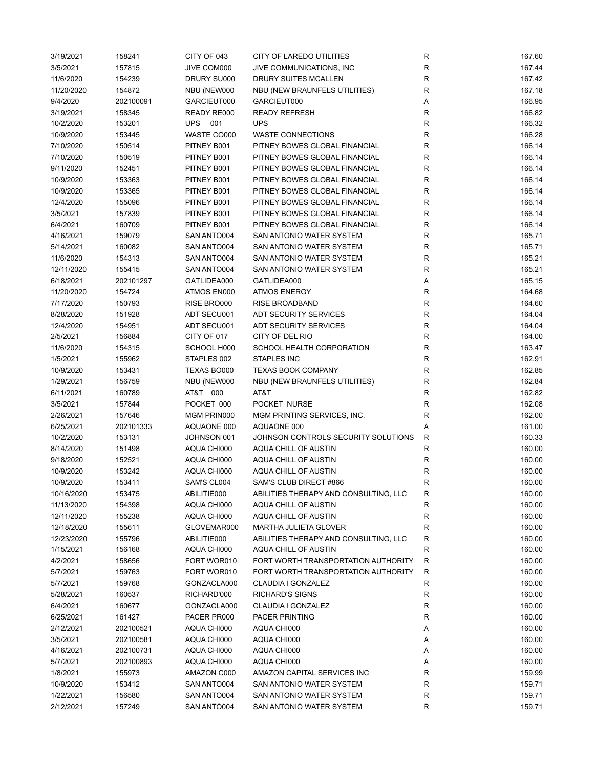| | | | | | |
|---|---|---|---|---|---|
| 3/19/2021 | 158241 | CITY OF 043 | CITY OF LAREDO UTILITIES | R | 167.60 |
| 3/5/2021 | 157815 | JIVE COM000 | JIVE COMMUNICATIONS, INC | R | 167.44 |
| 11/6/2020 | 154239 | DRURY SU000 | DRURY SUITES MCALLEN | R | 167.42 |
| 11/20/2020 | 154872 | NBU (NEW000 | NBU (NEW BRAUNFELS UTILITIES) | R | 167.18 |
| 9/4/2020 | 202100091 | GARCIEUT000 | GARCIEUT000 | A | 166.95 |
| 3/19/2021 | 158345 | READY RE000 | READY REFRESH | R | 166.82 |
| 10/2/2020 | 153201 | UPS 001 | UPS | R | 166.32 |
| 10/9/2020 | 153445 | WASTE CO000 | WASTE CONNECTIONS | R | 166.28 |
| 7/10/2020 | 150514 | PITNEY B001 | PITNEY BOWES GLOBAL FINANCIAL | R | 166.14 |
| 7/10/2020 | 150519 | PITNEY B001 | PITNEY BOWES GLOBAL FINANCIAL | R | 166.14 |
| 9/11/2020 | 152451 | PITNEY B001 | PITNEY BOWES GLOBAL FINANCIAL | R | 166.14 |
| 10/9/2020 | 153363 | PITNEY B001 | PITNEY BOWES GLOBAL FINANCIAL | R | 166.14 |
| 10/9/2020 | 153365 | PITNEY B001 | PITNEY BOWES GLOBAL FINANCIAL | R | 166.14 |
| 12/4/2020 | 155096 | PITNEY B001 | PITNEY BOWES GLOBAL FINANCIAL | R | 166.14 |
| 3/5/2021 | 157839 | PITNEY B001 | PITNEY BOWES GLOBAL FINANCIAL | R | 166.14 |
| 6/4/2021 | 160709 | PITNEY B001 | PITNEY BOWES GLOBAL FINANCIAL | R | 166.14 |
| 4/16/2021 | 159079 | SAN ANTO004 | SAN ANTONIO WATER SYSTEM | R | 165.71 |
| 5/14/2021 | 160082 | SAN ANTO004 | SAN ANTONIO WATER SYSTEM | R | 165.71 |
| 11/6/2020 | 154313 | SAN ANTO004 | SAN ANTONIO WATER SYSTEM | R | 165.21 |
| 12/11/2020 | 155415 | SAN ANTO004 | SAN ANTONIO WATER SYSTEM | R | 165.21 |
| 6/18/2021 | 202101297 | GATLIDEA000 | GATLIDEA000 | A | 165.15 |
| 11/20/2020 | 154724 | ATMOS EN000 | ATMOS ENERGY | R | 164.68 |
| 7/17/2020 | 150793 | RISE BRO000 | RISE BROADBAND | R | 164.60 |
| 8/28/2020 | 151928 | ADT SECU001 | ADT SECURITY SERVICES | R | 164.04 |
| 12/4/2020 | 154951 | ADT SECU001 | ADT SECURITY SERVICES | R | 164.04 |
| 2/5/2021 | 156884 | CITY OF 017 | CITY OF DEL RIO | R | 164.00 |
| 11/6/2020 | 154315 | SCHOOL H000 | SCHOOL HEALTH CORPORATION | R | 163.47 |
| 1/5/2021 | 155962 | STAPLES 002 | STAPLES INC | R | 162.91 |
| 10/9/2020 | 153431 | TEXAS BO000 | TEXAS BOOK COMPANY | R | 162.85 |
| 1/29/2021 | 156759 | NBU (NEW000 | NBU (NEW BRAUNFELS UTILITIES) | R | 162.84 |
| 6/11/2021 | 160789 | AT&T 000 | AT&T | R | 162.82 |
| 3/5/2021 | 157844 | POCKET 000 | POCKET NURSE | R | 162.08 |
| 2/26/2021 | 157646 | MGM PRIN000 | MGM PRINTING SERVICES, INC. | R | 162.00 |
| 6/25/2021 | 202101333 | AQUAONE 000 | AQUAONE 000 | A | 161.00 |
| 10/2/2020 | 153131 | JOHNSON 001 | JOHNSON CONTROLS SECURITY SOLUTIONS | R | 160.33 |
| 8/14/2020 | 151498 | AQUA CHI000 | AQUA CHILL OF AUSTIN | R | 160.00 |
| 9/18/2020 | 152521 | AQUA CHI000 | AQUA CHILL OF AUSTIN | R | 160.00 |
| 10/9/2020 | 153242 | AQUA CHI000 | AQUA CHILL OF AUSTIN | R | 160.00 |
| 10/9/2020 | 153411 | SAM'S CL004 | SAM'S CLUB DIRECT #866 | R | 160.00 |
| 10/16/2020 | 153475 | ABILITIE000 | ABILITIES THERAPY AND CONSULTING, LLC | R | 160.00 |
| 11/13/2020 | 154398 | AQUA CHI000 | AQUA CHILL OF AUSTIN | R | 160.00 |
| 12/11/2020 | 155238 | AQUA CHI000 | AQUA CHILL OF AUSTIN | R | 160.00 |
| 12/18/2020 | 155611 | GLOVEMAR000 | MARTHA JULIETA GLOVER | R | 160.00 |
| 12/23/2020 | 155796 | ABILITIE000 | ABILITIES THERAPY AND CONSULTING, LLC | R | 160.00 |
| 1/15/2021 | 156168 | AQUA CHI000 | AQUA CHILL OF AUSTIN | R | 160.00 |
| 4/2/2021 | 158656 | FORT WOR010 | FORT WORTH TRANSPORTATION AUTHORITY | R | 160.00 |
| 5/7/2021 | 159763 | FORT WOR010 | FORT WORTH TRANSPORTATION AUTHORITY | R | 160.00 |
| 5/7/2021 | 159768 | GONZACLA000 | CLAUDIA I GONZALEZ | R | 160.00 |
| 5/28/2021 | 160537 | RICHARD'000 | RICHARD'S SIGNS | R | 160.00 |
| 6/4/2021 | 160677 | GONZACLA000 | CLAUDIA I GONZALEZ | R | 160.00 |
| 6/25/2021 | 161427 | PACER PR000 | PACER PRINTING | R | 160.00 |
| 2/12/2021 | 202100521 | AQUA CHI000 | AQUA CHI000 | A | 160.00 |
| 3/5/2021 | 202100581 | AQUA CHI000 | AQUA CHI000 | A | 160.00 |
| 4/16/2021 | 202100731 | AQUA CHI000 | AQUA CHI000 | A | 160.00 |
| 5/7/2021 | 202100893 | AQUA CHI000 | AQUA CHI000 | A | 160.00 |
| 1/8/2021 | 155973 | AMAZON C000 | AMAZON CAPITAL SERVICES INC | R | 159.99 |
| 10/9/2020 | 153412 | SAN ANTO004 | SAN ANTONIO WATER SYSTEM | R | 159.71 |
| 1/22/2021 | 156580 | SAN ANTO004 | SAN ANTONIO WATER SYSTEM | R | 159.71 |
| 2/12/2021 | 157249 | SAN ANTO004 | SAN ANTONIO WATER SYSTEM | R | 159.71 |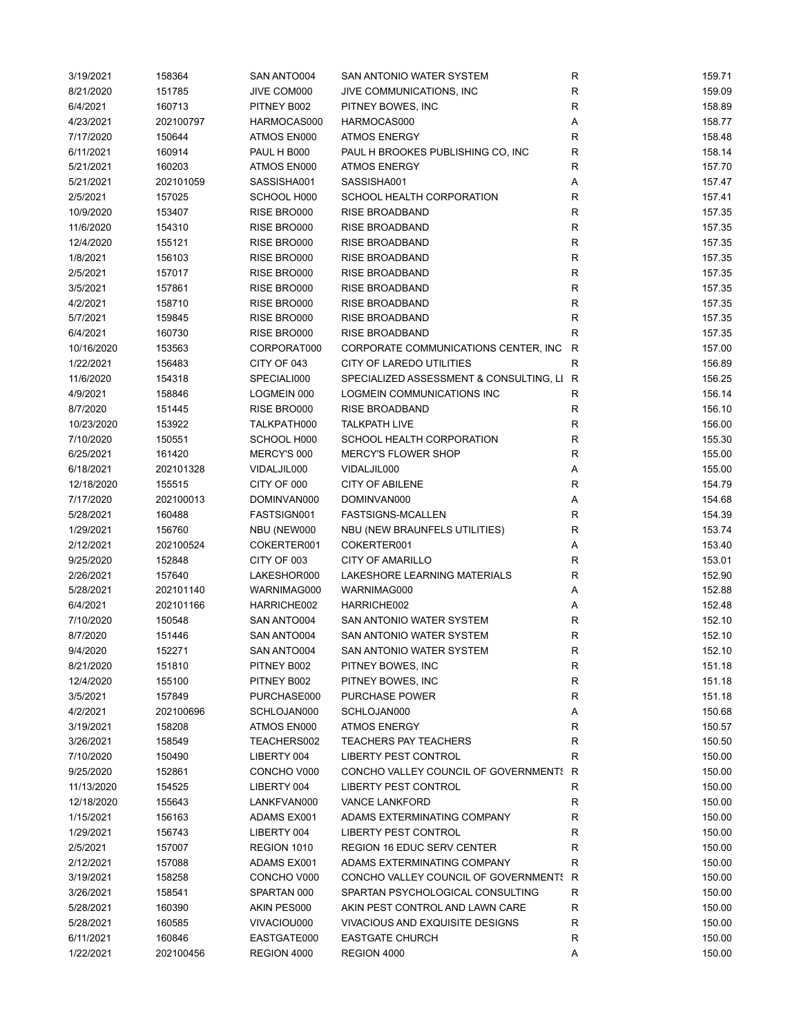| | | | | | |
|---|---|---|---|---|---|
| 3/19/2021 | 158364 | SAN ANTO004 | SAN ANTONIO WATER SYSTEM | R | 159.71 |
| 8/21/2020 | 151785 | JIVE COM000 | JIVE COMMUNICATIONS, INC | R | 159.09 |
| 6/4/2021 | 160713 | PITNEY B002 | PITNEY BOWES, INC | R | 158.89 |
| 4/23/2021 | 202100797 | HARMOCAS000 | HARMOCAS000 | A | 158.77 |
| 7/17/2020 | 150644 | ATMOS EN000 | ATMOS ENERGY | R | 158.48 |
| 6/11/2021 | 160914 | PAUL H B000 | PAUL H BROOKES PUBLISHING CO, INC | R | 158.14 |
| 5/21/2021 | 160203 | ATMOS EN000 | ATMOS ENERGY | R | 157.70 |
| 5/21/2021 | 202101059 | SASSISHA001 | SASSISHA001 | A | 157.47 |
| 2/5/2021 | 157025 | SCHOOL H000 | SCHOOL HEALTH CORPORATION | R | 157.41 |
| 10/9/2020 | 153407 | RISE BRO000 | RISE BROADBAND | R | 157.35 |
| 11/6/2020 | 154310 | RISE BRO000 | RISE BROADBAND | R | 157.35 |
| 12/4/2020 | 155121 | RISE BRO000 | RISE BROADBAND | R | 157.35 |
| 1/8/2021 | 156103 | RISE BRO000 | RISE BROADBAND | R | 157.35 |
| 2/5/2021 | 157017 | RISE BRO000 | RISE BROADBAND | R | 157.35 |
| 3/5/2021 | 157861 | RISE BRO000 | RISE BROADBAND | R | 157.35 |
| 4/2/2021 | 158710 | RISE BRO000 | RISE BROADBAND | R | 157.35 |
| 5/7/2021 | 159845 | RISE BRO000 | RISE BROADBAND | R | 157.35 |
| 6/4/2021 | 160730 | RISE BRO000 | RISE BROADBAND | R | 157.35 |
| 10/16/2020 | 153563 | CORPORAT000 | CORPORATE COMMUNICATIONS CENTER, INC | R | 157.00 |
| 1/22/2021 | 156483 | CITY OF 043 | CITY OF LAREDO UTILITIES | R | 156.89 |
| 11/6/2020 | 154318 | SPECIALI000 | SPECIALIZED ASSESSMENT & CONSULTING, LI | R | 156.25 |
| 4/9/2021 | 158846 | LOGMEIN 000 | LOGMEIN COMMUNICATIONS INC | R | 156.14 |
| 8/7/2020 | 151445 | RISE BRO000 | RISE BROADBAND | R | 156.10 |
| 10/23/2020 | 153922 | TALKPATH000 | TALKPATH LIVE | R | 156.00 |
| 7/10/2020 | 150551 | SCHOOL H000 | SCHOOL HEALTH CORPORATION | R | 155.30 |
| 6/25/2021 | 161420 | MERCY'S 000 | MERCY'S FLOWER SHOP | R | 155.00 |
| 6/18/2021 | 202101328 | VIDALJIL000 | VIDALJIL000 | A | 155.00 |
| 12/18/2020 | 155515 | CITY OF 000 | CITY OF ABILENE | R | 154.79 |
| 7/17/2020 | 202100013 | DOMINVAN000 | DOMINVAN000 | A | 154.68 |
| 5/28/2021 | 160488 | FASTSIGN001 | FASTSIGNS-MCALLEN | R | 154.39 |
| 1/29/2021 | 156760 | NBU (NEW000 | NBU (NEW BRAUNFELS UTILITIES) | R | 153.74 |
| 2/12/2021 | 202100524 | COKERTER001 | COKERTER001 | A | 153.40 |
| 9/25/2020 | 152848 | CITY OF 003 | CITY OF AMARILLO | R | 153.01 |
| 2/26/2021 | 157640 | LAKESHOR000 | LAKESHORE LEARNING MATERIALS | R | 152.90 |
| 5/28/2021 | 202101140 | WARNIMAG000 | WARNIMAG000 | A | 152.88 |
| 6/4/2021 | 202101166 | HARRICHE002 | HARRICHE002 | A | 152.48 |
| 7/10/2020 | 150548 | SAN ANTO004 | SAN ANTONIO WATER SYSTEM | R | 152.10 |
| 8/7/2020 | 151446 | SAN ANTO004 | SAN ANTONIO WATER SYSTEM | R | 152.10 |
| 9/4/2020 | 152271 | SAN ANTO004 | SAN ANTONIO WATER SYSTEM | R | 152.10 |
| 8/21/2020 | 151810 | PITNEY B002 | PITNEY BOWES, INC | R | 151.18 |
| 12/4/2020 | 155100 | PITNEY B002 | PITNEY BOWES, INC | R | 151.18 |
| 3/5/2021 | 157849 | PURCHASE000 | PURCHASE POWER | R | 151.18 |
| 4/2/2021 | 202100696 | SCHLOJAN000 | SCHLOJAN000 | A | 150.68 |
| 3/19/2021 | 158208 | ATMOS EN000 | ATMOS ENERGY | R | 150.57 |
| 3/26/2021 | 158549 | TEACHERS002 | TEACHERS PAY TEACHERS | R | 150.50 |
| 7/10/2020 | 150490 | LIBERTY 004 | LIBERTY PEST CONTROL | R | 150.00 |
| 9/25/2020 | 152861 | CONCHO V000 | CONCHO VALLEY COUNCIL OF GOVERNMENTS | R | 150.00 |
| 11/13/2020 | 154525 | LIBERTY 004 | LIBERTY PEST CONTROL | R | 150.00 |
| 12/18/2020 | 155643 | LANKFVAN000 | VANCE LANKFORD | R | 150.00 |
| 1/15/2021 | 156163 | ADAMS EX001 | ADAMS EXTERMINATING COMPANY | R | 150.00 |
| 1/29/2021 | 156743 | LIBERTY 004 | LIBERTY PEST CONTROL | R | 150.00 |
| 2/5/2021 | 157007 | REGION 1010 | REGION 16 EDUC SERV CENTER | R | 150.00 |
| 2/12/2021 | 157088 | ADAMS EX001 | ADAMS EXTERMINATING COMPANY | R | 150.00 |
| 3/19/2021 | 158258 | CONCHO V000 | CONCHO VALLEY COUNCIL OF GOVERNMENTS | R | 150.00 |
| 3/26/2021 | 158541 | SPARTAN 000 | SPARTAN PSYCHOLOGICAL CONSULTING | R | 150.00 |
| 5/28/2021 | 160390 | AKIN PES000 | AKIN PEST CONTROL AND LAWN CARE | R | 150.00 |
| 5/28/2021 | 160585 | VIVACIOU000 | VIVACIOUS AND EXQUISITE DESIGNS | R | 150.00 |
| 6/11/2021 | 160846 | EASTGATE000 | EASTGATE CHURCH | R | 150.00 |
| 1/22/2021 | 202100456 | REGION 4000 | REGION 4000 | A | 150.00 |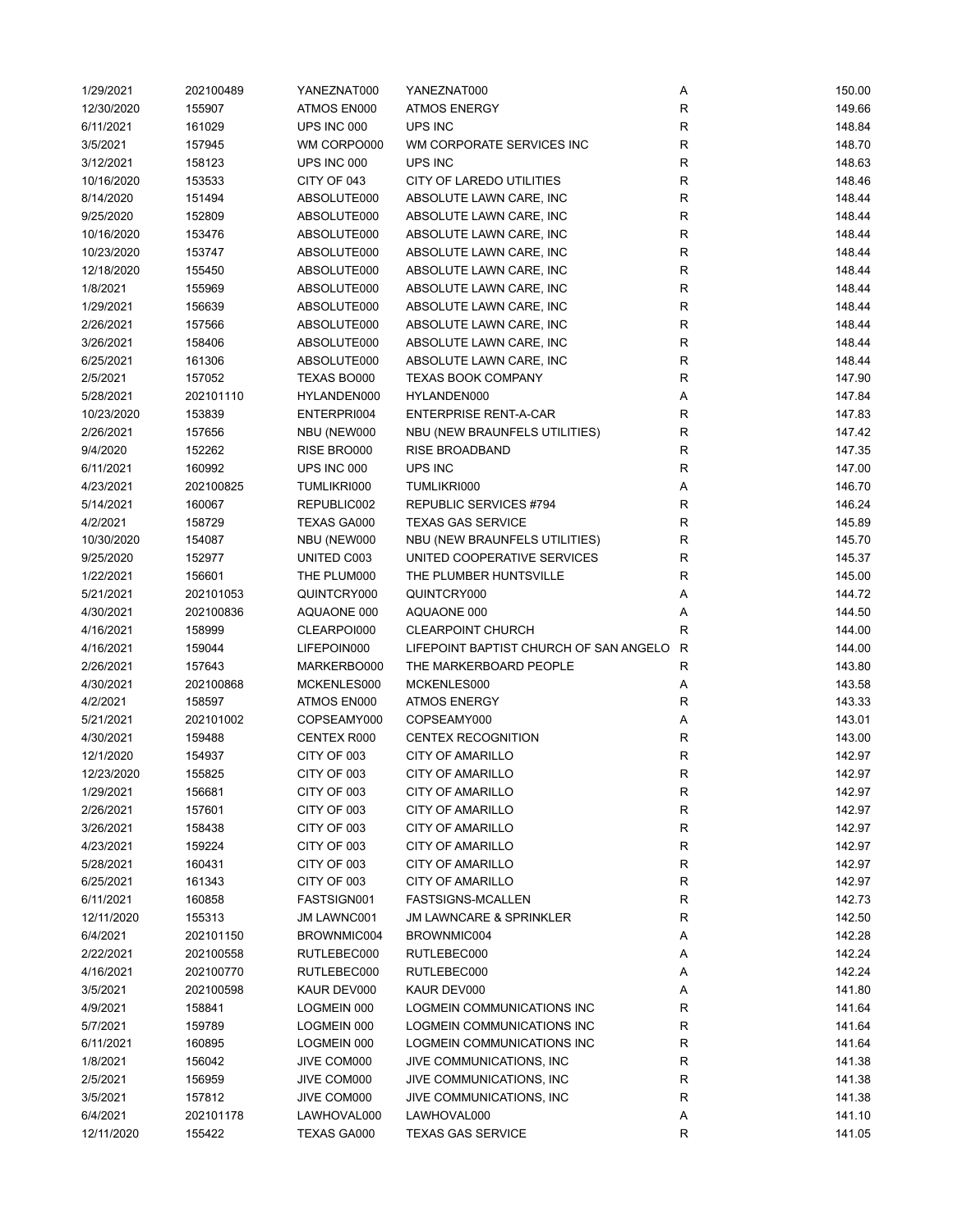| | | | | | |
|---|---|---|---|---|---|
| 1/29/2021 | 202100489 | YANEZNAT000 | YANEZNAT000 | A | 150.00 |
| 12/30/2020 | 155907 | ATMOS EN000 | ATMOS ENERGY | R | 149.66 |
| 6/11/2021 | 161029 | UPS INC 000 | UPS INC | R | 148.84 |
| 3/5/2021 | 157945 | WM CORPO000 | WM CORPORATE SERVICES INC | R | 148.70 |
| 3/12/2021 | 158123 | UPS INC 000 | UPS INC | R | 148.63 |
| 10/16/2020 | 153533 | CITY OF 043 | CITY OF LAREDO UTILITIES | R | 148.46 |
| 8/14/2020 | 151494 | ABSOLUTE000 | ABSOLUTE LAWN CARE, INC | R | 148.44 |
| 9/25/2020 | 152809 | ABSOLUTE000 | ABSOLUTE LAWN CARE, INC | R | 148.44 |
| 10/16/2020 | 153476 | ABSOLUTE000 | ABSOLUTE LAWN CARE, INC | R | 148.44 |
| 10/23/2020 | 153747 | ABSOLUTE000 | ABSOLUTE LAWN CARE, INC | R | 148.44 |
| 12/18/2020 | 155450 | ABSOLUTE000 | ABSOLUTE LAWN CARE, INC | R | 148.44 |
| 1/8/2021 | 155969 | ABSOLUTE000 | ABSOLUTE LAWN CARE, INC | R | 148.44 |
| 1/29/2021 | 156639 | ABSOLUTE000 | ABSOLUTE LAWN CARE, INC | R | 148.44 |
| 2/26/2021 | 157566 | ABSOLUTE000 | ABSOLUTE LAWN CARE, INC | R | 148.44 |
| 3/26/2021 | 158406 | ABSOLUTE000 | ABSOLUTE LAWN CARE, INC | R | 148.44 |
| 6/25/2021 | 161306 | ABSOLUTE000 | ABSOLUTE LAWN CARE, INC | R | 148.44 |
| 2/5/2021 | 157052 | TEXAS BO000 | TEXAS BOOK COMPANY | R | 147.90 |
| 5/28/2021 | 202101110 | HYLANDEN000 | HYLANDEN000 | A | 147.84 |
| 10/23/2020 | 153839 | ENTERPRI004 | ENTERPRISE RENT-A-CAR | R | 147.83 |
| 2/26/2021 | 157656 | NBU (NEW000 | NBU (NEW BRAUNFELS UTILITIES) | R | 147.42 |
| 9/4/2020 | 152262 | RISE BRO000 | RISE BROADBAND | R | 147.35 |
| 6/11/2021 | 160992 | UPS INC 000 | UPS INC | R | 147.00 |
| 4/23/2021 | 202100825 | TUMLIKRI000 | TUMLIKRI000 | A | 146.70 |
| 5/14/2021 | 160067 | REPUBLIC002 | REPUBLIC SERVICES #794 | R | 146.24 |
| 4/2/2021 | 158729 | TEXAS GA000 | TEXAS GAS SERVICE | R | 145.89 |
| 10/30/2020 | 154087 | NBU (NEW000 | NBU (NEW BRAUNFELS UTILITIES) | R | 145.70 |
| 9/25/2020 | 152977 | UNITED C003 | UNITED COOPERATIVE SERVICES | R | 145.37 |
| 1/22/2021 | 156601 | THE PLUM000 | THE PLUMBER HUNTSVILLE | R | 145.00 |
| 5/21/2021 | 202101053 | QUINTCRY000 | QUINTCRY000 | A | 144.72 |
| 4/30/2021 | 202100836 | AQUAONE 000 | AQUAONE 000 | A | 144.50 |
| 4/16/2021 | 158999 | CLEARPOI000 | CLEARPOINT CHURCH | R | 144.00 |
| 4/16/2021 | 159044 | LIFEPOIN000 | LIFEPOINT BAPTIST CHURCH OF SAN ANGELO | R | 144.00 |
| 2/26/2021 | 157643 | MARKERBO000 | THE MARKERBOARD PEOPLE | R | 143.80 |
| 4/30/2021 | 202100868 | MCKENLES000 | MCKENLES000 | A | 143.58 |
| 4/2/2021 | 158597 | ATMOS EN000 | ATMOS ENERGY | R | 143.33 |
| 5/21/2021 | 202101002 | COPSEAMY000 | COPSEAMY000 | A | 143.01 |
| 4/30/2021 | 159488 | CENTEX R000 | CENTEX RECOGNITION | R | 143.00 |
| 12/1/2020 | 154937 | CITY OF 003 | CITY OF AMARILLO | R | 142.97 |
| 12/23/2020 | 155825 | CITY OF 003 | CITY OF AMARILLO | R | 142.97 |
| 1/29/2021 | 156681 | CITY OF 003 | CITY OF AMARILLO | R | 142.97 |
| 2/26/2021 | 157601 | CITY OF 003 | CITY OF AMARILLO | R | 142.97 |
| 3/26/2021 | 158438 | CITY OF 003 | CITY OF AMARILLO | R | 142.97 |
| 4/23/2021 | 159224 | CITY OF 003 | CITY OF AMARILLO | R | 142.97 |
| 5/28/2021 | 160431 | CITY OF 003 | CITY OF AMARILLO | R | 142.97 |
| 6/25/2021 | 161343 | CITY OF 003 | CITY OF AMARILLO | R | 142.97 |
| 6/11/2021 | 160858 | FASTSIGN001 | FASTSIGNS-MCALLEN | R | 142.73 |
| 12/11/2020 | 155313 | JM LAWNC001 | JM LAWNCARE & SPRINKLER | R | 142.50 |
| 6/4/2021 | 202101150 | BROWNMIC004 | BROWNMIC004 | A | 142.28 |
| 2/22/2021 | 202100558 | RUTLEBEC000 | RUTLEBEC000 | A | 142.24 |
| 4/16/2021 | 202100770 | RUTLEBEC000 | RUTLEBEC000 | A | 142.24 |
| 3/5/2021 | 202100598 | KAUR DEV000 | KAUR DEV000 | A | 141.80 |
| 4/9/2021 | 158841 | LOGMEIN 000 | LOGMEIN COMMUNICATIONS INC | R | 141.64 |
| 5/7/2021 | 159789 | LOGMEIN 000 | LOGMEIN COMMUNICATIONS INC | R | 141.64 |
| 6/11/2021 | 160895 | LOGMEIN 000 | LOGMEIN COMMUNICATIONS INC | R | 141.64 |
| 1/8/2021 | 156042 | JIVE COM000 | JIVE COMMUNICATIONS, INC | R | 141.38 |
| 2/5/2021 | 156959 | JIVE COM000 | JIVE COMMUNICATIONS, INC | R | 141.38 |
| 3/5/2021 | 157812 | JIVE COM000 | JIVE COMMUNICATIONS, INC | R | 141.38 |
| 6/4/2021 | 202101178 | LAWHOVAL000 | LAWHOVAL000 | A | 141.10 |
| 12/11/2020 | 155422 | TEXAS GA000 | TEXAS GAS SERVICE | R | 141.05 |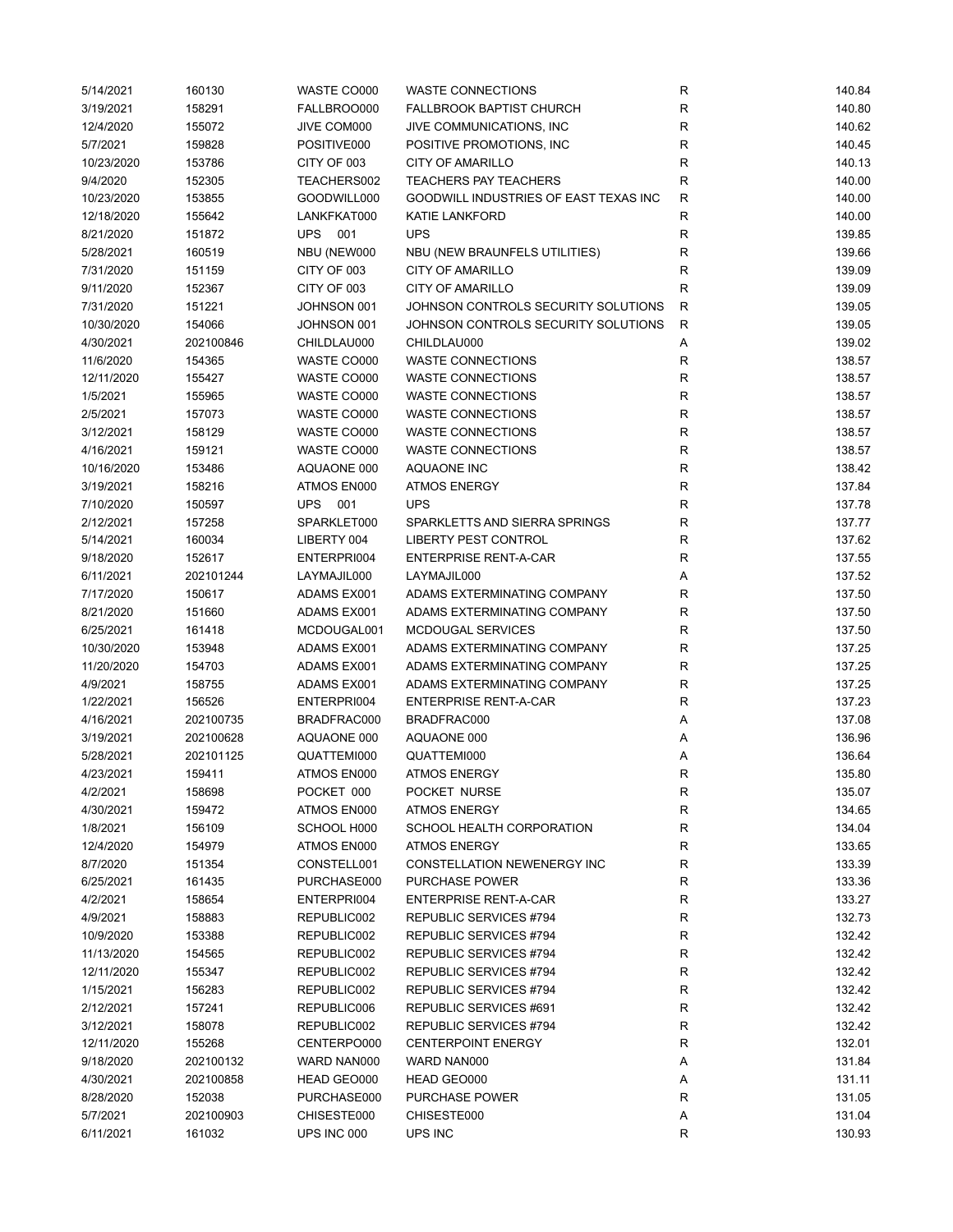| | | | | | |
|---|---|---|---|---|---|
| 5/14/2021 | 160130 | WASTE CO000 | WASTE CONNECTIONS | R | 140.84 |
| 3/19/2021 | 158291 | FALLBROO000 | FALLBROOK BAPTIST CHURCH | R | 140.80 |
| 12/4/2020 | 155072 | JIVE COM000 | JIVE COMMUNICATIONS, INC | R | 140.62 |
| 5/7/2021 | 159828 | POSITIVE000 | POSITIVE PROMOTIONS, INC | R | 140.45 |
| 10/23/2020 | 153786 | CITY OF 003 | CITY OF AMARILLO | R | 140.13 |
| 9/4/2020 | 152305 | TEACHERS002 | TEACHERS PAY TEACHERS | R | 140.00 |
| 10/23/2020 | 153855 | GOODWILL000 | GOODWILL INDUSTRIES OF EAST TEXAS INC | R | 140.00 |
| 12/18/2020 | 155642 | LANKFKAT000 | KATIE LANKFORD | R | 140.00 |
| 8/21/2020 | 151872 | UPS 001 | UPS | R | 139.85 |
| 5/28/2021 | 160519 | NBU (NEW000 | NBU (NEW BRAUNFELS UTILITIES) | R | 139.66 |
| 7/31/2020 | 151159 | CITY OF 003 | CITY OF AMARILLO | R | 139.09 |
| 9/11/2020 | 152367 | CITY OF 003 | CITY OF AMARILLO | R | 139.09 |
| 7/31/2020 | 151221 | JOHNSON 001 | JOHNSON CONTROLS SECURITY SOLUTIONS | R | 139.05 |
| 10/30/2020 | 154066 | JOHNSON 001 | JOHNSON CONTROLS SECURITY SOLUTIONS | R | 139.05 |
| 4/30/2021 | 202100846 | CHILDLAU000 | CHILDLAU000 | A | 139.02 |
| 11/6/2020 | 154365 | WASTE CO000 | WASTE CONNECTIONS | R | 138.57 |
| 12/11/2020 | 155427 | WASTE CO000 | WASTE CONNECTIONS | R | 138.57 |
| 1/5/2021 | 155965 | WASTE CO000 | WASTE CONNECTIONS | R | 138.57 |
| 2/5/2021 | 157073 | WASTE CO000 | WASTE CONNECTIONS | R | 138.57 |
| 3/12/2021 | 158129 | WASTE CO000 | WASTE CONNECTIONS | R | 138.57 |
| 4/16/2021 | 159121 | WASTE CO000 | WASTE CONNECTIONS | R | 138.57 |
| 10/16/2020 | 153486 | AQUAONE 000 | AQUAONE INC | R | 138.42 |
| 3/19/2021 | 158216 | ATMOS EN000 | ATMOS ENERGY | R | 137.84 |
| 7/10/2020 | 150597 | UPS 001 | UPS | R | 137.78 |
| 2/12/2021 | 157258 | SPARKLET000 | SPARKLETTS AND SIERRA SPRINGS | R | 137.77 |
| 5/14/2021 | 160034 | LIBERTY 004 | LIBERTY PEST CONTROL | R | 137.62 |
| 9/18/2020 | 152617 | ENTERPRI004 | ENTERPRISE RENT-A-CAR | R | 137.55 |
| 6/11/2021 | 202101244 | LAYMAJIL000 | LAYMAJIL000 | A | 137.52 |
| 7/17/2020 | 150617 | ADAMS EX001 | ADAMS EXTERMINATING COMPANY | R | 137.50 |
| 8/21/2020 | 151660 | ADAMS EX001 | ADAMS EXTERMINATING COMPANY | R | 137.50 |
| 6/25/2021 | 161418 | MCDOUGAL001 | MCDOUGAL SERVICES | R | 137.50 |
| 10/30/2020 | 153948 | ADAMS EX001 | ADAMS EXTERMINATING COMPANY | R | 137.25 |
| 11/20/2020 | 154703 | ADAMS EX001 | ADAMS EXTERMINATING COMPANY | R | 137.25 |
| 4/9/2021 | 158755 | ADAMS EX001 | ADAMS EXTERMINATING COMPANY | R | 137.25 |
| 1/22/2021 | 156526 | ENTERPRI004 | ENTERPRISE RENT-A-CAR | R | 137.23 |
| 4/16/2021 | 202100735 | BRADFRAC000 | BRADFRAC000 | A | 137.08 |
| 3/19/2021 | 202100628 | AQUAONE 000 | AQUAONE 000 | A | 136.96 |
| 5/28/2021 | 202101125 | QUATTEMI000 | QUATTEMI000 | A | 136.64 |
| 4/23/2021 | 159411 | ATMOS EN000 | ATMOS ENERGY | R | 135.80 |
| 4/2/2021 | 158698 | POCKET 000 | POCKET NURSE | R | 135.07 |
| 4/30/2021 | 159472 | ATMOS EN000 | ATMOS ENERGY | R | 134.65 |
| 1/8/2021 | 156109 | SCHOOL H000 | SCHOOL HEALTH CORPORATION | R | 134.04 |
| 12/4/2020 | 154979 | ATMOS EN000 | ATMOS ENERGY | R | 133.65 |
| 8/7/2020 | 151354 | CONSTELL001 | CONSTELLATION NEWENERGY INC | R | 133.39 |
| 6/25/2021 | 161435 | PURCHASE000 | PURCHASE POWER | R | 133.36 |
| 4/2/2021 | 158654 | ENTERPRI004 | ENTERPRISE RENT-A-CAR | R | 133.27 |
| 4/9/2021 | 158883 | REPUBLIC002 | REPUBLIC SERVICES #794 | R | 132.73 |
| 10/9/2020 | 153388 | REPUBLIC002 | REPUBLIC SERVICES #794 | R | 132.42 |
| 11/13/2020 | 154565 | REPUBLIC002 | REPUBLIC SERVICES #794 | R | 132.42 |
| 12/11/2020 | 155347 | REPUBLIC002 | REPUBLIC SERVICES #794 | R | 132.42 |
| 1/15/2021 | 156283 | REPUBLIC002 | REPUBLIC SERVICES #794 | R | 132.42 |
| 2/12/2021 | 157241 | REPUBLIC006 | REPUBLIC SERVICES #691 | R | 132.42 |
| 3/12/2021 | 158078 | REPUBLIC002 | REPUBLIC SERVICES #794 | R | 132.42 |
| 12/11/2020 | 155268 | CENTERPO000 | CENTERPOINT ENERGY | R | 132.01 |
| 9/18/2020 | 202100132 | WARD NAN000 | WARD NAN000 | A | 131.84 |
| 4/30/2021 | 202100858 | HEAD GEO000 | HEAD GEO000 | A | 131.11 |
| 8/28/2020 | 152038 | PURCHASE000 | PURCHASE POWER | R | 131.05 |
| 5/7/2021 | 202100903 | CHISESTE000 | CHISESTE000 | A | 131.04 |
| 6/11/2021 | 161032 | UPS INC 000 | UPS INC | R | 130.93 |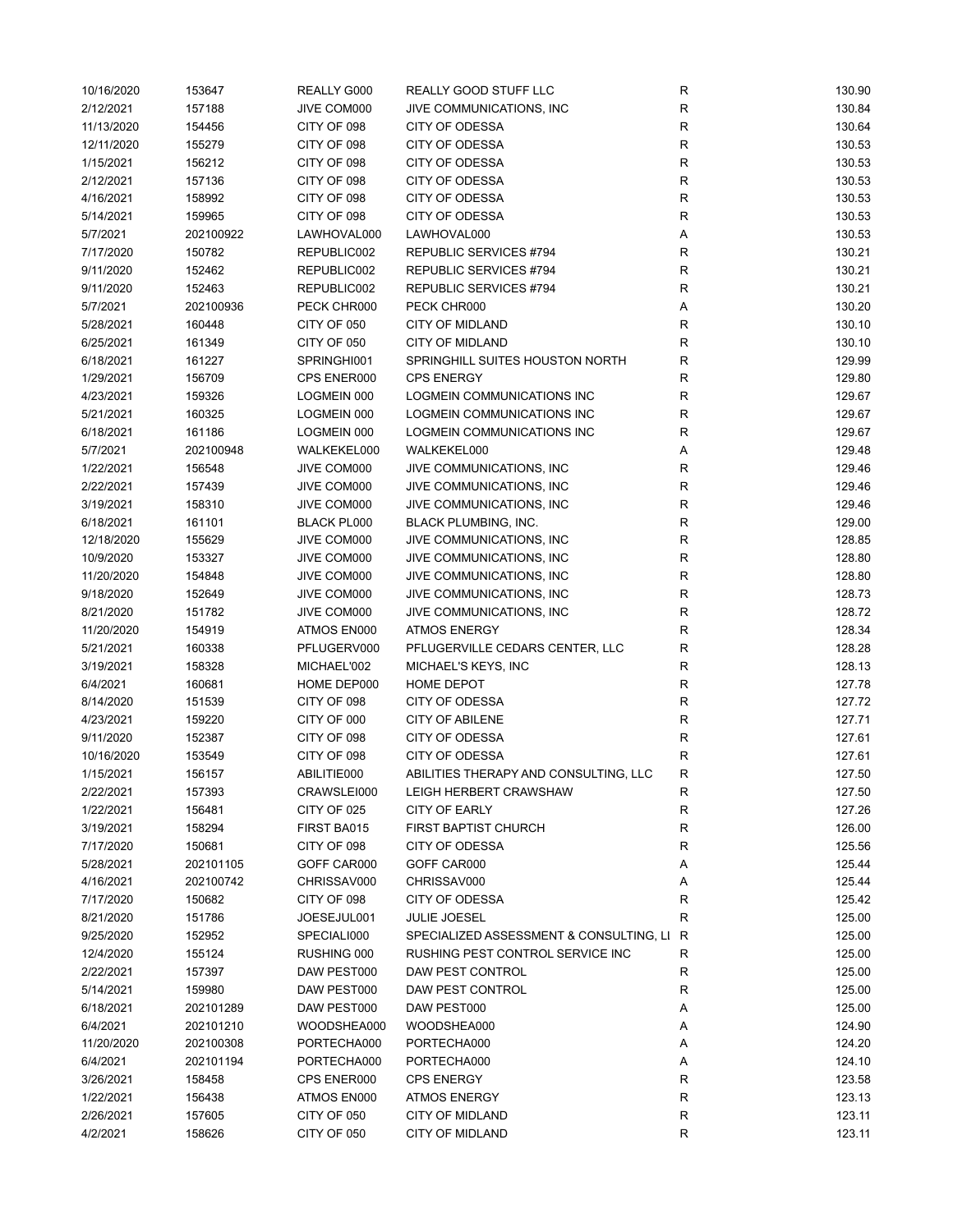| | | | | | |
|---|---|---|---|---|---|
| 10/16/2020 | 153647 | REALLY G000 | REALLY GOOD STUFF LLC | R | 130.90 |
| 2/12/2021 | 157188 | JIVE COM000 | JIVE COMMUNICATIONS, INC | R | 130.84 |
| 11/13/2020 | 154456 | CITY OF 098 | CITY OF ODESSA | R | 130.64 |
| 12/11/2020 | 155279 | CITY OF 098 | CITY OF ODESSA | R | 130.53 |
| 1/15/2021 | 156212 | CITY OF 098 | CITY OF ODESSA | R | 130.53 |
| 2/12/2021 | 157136 | CITY OF 098 | CITY OF ODESSA | R | 130.53 |
| 4/16/2021 | 158992 | CITY OF 098 | CITY OF ODESSA | R | 130.53 |
| 5/14/2021 | 159965 | CITY OF 098 | CITY OF ODESSA | R | 130.53 |
| 5/7/2021 | 202100922 | LAWHOVAL000 | LAWHOVAL000 | A | 130.53 |
| 7/17/2020 | 150782 | REPUBLIC002 | REPUBLIC SERVICES #794 | R | 130.21 |
| 9/11/2020 | 152462 | REPUBLIC002 | REPUBLIC SERVICES #794 | R | 130.21 |
| 9/11/2020 | 152463 | REPUBLIC002 | REPUBLIC SERVICES #794 | R | 130.21 |
| 5/7/2021 | 202100936 | PECK CHR000 | PECK CHR000 | A | 130.20 |
| 5/28/2021 | 160448 | CITY OF 050 | CITY OF MIDLAND | R | 130.10 |
| 6/25/2021 | 161349 | CITY OF 050 | CITY OF MIDLAND | R | 130.10 |
| 6/18/2021 | 161227 | SPRINGHI001 | SPRINGHILL SUITES HOUSTON NORTH | R | 129.99 |
| 1/29/2021 | 156709 | CPS ENER000 | CPS ENERGY | R | 129.80 |
| 4/23/2021 | 159326 | LOGMEIN 000 | LOGMEIN COMMUNICATIONS INC | R | 129.67 |
| 5/21/2021 | 160325 | LOGMEIN 000 | LOGMEIN COMMUNICATIONS INC | R | 129.67 |
| 6/18/2021 | 161186 | LOGMEIN 000 | LOGMEIN COMMUNICATIONS INC | R | 129.67 |
| 5/7/2021 | 202100948 | WALKEKEL000 | WALKEKEL000 | A | 129.48 |
| 1/22/2021 | 156548 | JIVE COM000 | JIVE COMMUNICATIONS, INC | R | 129.46 |
| 2/22/2021 | 157439 | JIVE COM000 | JIVE COMMUNICATIONS, INC | R | 129.46 |
| 3/19/2021 | 158310 | JIVE COM000 | JIVE COMMUNICATIONS, INC | R | 129.46 |
| 6/18/2021 | 161101 | BLACK PL000 | BLACK PLUMBING, INC. | R | 129.00 |
| 12/18/2020 | 155629 | JIVE COM000 | JIVE COMMUNICATIONS, INC | R | 128.85 |
| 10/9/2020 | 153327 | JIVE COM000 | JIVE COMMUNICATIONS, INC | R | 128.80 |
| 11/20/2020 | 154848 | JIVE COM000 | JIVE COMMUNICATIONS, INC | R | 128.80 |
| 9/18/2020 | 152649 | JIVE COM000 | JIVE COMMUNICATIONS, INC | R | 128.73 |
| 8/21/2020 | 151782 | JIVE COM000 | JIVE COMMUNICATIONS, INC | R | 128.72 |
| 11/20/2020 | 154919 | ATMOS EN000 | ATMOS ENERGY | R | 128.34 |
| 5/21/2021 | 160338 | PFLUGERV000 | PFLUGERVILLE CEDARS CENTER, LLC | R | 128.28 |
| 3/19/2021 | 158328 | MICHAEL'002 | MICHAEL'S KEYS, INC | R | 128.13 |
| 6/4/2021 | 160681 | HOME DEP000 | HOME DEPOT | R | 127.78 |
| 8/14/2020 | 151539 | CITY OF 098 | CITY OF ODESSA | R | 127.72 |
| 4/23/2021 | 159220 | CITY OF 000 | CITY OF ABILENE | R | 127.71 |
| 9/11/2020 | 152387 | CITY OF 098 | CITY OF ODESSA | R | 127.61 |
| 10/16/2020 | 153549 | CITY OF 098 | CITY OF ODESSA | R | 127.61 |
| 1/15/2021 | 156157 | ABILITIE000 | ABILITIES THERAPY AND CONSULTING, LLC | R | 127.50 |
| 2/22/2021 | 157393 | CRAWSLEI000 | LEIGH HERBERT CRAWSHAW | R | 127.50 |
| 1/22/2021 | 156481 | CITY OF 025 | CITY OF EARLY | R | 127.26 |
| 3/19/2021 | 158294 | FIRST BA015 | FIRST BAPTIST CHURCH | R | 126.00 |
| 7/17/2020 | 150681 | CITY OF 098 | CITY OF ODESSA | R | 125.56 |
| 5/28/2021 | 202101105 | GOFF CAR000 | GOFF CAR000 | A | 125.44 |
| 4/16/2021 | 202100742 | CHRISSAV000 | CHRISSAV000 | A | 125.44 |
| 7/17/2020 | 150682 | CITY OF 098 | CITY OF ODESSA | R | 125.42 |
| 8/21/2020 | 151786 | JOESEJUL001 | JULIE JOESEL | R | 125.00 |
| 9/25/2020 | 152952 | SPECIALI000 | SPECIALIZED ASSESSMENT & CONSULTING, LI | R | 125.00 |
| 12/4/2020 | 155124 | RUSHING 000 | RUSHING PEST CONTROL SERVICE INC | R | 125.00 |
| 2/22/2021 | 157397 | DAW PEST000 | DAW PEST CONTROL | R | 125.00 |
| 5/14/2021 | 159980 | DAW PEST000 | DAW PEST CONTROL | R | 125.00 |
| 6/18/2021 | 202101289 | DAW PEST000 | DAW PEST000 | A | 125.00 |
| 6/4/2021 | 202101210 | WOODSHEA000 | WOODSHEA000 | A | 124.90 |
| 11/20/2020 | 202100308 | PORTECHA000 | PORTECHA000 | A | 124.20 |
| 6/4/2021 | 202101194 | PORTECHA000 | PORTECHA000 | A | 124.10 |
| 3/26/2021 | 158458 | CPS ENER000 | CPS ENERGY | R | 123.58 |
| 1/22/2021 | 156438 | ATMOS EN000 | ATMOS ENERGY | R | 123.13 |
| 2/26/2021 | 157605 | CITY OF 050 | CITY OF MIDLAND | R | 123.11 |
| 4/2/2021 | 158626 | CITY OF 050 | CITY OF MIDLAND | R | 123.11 |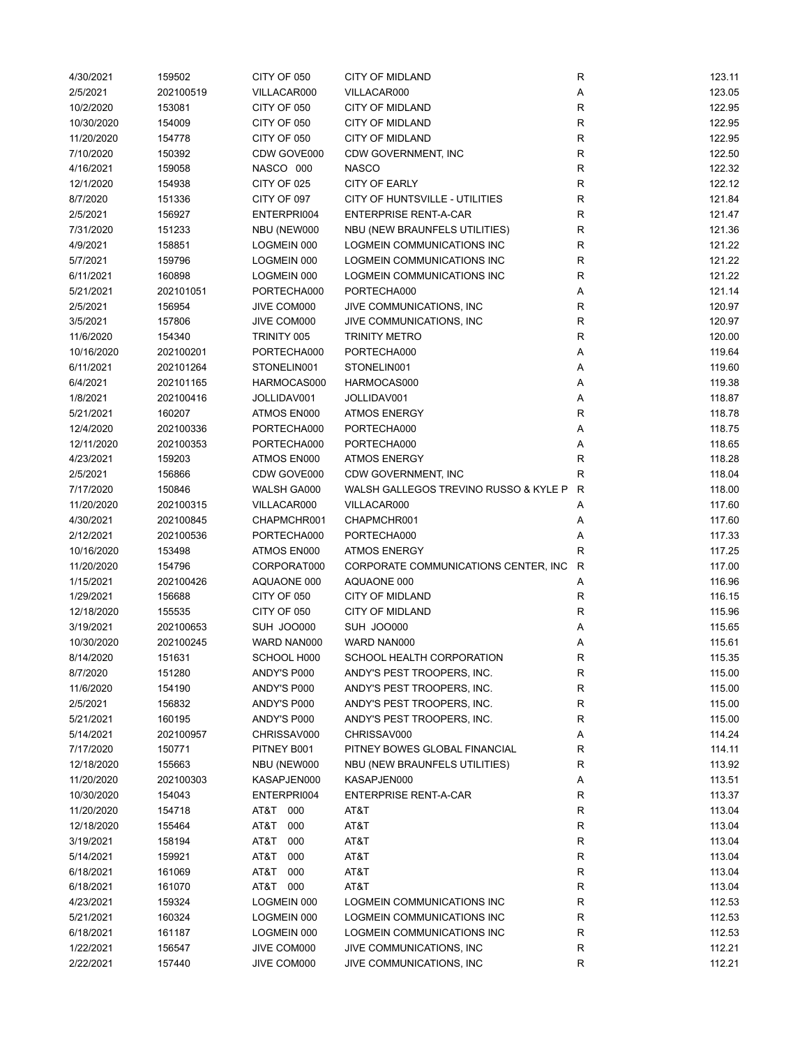| | | | | | |
|---|---|---|---|---|---|
| 4/30/2021 | 159502 | CITY OF 050 | CITY OF MIDLAND | R | 123.11 |
| 2/5/2021 | 202100519 | VILLACAR000 | VILLACAR000 | A | 123.05 |
| 10/2/2020 | 153081 | CITY OF 050 | CITY OF MIDLAND | R | 122.95 |
| 10/30/2020 | 154009 | CITY OF 050 | CITY OF MIDLAND | R | 122.95 |
| 11/20/2020 | 154778 | CITY OF 050 | CITY OF MIDLAND | R | 122.95 |
| 7/10/2020 | 150392 | CDW GOVE000 | CDW GOVERNMENT, INC | R | 122.50 |
| 4/16/2021 | 159058 | NASCO 000 | NASCO | R | 122.32 |
| 12/1/2020 | 154938 | CITY OF 025 | CITY OF EARLY | R | 122.12 |
| 8/7/2020 | 151336 | CITY OF 097 | CITY OF HUNTSVILLE - UTILITIES | R | 121.84 |
| 2/5/2021 | 156927 | ENTERPRI004 | ENTERPRISE RENT-A-CAR | R | 121.47 |
| 7/31/2020 | 151233 | NBU (NEW000 | NBU (NEW BRAUNFELS UTILITIES) | R | 121.36 |
| 4/9/2021 | 158851 | LOGMEIN 000 | LOGMEIN COMMUNICATIONS INC | R | 121.22 |
| 5/7/2021 | 159796 | LOGMEIN 000 | LOGMEIN COMMUNICATIONS INC | R | 121.22 |
| 6/11/2021 | 160898 | LOGMEIN 000 | LOGMEIN COMMUNICATIONS INC | R | 121.22 |
| 5/21/2021 | 202101051 | PORTECHA000 | PORTECHA000 | A | 121.14 |
| 2/5/2021 | 156954 | JIVE COM000 | JIVE COMMUNICATIONS, INC | R | 120.97 |
| 3/5/2021 | 157806 | JIVE COM000 | JIVE COMMUNICATIONS, INC | R | 120.97 |
| 11/6/2020 | 154340 | TRINITY 005 | TRINITY METRO | R | 120.00 |
| 10/16/2020 | 202100201 | PORTECHA000 | PORTECHA000 | A | 119.64 |
| 6/11/2021 | 202101264 | STONELIN001 | STONELIN001 | A | 119.60 |
| 6/4/2021 | 202101165 | HARMOCAS000 | HARMOCAS000 | A | 119.38 |
| 1/8/2021 | 202100416 | JOLLIDAV001 | JOLLIDAV001 | A | 118.87 |
| 5/21/2021 | 160207 | ATMOS EN000 | ATMOS ENERGY | R | 118.78 |
| 12/4/2020 | 202100336 | PORTECHA000 | PORTECHA000 | A | 118.75 |
| 12/11/2020 | 202100353 | PORTECHA000 | PORTECHA000 | A | 118.65 |
| 4/23/2021 | 159203 | ATMOS EN000 | ATMOS ENERGY | R | 118.28 |
| 2/5/2021 | 156866 | CDW GOVE000 | CDW GOVERNMENT, INC | R | 118.04 |
| 7/17/2020 | 150846 | WALSH GA000 | WALSH GALLEGOS TREVINO RUSSO & KYLE P | R | 118.00 |
| 11/20/2020 | 202100315 | VILLACAR000 | VILLACAR000 | A | 117.60 |
| 4/30/2021 | 202100845 | CHAPMCHR001 | CHAPMCHR001 | A | 117.60 |
| 2/12/2021 | 202100536 | PORTECHA000 | PORTECHA000 | A | 117.33 |
| 10/16/2020 | 153498 | ATMOS EN000 | ATMOS ENERGY | R | 117.25 |
| 11/20/2020 | 154796 | CORPORAT000 | CORPORATE COMMUNICATIONS CENTER, INC | R | 117.00 |
| 1/15/2021 | 202100426 | AQUAONE 000 | AQUAONE 000 | A | 116.96 |
| 1/29/2021 | 156688 | CITY OF 050 | CITY OF MIDLAND | R | 116.15 |
| 12/18/2020 | 155535 | CITY OF 050 | CITY OF MIDLAND | R | 115.96 |
| 3/19/2021 | 202100653 | SUH JOO000 | SUH JOO000 | A | 115.65 |
| 10/30/2020 | 202100245 | WARD NAN000 | WARD NAN000 | A | 115.61 |
| 8/14/2020 | 151631 | SCHOOL H000 | SCHOOL HEALTH CORPORATION | R | 115.35 |
| 8/7/2020 | 151280 | ANDY'S P000 | ANDY'S PEST TROOPERS, INC. | R | 115.00 |
| 11/6/2020 | 154190 | ANDY'S P000 | ANDY'S PEST TROOPERS, INC. | R | 115.00 |
| 2/5/2021 | 156832 | ANDY'S P000 | ANDY'S PEST TROOPERS, INC. | R | 115.00 |
| 5/21/2021 | 160195 | ANDY'S P000 | ANDY'S PEST TROOPERS, INC. | R | 115.00 |
| 5/14/2021 | 202100957 | CHRISSAV000 | CHRISSAV000 | A | 114.24 |
| 7/17/2020 | 150771 | PITNEY B001 | PITNEY BOWES GLOBAL FINANCIAL | R | 114.11 |
| 12/18/2020 | 155663 | NBU (NEW000 | NBU (NEW BRAUNFELS UTILITIES) | R | 113.92 |
| 11/20/2020 | 202100303 | KASAPJEN000 | KASAPJEN000 | A | 113.51 |
| 10/30/2020 | 154043 | ENTERPRI004 | ENTERPRISE RENT-A-CAR | R | 113.37 |
| 11/20/2020 | 154718 | AT&T 000 | AT&T | R | 113.04 |
| 12/18/2020 | 155464 | AT&T 000 | AT&T | R | 113.04 |
| 3/19/2021 | 158194 | AT&T 000 | AT&T | R | 113.04 |
| 5/14/2021 | 159921 | AT&T 000 | AT&T | R | 113.04 |
| 6/18/2021 | 161069 | AT&T 000 | AT&T | R | 113.04 |
| 6/18/2021 | 161070 | AT&T 000 | AT&T | R | 113.04 |
| 4/23/2021 | 159324 | LOGMEIN 000 | LOGMEIN COMMUNICATIONS INC | R | 112.53 |
| 5/21/2021 | 160324 | LOGMEIN 000 | LOGMEIN COMMUNICATIONS INC | R | 112.53 |
| 6/18/2021 | 161187 | LOGMEIN 000 | LOGMEIN COMMUNICATIONS INC | R | 112.53 |
| 1/22/2021 | 156547 | JIVE COM000 | JIVE COMMUNICATIONS, INC | R | 112.21 |
| 2/22/2021 | 157440 | JIVE COM000 | JIVE COMMUNICATIONS, INC | R | 112.21 |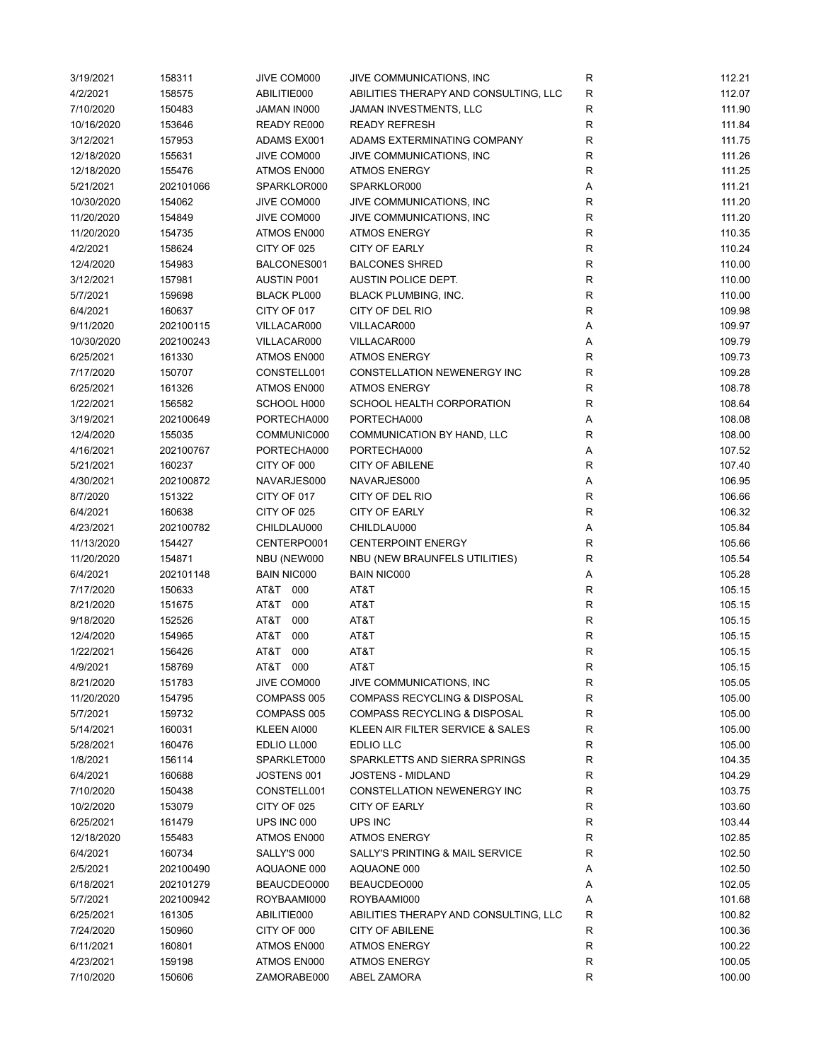| | | | | | |
|---|---|---|---|---|---|
| 3/19/2021 | 158311 | JIVE COM000 | JIVE COMMUNICATIONS, INC | R | 112.21 |
| 4/2/2021 | 158575 | ABILITIE000 | ABILITIES THERAPY AND CONSULTING, LLC | R | 112.07 |
| 7/10/2020 | 150483 | JAMAN IN000 | JAMAN INVESTMENTS, LLC | R | 111.90 |
| 10/16/2020 | 153646 | READY RE000 | READY REFRESH | R | 111.84 |
| 3/12/2021 | 157953 | ADAMS EX001 | ADAMS EXTERMINATING COMPANY | R | 111.75 |
| 12/18/2020 | 155631 | JIVE COM000 | JIVE COMMUNICATIONS, INC | R | 111.26 |
| 12/18/2020 | 155476 | ATMOS EN000 | ATMOS ENERGY | R | 111.25 |
| 5/21/2021 | 202101066 | SPARKLOR000 | SPARKLOR000 | A | 111.21 |
| 10/30/2020 | 154062 | JIVE COM000 | JIVE COMMUNICATIONS, INC | R | 111.20 |
| 11/20/2020 | 154849 | JIVE COM000 | JIVE COMMUNICATIONS, INC | R | 111.20 |
| 11/20/2020 | 154735 | ATMOS EN000 | ATMOS ENERGY | R | 110.35 |
| 4/2/2021 | 158624 | CITY OF 025 | CITY OF EARLY | R | 110.24 |
| 12/4/2020 | 154983 | BALCONES001 | BALCONES SHRED | R | 110.00 |
| 3/12/2021 | 157981 | AUSTIN P001 | AUSTIN POLICE DEPT. | R | 110.00 |
| 5/7/2021 | 159698 | BLACK PL000 | BLACK PLUMBING, INC. | R | 110.00 |
| 6/4/2021 | 160637 | CITY OF 017 | CITY OF DEL RIO | R | 109.98 |
| 9/11/2020 | 202100115 | VILLACAR000 | VILLACAR000 | A | 109.97 |
| 10/30/2020 | 202100243 | VILLACAR000 | VILLACAR000 | A | 109.79 |
| 6/25/2021 | 161330 | ATMOS EN000 | ATMOS ENERGY | R | 109.73 |
| 7/17/2020 | 150707 | CONSTELL001 | CONSTELLATION NEWENERGY INC | R | 109.28 |
| 6/25/2021 | 161326 | ATMOS EN000 | ATMOS ENERGY | R | 108.78 |
| 1/22/2021 | 156582 | SCHOOL H000 | SCHOOL HEALTH CORPORATION | R | 108.64 |
| 3/19/2021 | 202100649 | PORTECHA000 | PORTECHA000 | A | 108.08 |
| 12/4/2020 | 155035 | COMMUNIC000 | COMMUNICATION BY HAND, LLC | R | 108.00 |
| 4/16/2021 | 202100767 | PORTECHA000 | PORTECHA000 | A | 107.52 |
| 5/21/2021 | 160237 | CITY OF 000 | CITY OF ABILENE | R | 107.40 |
| 4/30/2021 | 202100872 | NAVARJES000 | NAVARJES000 | A | 106.95 |
| 8/7/2020 | 151322 | CITY OF 017 | CITY OF DEL RIO | R | 106.66 |
| 6/4/2021 | 160638 | CITY OF 025 | CITY OF EARLY | R | 106.32 |
| 4/23/2021 | 202100782 | CHILDLAU000 | CHILDLAU000 | A | 105.84 |
| 11/13/2020 | 154427 | CENTERPO001 | CENTERPOINT ENERGY | R | 105.66 |
| 11/20/2020 | 154871 | NBU (NEW000 | NBU (NEW BRAUNFELS UTILITIES) | R | 105.54 |
| 6/4/2021 | 202101148 | BAIN NIC000 | BAIN NIC000 | A | 105.28 |
| 7/17/2020 | 150633 | AT&T 000 | AT&T | R | 105.15 |
| 8/21/2020 | 151675 | AT&T 000 | AT&T | R | 105.15 |
| 9/18/2020 | 152526 | AT&T 000 | AT&T | R | 105.15 |
| 12/4/2020 | 154965 | AT&T 000 | AT&T | R | 105.15 |
| 1/22/2021 | 156426 | AT&T 000 | AT&T | R | 105.15 |
| 4/9/2021 | 158769 | AT&T 000 | AT&T | R | 105.15 |
| 8/21/2020 | 151783 | JIVE COM000 | JIVE COMMUNICATIONS, INC | R | 105.05 |
| 11/20/2020 | 154795 | COMPASS 005 | COMPASS RECYCLING & DISPOSAL | R | 105.00 |
| 5/7/2021 | 159732 | COMPASS 005 | COMPASS RECYCLING & DISPOSAL | R | 105.00 |
| 5/14/2021 | 160031 | KLEEN AI000 | KLEEN AIR FILTER SERVICE & SALES | R | 105.00 |
| 5/28/2021 | 160476 | EDLIO LL000 | EDLIO LLC | R | 105.00 |
| 1/8/2021 | 156114 | SPARKLET000 | SPARKLETTS AND SIERRA SPRINGS | R | 104.35 |
| 6/4/2021 | 160688 | JOSTENS 001 | JOSTENS - MIDLAND | R | 104.29 |
| 7/10/2020 | 150438 | CONSTELL001 | CONSTELLATION NEWENERGY INC | R | 103.75 |
| 10/2/2020 | 153079 | CITY OF 025 | CITY OF EARLY | R | 103.60 |
| 6/25/2021 | 161479 | UPS INC 000 | UPS INC | R | 103.44 |
| 12/18/2020 | 155483 | ATMOS EN000 | ATMOS ENERGY | R | 102.85 |
| 6/4/2021 | 160734 | SALLY'S 000 | SALLY'S PRINTING & MAIL SERVICE | R | 102.50 |
| 2/5/2021 | 202100490 | AQUAONE 000 | AQUAONE 000 | A | 102.50 |
| 6/18/2021 | 202101279 | BEAUCDEO000 | BEAUCDEO000 | A | 102.05 |
| 5/7/2021 | 202100942 | ROYBAAMI000 | ROYBAAMI000 | A | 101.68 |
| 6/25/2021 | 161305 | ABILITIE000 | ABILITIES THERAPY AND CONSULTING, LLC | R | 100.82 |
| 7/24/2020 | 150960 | CITY OF 000 | CITY OF ABILENE | R | 100.36 |
| 6/11/2021 | 160801 | ATMOS EN000 | ATMOS ENERGY | R | 100.22 |
| 4/23/2021 | 159198 | ATMOS EN000 | ATMOS ENERGY | R | 100.05 |
| 7/10/2020 | 150606 | ZAMORABE000 | ABEL ZAMORA | R | 100.00 |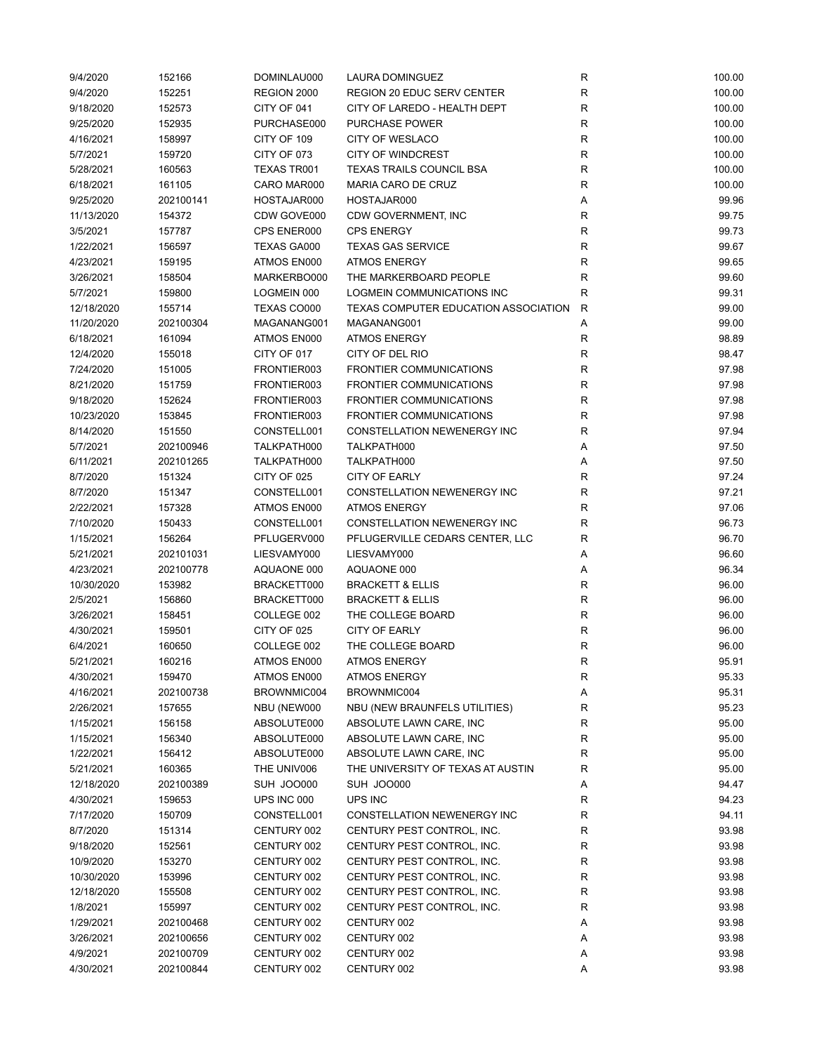| | | | | | |
|---|---|---|---|---|---|
| 9/4/2020 | 152166 | DOMINLAU000 | LAURA DOMINGUEZ | R | 100.00 |
| 9/4/2020 | 152251 | REGION 2000 | REGION 20 EDUC SERV CENTER | R | 100.00 |
| 9/18/2020 | 152573 | CITY OF 041 | CITY OF LAREDO - HEALTH DEPT | R | 100.00 |
| 9/25/2020 | 152935 | PURCHASE000 | PURCHASE POWER | R | 100.00 |
| 4/16/2021 | 158997 | CITY OF 109 | CITY OF WESLACO | R | 100.00 |
| 5/7/2021 | 159720 | CITY OF 073 | CITY OF WINDCREST | R | 100.00 |
| 5/28/2021 | 160563 | TEXAS TR001 | TEXAS TRAILS COUNCIL BSA | R | 100.00 |
| 6/18/2021 | 161105 | CARO MAR000 | MARIA CARO DE CRUZ | R | 100.00 |
| 9/25/2020 | 202100141 | HOSTAJAR000 | HOSTAJAR000 | A | 99.96 |
| 11/13/2020 | 154372 | CDW GOVE000 | CDW GOVERNMENT, INC | R | 99.75 |
| 3/5/2021 | 157787 | CPS ENER000 | CPS ENERGY | R | 99.73 |
| 1/22/2021 | 156597 | TEXAS GA000 | TEXAS GAS SERVICE | R | 99.67 |
| 4/23/2021 | 159195 | ATMOS EN000 | ATMOS ENERGY | R | 99.65 |
| 3/26/2021 | 158504 | MARKERBO000 | THE MARKERBOARD PEOPLE | R | 99.60 |
| 5/7/2021 | 159800 | LOGMEIN 000 | LOGMEIN COMMUNICATIONS INC | R | 99.31 |
| 12/18/2020 | 155714 | TEXAS CO000 | TEXAS COMPUTER EDUCATION ASSOCIATION | R | 99.00 |
| 11/20/2020 | 202100304 | MAGANANG001 | MAGANANG001 | A | 99.00 |
| 6/18/2021 | 161094 | ATMOS EN000 | ATMOS ENERGY | R | 98.89 |
| 12/4/2020 | 155018 | CITY OF 017 | CITY OF DEL RIO | R | 98.47 |
| 7/24/2020 | 151005 | FRONTIER003 | FRONTIER COMMUNICATIONS | R | 97.98 |
| 8/21/2020 | 151759 | FRONTIER003 | FRONTIER COMMUNICATIONS | R | 97.98 |
| 9/18/2020 | 152624 | FRONTIER003 | FRONTIER COMMUNICATIONS | R | 97.98 |
| 10/23/2020 | 153845 | FRONTIER003 | FRONTIER COMMUNICATIONS | R | 97.98 |
| 8/14/2020 | 151550 | CONSTELL001 | CONSTELLATION NEWENERGY INC | R | 97.94 |
| 5/7/2021 | 202100946 | TALKPATH000 | TALKPATH000 | A | 97.50 |
| 6/11/2021 | 202101265 | TALKPATH000 | TALKPATH000 | A | 97.50 |
| 8/7/2020 | 151324 | CITY OF 025 | CITY OF EARLY | R | 97.24 |
| 8/7/2020 | 151347 | CONSTELL001 | CONSTELLATION NEWENERGY INC | R | 97.21 |
| 2/22/2021 | 157328 | ATMOS EN000 | ATMOS ENERGY | R | 97.06 |
| 7/10/2020 | 150433 | CONSTELL001 | CONSTELLATION NEWENERGY INC | R | 96.73 |
| 1/15/2021 | 156264 | PFLUGERV000 | PFLUGERVILLE CEDARS CENTER, LLC | R | 96.70 |
| 5/21/2021 | 202101031 | LIESVAMY000 | LIESVAMY000 | A | 96.60 |
| 4/23/2021 | 202100778 | AQUAONE 000 | AQUAONE 000 | A | 96.34 |
| 10/30/2020 | 153982 | BRACKETT000 | BRACKETT & ELLIS | R | 96.00 |
| 2/5/2021 | 156860 | BRACKETT000 | BRACKETT & ELLIS | R | 96.00 |
| 3/26/2021 | 158451 | COLLEGE 002 | THE COLLEGE BOARD | R | 96.00 |
| 4/30/2021 | 159501 | CITY OF 025 | CITY OF EARLY | R | 96.00 |
| 6/4/2021 | 160650 | COLLEGE 002 | THE COLLEGE BOARD | R | 96.00 |
| 5/21/2021 | 160216 | ATMOS EN000 | ATMOS ENERGY | R | 95.91 |
| 4/30/2021 | 159470 | ATMOS EN000 | ATMOS ENERGY | R | 95.33 |
| 4/16/2021 | 202100738 | BROWNMIC004 | BROWNMIC004 | A | 95.31 |
| 2/26/2021 | 157655 | NBU (NEW000 | NBU (NEW BRAUNFELS UTILITIES) | R | 95.23 |
| 1/15/2021 | 156158 | ABSOLUTE000 | ABSOLUTE LAWN CARE, INC | R | 95.00 |
| 1/15/2021 | 156340 | ABSOLUTE000 | ABSOLUTE LAWN CARE, INC | R | 95.00 |
| 1/22/2021 | 156412 | ABSOLUTE000 | ABSOLUTE LAWN CARE, INC | R | 95.00 |
| 5/21/2021 | 160365 | THE UNIV006 | THE UNIVERSITY OF TEXAS AT AUSTIN | R | 95.00 |
| 12/18/2020 | 202100389 | SUH JOO000 | SUH JOO000 | A | 94.47 |
| 4/30/2021 | 159653 | UPS INC 000 | UPS INC | R | 94.23 |
| 7/17/2020 | 150709 | CONSTELL001 | CONSTELLATION NEWENERGY INC | R | 94.11 |
| 8/7/2020 | 151314 | CENTURY 002 | CENTURY PEST CONTROL, INC. | R | 93.98 |
| 9/18/2020 | 152561 | CENTURY 002 | CENTURY PEST CONTROL, INC. | R | 93.98 |
| 10/9/2020 | 153270 | CENTURY 002 | CENTURY PEST CONTROL, INC. | R | 93.98 |
| 10/30/2020 | 153996 | CENTURY 002 | CENTURY PEST CONTROL, INC. | R | 93.98 |
| 12/18/2020 | 155508 | CENTURY 002 | CENTURY PEST CONTROL, INC. | R | 93.98 |
| 1/8/2021 | 155997 | CENTURY 002 | CENTURY PEST CONTROL, INC. | R | 93.98 |
| 1/29/2021 | 202100468 | CENTURY 002 | CENTURY 002 | A | 93.98 |
| 3/26/2021 | 202100656 | CENTURY 002 | CENTURY 002 | A | 93.98 |
| 4/9/2021 | 202100709 | CENTURY 002 | CENTURY 002 | A | 93.98 |
| 4/30/2021 | 202100844 | CENTURY 002 | CENTURY 002 | A | 93.98 |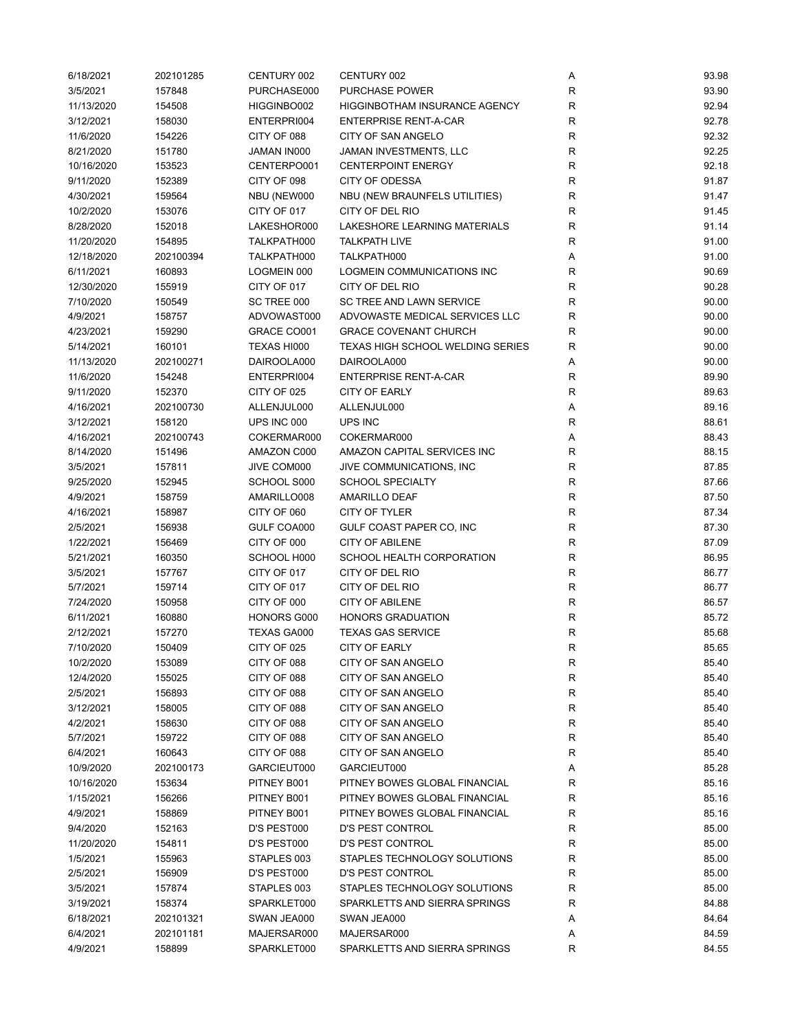| | | | | | |
|---|---|---|---|---|---|
| 6/18/2021 | 202101285 | CENTURY 002 | CENTURY 002 | A | 93.98 |
| 3/5/2021 | 157848 | PURCHASE000 | PURCHASE POWER | R | 93.90 |
| 11/13/2020 | 154508 | HIGGINBO002 | HIGGINBOTHAM INSURANCE AGENCY | R | 92.94 |
| 3/12/2021 | 158030 | ENTERPRI004 | ENTERPRISE RENT-A-CAR | R | 92.78 |
| 11/6/2020 | 154226 | CITY OF 088 | CITY OF SAN ANGELO | R | 92.32 |
| 8/21/2020 | 151780 | JAMAN IN000 | JAMAN INVESTMENTS, LLC | R | 92.25 |
| 10/16/2020 | 153523 | CENTERPO001 | CENTERPOINT ENERGY | R | 92.18 |
| 9/11/2020 | 152389 | CITY OF 098 | CITY OF ODESSA | R | 91.87 |
| 4/30/2021 | 159564 | NBU (NEW000 | NBU (NEW BRAUNFELS UTILITIES) | R | 91.47 |
| 10/2/2020 | 153076 | CITY OF 017 | CITY OF DEL RIO | R | 91.45 |
| 8/28/2020 | 152018 | LAKESHOR000 | LAKESHORE LEARNING MATERIALS | R | 91.14 |
| 11/20/2020 | 154895 | TALKPATH000 | TALKPATH LIVE | R | 91.00 |
| 12/18/2020 | 202100394 | TALKPATH000 | TALKPATH000 | A | 91.00 |
| 6/11/2021 | 160893 | LOGMEIN 000 | LOGMEIN COMMUNICATIONS INC | R | 90.69 |
| 12/30/2020 | 155919 | CITY OF 017 | CITY OF DEL RIO | R | 90.28 |
| 7/10/2020 | 150549 | SC TREE 000 | SC TREE AND LAWN SERVICE | R | 90.00 |
| 4/9/2021 | 158757 | ADVOWAST000 | ADVOWASTE MEDICAL SERVICES LLC | R | 90.00 |
| 4/23/2021 | 159290 | GRACE CO001 | GRACE COVENANT CHURCH | R | 90.00 |
| 5/14/2021 | 160101 | TEXAS HI000 | TEXAS HIGH SCHOOL WELDING SERIES | R | 90.00 |
| 11/13/2020 | 202100271 | DAIROOLA000 | DAIROOLA000 | A | 90.00 |
| 11/6/2020 | 154248 | ENTERPRI004 | ENTERPRISE RENT-A-CAR | R | 89.90 |
| 9/11/2020 | 152370 | CITY OF 025 | CITY OF EARLY | R | 89.63 |
| 4/16/2021 | 202100730 | ALLENJUL000 | ALLENJUL000 | A | 89.16 |
| 3/12/2021 | 158120 | UPS INC 000 | UPS INC | R | 88.61 |
| 4/16/2021 | 202100743 | COKERMAR000 | COKERMAR000 | A | 88.43 |
| 8/14/2020 | 151496 | AMAZON C000 | AMAZON CAPITAL SERVICES INC | R | 88.15 |
| 3/5/2021 | 157811 | JIVE COM000 | JIVE COMMUNICATIONS, INC | R | 87.85 |
| 9/25/2020 | 152945 | SCHOOL S000 | SCHOOL SPECIALTY | R | 87.66 |
| 4/9/2021 | 158759 | AMARILLO008 | AMARILLO DEAF | R | 87.50 |
| 4/16/2021 | 158987 | CITY OF 060 | CITY OF TYLER | R | 87.34 |
| 2/5/2021 | 156938 | GULF COA000 | GULF COAST PAPER CO, INC | R | 87.30 |
| 1/22/2021 | 156469 | CITY OF 000 | CITY OF ABILENE | R | 87.09 |
| 5/21/2021 | 160350 | SCHOOL H000 | SCHOOL HEALTH CORPORATION | R | 86.95 |
| 3/5/2021 | 157767 | CITY OF 017 | CITY OF DEL RIO | R | 86.77 |
| 5/7/2021 | 159714 | CITY OF 017 | CITY OF DEL RIO | R | 86.77 |
| 7/24/2020 | 150958 | CITY OF 000 | CITY OF ABILENE | R | 86.57 |
| 6/11/2021 | 160880 | HONORS G000 | HONORS GRADUATION | R | 85.72 |
| 2/12/2021 | 157270 | TEXAS GA000 | TEXAS GAS SERVICE | R | 85.68 |
| 7/10/2020 | 150409 | CITY OF 025 | CITY OF EARLY | R | 85.65 |
| 10/2/2020 | 153089 | CITY OF 088 | CITY OF SAN ANGELO | R | 85.40 |
| 12/4/2020 | 155025 | CITY OF 088 | CITY OF SAN ANGELO | R | 85.40 |
| 2/5/2021 | 156893 | CITY OF 088 | CITY OF SAN ANGELO | R | 85.40 |
| 3/12/2021 | 158005 | CITY OF 088 | CITY OF SAN ANGELO | R | 85.40 |
| 4/2/2021 | 158630 | CITY OF 088 | CITY OF SAN ANGELO | R | 85.40 |
| 5/7/2021 | 159722 | CITY OF 088 | CITY OF SAN ANGELO | R | 85.40 |
| 6/4/2021 | 160643 | CITY OF 088 | CITY OF SAN ANGELO | R | 85.40 |
| 10/9/2020 | 202100173 | GARCIEUT000 | GARCIEUT000 | A | 85.28 |
| 10/16/2020 | 153634 | PITNEY B001 | PITNEY BOWES GLOBAL FINANCIAL | R | 85.16 |
| 1/15/2021 | 156266 | PITNEY B001 | PITNEY BOWES GLOBAL FINANCIAL | R | 85.16 |
| 4/9/2021 | 158869 | PITNEY B001 | PITNEY BOWES GLOBAL FINANCIAL | R | 85.16 |
| 9/4/2020 | 152163 | D'S PEST000 | D'S PEST CONTROL | R | 85.00 |
| 11/20/2020 | 154811 | D'S PEST000 | D'S PEST CONTROL | R | 85.00 |
| 1/5/2021 | 155963 | STAPLES 003 | STAPLES TECHNOLOGY SOLUTIONS | R | 85.00 |
| 2/5/2021 | 156909 | D'S PEST000 | D'S PEST CONTROL | R | 85.00 |
| 3/5/2021 | 157874 | STAPLES 003 | STAPLES TECHNOLOGY SOLUTIONS | R | 85.00 |
| 3/19/2021 | 158374 | SPARKLET000 | SPARKLETTS AND SIERRA SPRINGS | R | 84.88 |
| 6/18/2021 | 202101321 | SWAN JEA000 | SWAN JEA000 | A | 84.64 |
| 6/4/2021 | 202101181 | MAJERSAR000 | MAJERSAR000 | A | 84.59 |
| 4/9/2021 | 158899 | SPARKLET000 | SPARKLETTS AND SIERRA SPRINGS | R | 84.55 |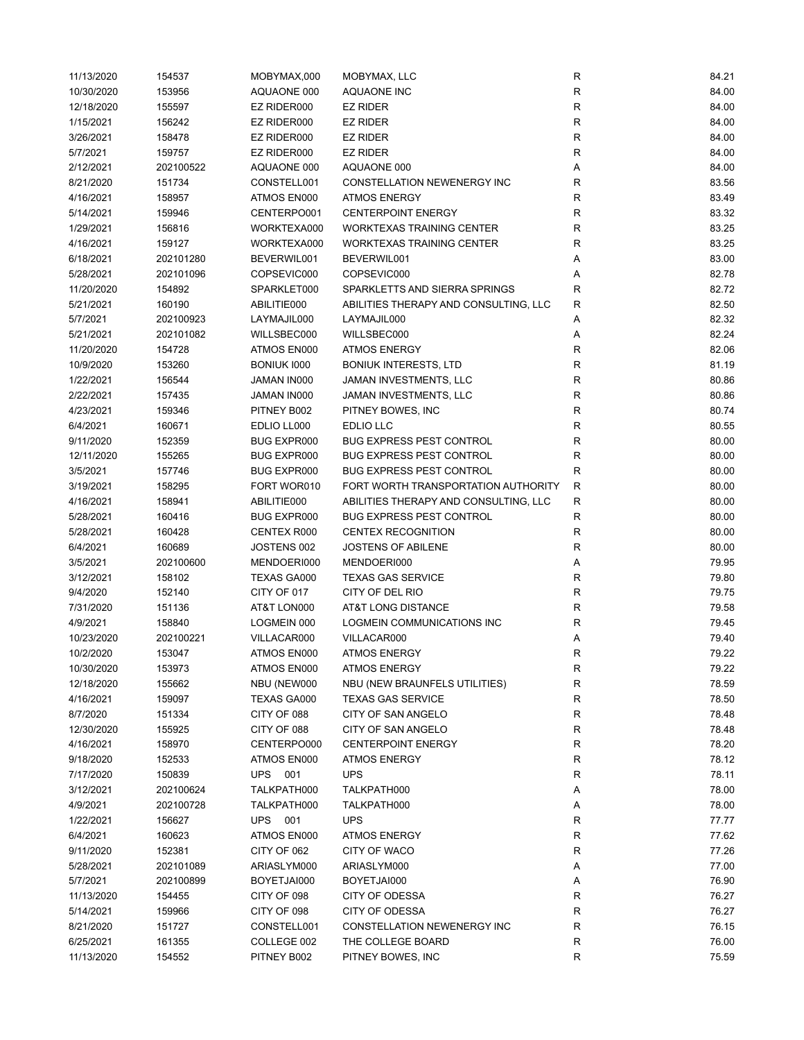| | | | | | |
|---|---|---|---|---|---|
| 11/13/2020 | 154537 | MOBYMAX,000 | MOBYMAX, LLC | R | 84.21 |
| 10/30/2020 | 153956 | AQUAONE 000 | AQUAONE INC | R | 84.00 |
| 12/18/2020 | 155597 | EZ RIDER000 | EZ RIDER | R | 84.00 |
| 1/15/2021 | 156242 | EZ RIDER000 | EZ RIDER | R | 84.00 |
| 3/26/2021 | 158478 | EZ RIDER000 | EZ RIDER | R | 84.00 |
| 5/7/2021 | 159757 | EZ RIDER000 | EZ RIDER | R | 84.00 |
| 2/12/2021 | 202100522 | AQUAONE 000 | AQUAONE 000 | A | 84.00 |
| 8/21/2020 | 151734 | CONSTELL001 | CONSTELLATION NEWENERGY INC | R | 83.56 |
| 4/16/2021 | 158957 | ATMOS EN000 | ATMOS ENERGY | R | 83.49 |
| 5/14/2021 | 159946 | CENTERPO001 | CENTERPOINT ENERGY | R | 83.32 |
| 1/29/2021 | 156816 | WORKTEXA000 | WORKTEXAS TRAINING CENTER | R | 83.25 |
| 4/16/2021 | 159127 | WORKTEXA000 | WORKTEXAS TRAINING CENTER | R | 83.25 |
| 6/18/2021 | 202101280 | BEVERWIL001 | BEVERWIL001 | A | 83.00 |
| 5/28/2021 | 202101096 | COPSEVIC000 | COPSEVIC000 | A | 82.78 |
| 11/20/2020 | 154892 | SPARKLET000 | SPARKLETTS AND SIERRA SPRINGS | R | 82.72 |
| 5/21/2021 | 160190 | ABILITIE000 | ABILITIES THERAPY AND CONSULTING, LLC | R | 82.50 |
| 5/7/2021 | 202100923 | LAYMAJIL000 | LAYMAJIL000 | A | 82.32 |
| 5/21/2021 | 202101082 | WILLSBEC000 | WILLSBEC000 | A | 82.24 |
| 11/20/2020 | 154728 | ATMOS EN000 | ATMOS ENERGY | R | 82.06 |
| 10/9/2020 | 153260 | BONIUK I000 | BONIUK INTERESTS, LTD | R | 81.19 |
| 1/22/2021 | 156544 | JAMAN IN000 | JAMAN INVESTMENTS, LLC | R | 80.86 |
| 2/22/2021 | 157435 | JAMAN IN000 | JAMAN INVESTMENTS, LLC | R | 80.86 |
| 4/23/2021 | 159346 | PITNEY B002 | PITNEY BOWES, INC | R | 80.74 |
| 6/4/2021 | 160671 | EDLIO LL000 | EDLIO LLC | R | 80.55 |
| 9/11/2020 | 152359 | BUG EXPR000 | BUG EXPRESS PEST CONTROL | R | 80.00 |
| 12/11/2020 | 155265 | BUG EXPR000 | BUG EXPRESS PEST CONTROL | R | 80.00 |
| 3/5/2021 | 157746 | BUG EXPR000 | BUG EXPRESS PEST CONTROL | R | 80.00 |
| 3/19/2021 | 158295 | FORT WOR010 | FORT WORTH TRANSPORTATION AUTHORITY | R | 80.00 |
| 4/16/2021 | 158941 | ABILITIE000 | ABILITIES THERAPY AND CONSULTING, LLC | R | 80.00 |
| 5/28/2021 | 160416 | BUG EXPR000 | BUG EXPRESS PEST CONTROL | R | 80.00 |
| 5/28/2021 | 160428 | CENTEX R000 | CENTEX RECOGNITION | R | 80.00 |
| 6/4/2021 | 160689 | JOSTENS 002 | JOSTENS OF ABILENE | R | 80.00 |
| 3/5/2021 | 202100600 | MENDOERI000 | MENDOERI000 | A | 79.95 |
| 3/12/2021 | 158102 | TEXAS GA000 | TEXAS GAS SERVICE | R | 79.80 |
| 9/4/2020 | 152140 | CITY OF 017 | CITY OF DEL RIO | R | 79.75 |
| 7/31/2020 | 151136 | AT&T LON000 | AT&T LONG DISTANCE | R | 79.58 |
| 4/9/2021 | 158840 | LOGMEIN 000 | LOGMEIN COMMUNICATIONS INC | R | 79.45 |
| 10/23/2020 | 202100221 | VILLACAR000 | VILLACAR000 | A | 79.40 |
| 10/2/2020 | 153047 | ATMOS EN000 | ATMOS ENERGY | R | 79.22 |
| 10/30/2020 | 153973 | ATMOS EN000 | ATMOS ENERGY | R | 79.22 |
| 12/18/2020 | 155662 | NBU (NEW000 | NBU (NEW BRAUNFELS UTILITIES) | R | 78.59 |
| 4/16/2021 | 159097 | TEXAS GA000 | TEXAS GAS SERVICE | R | 78.50 |
| 8/7/2020 | 151334 | CITY OF 088 | CITY OF SAN ANGELO | R | 78.48 |
| 12/30/2020 | 155925 | CITY OF 088 | CITY OF SAN ANGELO | R | 78.48 |
| 4/16/2021 | 158970 | CENTERPO000 | CENTERPOINT ENERGY | R | 78.20 |
| 9/18/2020 | 152533 | ATMOS EN000 | ATMOS ENERGY | R | 78.12 |
| 7/17/2020 | 150839 | UPS 001 | UPS | R | 78.11 |
| 3/12/2021 | 202100624 | TALKPATH000 | TALKPATH000 | A | 78.00 |
| 4/9/2021 | 202100728 | TALKPATH000 | TALKPATH000 | A | 78.00 |
| 1/22/2021 | 156627 | UPS 001 | UPS | R | 77.77 |
| 6/4/2021 | 160623 | ATMOS EN000 | ATMOS ENERGY | R | 77.62 |
| 9/11/2020 | 152381 | CITY OF 062 | CITY OF WACO | R | 77.26 |
| 5/28/2021 | 202101089 | ARIASLYM000 | ARIASLYM000 | A | 77.00 |
| 5/7/2021 | 202100899 | BOYETJAI000 | BOYETJAI000 | A | 76.90 |
| 11/13/2020 | 154455 | CITY OF 098 | CITY OF ODESSA | R | 76.27 |
| 5/14/2021 | 159966 | CITY OF 098 | CITY OF ODESSA | R | 76.27 |
| 8/21/2020 | 151727 | CONSTELL001 | CONSTELLATION NEWENERGY INC | R | 76.15 |
| 6/25/2021 | 161355 | COLLEGE 002 | THE COLLEGE BOARD | R | 76.00 |
| 11/13/2020 | 154552 | PITNEY B002 | PITNEY BOWES, INC | R | 75.59 |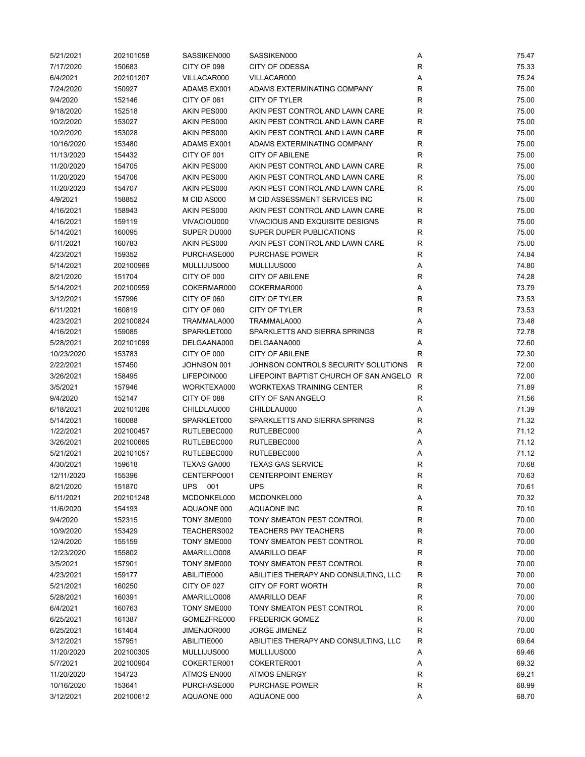| | | | | | |
|---|---|---|---|---|---|
| 5/21/2021 | 202101058 | SASSIKEN000 | SASSIKEN000 | A | 75.47 |
| 7/17/2020 | 150683 | CITY OF 098 | CITY OF ODESSA | R | 75.33 |
| 6/4/2021 | 202101207 | VILLACAR000 | VILLACAR000 | A | 75.24 |
| 7/24/2020 | 150927 | ADAMS EX001 | ADAMS EXTERMINATING COMPANY | R | 75.00 |
| 9/4/2020 | 152146 | CITY OF 061 | CITY OF TYLER | R | 75.00 |
| 9/18/2020 | 152518 | AKIN PES000 | AKIN PEST CONTROL AND LAWN CARE | R | 75.00 |
| 10/2/2020 | 153027 | AKIN PES000 | AKIN PEST CONTROL AND LAWN CARE | R | 75.00 |
| 10/2/2020 | 153028 | AKIN PES000 | AKIN PEST CONTROL AND LAWN CARE | R | 75.00 |
| 10/16/2020 | 153480 | ADAMS EX001 | ADAMS EXTERMINATING COMPANY | R | 75.00 |
| 11/13/2020 | 154432 | CITY OF 001 | CITY OF ABILENE | R | 75.00 |
| 11/20/2020 | 154705 | AKIN PES000 | AKIN PEST CONTROL AND LAWN CARE | R | 75.00 |
| 11/20/2020 | 154706 | AKIN PES000 | AKIN PEST CONTROL AND LAWN CARE | R | 75.00 |
| 11/20/2020 | 154707 | AKIN PES000 | AKIN PEST CONTROL AND LAWN CARE | R | 75.00 |
| 4/9/2021 | 158852 | M CID AS000 | M CID ASSESSMENT SERVICES INC | R | 75.00 |
| 4/16/2021 | 158943 | AKIN PES000 | AKIN PEST CONTROL AND LAWN CARE | R | 75.00 |
| 4/16/2021 | 159119 | VIVACIOU000 | VIVACIOUS AND EXQUISITE DESIGNS | R | 75.00 |
| 5/14/2021 | 160095 | SUPER DU000 | SUPER DUPER PUBLICATIONS | R | 75.00 |
| 6/11/2021 | 160783 | AKIN PES000 | AKIN PEST CONTROL AND LAWN CARE | R | 75.00 |
| 4/23/2021 | 159352 | PURCHASE000 | PURCHASE POWER | R | 74.84 |
| 5/14/2021 | 202100969 | MULLIJUS000 | MULLIJUS000 | A | 74.80 |
| 8/21/2020 | 151704 | CITY OF 000 | CITY OF ABILENE | R | 74.28 |
| 5/14/2021 | 202100959 | COKERMAR000 | COKERMAR000 | A | 73.79 |
| 3/12/2021 | 157996 | CITY OF 060 | CITY OF TYLER | R | 73.53 |
| 6/11/2021 | 160819 | CITY OF 060 | CITY OF TYLER | R | 73.53 |
| 4/23/2021 | 202100824 | TRAMMALA000 | TRAMMALA000 | A | 73.48 |
| 4/16/2021 | 159085 | SPARKLET000 | SPARKLETTS AND SIERRA SPRINGS | R | 72.78 |
| 5/28/2021 | 202101099 | DELGAANA000 | DELGAANA000 | A | 72.60 |
| 10/23/2020 | 153783 | CITY OF 000 | CITY OF ABILENE | R | 72.30 |
| 2/22/2021 | 157450 | JOHNSON 001 | JOHNSON CONTROLS SECURITY SOLUTIONS | R | 72.00 |
| 3/26/2021 | 158495 | LIFEPOIN000 | LIFEPOINT BAPTIST CHURCH OF SAN ANGELO | R | 72.00 |
| 3/5/2021 | 157946 | WORKTEXA000 | WORKTEXAS TRAINING CENTER | R | 71.89 |
| 9/4/2020 | 152147 | CITY OF 088 | CITY OF SAN ANGELO | R | 71.56 |
| 6/18/2021 | 202101286 | CHILDLAU000 | CHILDLAU000 | A | 71.39 |
| 5/14/2021 | 160088 | SPARKLET000 | SPARKLETTS AND SIERRA SPRINGS | R | 71.32 |
| 1/22/2021 | 202100457 | RUTLEBEC000 | RUTLEBEC000 | A | 71.12 |
| 3/26/2021 | 202100665 | RUTLEBEC000 | RUTLEBEC000 | A | 71.12 |
| 5/21/2021 | 202101057 | RUTLEBEC000 | RUTLEBEC000 | A | 71.12 |
| 4/30/2021 | 159618 | TEXAS GA000 | TEXAS GAS SERVICE | R | 70.68 |
| 12/11/2020 | 155396 | CENTERPO001 | CENTERPOINT ENERGY | R | 70.63 |
| 8/21/2020 | 151870 | UPS 001 | UPS | R | 70.61 |
| 6/11/2021 | 202101248 | MCDONKEL000 | MCDONKEL000 | A | 70.32 |
| 11/6/2020 | 154193 | AQUAONE 000 | AQUAONE INC | R | 70.10 |
| 9/4/2020 | 152315 | TONY SME000 | TONY SMEATON PEST CONTROL | R | 70.00 |
| 10/9/2020 | 153429 | TEACHERS002 | TEACHERS PAY TEACHERS | R | 70.00 |
| 12/4/2020 | 155159 | TONY SME000 | TONY SMEATON PEST CONTROL | R | 70.00 |
| 12/23/2020 | 155802 | AMARILLO008 | AMARILLO DEAF | R | 70.00 |
| 3/5/2021 | 157901 | TONY SME000 | TONY SMEATON PEST CONTROL | R | 70.00 |
| 4/23/2021 | 159177 | ABILITIE000 | ABILITIES THERAPY AND CONSULTING, LLC | R | 70.00 |
| 5/21/2021 | 160250 | CITY OF 027 | CITY OF FORT WORTH | R | 70.00 |
| 5/28/2021 | 160391 | AMARILLO008 | AMARILLO DEAF | R | 70.00 |
| 6/4/2021 | 160763 | TONY SME000 | TONY SMEATON PEST CONTROL | R | 70.00 |
| 6/25/2021 | 161387 | GOMEZFRE000 | FREDERICK GOMEZ | R | 70.00 |
| 6/25/2021 | 161404 | JIMENJOR000 | JORGE JIMENEZ | R | 70.00 |
| 3/12/2021 | 157951 | ABILITIE000 | ABILITIES THERAPY AND CONSULTING, LLC | R | 69.64 |
| 11/20/2020 | 202100305 | MULLIJUS000 | MULLIJUS000 | A | 69.46 |
| 5/7/2021 | 202100904 | COKERTER001 | COKERTER001 | A | 69.32 |
| 11/20/2020 | 154723 | ATMOS EN000 | ATMOS ENERGY | R | 69.21 |
| 10/16/2020 | 153641 | PURCHASE000 | PURCHASE POWER | R | 68.99 |
| 3/12/2021 | 202100612 | AQUAONE 000 | AQUAONE 000 | A | 68.70 |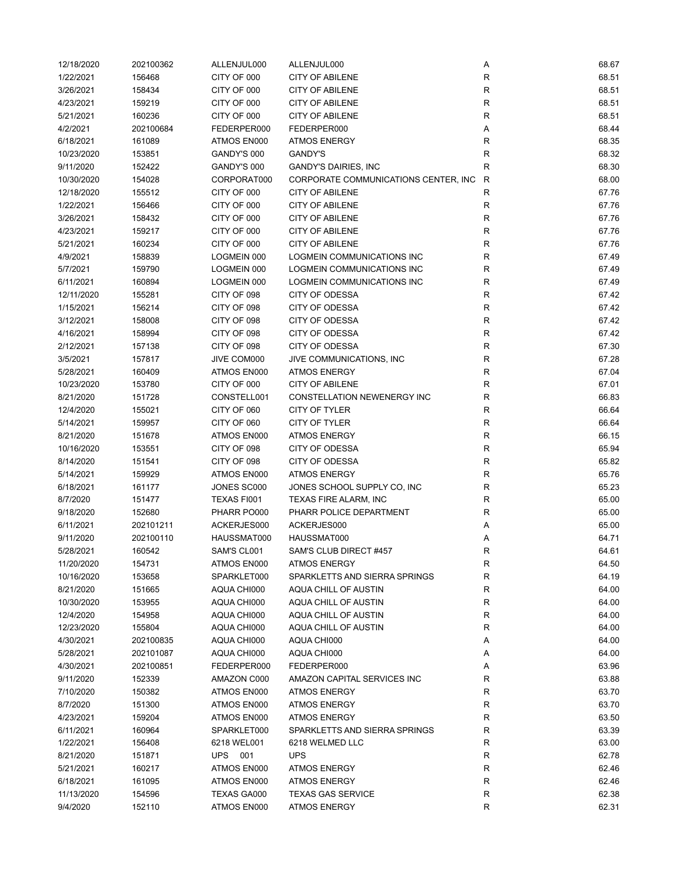| | | | | | |
|---|---|---|---|---|---|
| 12/18/2020 | 202100362 | ALLENJUL000 | ALLENJUL000 | A | 68.67 |
| 1/22/2021 | 156468 | CITY OF 000 | CITY OF ABILENE | R | 68.51 |
| 3/26/2021 | 158434 | CITY OF 000 | CITY OF ABILENE | R | 68.51 |
| 4/23/2021 | 159219 | CITY OF 000 | CITY OF ABILENE | R | 68.51 |
| 5/21/2021 | 160236 | CITY OF 000 | CITY OF ABILENE | R | 68.51 |
| 4/2/2021 | 202100684 | FEDERPER000 | FEDERPER000 | A | 68.44 |
| 6/18/2021 | 161089 | ATMOS EN000 | ATMOS ENERGY | R | 68.35 |
| 10/23/2020 | 153851 | GANDY'S 000 | GANDY'S | R | 68.32 |
| 9/11/2020 | 152422 | GANDY'S 000 | GANDY'S DAIRIES, INC | R | 68.30 |
| 10/30/2020 | 154028 | CORPORAT000 | CORPORATE COMMUNICATIONS CENTER, INC | R | 68.00 |
| 12/18/2020 | 155512 | CITY OF 000 | CITY OF ABILENE | R | 67.76 |
| 1/22/2021 | 156466 | CITY OF 000 | CITY OF ABILENE | R | 67.76 |
| 3/26/2021 | 158432 | CITY OF 000 | CITY OF ABILENE | R | 67.76 |
| 4/23/2021 | 159217 | CITY OF 000 | CITY OF ABILENE | R | 67.76 |
| 5/21/2021 | 160234 | CITY OF 000 | CITY OF ABILENE | R | 67.76 |
| 4/9/2021 | 158839 | LOGMEIN 000 | LOGMEIN COMMUNICATIONS INC | R | 67.49 |
| 5/7/2021 | 159790 | LOGMEIN 000 | LOGMEIN COMMUNICATIONS INC | R | 67.49 |
| 6/11/2021 | 160894 | LOGMEIN 000 | LOGMEIN COMMUNICATIONS INC | R | 67.49 |
| 12/11/2020 | 155281 | CITY OF 098 | CITY OF ODESSA | R | 67.42 |
| 1/15/2021 | 156214 | CITY OF 098 | CITY OF ODESSA | R | 67.42 |
| 3/12/2021 | 158008 | CITY OF 098 | CITY OF ODESSA | R | 67.42 |
| 4/16/2021 | 158994 | CITY OF 098 | CITY OF ODESSA | R | 67.42 |
| 2/12/2021 | 157138 | CITY OF 098 | CITY OF ODESSA | R | 67.30 |
| 3/5/2021 | 157817 | JIVE COM000 | JIVE COMMUNICATIONS, INC | R | 67.28 |
| 5/28/2021 | 160409 | ATMOS EN000 | ATMOS ENERGY | R | 67.04 |
| 10/23/2020 | 153780 | CITY OF 000 | CITY OF ABILENE | R | 67.01 |
| 8/21/2020 | 151728 | CONSTELL001 | CONSTELLATION NEWENERGY INC | R | 66.83 |
| 12/4/2020 | 155021 | CITY OF 060 | CITY OF TYLER | R | 66.64 |
| 5/14/2021 | 159957 | CITY OF 060 | CITY OF TYLER | R | 66.64 |
| 8/21/2020 | 151678 | ATMOS EN000 | ATMOS ENERGY | R | 66.15 |
| 10/16/2020 | 153551 | CITY OF 098 | CITY OF ODESSA | R | 65.94 |
| 8/14/2020 | 151541 | CITY OF 098 | CITY OF ODESSA | R | 65.82 |
| 5/14/2021 | 159929 | ATMOS EN000 | ATMOS ENERGY | R | 65.76 |
| 6/18/2021 | 161177 | JONES SC000 | JONES SCHOOL SUPPLY CO, INC | R | 65.23 |
| 8/7/2020 | 151477 | TEXAS FI001 | TEXAS FIRE ALARM, INC | R | 65.00 |
| 9/18/2020 | 152680 | PHARR PO000 | PHARR POLICE DEPARTMENT | R | 65.00 |
| 6/11/2021 | 202101211 | ACKERJES000 | ACKERJES000 | A | 65.00 |
| 9/11/2020 | 202100110 | HAUSSMAT000 | HAUSSMAT000 | A | 64.71 |
| 5/28/2021 | 160542 | SAM'S CL001 | SAM'S CLUB DIRECT #457 | R | 64.61 |
| 11/20/2020 | 154731 | ATMOS EN000 | ATMOS ENERGY | R | 64.50 |
| 10/16/2020 | 153658 | SPARKLET000 | SPARKLETTS AND SIERRA SPRINGS | R | 64.19 |
| 8/21/2020 | 151665 | AQUA CHI000 | AQUA CHILL OF AUSTIN | R | 64.00 |
| 10/30/2020 | 153955 | AQUA CHI000 | AQUA CHILL OF AUSTIN | R | 64.00 |
| 12/4/2020 | 154958 | AQUA CHI000 | AQUA CHILL OF AUSTIN | R | 64.00 |
| 12/23/2020 | 155804 | AQUA CHI000 | AQUA CHILL OF AUSTIN | R | 64.00 |
| 4/30/2021 | 202100835 | AQUA CHI000 | AQUA CHI000 | A | 64.00 |
| 5/28/2021 | 202101087 | AQUA CHI000 | AQUA CHI000 | A | 64.00 |
| 4/30/2021 | 202100851 | FEDERPER000 | FEDERPER000 | A | 63.96 |
| 9/11/2020 | 152339 | AMAZON C000 | AMAZON CAPITAL SERVICES INC | R | 63.88 |
| 7/10/2020 | 150382 | ATMOS EN000 | ATMOS ENERGY | R | 63.70 |
| 8/7/2020 | 151300 | ATMOS EN000 | ATMOS ENERGY | R | 63.70 |
| 4/23/2021 | 159204 | ATMOS EN000 | ATMOS ENERGY | R | 63.50 |
| 6/11/2021 | 160964 | SPARKLET000 | SPARKLETTS AND SIERRA SPRINGS | R | 63.39 |
| 1/22/2021 | 156408 | 6218 WEL001 | 6218 WELMED LLC | R | 63.00 |
| 8/21/2020 | 151871 | UPS 001 | UPS | R | 62.78 |
| 5/21/2021 | 160217 | ATMOS EN000 | ATMOS ENERGY | R | 62.46 |
| 6/18/2021 | 161095 | ATMOS EN000 | ATMOS ENERGY | R | 62.46 |
| 11/13/2020 | 154596 | TEXAS GA000 | TEXAS GAS SERVICE | R | 62.38 |
| 9/4/2020 | 152110 | ATMOS EN000 | ATMOS ENERGY | R | 62.31 |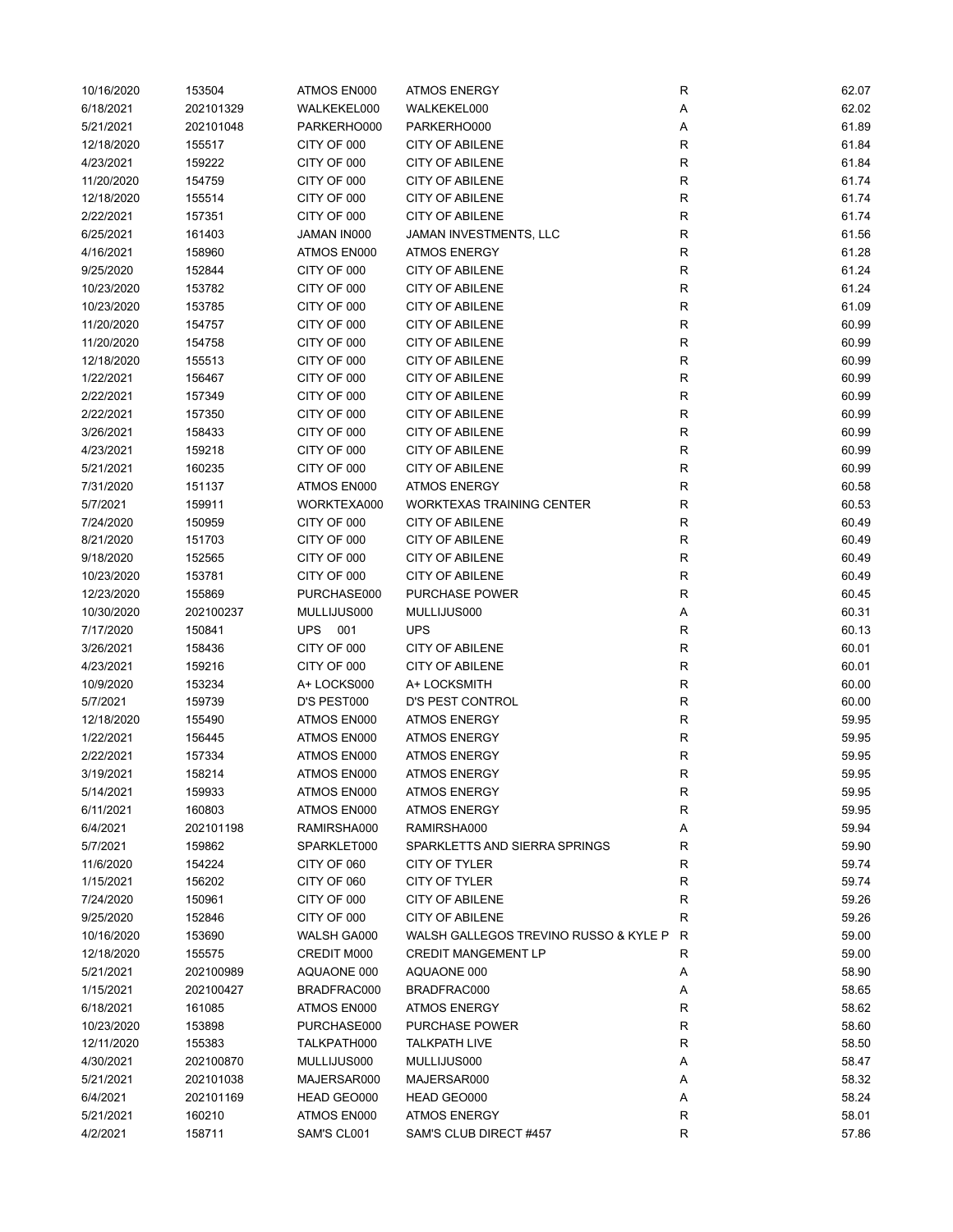| | | | | | |
|---|---|---|---|---|---|
| 10/16/2020 | 153504 | ATMOS EN000 | ATMOS ENERGY | R | 62.07 |
| 6/18/2021 | 202101329 | WALKEKEL000 | WALKEKEL000 | A | 62.02 |
| 5/21/2021 | 202101048 | PARKERHO000 | PARKERHO000 | A | 61.89 |
| 12/18/2020 | 155517 | CITY OF 000 | CITY OF ABILENE | R | 61.84 |
| 4/23/2021 | 159222 | CITY OF 000 | CITY OF ABILENE | R | 61.84 |
| 11/20/2020 | 154759 | CITY OF 000 | CITY OF ABILENE | R | 61.74 |
| 12/18/2020 | 155514 | CITY OF 000 | CITY OF ABILENE | R | 61.74 |
| 2/22/2021 | 157351 | CITY OF 000 | CITY OF ABILENE | R | 61.74 |
| 6/25/2021 | 161403 | JAMAN IN000 | JAMAN INVESTMENTS, LLC | R | 61.56 |
| 4/16/2021 | 158960 | ATMOS EN000 | ATMOS ENERGY | R | 61.28 |
| 9/25/2020 | 152844 | CITY OF 000 | CITY OF ABILENE | R | 61.24 |
| 10/23/2020 | 153782 | CITY OF 000 | CITY OF ABILENE | R | 61.24 |
| 10/23/2020 | 153785 | CITY OF 000 | CITY OF ABILENE | R | 61.09 |
| 11/20/2020 | 154757 | CITY OF 000 | CITY OF ABILENE | R | 60.99 |
| 11/20/2020 | 154758 | CITY OF 000 | CITY OF ABILENE | R | 60.99 |
| 12/18/2020 | 155513 | CITY OF 000 | CITY OF ABILENE | R | 60.99 |
| 1/22/2021 | 156467 | CITY OF 000 | CITY OF ABILENE | R | 60.99 |
| 2/22/2021 | 157349 | CITY OF 000 | CITY OF ABILENE | R | 60.99 |
| 2/22/2021 | 157350 | CITY OF 000 | CITY OF ABILENE | R | 60.99 |
| 3/26/2021 | 158433 | CITY OF 000 | CITY OF ABILENE | R | 60.99 |
| 4/23/2021 | 159218 | CITY OF 000 | CITY OF ABILENE | R | 60.99 |
| 5/21/2021 | 160235 | CITY OF 000 | CITY OF ABILENE | R | 60.99 |
| 7/31/2020 | 151137 | ATMOS EN000 | ATMOS ENERGY | R | 60.58 |
| 5/7/2021 | 159911 | WORKTEXA000 | WORKTEXAS TRAINING CENTER | R | 60.53 |
| 7/24/2020 | 150959 | CITY OF 000 | CITY OF ABILENE | R | 60.49 |
| 8/21/2020 | 151703 | CITY OF 000 | CITY OF ABILENE | R | 60.49 |
| 9/18/2020 | 152565 | CITY OF 000 | CITY OF ABILENE | R | 60.49 |
| 10/23/2020 | 153781 | CITY OF 000 | CITY OF ABILENE | R | 60.49 |
| 12/23/2020 | 155869 | PURCHASE000 | PURCHASE POWER | R | 60.45 |
| 10/30/2020 | 202100237 | MULLIJUS000 | MULLIJUS000 | A | 60.31 |
| 7/17/2020 | 150841 | UPS 001 | UPS | R | 60.13 |
| 3/26/2021 | 158436 | CITY OF 000 | CITY OF ABILENE | R | 60.01 |
| 4/23/2021 | 159216 | CITY OF 000 | CITY OF ABILENE | R | 60.01 |
| 10/9/2020 | 153234 | A+ LOCKS000 | A+ LOCKSMITH | R | 60.00 |
| 5/7/2021 | 159739 | D'S PEST000 | D'S PEST CONTROL | R | 60.00 |
| 12/18/2020 | 155490 | ATMOS EN000 | ATMOS ENERGY | R | 59.95 |
| 1/22/2021 | 156445 | ATMOS EN000 | ATMOS ENERGY | R | 59.95 |
| 2/22/2021 | 157334 | ATMOS EN000 | ATMOS ENERGY | R | 59.95 |
| 3/19/2021 | 158214 | ATMOS EN000 | ATMOS ENERGY | R | 59.95 |
| 5/14/2021 | 159933 | ATMOS EN000 | ATMOS ENERGY | R | 59.95 |
| 6/11/2021 | 160803 | ATMOS EN000 | ATMOS ENERGY | R | 59.95 |
| 6/4/2021 | 202101198 | RAMIRSHA000 | RAMIRSHA000 | A | 59.94 |
| 5/7/2021 | 159862 | SPARKLET000 | SPARKLETTS AND SIERRA SPRINGS | R | 59.90 |
| 11/6/2020 | 154224 | CITY OF 060 | CITY OF TYLER | R | 59.74 |
| 1/15/2021 | 156202 | CITY OF 060 | CITY OF TYLER | R | 59.74 |
| 7/24/2020 | 150961 | CITY OF 000 | CITY OF ABILENE | R | 59.26 |
| 9/25/2020 | 152846 | CITY OF 000 | CITY OF ABILENE | R | 59.26 |
| 10/16/2020 | 153690 | WALSH GA000 | WALSH GALLEGOS TREVINO RUSSO & KYLE P | R | 59.00 |
| 12/18/2020 | 155575 | CREDIT M000 | CREDIT MANGEMENT LP | R | 59.00 |
| 5/21/2021 | 202100989 | AQUAONE 000 | AQUAONE 000 | A | 58.90 |
| 1/15/2021 | 202100427 | BRADFRAC000 | BRADFRAC000 | A | 58.65 |
| 6/18/2021 | 161085 | ATMOS EN000 | ATMOS ENERGY | R | 58.62 |
| 10/23/2020 | 153898 | PURCHASE000 | PURCHASE POWER | R | 58.60 |
| 12/11/2020 | 155383 | TALKPATH000 | TALKPATH LIVE | R | 58.50 |
| 4/30/2021 | 202100870 | MULLIJUS000 | MULLIJUS000 | A | 58.47 |
| 5/21/2021 | 202101038 | MAJERSAR000 | MAJERSAR000 | A | 58.32 |
| 6/4/2021 | 202101169 | HEAD GEO000 | HEAD GEO000 | A | 58.24 |
| 5/21/2021 | 160210 | ATMOS EN000 | ATMOS ENERGY | R | 58.01 |
| 4/2/2021 | 158711 | SAM'S CL001 | SAM'S CLUB DIRECT #457 | R | 57.86 |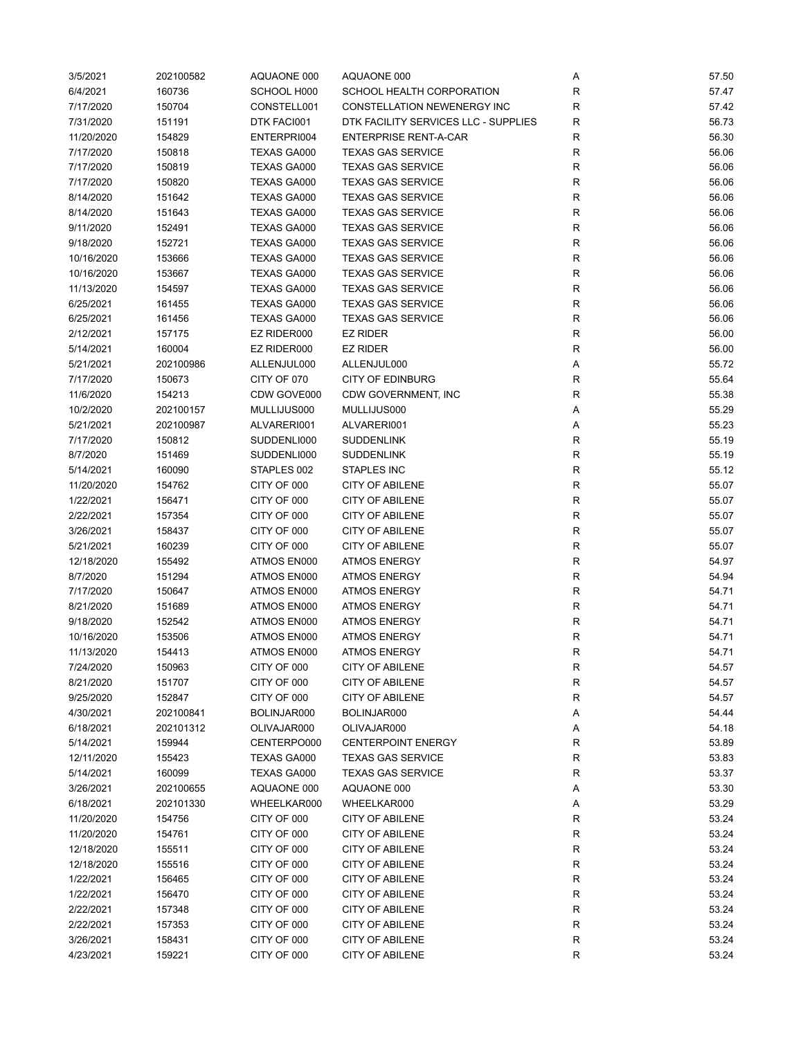| | | | | | |
|---|---|---|---|---|---|
| 3/5/2021 | 202100582 | AQUAONE 000 | AQUAONE 000 | A | 57.50 |
| 6/4/2021 | 160736 | SCHOOL H000 | SCHOOL HEALTH CORPORATION | R | 57.47 |
| 7/17/2020 | 150704 | CONSTELL001 | CONSTELLATION NEWENERGY INC | R | 57.42 |
| 7/31/2020 | 151191 | DTK FACI001 | DTK FACILITY SERVICES LLC - SUPPLIES | R | 56.73 |
| 11/20/2020 | 154829 | ENTERPRI004 | ENTERPRISE RENT-A-CAR | R | 56.30 |
| 7/17/2020 | 150818 | TEXAS GA000 | TEXAS GAS SERVICE | R | 56.06 |
| 7/17/2020 | 150819 | TEXAS GA000 | TEXAS GAS SERVICE | R | 56.06 |
| 7/17/2020 | 150820 | TEXAS GA000 | TEXAS GAS SERVICE | R | 56.06 |
| 8/14/2020 | 151642 | TEXAS GA000 | TEXAS GAS SERVICE | R | 56.06 |
| 8/14/2020 | 151643 | TEXAS GA000 | TEXAS GAS SERVICE | R | 56.06 |
| 9/11/2020 | 152491 | TEXAS GA000 | TEXAS GAS SERVICE | R | 56.06 |
| 9/18/2020 | 152721 | TEXAS GA000 | TEXAS GAS SERVICE | R | 56.06 |
| 10/16/2020 | 153666 | TEXAS GA000 | TEXAS GAS SERVICE | R | 56.06 |
| 10/16/2020 | 153667 | TEXAS GA000 | TEXAS GAS SERVICE | R | 56.06 |
| 11/13/2020 | 154597 | TEXAS GA000 | TEXAS GAS SERVICE | R | 56.06 |
| 6/25/2021 | 161455 | TEXAS GA000 | TEXAS GAS SERVICE | R | 56.06 |
| 6/25/2021 | 161456 | TEXAS GA000 | TEXAS GAS SERVICE | R | 56.06 |
| 2/12/2021 | 157175 | EZ RIDER000 | EZ RIDER | R | 56.00 |
| 5/14/2021 | 160004 | EZ RIDER000 | EZ RIDER | R | 56.00 |
| 5/21/2021 | 202100986 | ALLENJUL000 | ALLENJUL000 | A | 55.72 |
| 7/17/2020 | 150673 | CITY OF 070 | CITY OF EDINBURG | R | 55.64 |
| 11/6/2020 | 154213 | CDW GOVE000 | CDW GOVERNMENT, INC | R | 55.38 |
| 10/2/2020 | 202100157 | MULLIJUS000 | MULLIJUS000 | A | 55.29 |
| 5/21/2021 | 202100987 | ALVARERI001 | ALVARERI001 | A | 55.23 |
| 7/17/2020 | 150812 | SUDDENLI000 | SUDDENLINK | R | 55.19 |
| 8/7/2020 | 151469 | SUDDENLI000 | SUDDENLINK | R | 55.19 |
| 5/14/2021 | 160090 | STAPLES 002 | STAPLES INC | R | 55.12 |
| 11/20/2020 | 154762 | CITY OF 000 | CITY OF ABILENE | R | 55.07 |
| 1/22/2021 | 156471 | CITY OF 000 | CITY OF ABILENE | R | 55.07 |
| 2/22/2021 | 157354 | CITY OF 000 | CITY OF ABILENE | R | 55.07 |
| 3/26/2021 | 158437 | CITY OF 000 | CITY OF ABILENE | R | 55.07 |
| 5/21/2021 | 160239 | CITY OF 000 | CITY OF ABILENE | R | 55.07 |
| 12/18/2020 | 155492 | ATMOS EN000 | ATMOS ENERGY | R | 54.97 |
| 8/7/2020 | 151294 | ATMOS EN000 | ATMOS ENERGY | R | 54.94 |
| 7/17/2020 | 150647 | ATMOS EN000 | ATMOS ENERGY | R | 54.71 |
| 8/21/2020 | 151689 | ATMOS EN000 | ATMOS ENERGY | R | 54.71 |
| 9/18/2020 | 152542 | ATMOS EN000 | ATMOS ENERGY | R | 54.71 |
| 10/16/2020 | 153506 | ATMOS EN000 | ATMOS ENERGY | R | 54.71 |
| 11/13/2020 | 154413 | ATMOS EN000 | ATMOS ENERGY | R | 54.71 |
| 7/24/2020 | 150963 | CITY OF 000 | CITY OF ABILENE | R | 54.57 |
| 8/21/2020 | 151707 | CITY OF 000 | CITY OF ABILENE | R | 54.57 |
| 9/25/2020 | 152847 | CITY OF 000 | CITY OF ABILENE | R | 54.57 |
| 4/30/2021 | 202100841 | BOLINJAR000 | BOLINJAR000 | A | 54.44 |
| 6/18/2021 | 202101312 | OLIVAJAR000 | OLIVAJAR000 | A | 54.18 |
| 5/14/2021 | 159944 | CENTERPO000 | CENTERPOINT ENERGY | R | 53.89 |
| 12/11/2020 | 155423 | TEXAS GA000 | TEXAS GAS SERVICE | R | 53.83 |
| 5/14/2021 | 160099 | TEXAS GA000 | TEXAS GAS SERVICE | R | 53.37 |
| 3/26/2021 | 202100655 | AQUAONE 000 | AQUAONE 000 | A | 53.30 |
| 6/18/2021 | 202101330 | WHEELKAR000 | WHEELKAR000 | A | 53.29 |
| 11/20/2020 | 154756 | CITY OF 000 | CITY OF ABILENE | R | 53.24 |
| 11/20/2020 | 154761 | CITY OF 000 | CITY OF ABILENE | R | 53.24 |
| 12/18/2020 | 155511 | CITY OF 000 | CITY OF ABILENE | R | 53.24 |
| 12/18/2020 | 155516 | CITY OF 000 | CITY OF ABILENE | R | 53.24 |
| 1/22/2021 | 156465 | CITY OF 000 | CITY OF ABILENE | R | 53.24 |
| 1/22/2021 | 156470 | CITY OF 000 | CITY OF ABILENE | R | 53.24 |
| 2/22/2021 | 157348 | CITY OF 000 | CITY OF ABILENE | R | 53.24 |
| 2/22/2021 | 157353 | CITY OF 000 | CITY OF ABILENE | R | 53.24 |
| 3/26/2021 | 158431 | CITY OF 000 | CITY OF ABILENE | R | 53.24 |
| 4/23/2021 | 159221 | CITY OF 000 | CITY OF ABILENE | R | 53.24 |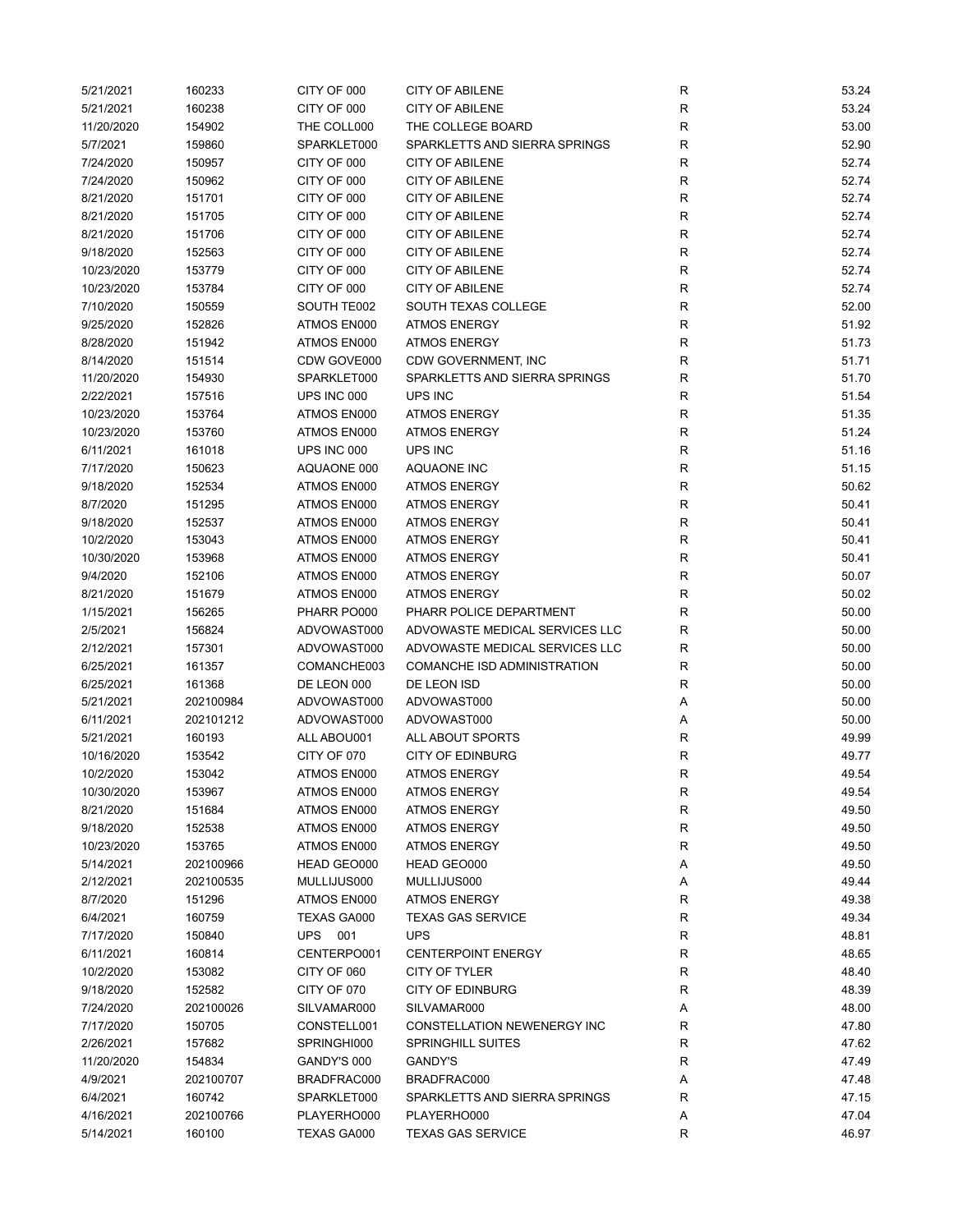| | | | | | |
|---|---|---|---|---|---|
| 5/21/2021 | 160233 | CITY OF 000 | CITY OF ABILENE | R | 53.24 |
| 5/21/2021 | 160238 | CITY OF 000 | CITY OF ABILENE | R | 53.24 |
| 11/20/2020 | 154902 | THE COLL000 | THE COLLEGE BOARD | R | 53.00 |
| 5/7/2021 | 159860 | SPARKLET000 | SPARKLETTS AND SIERRA SPRINGS | R | 52.90 |
| 7/24/2020 | 150957 | CITY OF 000 | CITY OF ABILENE | R | 52.74 |
| 7/24/2020 | 150962 | CITY OF 000 | CITY OF ABILENE | R | 52.74 |
| 8/21/2020 | 151701 | CITY OF 000 | CITY OF ABILENE | R | 52.74 |
| 8/21/2020 | 151705 | CITY OF 000 | CITY OF ABILENE | R | 52.74 |
| 8/21/2020 | 151706 | CITY OF 000 | CITY OF ABILENE | R | 52.74 |
| 9/18/2020 | 152563 | CITY OF 000 | CITY OF ABILENE | R | 52.74 |
| 10/23/2020 | 153779 | CITY OF 000 | CITY OF ABILENE | R | 52.74 |
| 10/23/2020 | 153784 | CITY OF 000 | CITY OF ABILENE | R | 52.74 |
| 7/10/2020 | 150559 | SOUTH TE002 | SOUTH TEXAS COLLEGE | R | 52.00 |
| 9/25/2020 | 152826 | ATMOS EN000 | ATMOS ENERGY | R | 51.92 |
| 8/28/2020 | 151942 | ATMOS EN000 | ATMOS ENERGY | R | 51.73 |
| 8/14/2020 | 151514 | CDW GOVE000 | CDW GOVERNMENT, INC | R | 51.71 |
| 11/20/2020 | 154930 | SPARKLET000 | SPARKLETTS AND SIERRA SPRINGS | R | 51.70 |
| 2/22/2021 | 157516 | UPS INC 000 | UPS INC | R | 51.54 |
| 10/23/2020 | 153764 | ATMOS EN000 | ATMOS ENERGY | R | 51.35 |
| 10/23/2020 | 153760 | ATMOS EN000 | ATMOS ENERGY | R | 51.24 |
| 6/11/2021 | 161018 | UPS INC 000 | UPS INC | R | 51.16 |
| 7/17/2020 | 150623 | AQUAONE 000 | AQUAONE INC | R | 51.15 |
| 9/18/2020 | 152534 | ATMOS EN000 | ATMOS ENERGY | R | 50.62 |
| 8/7/2020 | 151295 | ATMOS EN000 | ATMOS ENERGY | R | 50.41 |
| 9/18/2020 | 152537 | ATMOS EN000 | ATMOS ENERGY | R | 50.41 |
| 10/2/2020 | 153043 | ATMOS EN000 | ATMOS ENERGY | R | 50.41 |
| 10/30/2020 | 153968 | ATMOS EN000 | ATMOS ENERGY | R | 50.41 |
| 9/4/2020 | 152106 | ATMOS EN000 | ATMOS ENERGY | R | 50.07 |
| 8/21/2020 | 151679 | ATMOS EN000 | ATMOS ENERGY | R | 50.02 |
| 1/15/2021 | 156265 | PHARR PO000 | PHARR POLICE DEPARTMENT | R | 50.00 |
| 2/5/2021 | 156824 | ADVOWAST000 | ADVOWASTE MEDICAL SERVICES LLC | R | 50.00 |
| 2/12/2021 | 157301 | ADVOWAST000 | ADVOWASTE MEDICAL SERVICES LLC | R | 50.00 |
| 6/25/2021 | 161357 | COMANCHE003 | COMANCHE ISD ADMINISTRATION | R | 50.00 |
| 6/25/2021 | 161368 | DE LEON 000 | DE LEON ISD | R | 50.00 |
| 5/21/2021 | 202100984 | ADVOWAST000 | ADVOWAST000 | A | 50.00 |
| 6/11/2021 | 202101212 | ADVOWAST000 | ADVOWAST000 | A | 50.00 |
| 5/21/2021 | 160193 | ALL ABOU001 | ALL ABOUT SPORTS | R | 49.99 |
| 10/16/2020 | 153542 | CITY OF 070 | CITY OF EDINBURG | R | 49.77 |
| 10/2/2020 | 153042 | ATMOS EN000 | ATMOS ENERGY | R | 49.54 |
| 10/30/2020 | 153967 | ATMOS EN000 | ATMOS ENERGY | R | 49.54 |
| 8/21/2020 | 151684 | ATMOS EN000 | ATMOS ENERGY | R | 49.50 |
| 9/18/2020 | 152538 | ATMOS EN000 | ATMOS ENERGY | R | 49.50 |
| 10/23/2020 | 153765 | ATMOS EN000 | ATMOS ENERGY | R | 49.50 |
| 5/14/2021 | 202100966 | HEAD GEO000 | HEAD GEO000 | A | 49.50 |
| 2/12/2021 | 202100535 | MULLIJUS000 | MULLIJUS000 | A | 49.44 |
| 8/7/2020 | 151296 | ATMOS EN000 | ATMOS ENERGY | R | 49.38 |
| 6/4/2021 | 160759 | TEXAS GA000 | TEXAS GAS SERVICE | R | 49.34 |
| 7/17/2020 | 150840 | UPS 001 | UPS | R | 48.81 |
| 6/11/2021 | 160814 | CENTERPO001 | CENTERPOINT ENERGY | R | 48.65 |
| 10/2/2020 | 153082 | CITY OF 060 | CITY OF TYLER | R | 48.40 |
| 9/18/2020 | 152582 | CITY OF 070 | CITY OF EDINBURG | R | 48.39 |
| 7/24/2020 | 202100026 | SILVAMAR000 | SILVAMAR000 | A | 48.00 |
| 7/17/2020 | 150705 | CONSTELL001 | CONSTELLATION NEWENERGY INC | R | 47.80 |
| 2/26/2021 | 157682 | SPRINGHI000 | SPRINGHILL SUITES | R | 47.62 |
| 11/20/2020 | 154834 | GANDY'S 000 | GANDY'S | R | 47.49 |
| 4/9/2021 | 202100707 | BRADFRAC000 | BRADFRAC000 | A | 47.48 |
| 6/4/2021 | 160742 | SPARKLET000 | SPARKLETTS AND SIERRA SPRINGS | R | 47.15 |
| 4/16/2021 | 202100766 | PLAYERHO000 | PLAYERHO000 | A | 47.04 |
| 5/14/2021 | 160100 | TEXAS GA000 | TEXAS GAS SERVICE | R | 46.97 |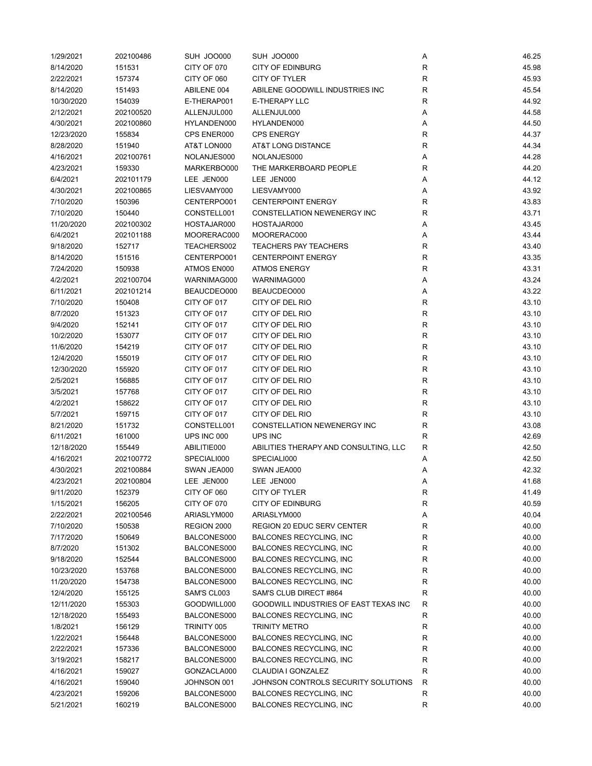| | | | | | |
|---|---|---|---|---|---|
| 1/29/2021 | 202100486 | SUH JOO000 | SUH JOO000 | A | 46.25 |
| 8/14/2020 | 151531 | CITY OF 070 | CITY OF EDINBURG | R | 45.98 |
| 2/22/2021 | 157374 | CITY OF 060 | CITY OF TYLER | R | 45.93 |
| 8/14/2020 | 151493 | ABILENE 004 | ABILENE GOODWILL INDUSTRIES INC | R | 45.54 |
| 10/30/2020 | 154039 | E-THERAP001 | E-THERAPY LLC | R | 44.92 |
| 2/12/2021 | 202100520 | ALLENJUL000 | ALLENJUL000 | A | 44.58 |
| 4/30/2021 | 202100860 | HYLANDEN000 | HYLANDEN000 | A | 44.50 |
| 12/23/2020 | 155834 | CPS ENER000 | CPS ENERGY | R | 44.37 |
| 8/28/2020 | 151940 | AT&T LON000 | AT&T LONG DISTANCE | R | 44.34 |
| 4/16/2021 | 202100761 | NOLANJES000 | NOLANJES000 | A | 44.28 |
| 4/23/2021 | 159330 | MARKERBO000 | THE MARKERBOARD PEOPLE | R | 44.20 |
| 6/4/2021 | 202101179 | LEE JEN000 | LEE JEN000 | A | 44.12 |
| 4/30/2021 | 202100865 | LIESVAMY000 | LIESVAMY000 | A | 43.92 |
| 7/10/2020 | 150396 | CENTERPO001 | CENTERPOINT ENERGY | R | 43.83 |
| 7/10/2020 | 150440 | CONSTELL001 | CONSTELLATION NEWENERGY INC | R | 43.71 |
| 11/20/2020 | 202100302 | HOSTAJAR000 | HOSTAJAR000 | A | 43.45 |
| 6/4/2021 | 202101188 | MOORERAC000 | MOORERAC000 | A | 43.44 |
| 9/18/2020 | 152717 | TEACHERS002 | TEACHERS PAY TEACHERS | R | 43.40 |
| 8/14/2020 | 151516 | CENTERPO001 | CENTERPOINT ENERGY | R | 43.35 |
| 7/24/2020 | 150938 | ATMOS EN000 | ATMOS ENERGY | R | 43.31 |
| 4/2/2021 | 202100704 | WARNIMAG000 | WARNIMAG000 | A | 43.24 |
| 6/11/2021 | 202101214 | BEAUCDEO000 | BEAUCDEO000 | A | 43.22 |
| 7/10/2020 | 150408 | CITY OF 017 | CITY OF DEL RIO | R | 43.10 |
| 8/7/2020 | 151323 | CITY OF 017 | CITY OF DEL RIO | R | 43.10 |
| 9/4/2020 | 152141 | CITY OF 017 | CITY OF DEL RIO | R | 43.10 |
| 10/2/2020 | 153077 | CITY OF 017 | CITY OF DEL RIO | R | 43.10 |
| 11/6/2020 | 154219 | CITY OF 017 | CITY OF DEL RIO | R | 43.10 |
| 12/4/2020 | 155019 | CITY OF 017 | CITY OF DEL RIO | R | 43.10 |
| 12/30/2020 | 155920 | CITY OF 017 | CITY OF DEL RIO | R | 43.10 |
| 2/5/2021 | 156885 | CITY OF 017 | CITY OF DEL RIO | R | 43.10 |
| 3/5/2021 | 157768 | CITY OF 017 | CITY OF DEL RIO | R | 43.10 |
| 4/2/2021 | 158622 | CITY OF 017 | CITY OF DEL RIO | R | 43.10 |
| 5/7/2021 | 159715 | CITY OF 017 | CITY OF DEL RIO | R | 43.10 |
| 8/21/2020 | 151732 | CONSTELL001 | CONSTELLATION NEWENERGY INC | R | 43.08 |
| 6/11/2021 | 161000 | UPS INC 000 | UPS INC | R | 42.69 |
| 12/18/2020 | 155449 | ABILITIE000 | ABILITIES THERAPY AND CONSULTING, LLC | R | 42.50 |
| 4/16/2021 | 202100772 | SPECIALI000 | SPECIALI000 | A | 42.50 |
| 4/30/2021 | 202100884 | SWAN JEA000 | SWAN JEA000 | A | 42.32 |
| 4/23/2021 | 202100804 | LEE JEN000 | LEE JEN000 | A | 41.68 |
| 9/11/2020 | 152379 | CITY OF 060 | CITY OF TYLER | R | 41.49 |
| 1/15/2021 | 156205 | CITY OF 070 | CITY OF EDINBURG | R | 40.59 |
| 2/22/2021 | 202100546 | ARIASLYM000 | ARIASLYM000 | A | 40.04 |
| 7/10/2020 | 150538 | REGION 2000 | REGION 20 EDUC SERV CENTER | R | 40.00 |
| 7/17/2020 | 150649 | BALCONES000 | BALCONES RECYCLING, INC | R | 40.00 |
| 8/7/2020 | 151302 | BALCONES000 | BALCONES RECYCLING, INC | R | 40.00 |
| 9/18/2020 | 152544 | BALCONES000 | BALCONES RECYCLING, INC | R | 40.00 |
| 10/23/2020 | 153768 | BALCONES000 | BALCONES RECYCLING, INC | R | 40.00 |
| 11/20/2020 | 154738 | BALCONES000 | BALCONES RECYCLING, INC | R | 40.00 |
| 12/4/2020 | 155125 | SAM'S CL003 | SAM'S CLUB DIRECT #864 | R | 40.00 |
| 12/11/2020 | 155303 | GOODWILL000 | GOODWILL INDUSTRIES OF EAST TEXAS INC | R | 40.00 |
| 12/18/2020 | 155493 | BALCONES000 | BALCONES RECYCLING, INC | R | 40.00 |
| 1/8/2021 | 156129 | TRINITY 005 | TRINITY METRO | R | 40.00 |
| 1/22/2021 | 156448 | BALCONES000 | BALCONES RECYCLING, INC | R | 40.00 |
| 2/22/2021 | 157336 | BALCONES000 | BALCONES RECYCLING, INC | R | 40.00 |
| 3/19/2021 | 158217 | BALCONES000 | BALCONES RECYCLING, INC | R | 40.00 |
| 4/16/2021 | 159027 | GONZACLA000 | CLAUDIA I GONZALEZ | R | 40.00 |
| 4/16/2021 | 159040 | JOHNSON 001 | JOHNSON CONTROLS SECURITY SOLUTIONS | R | 40.00 |
| 4/23/2021 | 159206 | BALCONES000 | BALCONES RECYCLING, INC | R | 40.00 |
| 5/21/2021 | 160219 | BALCONES000 | BALCONES RECYCLING, INC | R | 40.00 |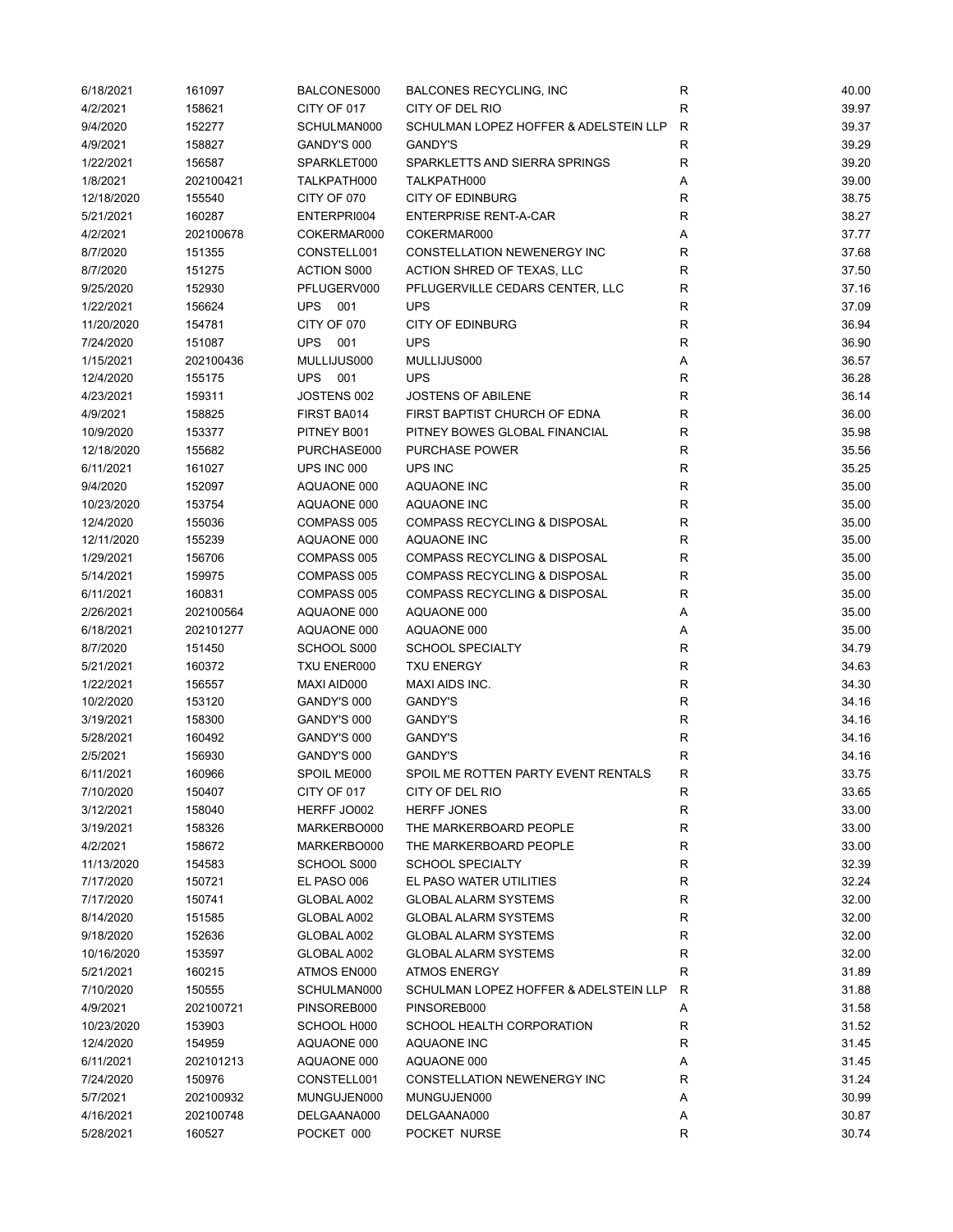| | | | | | |
|---|---|---|---|---|---|
| 6/18/2021 | 161097 | BALCONES000 | BALCONES RECYCLING, INC | R | 40.00 |
| 4/2/2021 | 158621 | CITY OF 017 | CITY OF DEL RIO | R | 39.97 |
| 9/4/2020 | 152277 | SCHULMAN000 | SCHULMAN LOPEZ HOFFER & ADELSTEIN LLP | R | 39.37 |
| 4/9/2021 | 158827 | GANDY'S 000 | GANDY'S | R | 39.29 |
| 1/22/2021 | 156587 | SPARKLET000 | SPARKLETTS AND SIERRA SPRINGS | R | 39.20 |
| 1/8/2021 | 202100421 | TALKPATH000 | TALKPATH000 | A | 39.00 |
| 12/18/2020 | 155540 | CITY OF 070 | CITY OF EDINBURG | R | 38.75 |
| 5/21/2021 | 160287 | ENTERPRI004 | ENTERPRISE RENT-A-CAR | R | 38.27 |
| 4/2/2021 | 202100678 | COKERMAR000 | COKERMAR000 | A | 37.77 |
| 8/7/2020 | 151355 | CONSTELL001 | CONSTELLATION NEWENERGY INC | R | 37.68 |
| 8/7/2020 | 151275 | ACTION S000 | ACTION SHRED OF TEXAS, LLC | R | 37.50 |
| 9/25/2020 | 152930 | PFLUGERV000 | PFLUGERVILLE CEDARS CENTER, LLC | R | 37.16 |
| 1/22/2021 | 156624 | UPS 001 | UPS | R | 37.09 |
| 11/20/2020 | 154781 | CITY OF 070 | CITY OF EDINBURG | R | 36.94 |
| 7/24/2020 | 151087 | UPS 001 | UPS | R | 36.90 |
| 1/15/2021 | 202100436 | MULLIJUS000 | MULLIJUS000 | A | 36.57 |
| 12/4/2020 | 155175 | UPS 001 | UPS | R | 36.28 |
| 4/23/2021 | 159311 | JOSTENS 002 | JOSTENS OF ABILENE | R | 36.14 |
| 4/9/2021 | 158825 | FIRST BA014 | FIRST BAPTIST CHURCH OF EDNA | R | 36.00 |
| 10/9/2020 | 153377 | PITNEY B001 | PITNEY BOWES GLOBAL FINANCIAL | R | 35.98 |
| 12/18/2020 | 155682 | PURCHASE000 | PURCHASE POWER | R | 35.56 |
| 6/11/2021 | 161027 | UPS INC 000 | UPS INC | R | 35.25 |
| 9/4/2020 | 152097 | AQUAONE 000 | AQUAONE INC | R | 35.00 |
| 10/23/2020 | 153754 | AQUAONE 000 | AQUAONE INC | R | 35.00 |
| 12/4/2020 | 155036 | COMPASS 005 | COMPASS RECYCLING & DISPOSAL | R | 35.00 |
| 12/11/2020 | 155239 | AQUAONE 000 | AQUAONE INC | R | 35.00 |
| 1/29/2021 | 156706 | COMPASS 005 | COMPASS RECYCLING & DISPOSAL | R | 35.00 |
| 5/14/2021 | 159975 | COMPASS 005 | COMPASS RECYCLING & DISPOSAL | R | 35.00 |
| 6/11/2021 | 160831 | COMPASS 005 | COMPASS RECYCLING & DISPOSAL | R | 35.00 |
| 2/26/2021 | 202100564 | AQUAONE 000 | AQUAONE 000 | A | 35.00 |
| 6/18/2021 | 202101277 | AQUAONE 000 | AQUAONE 000 | A | 35.00 |
| 8/7/2020 | 151450 | SCHOOL S000 | SCHOOL SPECIALTY | R | 34.79 |
| 5/21/2021 | 160372 | TXU ENER000 | TXU ENERGY | R | 34.63 |
| 1/22/2021 | 156557 | MAXI AID000 | MAXI AIDS INC. | R | 34.30 |
| 10/2/2020 | 153120 | GANDY'S 000 | GANDY'S | R | 34.16 |
| 3/19/2021 | 158300 | GANDY'S 000 | GANDY'S | R | 34.16 |
| 5/28/2021 | 160492 | GANDY'S 000 | GANDY'S | R | 34.16 |
| 2/5/2021 | 156930 | GANDY'S 000 | GANDY'S | R | 34.16 |
| 6/11/2021 | 160966 | SPOIL ME000 | SPOIL ME ROTTEN PARTY EVENT RENTALS | R | 33.75 |
| 7/10/2020 | 150407 | CITY OF 017 | CITY OF DEL RIO | R | 33.65 |
| 3/12/2021 | 158040 | HERFF JO002 | HERFF JONES | R | 33.00 |
| 3/19/2021 | 158326 | MARKERBO000 | THE MARKERBOARD PEOPLE | R | 33.00 |
| 4/2/2021 | 158672 | MARKERBO000 | THE MARKERBOARD PEOPLE | R | 33.00 |
| 11/13/2020 | 154583 | SCHOOL S000 | SCHOOL SPECIALTY | R | 32.39 |
| 7/17/2020 | 150721 | EL PASO 006 | EL PASO WATER UTILITIES | R | 32.24 |
| 7/17/2020 | 150741 | GLOBAL A002 | GLOBAL ALARM SYSTEMS | R | 32.00 |
| 8/14/2020 | 151585 | GLOBAL A002 | GLOBAL ALARM SYSTEMS | R | 32.00 |
| 9/18/2020 | 152636 | GLOBAL A002 | GLOBAL ALARM SYSTEMS | R | 32.00 |
| 10/16/2020 | 153597 | GLOBAL A002 | GLOBAL ALARM SYSTEMS | R | 32.00 |
| 5/21/2021 | 160215 | ATMOS EN000 | ATMOS ENERGY | R | 31.89 |
| 7/10/2020 | 150555 | SCHULMAN000 | SCHULMAN LOPEZ HOFFER & ADELSTEIN LLP | R | 31.88 |
| 4/9/2021 | 202100721 | PINSOREB000 | PINSOREB000 | A | 31.58 |
| 10/23/2020 | 153903 | SCHOOL H000 | SCHOOL HEALTH CORPORATION | R | 31.52 |
| 12/4/2020 | 154959 | AQUAONE 000 | AQUAONE INC | R | 31.45 |
| 6/11/2021 | 202101213 | AQUAONE 000 | AQUAONE 000 | A | 31.45 |
| 7/24/2020 | 150976 | CONSTELL001 | CONSTELLATION NEWENERGY INC | R | 31.24 |
| 5/7/2021 | 202100932 | MUNGUJEN000 | MUNGUJEN000 | A | 30.99 |
| 4/16/2021 | 202100748 | DELGAANA000 | DELGAANA000 | A | 30.87 |
| 5/28/2021 | 160527 | POCKET 000 | POCKET NURSE | R | 30.74 |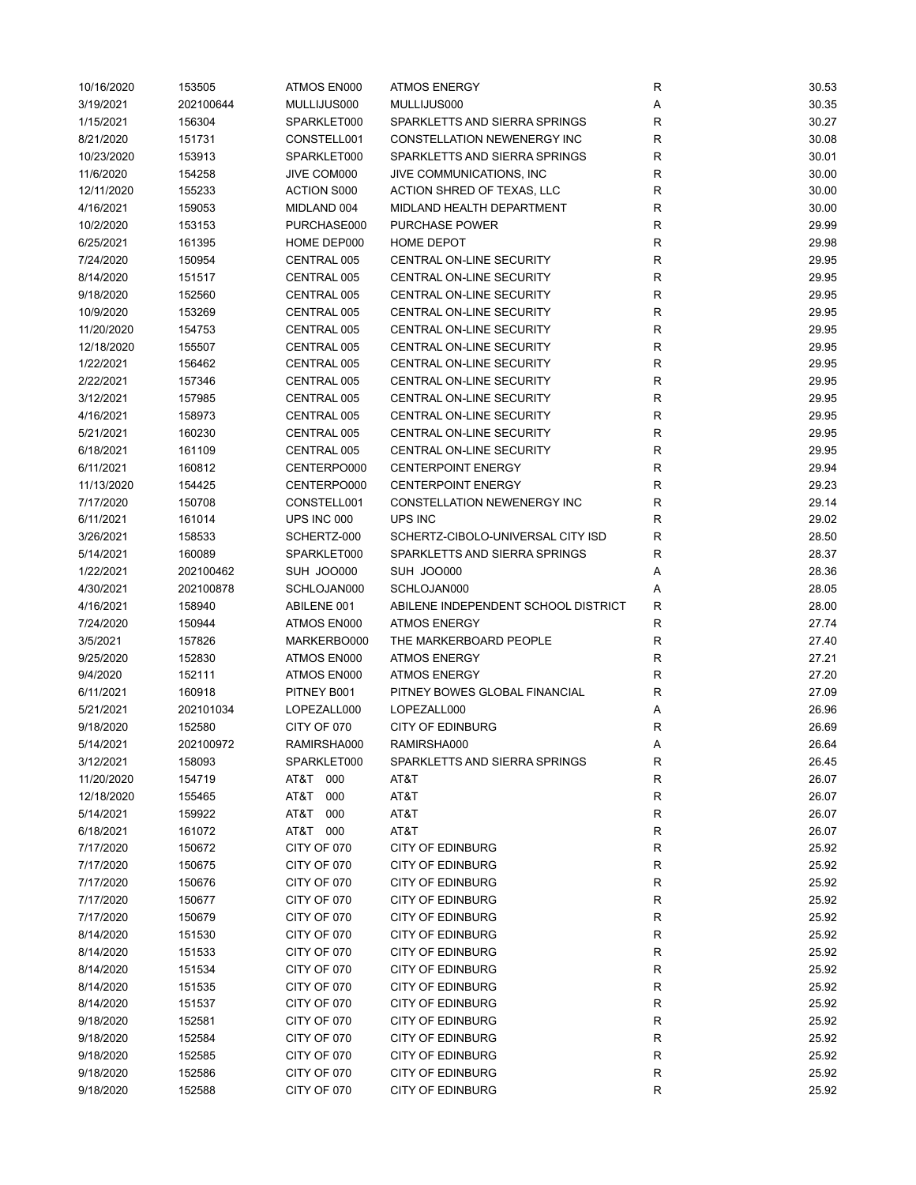| | | | | | |
|---|---|---|---|---|---|
| 10/16/2020 | 153505 | ATMOS EN000 | ATMOS ENERGY | R | 30.53 |
| 3/19/2021 | 202100644 | MULLIJUS000 | MULLIJUS000 | A | 30.35 |
| 1/15/2021 | 156304 | SPARKLET000 | SPARKLETTS AND SIERRA SPRINGS | R | 30.27 |
| 8/21/2020 | 151731 | CONSTELL001 | CONSTELLATION NEWENERGY INC | R | 30.08 |
| 10/23/2020 | 153913 | SPARKLET000 | SPARKLETTS AND SIERRA SPRINGS | R | 30.01 |
| 11/6/2020 | 154258 | JIVE COM000 | JIVE COMMUNICATIONS, INC | R | 30.00 |
| 12/11/2020 | 155233 | ACTION S000 | ACTION SHRED OF TEXAS, LLC | R | 30.00 |
| 4/16/2021 | 159053 | MIDLAND 004 | MIDLAND HEALTH DEPARTMENT | R | 30.00 |
| 10/2/2020 | 153153 | PURCHASE000 | PURCHASE POWER | R | 29.99 |
| 6/25/2021 | 161395 | HOME DEP000 | HOME DEPOT | R | 29.98 |
| 7/24/2020 | 150954 | CENTRAL 005 | CENTRAL ON-LINE SECURITY | R | 29.95 |
| 8/14/2020 | 151517 | CENTRAL 005 | CENTRAL ON-LINE SECURITY | R | 29.95 |
| 9/18/2020 | 152560 | CENTRAL 005 | CENTRAL ON-LINE SECURITY | R | 29.95 |
| 10/9/2020 | 153269 | CENTRAL 005 | CENTRAL ON-LINE SECURITY | R | 29.95 |
| 11/20/2020 | 154753 | CENTRAL 005 | CENTRAL ON-LINE SECURITY | R | 29.95 |
| 12/18/2020 | 155507 | CENTRAL 005 | CENTRAL ON-LINE SECURITY | R | 29.95 |
| 1/22/2021 | 156462 | CENTRAL 005 | CENTRAL ON-LINE SECURITY | R | 29.95 |
| 2/22/2021 | 157346 | CENTRAL 005 | CENTRAL ON-LINE SECURITY | R | 29.95 |
| 3/12/2021 | 157985 | CENTRAL 005 | CENTRAL ON-LINE SECURITY | R | 29.95 |
| 4/16/2021 | 158973 | CENTRAL 005 | CENTRAL ON-LINE SECURITY | R | 29.95 |
| 5/21/2021 | 160230 | CENTRAL 005 | CENTRAL ON-LINE SECURITY | R | 29.95 |
| 6/18/2021 | 161109 | CENTRAL 005 | CENTRAL ON-LINE SECURITY | R | 29.95 |
| 6/11/2021 | 160812 | CENTERPO000 | CENTERPOINT ENERGY | R | 29.94 |
| 11/13/2020 | 154425 | CENTERPO000 | CENTERPOINT ENERGY | R | 29.23 |
| 7/17/2020 | 150708 | CONSTELL001 | CONSTELLATION NEWENERGY INC | R | 29.14 |
| 6/11/2021 | 161014 | UPS INC 000 | UPS INC | R | 29.02 |
| 3/26/2021 | 158533 | SCHERTZ-000 | SCHERTZ-CIBOLO-UNIVERSAL CITY ISD | R | 28.50 |
| 5/14/2021 | 160089 | SPARKLET000 | SPARKLETTS AND SIERRA SPRINGS | R | 28.37 |
| 1/22/2021 | 202100462 | SUH JOO000 | SUH JOO000 | A | 28.36 |
| 4/30/2021 | 202100878 | SCHLOJAN000 | SCHLOJAN000 | A | 28.05 |
| 4/16/2021 | 158940 | ABILENE 001 | ABILENE INDEPENDENT SCHOOL DISTRICT | R | 28.00 |
| 7/24/2020 | 150944 | ATMOS EN000 | ATMOS ENERGY | R | 27.74 |
| 3/5/2021 | 157826 | MARKERBO000 | THE MARKERBOARD PEOPLE | R | 27.40 |
| 9/25/2020 | 152830 | ATMOS EN000 | ATMOS ENERGY | R | 27.21 |
| 9/4/2020 | 152111 | ATMOS EN000 | ATMOS ENERGY | R | 27.20 |
| 6/11/2021 | 160918 | PITNEY B001 | PITNEY BOWES GLOBAL FINANCIAL | R | 27.09 |
| 5/21/2021 | 202101034 | LOPEZALL000 | LOPEZALL000 | A | 26.96 |
| 9/18/2020 | 152580 | CITY OF 070 | CITY OF EDINBURG | R | 26.69 |
| 5/14/2021 | 202100972 | RAMIRSHA000 | RAMIRSHA000 | A | 26.64 |
| 3/12/2021 | 158093 | SPARKLET000 | SPARKLETTS AND SIERRA SPRINGS | R | 26.45 |
| 11/20/2020 | 154719 | AT&T 000 | AT&T | R | 26.07 |
| 12/18/2020 | 155465 | AT&T 000 | AT&T | R | 26.07 |
| 5/14/2021 | 159922 | AT&T 000 | AT&T | R | 26.07 |
| 6/18/2021 | 161072 | AT&T 000 | AT&T | R | 26.07 |
| 7/17/2020 | 150672 | CITY OF 070 | CITY OF EDINBURG | R | 25.92 |
| 7/17/2020 | 150675 | CITY OF 070 | CITY OF EDINBURG | R | 25.92 |
| 7/17/2020 | 150676 | CITY OF 070 | CITY OF EDINBURG | R | 25.92 |
| 7/17/2020 | 150677 | CITY OF 070 | CITY OF EDINBURG | R | 25.92 |
| 7/17/2020 | 150679 | CITY OF 070 | CITY OF EDINBURG | R | 25.92 |
| 8/14/2020 | 151530 | CITY OF 070 | CITY OF EDINBURG | R | 25.92 |
| 8/14/2020 | 151533 | CITY OF 070 | CITY OF EDINBURG | R | 25.92 |
| 8/14/2020 | 151534 | CITY OF 070 | CITY OF EDINBURG | R | 25.92 |
| 8/14/2020 | 151535 | CITY OF 070 | CITY OF EDINBURG | R | 25.92 |
| 8/14/2020 | 151537 | CITY OF 070 | CITY OF EDINBURG | R | 25.92 |
| 9/18/2020 | 152581 | CITY OF 070 | CITY OF EDINBURG | R | 25.92 |
| 9/18/2020 | 152584 | CITY OF 070 | CITY OF EDINBURG | R | 25.92 |
| 9/18/2020 | 152585 | CITY OF 070 | CITY OF EDINBURG | R | 25.92 |
| 9/18/2020 | 152586 | CITY OF 070 | CITY OF EDINBURG | R | 25.92 |
| 9/18/2020 | 152588 | CITY OF 070 | CITY OF EDINBURG | R | 25.92 |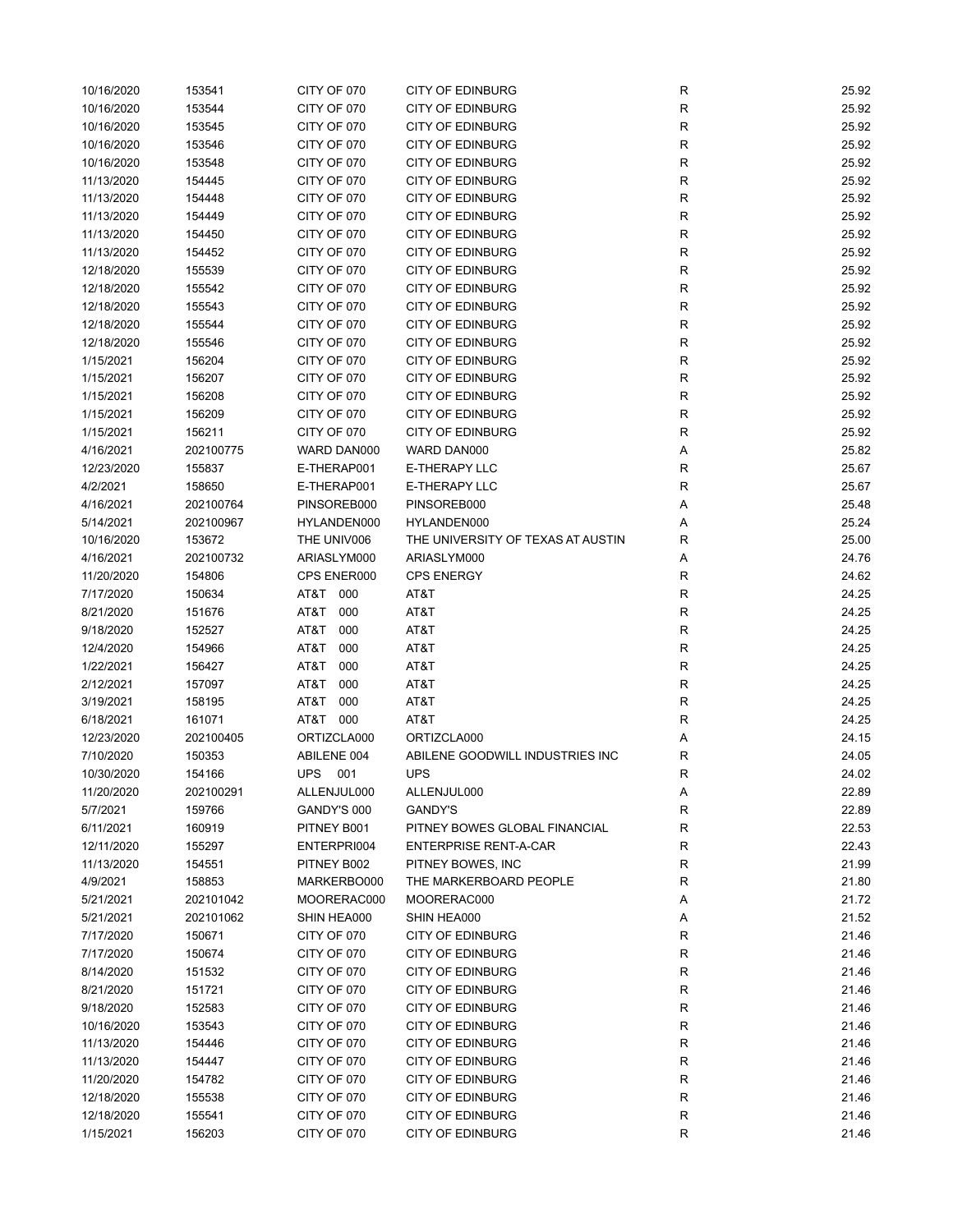| | | | | | |
|---|---|---|---|---|---|
| 10/16/2020 | 153541 | CITY OF 070 | CITY OF EDINBURG | R | 25.92 |
| 10/16/2020 | 153544 | CITY OF 070 | CITY OF EDINBURG | R | 25.92 |
| 10/16/2020 | 153545 | CITY OF 070 | CITY OF EDINBURG | R | 25.92 |
| 10/16/2020 | 153546 | CITY OF 070 | CITY OF EDINBURG | R | 25.92 |
| 10/16/2020 | 153548 | CITY OF 070 | CITY OF EDINBURG | R | 25.92 |
| 11/13/2020 | 154445 | CITY OF 070 | CITY OF EDINBURG | R | 25.92 |
| 11/13/2020 | 154448 | CITY OF 070 | CITY OF EDINBURG | R | 25.92 |
| 11/13/2020 | 154449 | CITY OF 070 | CITY OF EDINBURG | R | 25.92 |
| 11/13/2020 | 154450 | CITY OF 070 | CITY OF EDINBURG | R | 25.92 |
| 11/13/2020 | 154452 | CITY OF 070 | CITY OF EDINBURG | R | 25.92 |
| 12/18/2020 | 155539 | CITY OF 070 | CITY OF EDINBURG | R | 25.92 |
| 12/18/2020 | 155542 | CITY OF 070 | CITY OF EDINBURG | R | 25.92 |
| 12/18/2020 | 155543 | CITY OF 070 | CITY OF EDINBURG | R | 25.92 |
| 12/18/2020 | 155544 | CITY OF 070 | CITY OF EDINBURG | R | 25.92 |
| 12/18/2020 | 155546 | CITY OF 070 | CITY OF EDINBURG | R | 25.92 |
| 1/15/2021 | 156204 | CITY OF 070 | CITY OF EDINBURG | R | 25.92 |
| 1/15/2021 | 156207 | CITY OF 070 | CITY OF EDINBURG | R | 25.92 |
| 1/15/2021 | 156208 | CITY OF 070 | CITY OF EDINBURG | R | 25.92 |
| 1/15/2021 | 156209 | CITY OF 070 | CITY OF EDINBURG | R | 25.92 |
| 1/15/2021 | 156211 | CITY OF 070 | CITY OF EDINBURG | R | 25.92 |
| 4/16/2021 | 202100775 | WARD DAN000 | WARD DAN000 | A | 25.82 |
| 12/23/2020 | 155837 | E-THERAP001 | E-THERAPY LLC | R | 25.67 |
| 4/2/2021 | 158650 | E-THERAP001 | E-THERAPY LLC | R | 25.67 |
| 4/16/2021 | 202100764 | PINSOREB000 | PINSOREB000 | A | 25.48 |
| 5/14/2021 | 202100967 | HYLANDEN000 | HYLANDEN000 | A | 25.24 |
| 10/16/2020 | 153672 | THE UNIV006 | THE UNIVERSITY OF TEXAS AT AUSTIN | R | 25.00 |
| 4/16/2021 | 202100732 | ARIASLYM000 | ARIASLYM000 | A | 24.76 |
| 11/20/2020 | 154806 | CPS ENER000 | CPS ENERGY | R | 24.62 |
| 7/17/2020 | 150634 | AT&T 000 | AT&T | R | 24.25 |
| 8/21/2020 | 151676 | AT&T 000 | AT&T | R | 24.25 |
| 9/18/2020 | 152527 | AT&T 000 | AT&T | R | 24.25 |
| 12/4/2020 | 154966 | AT&T 000 | AT&T | R | 24.25 |
| 1/22/2021 | 156427 | AT&T 000 | AT&T | R | 24.25 |
| 2/12/2021 | 157097 | AT&T 000 | AT&T | R | 24.25 |
| 3/19/2021 | 158195 | AT&T 000 | AT&T | R | 24.25 |
| 6/18/2021 | 161071 | AT&T 000 | AT&T | R | 24.25 |
| 12/23/2020 | 202100405 | ORTIZCLA000 | ORTIZCLA000 | A | 24.15 |
| 7/10/2020 | 150353 | ABILENE 004 | ABILENE GOODWILL INDUSTRIES INC | R | 24.05 |
| 10/30/2020 | 154166 | UPS 001 | UPS | R | 24.02 |
| 11/20/2020 | 202100291 | ALLENJUL000 | ALLENJUL000 | A | 22.89 |
| 5/7/2021 | 159766 | GANDY'S 000 | GANDY'S | R | 22.89 |
| 6/11/2021 | 160919 | PITNEY B001 | PITNEY BOWES GLOBAL FINANCIAL | R | 22.53 |
| 12/11/2020 | 155297 | ENTERPRI004 | ENTERPRISE RENT-A-CAR | R | 22.43 |
| 11/13/2020 | 154551 | PITNEY B002 | PITNEY BOWES, INC | R | 21.99 |
| 4/9/2021 | 158853 | MARKERBO000 | THE MARKERBOARD PEOPLE | R | 21.80 |
| 5/21/2021 | 202101042 | MOORERAC000 | MOORERAC000 | A | 21.72 |
| 5/21/2021 | 202101062 | SHIN HEA000 | SHIN HEA000 | A | 21.52 |
| 7/17/2020 | 150671 | CITY OF 070 | CITY OF EDINBURG | R | 21.46 |
| 7/17/2020 | 150674 | CITY OF 070 | CITY OF EDINBURG | R | 21.46 |
| 8/14/2020 | 151532 | CITY OF 070 | CITY OF EDINBURG | R | 21.46 |
| 8/21/2020 | 151721 | CITY OF 070 | CITY OF EDINBURG | R | 21.46 |
| 9/18/2020 | 152583 | CITY OF 070 | CITY OF EDINBURG | R | 21.46 |
| 10/16/2020 | 153543 | CITY OF 070 | CITY OF EDINBURG | R | 21.46 |
| 11/13/2020 | 154446 | CITY OF 070 | CITY OF EDINBURG | R | 21.46 |
| 11/13/2020 | 154447 | CITY OF 070 | CITY OF EDINBURG | R | 21.46 |
| 11/20/2020 | 154782 | CITY OF 070 | CITY OF EDINBURG | R | 21.46 |
| 12/18/2020 | 155538 | CITY OF 070 | CITY OF EDINBURG | R | 21.46 |
| 12/18/2020 | 155541 | CITY OF 070 | CITY OF EDINBURG | R | 21.46 |
| 1/15/2021 | 156203 | CITY OF 070 | CITY OF EDINBURG | R | 21.46 |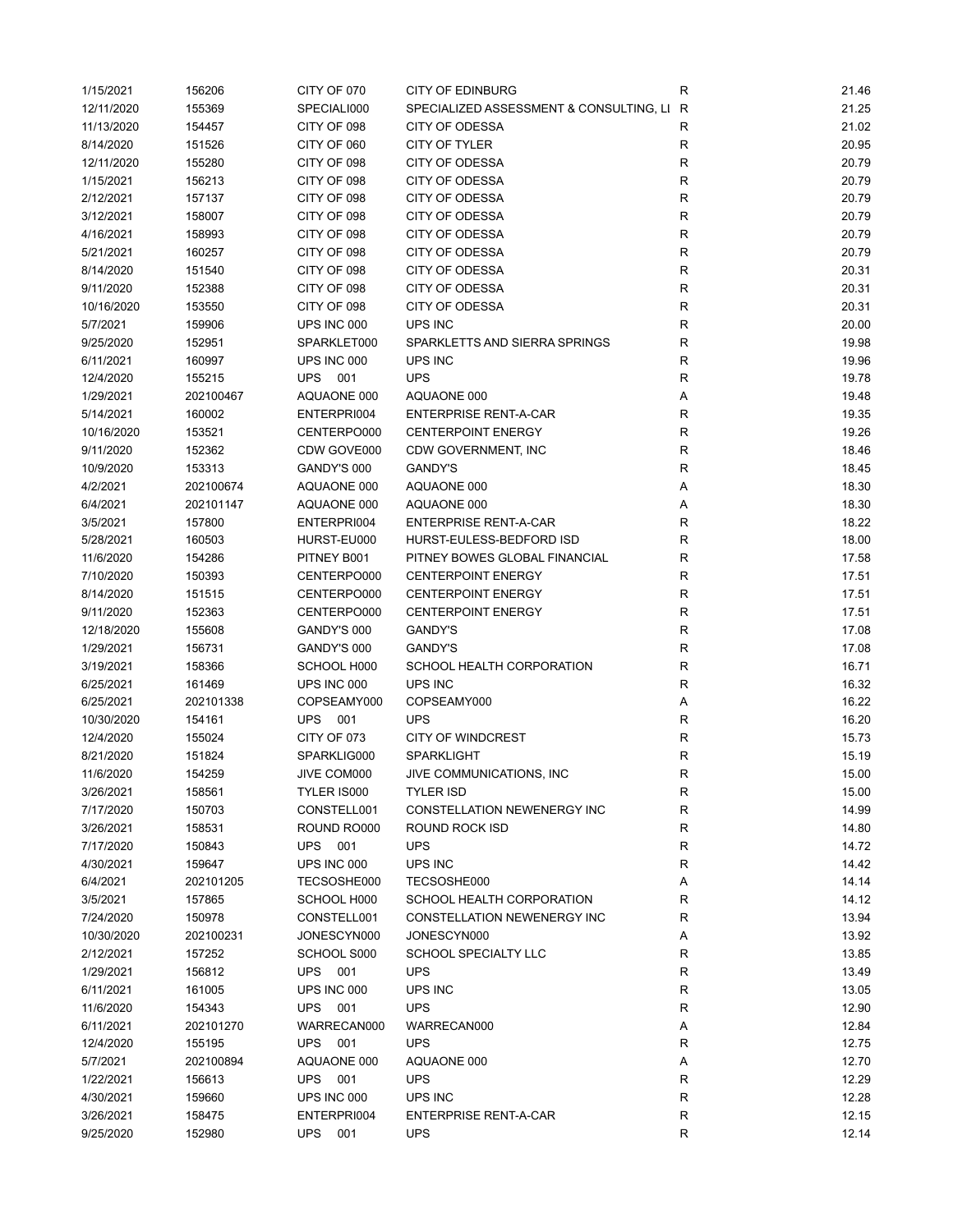| | | | | | |
|---|---|---|---|---|---|
| 1/15/2021 | 156206 | CITY OF 070 | CITY OF EDINBURG | R | 21.46 |
| 12/11/2020 | 155369 | SPECIALI000 | SPECIALIZED ASSESSMENT & CONSULTING, LI | R | 21.25 |
| 11/13/2020 | 154457 | CITY OF 098 | CITY OF ODESSA | R | 21.02 |
| 8/14/2020 | 151526 | CITY OF 060 | CITY OF TYLER | R | 20.95 |
| 12/11/2020 | 155280 | CITY OF 098 | CITY OF ODESSA | R | 20.79 |
| 1/15/2021 | 156213 | CITY OF 098 | CITY OF ODESSA | R | 20.79 |
| 2/12/2021 | 157137 | CITY OF 098 | CITY OF ODESSA | R | 20.79 |
| 3/12/2021 | 158007 | CITY OF 098 | CITY OF ODESSA | R | 20.79 |
| 4/16/2021 | 158993 | CITY OF 098 | CITY OF ODESSA | R | 20.79 |
| 5/21/2021 | 160257 | CITY OF 098 | CITY OF ODESSA | R | 20.79 |
| 8/14/2020 | 151540 | CITY OF 098 | CITY OF ODESSA | R | 20.31 |
| 9/11/2020 | 152388 | CITY OF 098 | CITY OF ODESSA | R | 20.31 |
| 10/16/2020 | 153550 | CITY OF 098 | CITY OF ODESSA | R | 20.31 |
| 5/7/2021 | 159906 | UPS INC 000 | UPS INC | R | 20.00 |
| 9/25/2020 | 152951 | SPARKLET000 | SPARKLETTS AND SIERRA SPRINGS | R | 19.98 |
| 6/11/2021 | 160997 | UPS INC 000 | UPS INC | R | 19.96 |
| 12/4/2020 | 155215 | UPS 001 | UPS | R | 19.78 |
| 1/29/2021 | 202100467 | AQUAONE 000 | AQUAONE 000 | A | 19.48 |
| 5/14/2021 | 160002 | ENTERPRI004 | ENTERPRISE RENT-A-CAR | R | 19.35 |
| 10/16/2020 | 153521 | CENTERPO000 | CENTERPOINT ENERGY | R | 19.26 |
| 9/11/2020 | 152362 | CDW GOVE000 | CDW GOVERNMENT, INC | R | 18.46 |
| 10/9/2020 | 153313 | GANDY'S 000 | GANDY'S | R | 18.45 |
| 4/2/2021 | 202100674 | AQUAONE 000 | AQUAONE 000 | A | 18.30 |
| 6/4/2021 | 202101147 | AQUAONE 000 | AQUAONE 000 | A | 18.30 |
| 3/5/2021 | 157800 | ENTERPRI004 | ENTERPRISE RENT-A-CAR | R | 18.22 |
| 5/28/2021 | 160503 | HURST-EU000 | HURST-EULESS-BEDFORD ISD | R | 18.00 |
| 11/6/2020 | 154286 | PITNEY B001 | PITNEY BOWES GLOBAL FINANCIAL | R | 17.58 |
| 7/10/2020 | 150393 | CENTERPO000 | CENTERPOINT ENERGY | R | 17.51 |
| 8/14/2020 | 151515 | CENTERPO000 | CENTERPOINT ENERGY | R | 17.51 |
| 9/11/2020 | 152363 | CENTERPO000 | CENTERPOINT ENERGY | R | 17.51 |
| 12/18/2020 | 155608 | GANDY'S 000 | GANDY'S | R | 17.08 |
| 1/29/2021 | 156731 | GANDY'S 000 | GANDY'S | R | 17.08 |
| 3/19/2021 | 158366 | SCHOOL H000 | SCHOOL HEALTH CORPORATION | R | 16.71 |
| 6/25/2021 | 161469 | UPS INC 000 | UPS INC | R | 16.32 |
| 6/25/2021 | 202101338 | COPSEAMY000 | COPSEAMY000 | A | 16.22 |
| 10/30/2020 | 154161 | UPS 001 | UPS | R | 16.20 |
| 12/4/2020 | 155024 | CITY OF 073 | CITY OF WINDCREST | R | 15.73 |
| 8/21/2020 | 151824 | SPARKLIG000 | SPARKLIGHT | R | 15.19 |
| 11/6/2020 | 154259 | JIVE COM000 | JIVE COMMUNICATIONS, INC | R | 15.00 |
| 3/26/2021 | 158561 | TYLER IS000 | TYLER ISD | R | 15.00 |
| 7/17/2020 | 150703 | CONSTELL001 | CONSTELLATION NEWENERGY INC | R | 14.99 |
| 3/26/2021 | 158531 | ROUND RO000 | ROUND ROCK ISD | R | 14.80 |
| 7/17/2020 | 150843 | UPS 001 | UPS | R | 14.72 |
| 4/30/2021 | 159647 | UPS INC 000 | UPS INC | R | 14.42 |
| 6/4/2021 | 202101205 | TECSOSHE000 | TECSOSHE000 | A | 14.14 |
| 3/5/2021 | 157865 | SCHOOL H000 | SCHOOL HEALTH CORPORATION | R | 14.12 |
| 7/24/2020 | 150978 | CONSTELL001 | CONSTELLATION NEWENERGY INC | R | 13.94 |
| 10/30/2020 | 202100231 | JONESCYN000 | JONESCYN000 | A | 13.92 |
| 2/12/2021 | 157252 | SCHOOL S000 | SCHOOL SPECIALTY LLC | R | 13.85 |
| 1/29/2021 | 156812 | UPS 001 | UPS | R | 13.49 |
| 6/11/2021 | 161005 | UPS INC 000 | UPS INC | R | 13.05 |
| 11/6/2020 | 154343 | UPS 001 | UPS | R | 12.90 |
| 6/11/2021 | 202101270 | WARRECAN000 | WARRECAN000 | A | 12.84 |
| 12/4/2020 | 155195 | UPS 001 | UPS | R | 12.75 |
| 5/7/2021 | 202100894 | AQUAONE 000 | AQUAONE 000 | A | 12.70 |
| 1/22/2021 | 156613 | UPS 001 | UPS | R | 12.29 |
| 4/30/2021 | 159660 | UPS INC 000 | UPS INC | R | 12.28 |
| 3/26/2021 | 158475 | ENTERPRI004 | ENTERPRISE RENT-A-CAR | R | 12.15 |
| 9/25/2020 | 152980 | UPS 001 | UPS | R | 12.14 |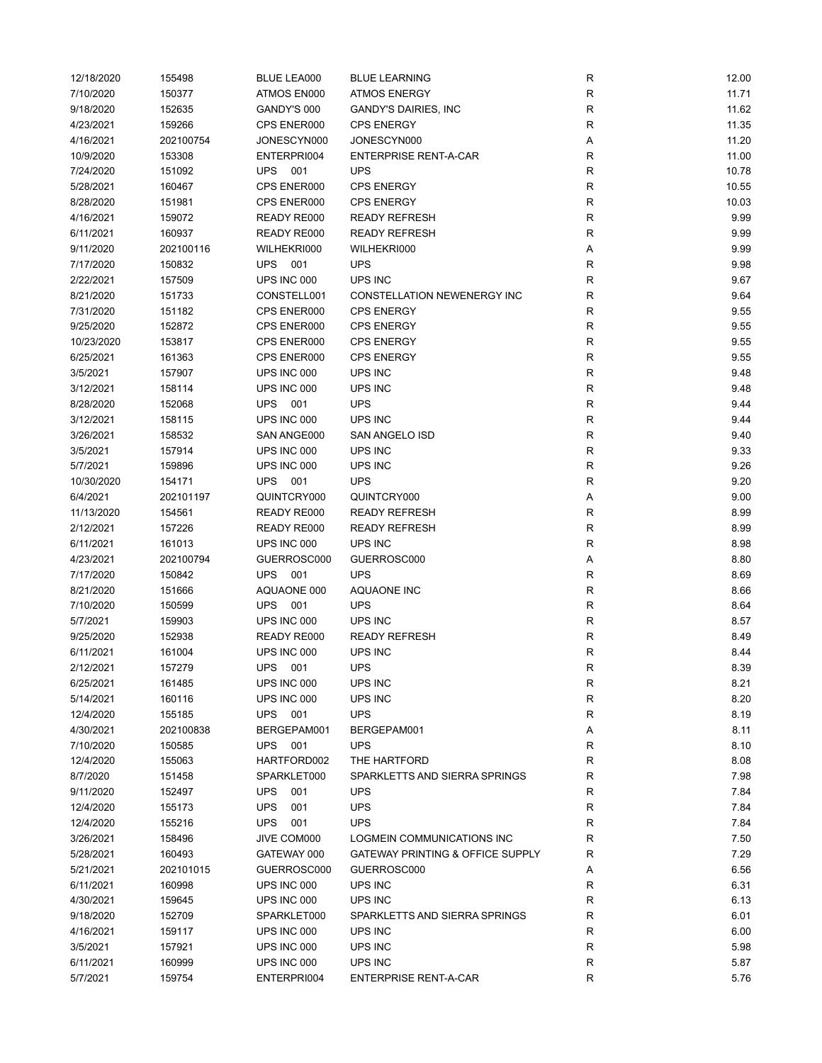| | | | | | |
|---|---|---|---|---|---|
| 12/18/2020 | 155498 | BLUE LEA000 | BLUE LEARNING | R | 12.00 |
| 7/10/2020 | 150377 | ATMOS EN000 | ATMOS ENERGY | R | 11.71 |
| 9/18/2020 | 152635 | GANDY'S 000 | GANDY'S DAIRIES, INC | R | 11.62 |
| 4/23/2021 | 159266 | CPS ENER000 | CPS ENERGY | R | 11.35 |
| 4/16/2021 | 202100754 | JONESCYN000 | JONESCYN000 | A | 11.20 |
| 10/9/2020 | 153308 | ENTERPRI004 | ENTERPRISE RENT-A-CAR | R | 11.00 |
| 7/24/2020 | 151092 | UPS 001 | UPS | R | 10.78 |
| 5/28/2021 | 160467 | CPS ENER000 | CPS ENERGY | R | 10.55 |
| 8/28/2020 | 151981 | CPS ENER000 | CPS ENERGY | R | 10.03 |
| 4/16/2021 | 159072 | READY RE000 | READY REFRESH | R | 9.99 |
| 6/11/2021 | 160937 | READY RE000 | READY REFRESH | R | 9.99 |
| 9/11/2020 | 202100116 | WILHEKRI000 | WILHEKRI000 | A | 9.99 |
| 7/17/2020 | 150832 | UPS 001 | UPS | R | 9.98 |
| 2/22/2021 | 157509 | UPS INC 000 | UPS INC | R | 9.67 |
| 8/21/2020 | 151733 | CONSTELL001 | CONSTELLATION NEWENERGY INC | R | 9.64 |
| 7/31/2020 | 151182 | CPS ENER000 | CPS ENERGY | R | 9.55 |
| 9/25/2020 | 152872 | CPS ENER000 | CPS ENERGY | R | 9.55 |
| 10/23/2020 | 153817 | CPS ENER000 | CPS ENERGY | R | 9.55 |
| 6/25/2021 | 161363 | CPS ENER000 | CPS ENERGY | R | 9.55 |
| 3/5/2021 | 157907 | UPS INC 000 | UPS INC | R | 9.48 |
| 3/12/2021 | 158114 | UPS INC 000 | UPS INC | R | 9.48 |
| 8/28/2020 | 152068 | UPS 001 | UPS | R | 9.44 |
| 3/12/2021 | 158115 | UPS INC 000 | UPS INC | R | 9.44 |
| 3/26/2021 | 158532 | SAN ANGE000 | SAN ANGELO ISD | R | 9.40 |
| 3/5/2021 | 157914 | UPS INC 000 | UPS INC | R | 9.33 |
| 5/7/2021 | 159896 | UPS INC 000 | UPS INC | R | 9.26 |
| 10/30/2020 | 154171 | UPS 001 | UPS | R | 9.20 |
| 6/4/2021 | 202101197 | QUINTCRY000 | QUINTCRY000 | A | 9.00 |
| 11/13/2020 | 154561 | READY RE000 | READY REFRESH | R | 8.99 |
| 2/12/2021 | 157226 | READY RE000 | READY REFRESH | R | 8.99 |
| 6/11/2021 | 161013 | UPS INC 000 | UPS INC | R | 8.98 |
| 4/23/2021 | 202100794 | GUERROSC000 | GUERROSC000 | A | 8.80 |
| 7/17/2020 | 150842 | UPS 001 | UPS | R | 8.69 |
| 8/21/2020 | 151666 | AQUAONE 000 | AQUAONE INC | R | 8.66 |
| 7/10/2020 | 150599 | UPS 001 | UPS | R | 8.64 |
| 5/7/2021 | 159903 | UPS INC 000 | UPS INC | R | 8.57 |
| 9/25/2020 | 152938 | READY RE000 | READY REFRESH | R | 8.49 |
| 6/11/2021 | 161004 | UPS INC 000 | UPS INC | R | 8.44 |
| 2/12/2021 | 157279 | UPS 001 | UPS | R | 8.39 |
| 6/25/2021 | 161485 | UPS INC 000 | UPS INC | R | 8.21 |
| 5/14/2021 | 160116 | UPS INC 000 | UPS INC | R | 8.20 |
| 12/4/2020 | 155185 | UPS 001 | UPS | R | 8.19 |
| 4/30/2021 | 202100838 | BERGEPAM001 | BERGEPAM001 | A | 8.11 |
| 7/10/2020 | 150585 | UPS 001 | UPS | R | 8.10 |
| 12/4/2020 | 155063 | HARTFORD002 | THE HARTFORD | R | 8.08 |
| 8/7/2020 | 151458 | SPARKLET000 | SPARKLETTS AND SIERRA SPRINGS | R | 7.98 |
| 9/11/2020 | 152497 | UPS 001 | UPS | R | 7.84 |
| 12/4/2020 | 155173 | UPS 001 | UPS | R | 7.84 |
| 12/4/2020 | 155216 | UPS 001 | UPS | R | 7.84 |
| 3/26/2021 | 158496 | JIVE COM000 | LOGMEIN COMMUNICATIONS INC | R | 7.50 |
| 5/28/2021 | 160493 | GATEWAY 000 | GATEWAY PRINTING & OFFICE SUPPLY | R | 7.29 |
| 5/21/2021 | 202101015 | GUERROSC000 | GUERROSC000 | A | 6.56 |
| 6/11/2021 | 160998 | UPS INC 000 | UPS INC | R | 6.31 |
| 4/30/2021 | 159645 | UPS INC 000 | UPS INC | R | 6.13 |
| 9/18/2020 | 152709 | SPARKLET000 | SPARKLETTS AND SIERRA SPRINGS | R | 6.01 |
| 4/16/2021 | 159117 | UPS INC 000 | UPS INC | R | 6.00 |
| 3/5/2021 | 157921 | UPS INC 000 | UPS INC | R | 5.98 |
| 6/11/2021 | 160999 | UPS INC 000 | UPS INC | R | 5.87 |
| 5/7/2021 | 159754 | ENTERPRI004 | ENTERPRISE RENT-A-CAR | R | 5.76 |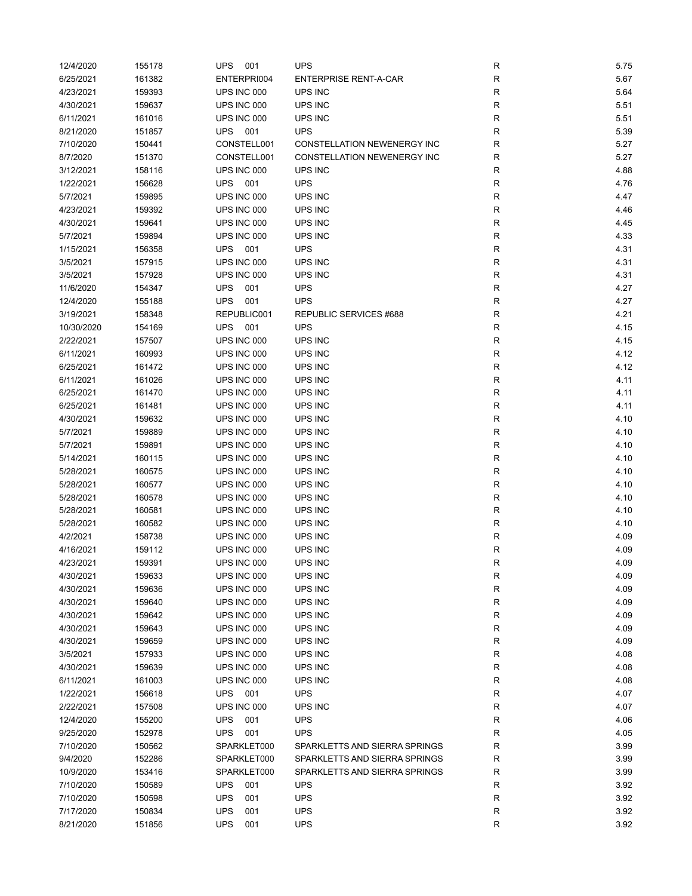| | | | | | |
|---|---|---|---|---|---|
| 12/4/2020 | 155178 | UPS 001 | UPS | R | 5.75 |
| 6/25/2021 | 161382 | ENTERPRI004 | ENTERPRISE RENT-A-CAR | R | 5.67 |
| 4/23/2021 | 159393 | UPS INC 000 | UPS INC | R | 5.64 |
| 4/30/2021 | 159637 | UPS INC 000 | UPS INC | R | 5.51 |
| 6/11/2021 | 161016 | UPS INC 000 | UPS INC | R | 5.51 |
| 8/21/2020 | 151857 | UPS 001 | UPS | R | 5.39 |
| 7/10/2020 | 150441 | CONSTELL001 | CONSTELLATION NEWENERGY INC | R | 5.27 |
| 8/7/2020 | 151370 | CONSTELL001 | CONSTELLATION NEWENERGY INC | R | 5.27 |
| 3/12/2021 | 158116 | UPS INC 000 | UPS INC | R | 4.88 |
| 1/22/2021 | 156628 | UPS 001 | UPS | R | 4.76 |
| 5/7/2021 | 159895 | UPS INC 000 | UPS INC | R | 4.47 |
| 4/23/2021 | 159392 | UPS INC 000 | UPS INC | R | 4.46 |
| 4/30/2021 | 159641 | UPS INC 000 | UPS INC | R | 4.45 |
| 5/7/2021 | 159894 | UPS INC 000 | UPS INC | R | 4.33 |
| 1/15/2021 | 156358 | UPS 001 | UPS | R | 4.31 |
| 3/5/2021 | 157915 | UPS INC 000 | UPS INC | R | 4.31 |
| 3/5/2021 | 157928 | UPS INC 000 | UPS INC | R | 4.31 |
| 11/6/2020 | 154347 | UPS 001 | UPS | R | 4.27 |
| 12/4/2020 | 155188 | UPS 001 | UPS | R | 4.27 |
| 3/19/2021 | 158348 | REPUBLIC001 | REPUBLIC SERVICES #688 | R | 4.21 |
| 10/30/2020 | 154169 | UPS 001 | UPS | R | 4.15 |
| 2/22/2021 | 157507 | UPS INC 000 | UPS INC | R | 4.15 |
| 6/11/2021 | 160993 | UPS INC 000 | UPS INC | R | 4.12 |
| 6/25/2021 | 161472 | UPS INC 000 | UPS INC | R | 4.12 |
| 6/11/2021 | 161026 | UPS INC 000 | UPS INC | R | 4.11 |
| 6/25/2021 | 161470 | UPS INC 000 | UPS INC | R | 4.11 |
| 6/25/2021 | 161481 | UPS INC 000 | UPS INC | R | 4.11 |
| 4/30/2021 | 159632 | UPS INC 000 | UPS INC | R | 4.10 |
| 5/7/2021 | 159889 | UPS INC 000 | UPS INC | R | 4.10 |
| 5/7/2021 | 159891 | UPS INC 000 | UPS INC | R | 4.10 |
| 5/14/2021 | 160115 | UPS INC 000 | UPS INC | R | 4.10 |
| 5/28/2021 | 160575 | UPS INC 000 | UPS INC | R | 4.10 |
| 5/28/2021 | 160577 | UPS INC 000 | UPS INC | R | 4.10 |
| 5/28/2021 | 160578 | UPS INC 000 | UPS INC | R | 4.10 |
| 5/28/2021 | 160581 | UPS INC 000 | UPS INC | R | 4.10 |
| 5/28/2021 | 160582 | UPS INC 000 | UPS INC | R | 4.10 |
| 4/2/2021 | 158738 | UPS INC 000 | UPS INC | R | 4.09 |
| 4/16/2021 | 159112 | UPS INC 000 | UPS INC | R | 4.09 |
| 4/23/2021 | 159391 | UPS INC 000 | UPS INC | R | 4.09 |
| 4/30/2021 | 159633 | UPS INC 000 | UPS INC | R | 4.09 |
| 4/30/2021 | 159636 | UPS INC 000 | UPS INC | R | 4.09 |
| 4/30/2021 | 159640 | UPS INC 000 | UPS INC | R | 4.09 |
| 4/30/2021 | 159642 | UPS INC 000 | UPS INC | R | 4.09 |
| 4/30/2021 | 159643 | UPS INC 000 | UPS INC | R | 4.09 |
| 4/30/2021 | 159659 | UPS INC 000 | UPS INC | R | 4.09 |
| 3/5/2021 | 157933 | UPS INC 000 | UPS INC | R | 4.08 |
| 4/30/2021 | 159639 | UPS INC 000 | UPS INC | R | 4.08 |
| 6/11/2021 | 161003 | UPS INC 000 | UPS INC | R | 4.08 |
| 1/22/2021 | 156618 | UPS 001 | UPS | R | 4.07 |
| 2/22/2021 | 157508 | UPS INC 000 | UPS INC | R | 4.07 |
| 12/4/2020 | 155200 | UPS 001 | UPS | R | 4.06 |
| 9/25/2020 | 152978 | UPS 001 | UPS | R | 4.05 |
| 7/10/2020 | 150562 | SPARKLET000 | SPARKLETTS AND SIERRA SPRINGS | R | 3.99 |
| 9/4/2020 | 152286 | SPARKLET000 | SPARKLETTS AND SIERRA SPRINGS | R | 3.99 |
| 10/9/2020 | 153416 | SPARKLET000 | SPARKLETTS AND SIERRA SPRINGS | R | 3.99 |
| 7/10/2020 | 150589 | UPS 001 | UPS | R | 3.92 |
| 7/10/2020 | 150598 | UPS 001 | UPS | R | 3.92 |
| 7/17/2020 | 150834 | UPS 001 | UPS | R | 3.92 |
| 8/21/2020 | 151856 | UPS 001 | UPS | R | 3.92 |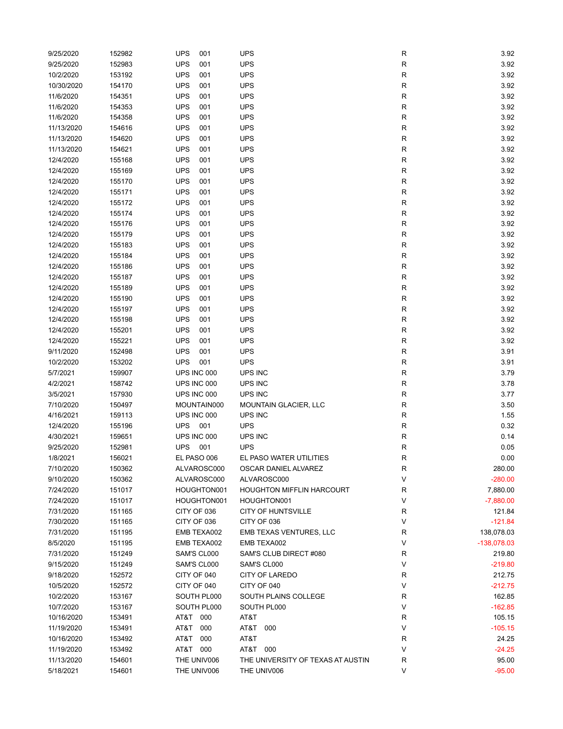| | | | | | |
|---|---|---|---|---|---|
| 9/25/2020 | 152982 | UPS 001 | UPS | R | 3.92 |
| 9/25/2020 | 152983 | UPS 001 | UPS | R | 3.92 |
| 10/2/2020 | 153192 | UPS 001 | UPS | R | 3.92 |
| 10/30/2020 | 154170 | UPS 001 | UPS | R | 3.92 |
| 11/6/2020 | 154351 | UPS 001 | UPS | R | 3.92 |
| 11/6/2020 | 154353 | UPS 001 | UPS | R | 3.92 |
| 11/6/2020 | 154358 | UPS 001 | UPS | R | 3.92 |
| 11/13/2020 | 154616 | UPS 001 | UPS | R | 3.92 |
| 11/13/2020 | 154620 | UPS 001 | UPS | R | 3.92 |
| 11/13/2020 | 154621 | UPS 001 | UPS | R | 3.92 |
| 12/4/2020 | 155168 | UPS 001 | UPS | R | 3.92 |
| 12/4/2020 | 155169 | UPS 001 | UPS | R | 3.92 |
| 12/4/2020 | 155170 | UPS 001 | UPS | R | 3.92 |
| 12/4/2020 | 155171 | UPS 001 | UPS | R | 3.92 |
| 12/4/2020 | 155172 | UPS 001 | UPS | R | 3.92 |
| 12/4/2020 | 155174 | UPS 001 | UPS | R | 3.92 |
| 12/4/2020 | 155176 | UPS 001 | UPS | R | 3.92 |
| 12/4/2020 | 155179 | UPS 001 | UPS | R | 3.92 |
| 12/4/2020 | 155183 | UPS 001 | UPS | R | 3.92 |
| 12/4/2020 | 155184 | UPS 001 | UPS | R | 3.92 |
| 12/4/2020 | 155186 | UPS 001 | UPS | R | 3.92 |
| 12/4/2020 | 155187 | UPS 001 | UPS | R | 3.92 |
| 12/4/2020 | 155189 | UPS 001 | UPS | R | 3.92 |
| 12/4/2020 | 155190 | UPS 001 | UPS | R | 3.92 |
| 12/4/2020 | 155197 | UPS 001 | UPS | R | 3.92 |
| 12/4/2020 | 155198 | UPS 001 | UPS | R | 3.92 |
| 12/4/2020 | 155201 | UPS 001 | UPS | R | 3.92 |
| 12/4/2020 | 155221 | UPS 001 | UPS | R | 3.92 |
| 9/11/2020 | 152498 | UPS 001 | UPS | R | 3.91 |
| 10/2/2020 | 153202 | UPS 001 | UPS | R | 3.91 |
| 5/7/2021 | 159907 | UPS INC 000 | UPS INC | R | 3.79 |
| 4/2/2021 | 158742 | UPS INC 000 | UPS INC | R | 3.78 |
| 3/5/2021 | 157930 | UPS INC 000 | UPS INC | R | 3.77 |
| 7/10/2020 | 150497 | MOUNTAIN000 | MOUNTAIN GLACIER, LLC | R | 3.50 |
| 4/16/2021 | 159113 | UPS INC 000 | UPS INC | R | 1.55 |
| 12/4/2020 | 155196 | UPS 001 | UPS | R | 0.32 |
| 4/30/2021 | 159651 | UPS INC 000 | UPS INC | R | 0.14 |
| 9/25/2020 | 152981 | UPS 001 | UPS | R | 0.05 |
| 1/8/2021 | 156021 | EL PASO 006 | EL PASO WATER UTILITIES | R | 0.00 |
| 7/10/2020 | 150362 | ALVAROSC000 | OSCAR DANIEL ALVAREZ | R | 280.00 |
| 9/10/2020 | 150362 | ALVAROSC000 | ALVAROSC000 | V | -280.00 |
| 7/24/2020 | 151017 | HOUGHTON001 | HOUGHTON MIFFLIN HARCOURT | R | 7,880.00 |
| 7/24/2020 | 151017 | HOUGHTON001 | HOUGHTON001 | V | -7,880.00 |
| 7/31/2020 | 151165 | CITY OF 036 | CITY OF HUNTSVILLE | R | 121.84 |
| 7/30/2020 | 151165 | CITY OF 036 | CITY OF 036 | V | -121.84 |
| 7/31/2020 | 151195 | EMB TEXA002 | EMB TEXAS VENTURES, LLC | R | 138,078.03 |
| 8/5/2020 | 151195 | EMB TEXA002 | EMB TEXA002 | V | -138,078.03 |
| 7/31/2020 | 151249 | SAM'S CL000 | SAM'S CLUB DIRECT #080 | R | 219.80 |
| 9/15/2020 | 151249 | SAM'S CL000 | SAM'S CL000 | V | -219.80 |
| 9/18/2020 | 152572 | CITY OF 040 | CITY OF LAREDO | R | 212.75 |
| 10/5/2020 | 152572 | CITY OF 040 | CITY OF 040 | V | -212.75 |
| 10/2/2020 | 153167 | SOUTH PL000 | SOUTH PLAINS COLLEGE | R | 162.85 |
| 10/7/2020 | 153167 | SOUTH PL000 | SOUTH PL000 | V | -162.85 |
| 10/16/2020 | 153491 | AT&T 000 | AT&T | R | 105.15 |
| 11/19/2020 | 153491 | AT&T 000 | AT&T 000 | V | -105.15 |
| 10/16/2020 | 153492 | AT&T 000 | AT&T | R | 24.25 |
| 11/19/2020 | 153492 | AT&T 000 | AT&T 000 | V | -24.25 |
| 11/13/2020 | 154601 | THE UNIV006 | THE UNIVERSITY OF TEXAS AT AUSTIN | R | 95.00 |
| 5/18/2021 | 154601 | THE UNIV006 | THE UNIV006 | V | -95.00 |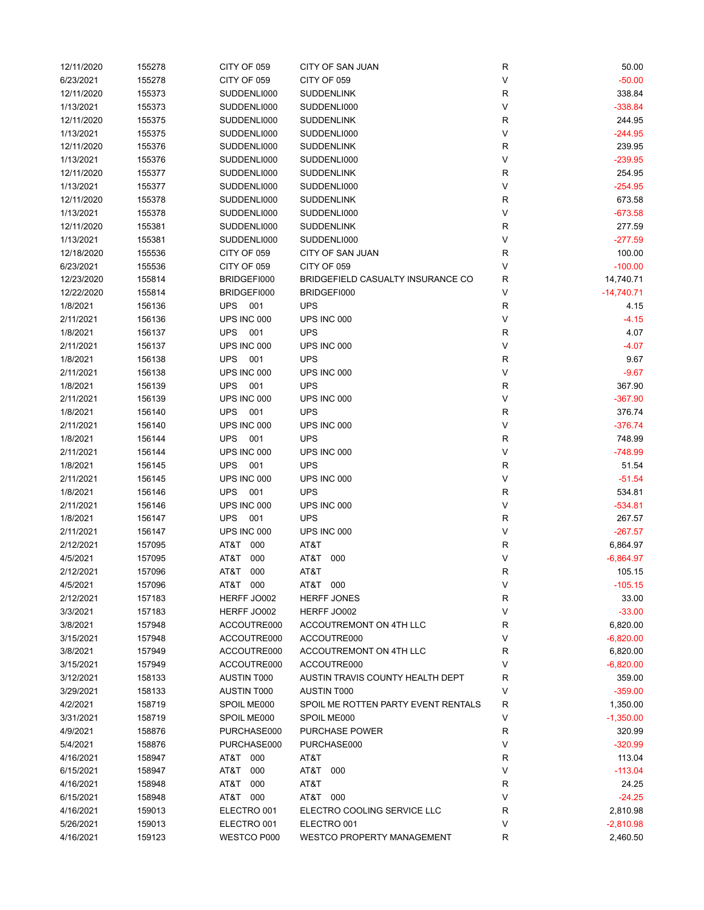| | | | | | |
|---|---|---|---|---|---|
| 12/11/2020 | 155278 | CITY OF 059 | CITY OF SAN JUAN | R | 50.00 |
| 6/23/2021 | 155278 | CITY OF 059 | CITY OF 059 | V | -50.00 |
| 12/11/2020 | 155373 | SUDDENLI000 | SUDDENLINK | R | 338.84 |
| 1/13/2021 | 155373 | SUDDENLI000 | SUDDENLI000 | V | -338.84 |
| 12/11/2020 | 155375 | SUDDENLI000 | SUDDENLINK | R | 244.95 |
| 1/13/2021 | 155375 | SUDDENLI000 | SUDDENLI000 | V | -244.95 |
| 12/11/2020 | 155376 | SUDDENLI000 | SUDDENLINK | R | 239.95 |
| 1/13/2021 | 155376 | SUDDENLI000 | SUDDENLI000 | V | -239.95 |
| 12/11/2020 | 155377 | SUDDENLI000 | SUDDENLINK | R | 254.95 |
| 1/13/2021 | 155377 | SUDDENLI000 | SUDDENLI000 | V | -254.95 |
| 12/11/2020 | 155378 | SUDDENLI000 | SUDDENLINK | R | 673.58 |
| 1/13/2021 | 155378 | SUDDENLI000 | SUDDENLI000 | V | -673.58 |
| 12/11/2020 | 155381 | SUDDENLI000 | SUDDENLINK | R | 277.59 |
| 1/13/2021 | 155381 | SUDDENLI000 | SUDDENLI000 | V | -277.59 |
| 12/18/2020 | 155536 | CITY OF 059 | CITY OF SAN JUAN | R | 100.00 |
| 6/23/2021 | 155536 | CITY OF 059 | CITY OF 059 | V | -100.00 |
| 12/23/2020 | 155814 | BRIDGEFI000 | BRIDGEFIELD CASUALTY INSURANCE CO | R | 14,740.71 |
| 12/22/2020 | 155814 | BRIDGEFI000 | BRIDGEFI000 | V | -14,740.71 |
| 1/8/2021 | 156136 | UPS 001 | UPS | R | 4.15 |
| 2/11/2021 | 156136 | UPS INC 000 | UPS INC 000 | V | -4.15 |
| 1/8/2021 | 156137 | UPS 001 | UPS | R | 4.07 |
| 2/11/2021 | 156137 | UPS INC 000 | UPS INC 000 | V | -4.07 |
| 1/8/2021 | 156138 | UPS 001 | UPS | R | 9.67 |
| 2/11/2021 | 156138 | UPS INC 000 | UPS INC 000 | V | -9.67 |
| 1/8/2021 | 156139 | UPS 001 | UPS | R | 367.90 |
| 2/11/2021 | 156139 | UPS INC 000 | UPS INC 000 | V | -367.90 |
| 1/8/2021 | 156140 | UPS 001 | UPS | R | 376.74 |
| 2/11/2021 | 156140 | UPS INC 000 | UPS INC 000 | V | -376.74 |
| 1/8/2021 | 156144 | UPS 001 | UPS | R | 748.99 |
| 2/11/2021 | 156144 | UPS INC 000 | UPS INC 000 | V | -748.99 |
| 1/8/2021 | 156145 | UPS 001 | UPS | R | 51.54 |
| 2/11/2021 | 156145 | UPS INC 000 | UPS INC 000 | V | -51.54 |
| 1/8/2021 | 156146 | UPS 001 | UPS | R | 534.81 |
| 2/11/2021 | 156146 | UPS INC 000 | UPS INC 000 | V | -534.81 |
| 1/8/2021 | 156147 | UPS 001 | UPS | R | 267.57 |
| 2/11/2021 | 156147 | UPS INC 000 | UPS INC 000 | V | -267.57 |
| 2/12/2021 | 157095 | AT&T 000 | AT&T | R | 6,864.97 |
| 4/5/2021 | 157095 | AT&T 000 | AT&T 000 | V | -6,864.97 |
| 2/12/2021 | 157096 | AT&T 000 | AT&T | R | 105.15 |
| 4/5/2021 | 157096 | AT&T 000 | AT&T 000 | V | -105.15 |
| 2/12/2021 | 157183 | HERFF JO002 | HERFF JONES | R | 33.00 |
| 3/3/2021 | 157183 | HERFF JO002 | HERFF JO002 | V | -33.00 |
| 3/8/2021 | 157948 | ACCOUTRE000 | ACCOUTREMONT ON 4TH LLC | R | 6,820.00 |
| 3/15/2021 | 157948 | ACCOUTRE000 | ACCOUTRE000 | V | -6,820.00 |
| 3/8/2021 | 157949 | ACCOUTRE000 | ACCOUTREMONT ON 4TH LLC | R | 6,820.00 |
| 3/15/2021 | 157949 | ACCOUTRE000 | ACCOUTRE000 | V | -6,820.00 |
| 3/12/2021 | 158133 | AUSTIN T000 | AUSTIN TRAVIS COUNTY HEALTH DEPT | R | 359.00 |
| 3/29/2021 | 158133 | AUSTIN T000 | AUSTIN T000 | V | -359.00 |
| 4/2/2021 | 158719 | SPOIL ME000 | SPOIL ME ROTTEN PARTY EVENT RENTALS | R | 1,350.00 |
| 3/31/2021 | 158719 | SPOIL ME000 | SPOIL ME000 | V | -1,350.00 |
| 4/9/2021 | 158876 | PURCHASE000 | PURCHASE POWER | R | 320.99 |
| 5/4/2021 | 158876 | PURCHASE000 | PURCHASE000 | V | -320.99 |
| 4/16/2021 | 158947 | AT&T 000 | AT&T | R | 113.04 |
| 6/15/2021 | 158947 | AT&T 000 | AT&T 000 | V | -113.04 |
| 4/16/2021 | 158948 | AT&T 000 | AT&T | R | 24.25 |
| 6/15/2021 | 158948 | AT&T 000 | AT&T 000 | V | -24.25 |
| 4/16/2021 | 159013 | ELECTRO 001 | ELECTRO COOLING SERVICE LLC | R | 2,810.98 |
| 5/26/2021 | 159013 | ELECTRO 001 | ELECTRO 001 | V | -2,810.98 |
| 4/16/2021 | 159123 | WESTCO P000 | WESTCO PROPERTY MANAGEMENT | R | 2,460.50 |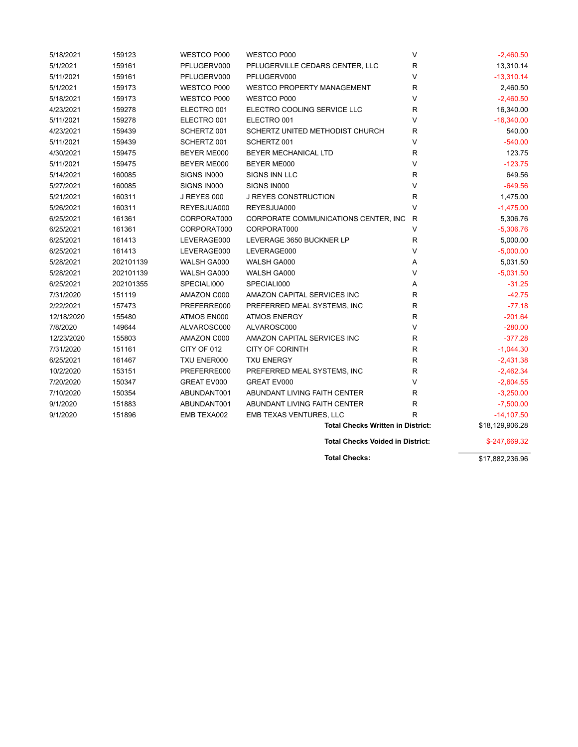| | | | | | |
|---|---|---|---|---|---|
| 5/18/2021 | 159123 | WESTCO P000 | WESTCO P000 | V | -2,460.50 |
| 5/1/2021 | 159161 | PFLUGERV000 | PFLUGERVILLE CEDARS CENTER, LLC | R | 13,310.14 |
| 5/11/2021 | 159161 | PFLUGERV000 | PFLUGERV000 | V | -13,310.14 |
| 5/1/2021 | 159173 | WESTCO P000 | WESTCO PROPERTY MANAGEMENT | R | 2,460.50 |
| 5/18/2021 | 159173 | WESTCO P000 | WESTCO P000 | V | -2,460.50 |
| 4/23/2021 | 159278 | ELECTRO 001 | ELECTRO COOLING SERVICE LLC | R | 16,340.00 |
| 5/11/2021 | 159278 | ELECTRO 001 | ELECTRO 001 | V | -16,340.00 |
| 4/23/2021 | 159439 | SCHERTZ 001 | SCHERTZ UNITED METHODIST CHURCH | R | 540.00 |
| 5/11/2021 | 159439 | SCHERTZ 001 | SCHERTZ 001 | V | -540.00 |
| 4/30/2021 | 159475 | BEYER ME000 | BEYER MECHANICAL LTD | R | 123.75 |
| 5/11/2021 | 159475 | BEYER ME000 | BEYER ME000 | V | -123.75 |
| 5/14/2021 | 160085 | SIGNS IN000 | SIGNS INN LLC | R | 649.56 |
| 5/27/2021 | 160085 | SIGNS IN000 | SIGNS IN000 | V | -649.56 |
| 5/21/2021 | 160311 | J REYES 000 | J REYES CONSTRUCTION | R | 1,475.00 |
| 5/26/2021 | 160311 | REYESJUA000 | REYESJUA000 | V | -1,475.00 |
| 6/25/2021 | 161361 | CORPORAT000 | CORPORATE COMMUNICATIONS CENTER, INC | R | 5,306.76 |
| 6/25/2021 | 161361 | CORPORAT000 | CORPORAT000 | V | -5,306.76 |
| 6/25/2021 | 161413 | LEVERAGE000 | LEVERAGE 3650 BUCKNER LP | R | 5,000.00 |
| 6/25/2021 | 161413 | LEVERAGE000 | LEVERAGE000 | V | -5,000.00 |
| 5/28/2021 | 202101139 | WALSH GA000 | WALSH GA000 | A | 5,031.50 |
| 5/28/2021 | 202101139 | WALSH GA000 | WALSH GA000 | V | -5,031.50 |
| 6/25/2021 | 202101355 | SPECIALI000 | SPECIALI000 | A | -31.25 |
| 7/31/2020 | 151119 | AMAZON C000 | AMAZON CAPITAL SERVICES INC | R | -42.75 |
| 2/22/2021 | 157473 | PREFERRE000 | PREFERRED MEAL SYSTEMS, INC | R | -77.18 |
| 12/18/2020 | 155480 | ATMOS EN000 | ATMOS ENERGY | R | -201.64 |
| 7/8/2020 | 149644 | ALVAROSC000 | ALVAROSC000 | V | -280.00 |
| 12/23/2020 | 155803 | AMAZON C000 | AMAZON CAPITAL SERVICES INC | R | -377.28 |
| 7/31/2020 | 151161 | CITY OF 012 | CITY OF CORINTH | R | -1,044.30 |
| 6/25/2021 | 161467 | TXU ENER000 | TXU ENERGY | R | -2,431.38 |
| 10/2/2020 | 153151 | PREFERRE000 | PREFERRED MEAL SYSTEMS, INC | R | -2,462.34 |
| 7/20/2020 | 150347 | GREAT EV000 | GREAT EV000 | V | -2,604.55 |
| 7/10/2020 | 150354 | ABUNDANT001 | ABUNDANT LIVING FAITH CENTER | R | -3,250.00 |
| 9/1/2020 | 151883 | ABUNDANT001 | ABUNDANT LIVING FAITH CENTER | R | -7,500.00 |
| 9/1/2020 | 151896 | EMB TEXA002 | EMB TEXAS VENTURES, LLC | R | -14,107.50 |
| | | | **Total Checks Written in District:** | | $18,129,906.28 |
| | | | **Total Checks Voided in District:** | | $-247,669.32 |
| | | | **Total Checks:** | | $17,882,236.96 |